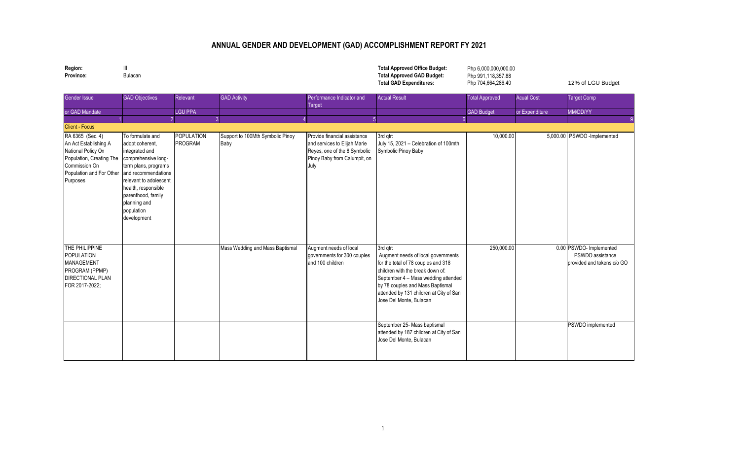# ANNUAL GENDER AND DEVELOPMENT (GAD) ACCOMPLISHMENT REPORT FY 2021

**Region:** III
**Province:** Bulacan

**Total Approved Office Budget:** Php 6,000,000,000.00
**Total Approved GAD Budget:** Php 991,118,357.88
**Total GAD Expenditures:** Php 704,664,286.40

12% of LGU Budget

| Gender Issue or GAD Mandate | GAD Objectives | Relevant LGU PPA | GAD Activity | Performance Indicator and Target | Actual Result | Total Approved GAD Budget | Acual Cost or Expenditure | Target Comp MM/DD/YY |
|---|---|---|---|---|---|---|---|---|
| 1 | 2 | 3 | 4 | 5 | 6 | | | 9 |
| Client - Focus | | | | | | | | |
| RA 6365 (Sec. 4) An Act Establishing A National Policy On Population, Creating The Commission On Population and For Other Purposes | To formulate and adopt coherent, integrated and comprehensive long-term plans, programs and recommendations relevant to adolescent health, responsible parenthood, family planning and population development | POPULATION PROGRAM | Support to 100Mth Symbolic Pinoy Baby | Provide financial assistance and services to Elijah Marie Reyes, one of the 8 Symbolic Pinoy Baby from Calumpit, on July | 3rd qtr: July 15, 2021 – Celebration of 100mth Symbolic Pinoy Baby | 10,000.00 | 5,000.00 | PSWDO -Implemented |
| THE PHILIPPINE POPULATION MANAGEMENT PROGRAM (PPMP) DIRECTIONAL PLAN FOR 2017-2022; | | | Mass Wedding and Mass Baptismal | Augment needs of local governments for 300 couples and 100 children | 3rd qtr: Augment needs of local governments for the total of 78 couples and 318 children with the break down of: September 4 – Mass wedding attended by 78 couples and Mass Baptismal attended by 131 children at City of San Jose Del Monte, Bulacan | 250,000.00 | 0.00 | PSWDO- Implemented PSWDO assistance provided and tokens c/o GO |
| | | | | | September 25- Mass baptismal attended by 187 children at City of San Jose Del Monte, Bulacan | | | PSWDO implemented |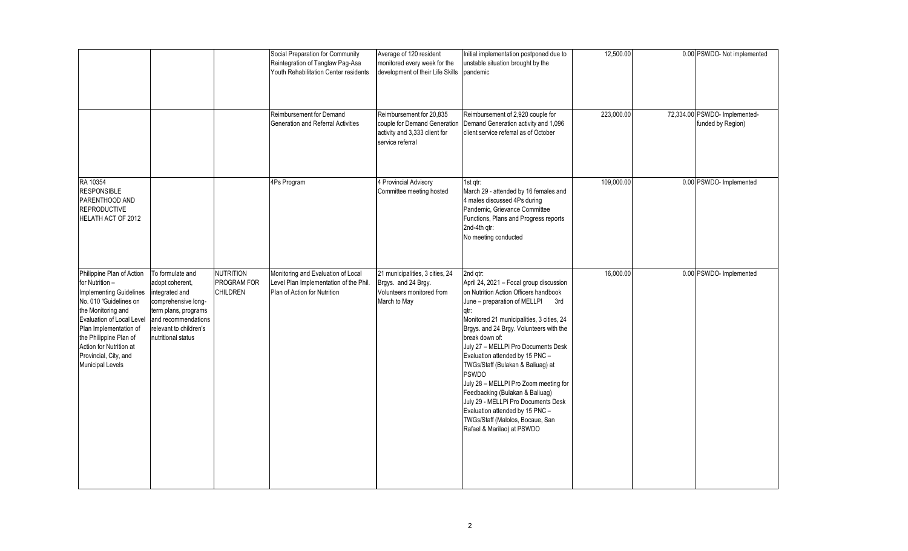| | | | | | | | | |
|---|---|---|---|---|---|---|---|---|
| | | | Social Preparation for Community Reintegration of Tanglaw Pag-Asa Youth Rehabilitation Center residents | Average of 120 resident monitored every week for the development of their Life Skills | Initial implementation postponed due to unstable situation brought by the pandemic | 12,500.00 | 0.00 | PSWDO- Not implemented |
| | | | Reimbursement for Demand Generation and Referral Activities | Reimbursement for 20,835 couple for Demand Generation activity and 3,333 client for service referral | Reimbursement of 2,920 couple for Demand Generation activity and 1,096 client service referral as of October | 223,000.00 | 72,334.00 | PSWDO- Implemented- funded by Region) |
| RA 10354 RESPONSIBLE PARENTHOOD AND REPRODUCTIVE HELATH ACT OF 2012 | | | 4Ps Program | 4 Provincial Advisory Committee meeting hosted | 1st qtr:<br>March 29 - attended by 16 females and 4 males discussed 4Ps during Pandemic, Grievance Committee Functions, Plans and Progress reports<br>2nd-4th qtr:<br>No meeting conducted | 109,000.00 | 0.00 | PSWDO- Implemented |
| Philippine Plan of Action for Nutrition – Implementing Guidelines No. 010 "Guidelines on the Monitoring and Evaluation of Local Level Plan Implementation of the Philippine Plan of Action for Nutrition at Provincial, City, and Municipal Levels | To formulate and adopt coherent, integrated and comprehensive long-term plans, programs and recommendations relevant to children's nutritional status | NUTRITION PROGRAM FOR CHILDREN | Monitoring and Evaluation of Local Level Plan Implementation of the Phil. Plan of Action for Nutrition | 21 municipalities, 3 cities, 24 Brgys. and 24 Brgy. Volunteers monitored from March to May | 2nd qtr:<br>April 24, 2021 – Focal group discussion on Nutrition Action Officers handbook<br>June – preparation of MELLPI 3rd qtr:<br>Monitored 21 municipalities, 3 cities, 24 Brgys. and 24 Brgy. Volunteers with the break down of:<br>July 27 – MELLPi Pro Documents Desk Evaluation attended by 15 PNC – TWGs/Staff (Bulakan & Baliuag) at PSWDO<br>July 28 – MELLPi Pro Zoom meeting for Feedbacking (Bulakan & Baliuag)<br>July 29 - MELLPi Pro Documents Desk Evaluation attended by 15 PNC – TWGs/Staff (Malolos, Bocaue, San Rafael & Marilao) at PSWDO | 16,000.00 | 0.00 | PSWDO- Implemented |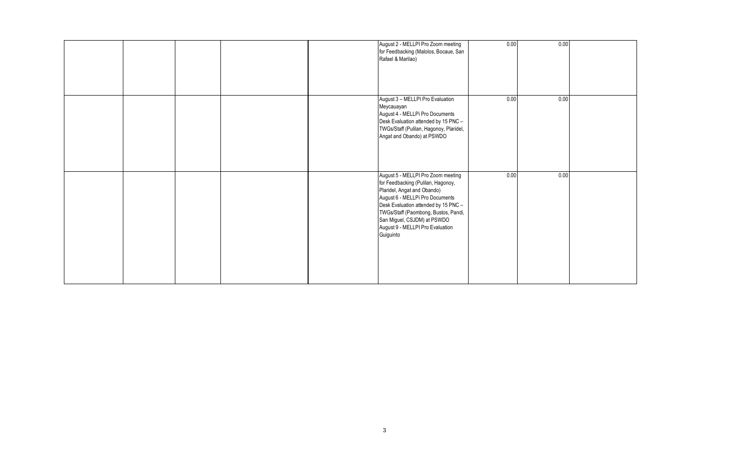| | | | | | | | | |
|---|---|---|---|---|---|---|---|---|
| | | | | | August 2 - MELLPI Pro Zoom meeting for Feedbacking (Malolos, Bocaue, San Rafael & Marilao) | 0.00 | 0.00 | |
| | | | | | August 3 – MELLPI Pro Evaluation Meycauayan<br>August 4 - MELLPi Pro Documents Desk Evaluation attended by 15 PNC – TWGs/Staff (Pulilan, Hagonoy, Plaridel, Angat and Obando) at PSWDO | 0.00 | 0.00 | |
| | | | | | August 5 - MELLPI Pro Zoom meeting for Feedbacking (Pulilan, Hagonoy, Plaridel, Angat and Obando)<br>August 6 - MELLPi Pro Documents Desk Evaluation attended by 15 PNC – TWGs/Staff (Paombong, Bustos, Pandi, San Miguel, CSJDM) at PSWDO<br>August 9 - MELLPI Pro Evaluation Guiguinto | 0.00 | 0.00 | |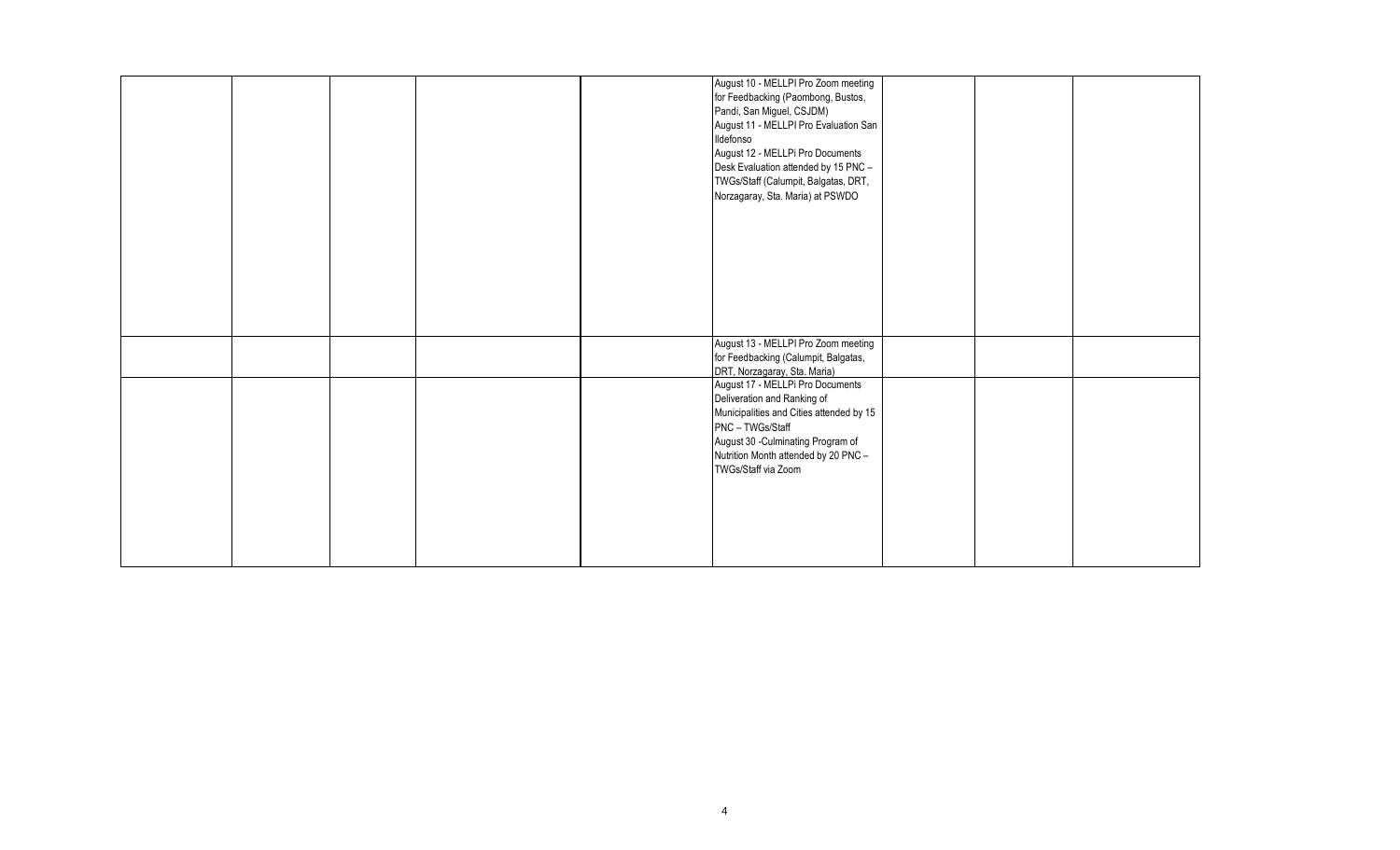| | | | | | | | | |
|---|---|---|---|---|---|---|---|---|
| | | | | | August 10 - MELLPI Pro Zoom meeting for Feedbacking (Paombong, Bustos, Pandi, San Miguel, CSJDM)<br>August 11 - MELLPI Pro Evaluation San Ildefonso<br>August 12 - MELLPi Pro Documents Desk Evaluation attended by 15 PNC – TWGs/Staff (Calumpit, Balgatas, DRT, Norzagaray, Sta. Maria) at PSWDO | | | |
| | | | | | August 13 - MELLPI Pro Zoom meeting for Feedbacking (Calumpit, Balgatas, DRT, Norzagaray, Sta. Maria) | | | |
| | | | | | August 17 - MELLPi Pro Documents Deliveration and Ranking of Municipalities and Cities attended by 15 PNC – TWGs/Staff<br>August 30 -Culminating Program of Nutrition Month attended by 20 PNC – TWGs/Staff via Zoom | | | |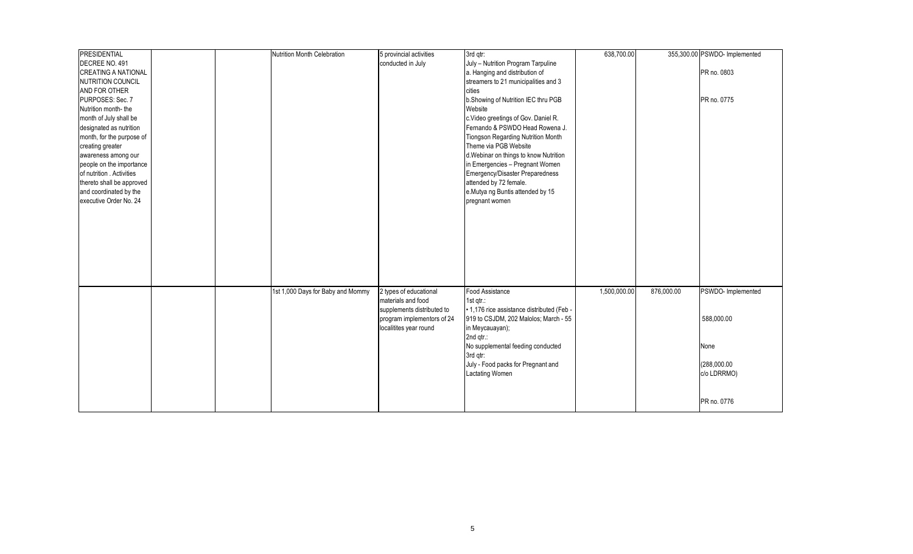| | | | | | | | | |
|---|---|---|---|---|---|---|---|---|
| PRESIDENTIAL DECREE NO. 491 CREATING A NATIONAL NUTRITION COUNCIL AND FOR OTHER PURPOSES: Sec. 7 Nutrition month- the month of July shall be designated as nutrition month, for the purpose of creating greater awareness among our people on the importance of nutrition . Activities thereto shall be approved and coordinated by the executive Order No. 24 | | | Nutrition Month Celebration | 5 provincial activities conducted in July | 3rd qtr:<br>July – Nutrition Program Tarpuline<br>a. Hanging and distribution of streamers to 21 municipalities and 3 cities<br>b.Showing of Nutrition IEC thru PGB Website<br>c.Video greetings of Gov. Daniel R. Fernando & PSWDO Head Rowena J. Tiongson Regarding Nutrition Month Theme via PGB Website<br>d.Webinar on things to know Nutrition in Emergencies – Pregnant Women Emergency/Disaster Preparedness attended by 72 female.<br>e.Mutya ng Buntis attended by 15 pregnant women | 638,700.00 | 355,300.00 | PSWDO- Implemented<br><br>PR no. 0803<br><br>PR no. 0775 |
| | | | 1st 1,000 Days for Baby and Mommy | 2 types of educational materials and food supplements distributed to program implementors of 24 localitites year round | Food Assistance<br>1st qtr.:<br>• 1,176 rice assistance distributed (Feb - 919 to CSJDM, 202 Malolos; March - 55 in Meycauayan);<br>2nd qtr.:<br>No supplemental feeding conducted<br>3rd qtr:<br>July - Food packs for Pregnant and Lactating Women | 1,500,000.00 | 876,000.00 | PSWDO- Implemented<br><br>588,000.00<br><br>None<br><br>(288,000.00 c/o LDRRMO)<br><br>PR no. 0776 |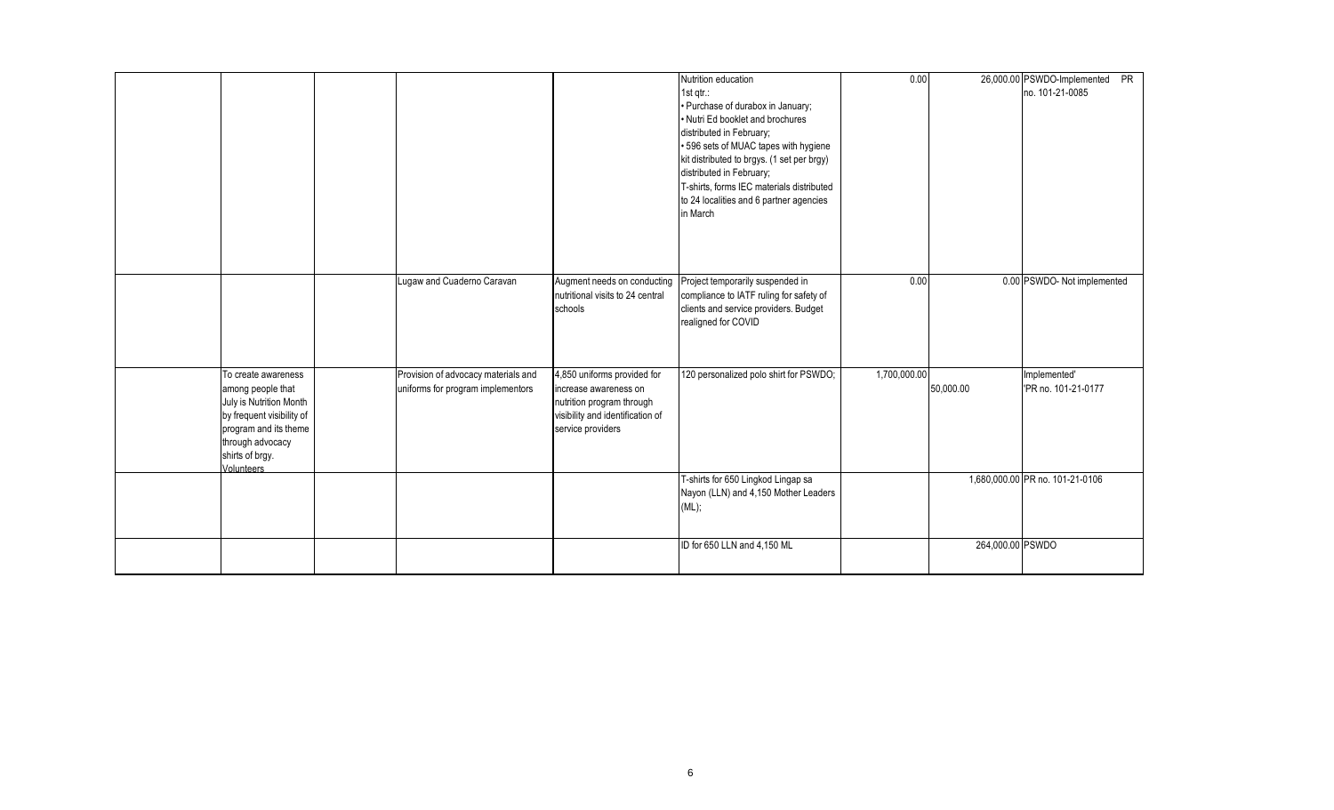| | | | | | | | | |
|---|---|---|---|---|---|---|---|---|
| | | | | | Nutrition education<br>1st qtr.:<br>• Purchase of durabox in January;<br>• Nutri Ed booklet and brochures distributed in February;<br>• 596 sets of MUAC tapes with hygiene kit distributed to brgys. (1 set per brgy) distributed in February;<br>T-shirts, forms IEC materials distributed to 24 localities and 6 partner agencies in March | 0.00 | 26,000.00 | PSWDO-Implemented PR no. 101-21-0085 |
| | | | Lugaw and Cuaderno Caravan | Augment needs on conducting nutritional visits to 24 central schools | Project temporarily suspended in compliance to IATF ruling for safety of clients and service providers. Budget realigned for COVID | 0.00 | 0.00 | PSWDO- Not implemented |
| | To create awareness among people that July is Nutrition Month by frequent visibility of program and its theme through advocacy shirts of brgy. Volunteers | | Provision of advocacy materials and uniforms for program implementors | 4,850 uniforms provided for increase awareness on nutrition program through visibility and identification of service providers | 120 personalized polo shirt for PSWDO; | 1,700,000.00 | 50,000.00 | Implemented'<br>'PR no. 101-21-0177 |
| | | | | | T-shirts for 650 Lingkod Lingap sa Nayon (LLN) and 4,150 Mother Leaders (ML); | | 1,680,000.00 | PR no. 101-21-0106 |
| | | | | | ID for 650 LLN and 4,150 ML | | 264,000.00 | PSWDO |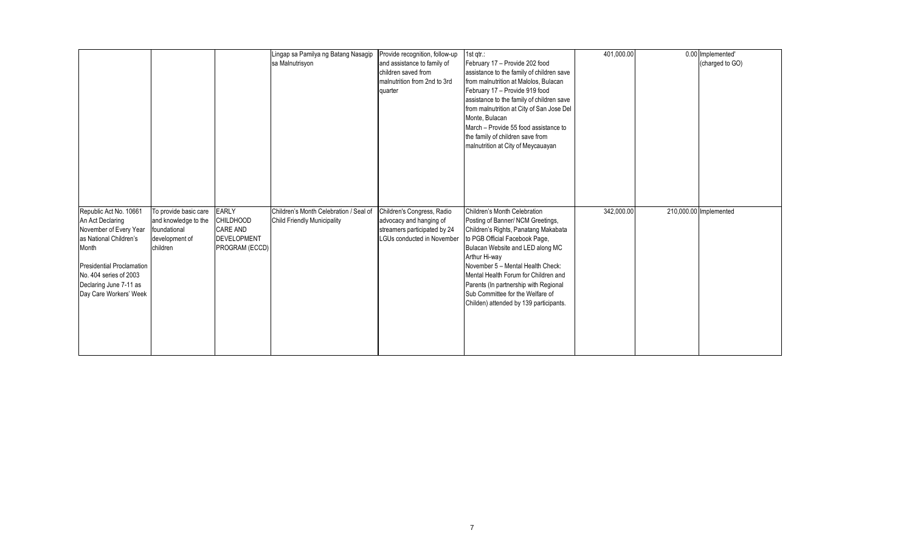| | | | | | | | | |
|---|---|---|---|---|---|---|---|---|
| | | | Lingap sa Pamilya ng Batang Nasagip sa Malnutrisyon | Provide recognition, follow-up and assistance to family of children saved from malnutrition from 2nd to 3rd quarter | 1st qtr.:<br>February 17 – Provide 202 food assistance to the family of children save from malnutrition at Malolos, Bulacan<br>February 17 – Provide 919 food assistance to the family of children save from malnutrition at City of San Jose Del Monte, Bulacan<br>March – Provide 55 food assistance to the family of children save from malnutrition at City of Meycauayan | 401,000.00 | 0.00 | Implemented' (charged to GO) |
| Republic Act No. 10661 An Act Declaring November of Every Year as National Children's Month<br><br>Presidential Proclamation No. 404 series of 2003 Declaring June 7-11 as Day Care Workers' Week | To provide basic care and knowledge to the foundational development of children | EARLY CHILDHOOD CARE AND DEVELOPMENT PROGRAM (ECCD) | Children's Month Celebration / Seal of Child Friendly Municipality | Children's Congress, Radio advocacy and hanging of streamers participated by 24 LGUs conducted in November | Children's Month Celebration<br>Posting of Banner/ NCM Greetings, Children's Rights, Panatang Makabata to PGB Official Facebook Page, Bulacan Website and LED along MC Arthur Hi-way<br>November 5 – Mental Health Check: Mental Health Forum for Children and Parents (In partnership with Regional Sub Committee for the Welfare of Childen) attended by 139 participants. | 342,000.00 | 210,000.00 | Implemented |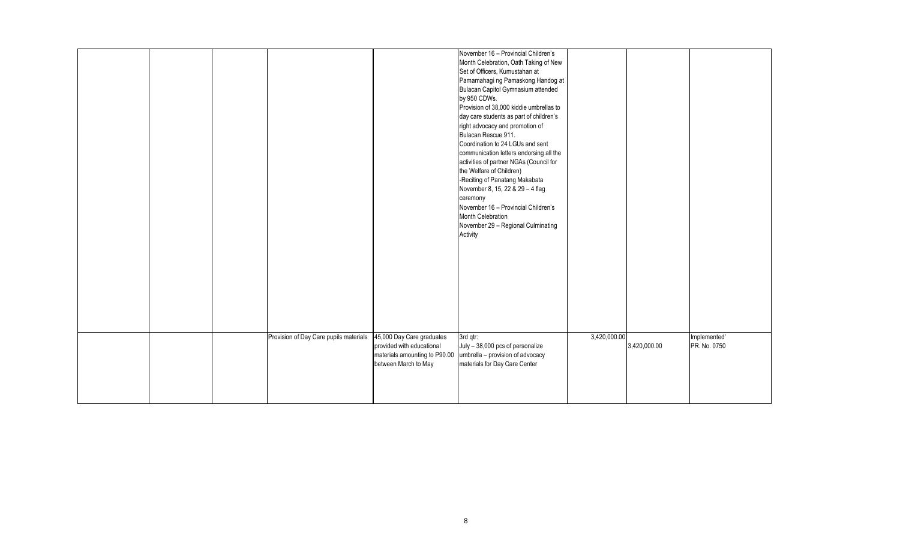| | | | | | | | | |
|---|---|---|---|---|---|---|---|---|
| | | | | | November 16 – Provincial Children's Month Celebration, Oath Taking of New Set of Officers, Kumustahan at Pamamahagi ng Pamaskong Handog at Bulacan Capitol Gymnasium attended by 950 CDWs.<br>Provision of 38,000 kiddie umbrellas to day care students as part of children's right advocacy and promotion of Bulacan Rescue 911.<br>Coordination to 24 LGUs and sent communication letters endorsing all the activities of partner NGAs (Council for the Welfare of Children)<br>-Reciting of Panatang Makabata November 8, 15, 22 & 29 – 4 flag ceremony<br>November 16 – Provincial Children's Month Celebration<br>November 29 – Regional Culminating Activity | | | |
| | | | Provision of Day Care pupils materials | 45,000 Day Care graduates provided with educational materials amounting to P90.00 between March to May | 3rd qtr:<br>July – 38,000 pcs of personalize umbrella – provision of advocacy materials for Day Care Center | 3,420,000.00 | 3,420,000.00 | Implemented'<br>PR. No. 0750 |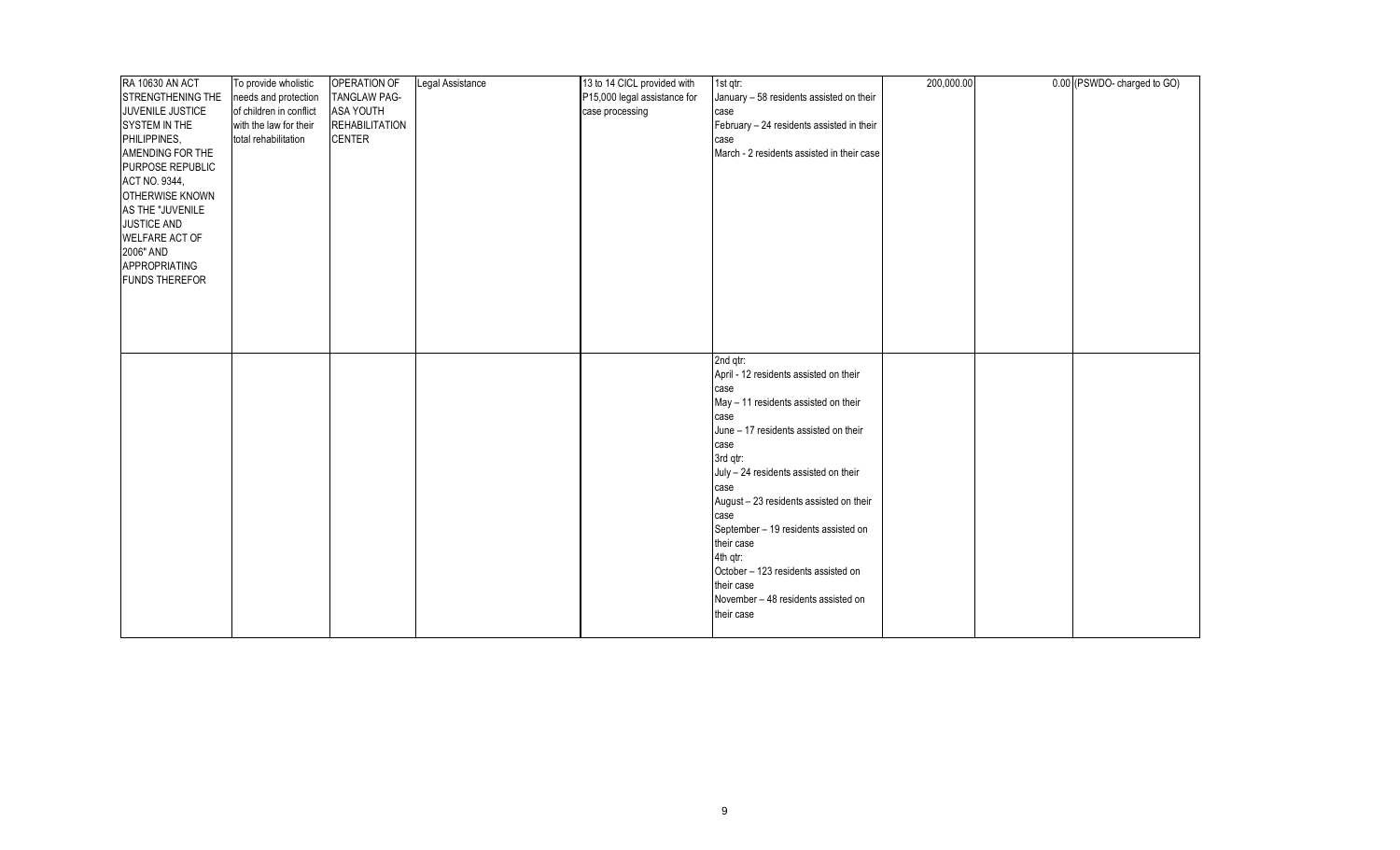| RA 10630 AN ACT STRENGTHENING THE JUVENILE JUSTICE SYSTEM IN THE PHILIPPINES, AMENDING FOR THE PURPOSE REPUBLIC ACT NO. 9344, OTHERWISE KNOWN AS THE "JUVENILE JUSTICE AND WELFARE ACT OF 2006" AND APPROPRIATING FUNDS THEREFOR | To provide wholistic needs and protection of children in conflict with the law for their total rehabilitation | OPERATION OF TANGLAW PAG-ASA YOUTH REHABILITATION CENTER | Legal Assistance | 13 to 14 CICL provided with P15,000 legal assistance for case processing | 1st qtr:<br>January – 58 residents assisted on their case<br>February – 24 residents assisted in their case<br>March - 2 residents assisted in their case | 200,000.00 | 0.00 | (PSWDO- charged to GO) |
|---|---|---|---|---|---|---|---|---|
| | | | | | 2nd qtr:<br>April - 12 residents assisted on their case<br>May – 11 residents assisted on their case<br>June – 17 residents assisted on their case<br>3rd qtr:<br>July – 24 residents assisted on their case<br>August – 23 residents assisted on their case<br>September – 19 residents assisted on their case<br>4th qtr:<br>October – 123 residents assisted on their case<br>November – 48 residents assisted on their case | | | |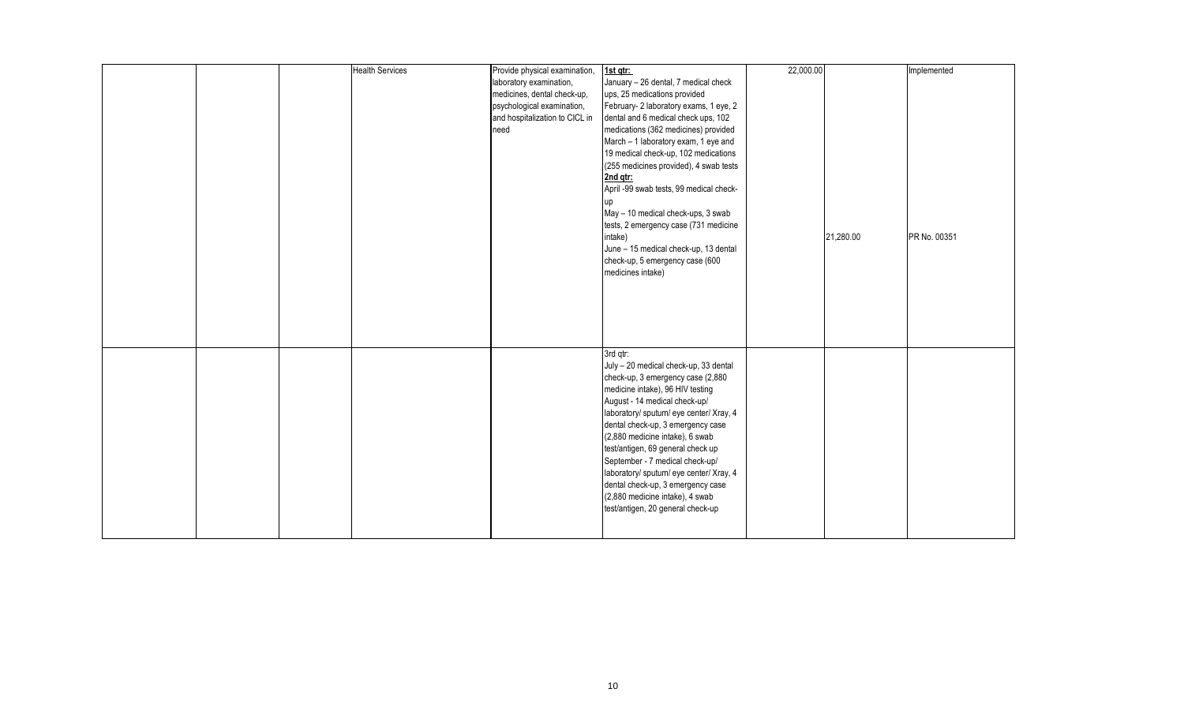| | | | | | | | | |
|---|---|---|---|---|---|---|---|---|
| | | | Health Services | Provide physical examination, laboratory examination, medicines, dental check-up, psychological examination, and hospitalization to CICL in need | **1st qtr:** January – 26 dental, 7 medical check ups, 25 medications provided February- 2 laboratory exams, 1 eye, 2 dental and 6 medical check ups, 102 medications (362 medicines) provided March – 1 laboratory exam, 1 eye and 19 medical check-up, 102 medications (255 medicines provided), 4 swab tests **2nd qtr:** April -99 swab tests, 99 medical check-up May – 10 medical check-ups, 3 swab tests, 2 emergency case (731 medicine intake) June – 15 medical check-up, 13 dental check-up, 5 emergency case (600 medicines intake) | 22,000.00 | 21,280.00 | Implemented PR No. 00351 |
| | | | | | 3rd qtr: July – 20 medical check-up, 33 dental check-up, 3 emergency case (2,880 medicine intake), 96 HIV testing August - 14 medical check-up/ laboratory/ sputum/ eye center/ Xray, 4 dental check-up, 3 emergency case (2,880 medicine intake), 6 swab test/antigen, 69 general check up September - 7 medical check-up/ laboratory/ sputum/ eye center/ Xray, 4 dental check-up, 3 emergency case (2,880 medicine intake), 4 swab test/antigen, 20 general check-up | | | |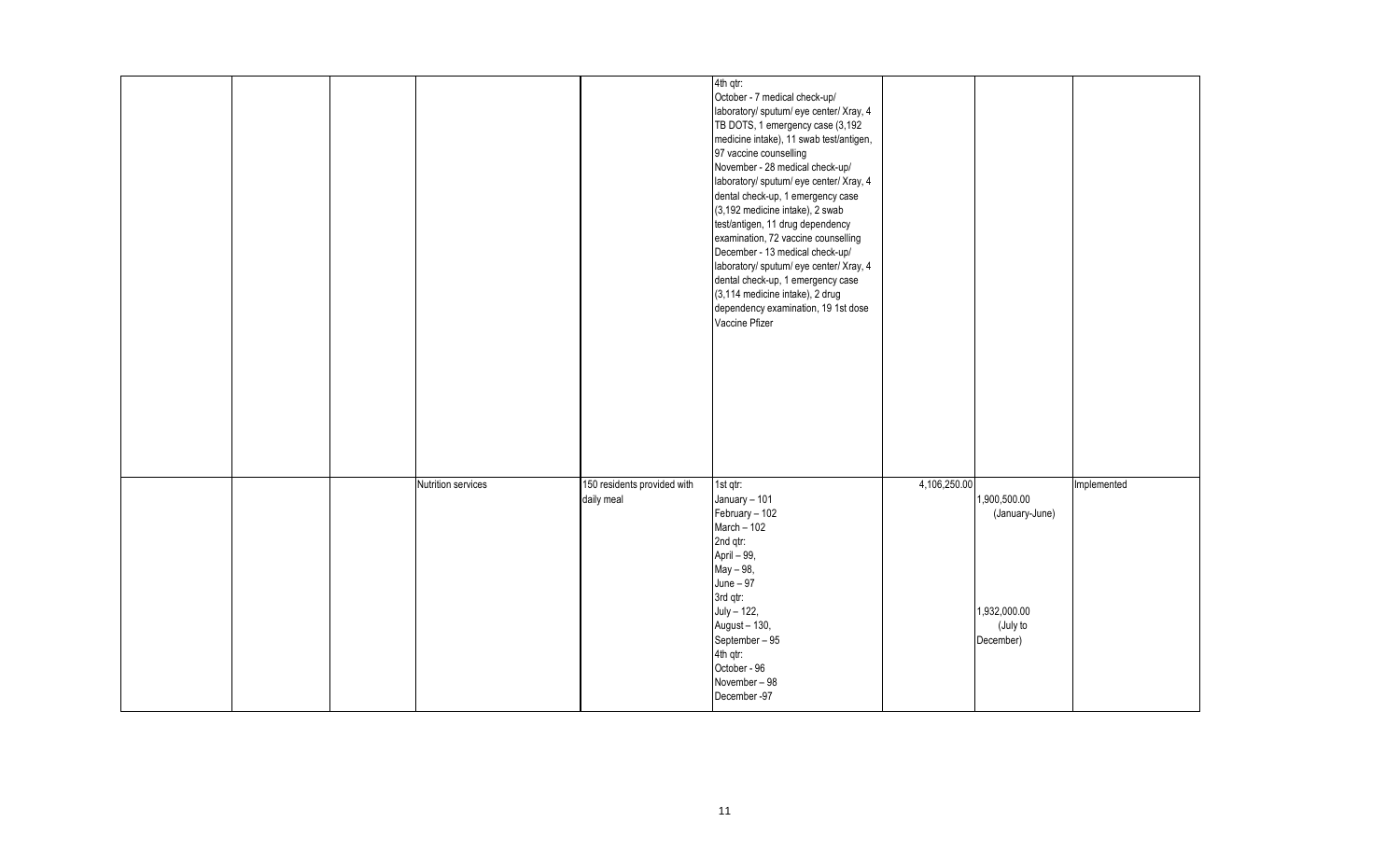| | | | | | | | | |
|---|---|---|---|---|---|---|---|---|
| | | | | | 4th qtr:<br>October - 7 medical check-up/ laboratory/ sputum/ eye center/ Xray, 4 TB DOTS, 1 emergency case (3,192 medicine intake), 11 swab test/antigen, 97 vaccine counselling<br>November - 28 medical check-up/ laboratory/ sputum/ eye center/ Xray, 4 dental check-up, 1 emergency case (3,192 medicine intake), 2 swab test/antigen, 11 drug dependency examination, 72 vaccine counselling<br>December - 13 medical check-up/ laboratory/ sputum/ eye center/ Xray, 4 dental check-up, 1 emergency case (3,114 medicine intake), 2 drug dependency examination, 19 1st dose Vaccine Pfizer | | | |
| | | | Nutrition services | 150 residents provided with daily meal | 1st qtr:<br>January – 101<br>February – 102<br>March – 102<br>2nd qtr:<br>April – 99,<br>May – 98,<br>June – 97<br>3rd qtr:<br>July – 122,<br>August – 130,<br>September – 95<br>4th qtr:<br>October - 96<br>November – 98<br>December -97 | 4,106,250.00 | 1,900,500.00 (January-June)<br><br>1,932,000.00 (July to December) | Implemented |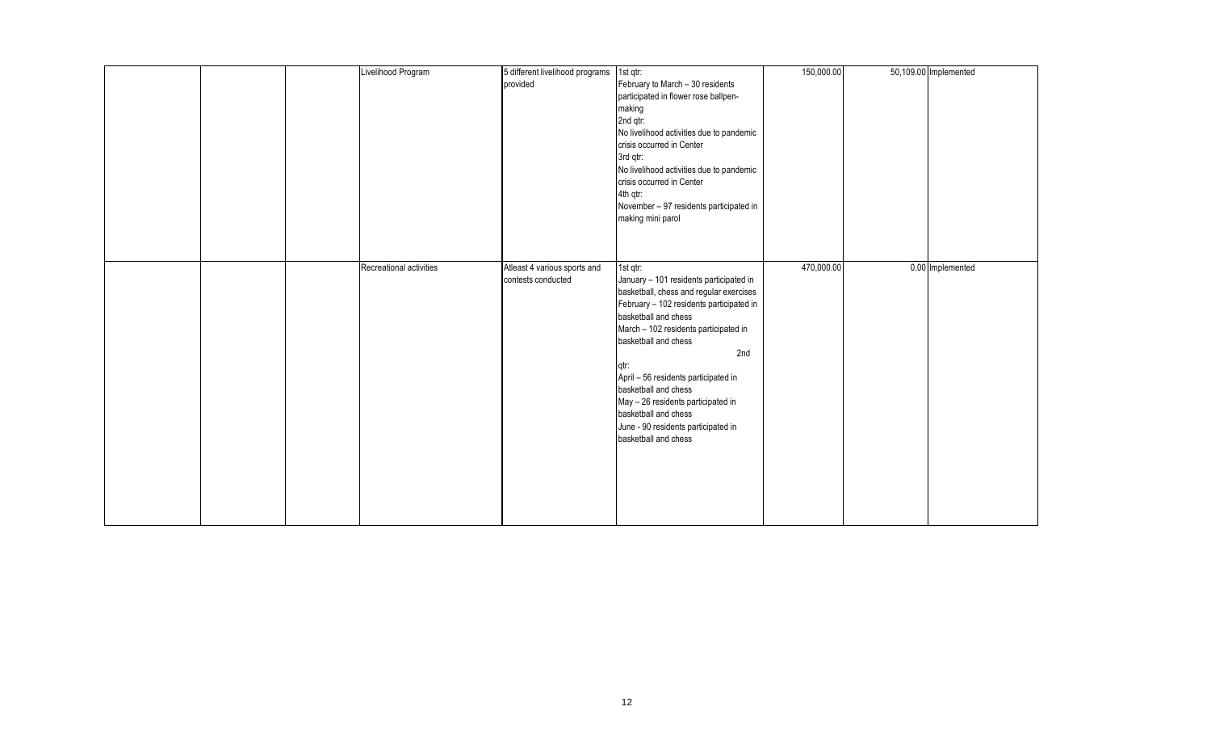| | | | | | | | |
|---|---|---|---|---|---|---|---|
| | | Livelihood Program | 5 different livelihood programs provided | 1st qtr:<br>February to March – 30 residents participated in flower rose ballpen-making<br>2nd qtr:<br>No livelihood activities due to pandemic crisis occurred in Center<br>3rd qtr:<br>No livelihood activities due to pandemic crisis occurred in Center<br>4th qtr:<br>November – 97 residents participated in making mini parol | 150,000.00 | 50,109.00 | Implemented |
| | | Recreational activities | Atleast 4 various sports and contests conducted | 1st qtr:<br>January – 101 residents participated in basketball, chess and regular exercises<br>February – 102 residents participated in basketball and chess<br>March – 102 residents participated in basketball and chess<br>2nd qtr:<br>April – 56 residents participated in basketball and chess<br>May – 26 residents participated in basketball and chess<br>June - 90 residents participated in basketball and chess | 470,000.00 | 0.00 | Implemented |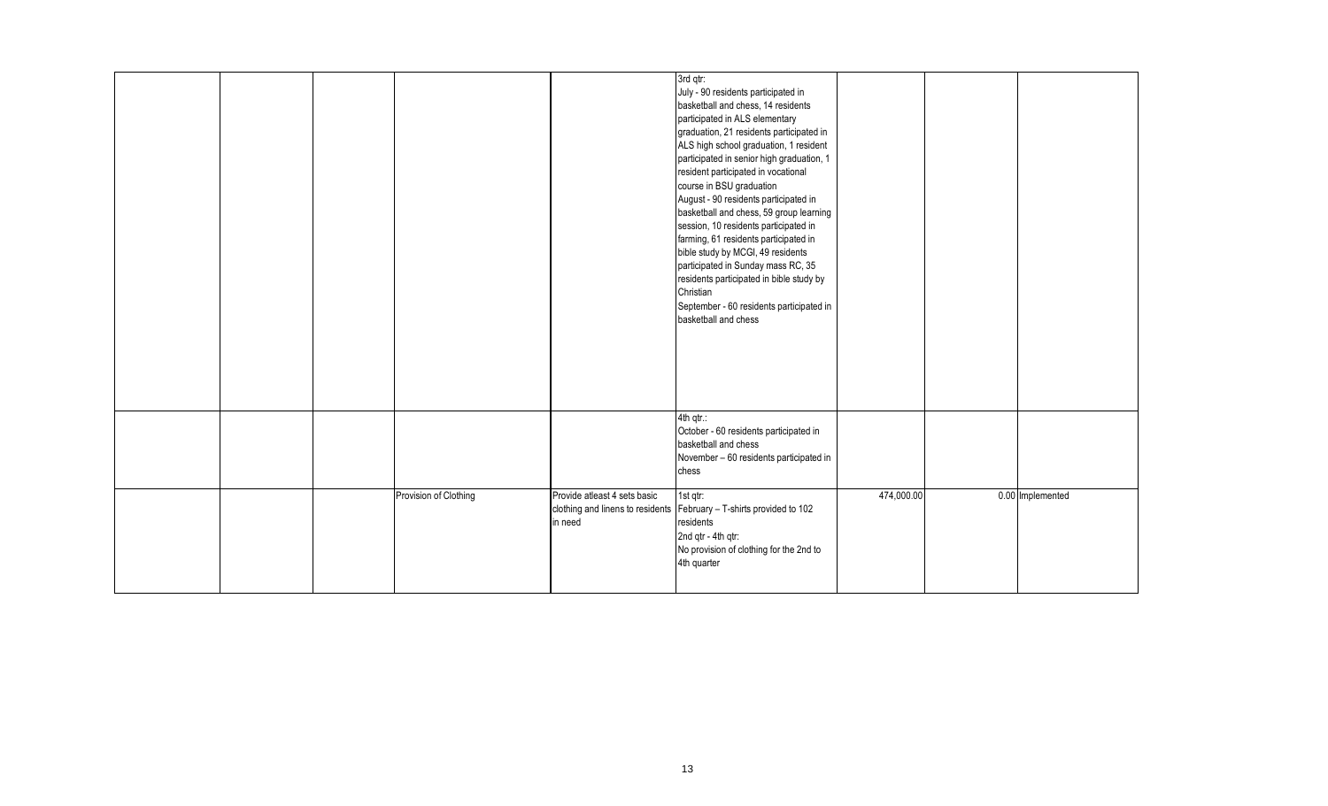|  |  |  |  | 3rd qtr:<br>July - 90 residents participated in basketball and chess, 14 residents participated in ALS elementary graduation, 21 residents participated in ALS high school graduation, 1 resident participated in senior high graduation, 1 resident participated in vocational course in BSU graduation<br>August - 90 residents participated in basketball and chess, 59 group learning session, 10 residents participated in farming, 61 residents participated in bible study by MCGI, 49 residents participated in Sunday mass RC, 35 residents participated in bible study by Christian<br>September - 60 residents participated in basketball and chess |  |  |  |
|---|---|---|---|---|---|---|---|
|  |  |  |  | 4th qtr.:<br>October - 60 residents participated in basketball and chess<br>November – 60 residents participated in chess |  |  |  |
|  |  | Provision of Clothing | Provide atleast 4 sets basic clothing and linens to residents in need | 1st qtr:<br>February – T-shirts provided to 102 residents<br>2nd qtr - 4th qtr:<br>No provision of clothing for the 2nd to 4th quarter | 474,000.00 | 0.00 | Implemented |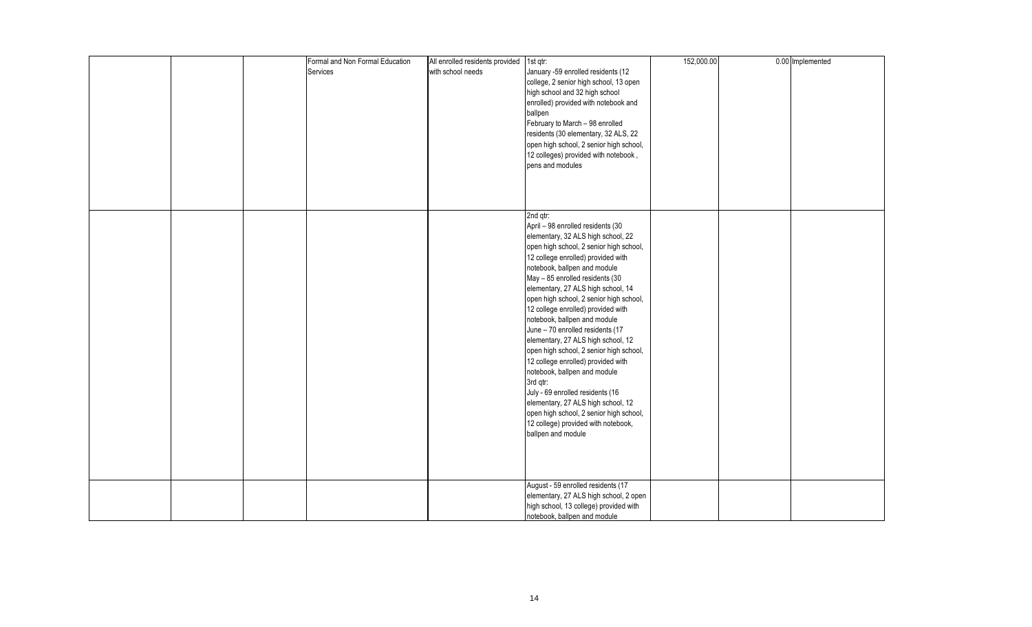|  |  |  |  |  |  |  |  |  |
|---|---|---|---|---|---|---|---|---|
|  |  |  | Formal and Non Formal Education Services | All enrolled residents provided with school needs | 1st qtr:<br>January -59 enrolled residents (12 college, 2 senior high school, 13 open high school and 32 high school enrolled) provided with notebook and ballpen<br>February to March – 98 enrolled residents (30 elementary, 32 ALS, 22 open high school, 2 senior high school, 12 colleges) provided with notebook , pens and modules | 152,000.00 | 0.00 | Implemented |
|  |  |  |  |  | 2nd qtr:<br>April – 98 enrolled residents (30 elementary, 32 ALS high school, 22 open high school, 2 senior high school, 12 college enrolled) provided with notebook, ballpen and module<br>May – 85 enrolled residents (30 elementary, 27 ALS high school, 14 open high school, 2 senior high school, 12 college enrolled) provided with notebook, ballpen and module<br>June – 70 enrolled residents (17 elementary, 27 ALS high school, 12 open high school, 2 senior high school, 12 college enrolled) provided with notebook, ballpen and module<br>3rd qtr:<br>July - 69 enrolled residents (16 elementary, 27 ALS high school, 12 open high school, 2 senior high school, 12 college) provided with notebook, ballpen and module |  |  |  |
|  |  |  |  |  | August - 59 enrolled residents (17 elementary, 27 ALS high school, 2 open high school, 13 college) provided with notebook, ballpen and module |  |  |  |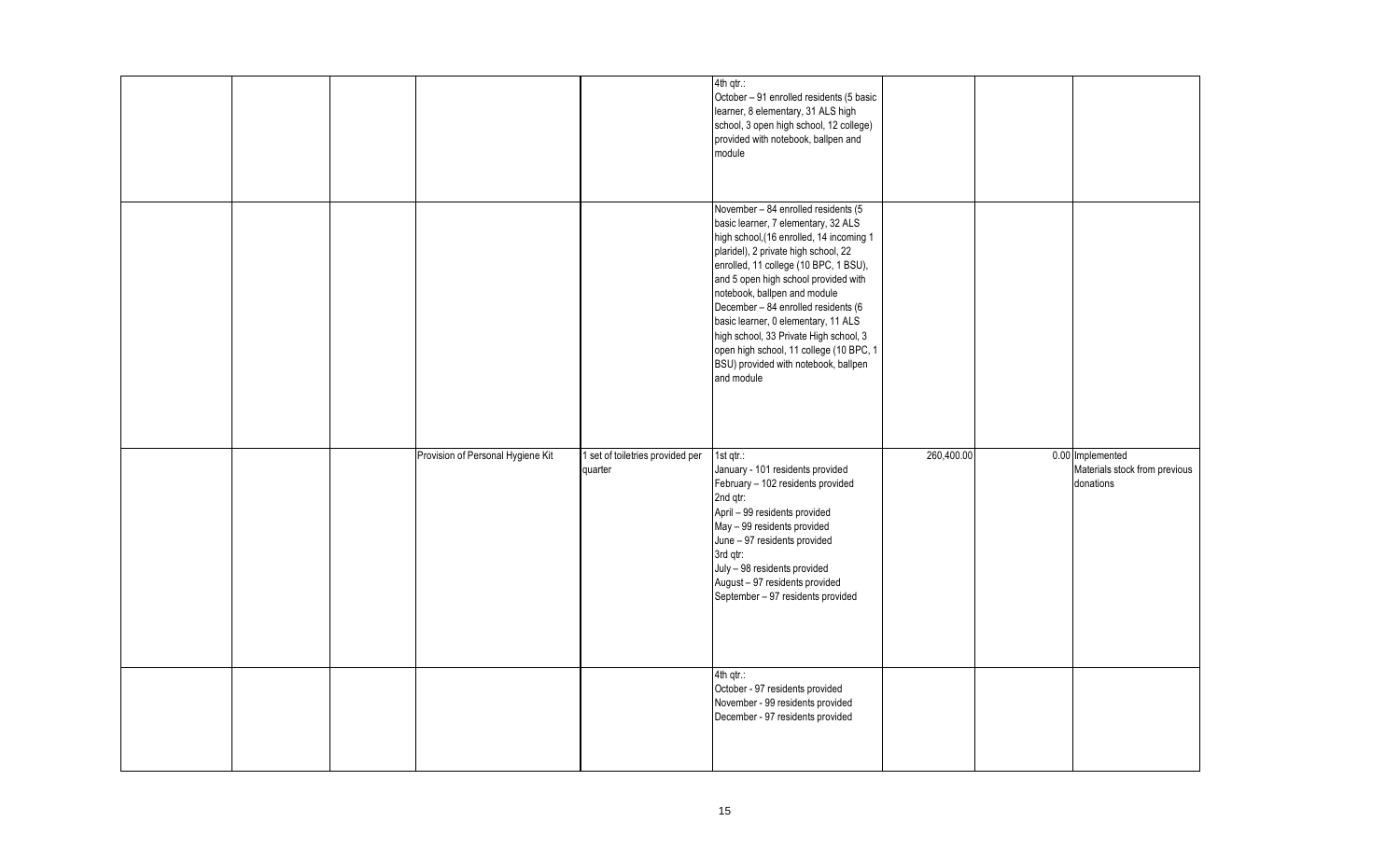| | | | | | | | |
|---|---|---|---|---|---|---|---|
| | | | | 4th qtr.:<br>October – 91 enrolled residents (5 basic learner, 8 elementary, 31 ALS high school, 3 open high school, 12 college) provided with notebook, ballpen and module | | | |
| | | | | November – 84 enrolled residents (5 basic learner, 7 elementary, 32 ALS high school,(16 enrolled, 14 incoming 1 plaridel), 2 private high school, 22 enrolled, 11 college (10 BPC, 1 BSU), and 5 open high school provided with notebook, ballpen and module<br>December – 84 enrolled residents (6 basic learner, 0 elementary, 11 ALS high school, 33 Private High school, 3 open high school, 11 college (10 BPC, 1 BSU) provided with notebook, ballpen and module | | | |
| | | Provision of Personal Hygiene Kit | 1 set of toiletries provided per quarter | 1st qtr.:<br>January - 101 residents provided<br>February – 102 residents provided<br>2nd qtr:<br>April – 99 residents provided<br>May – 99 residents provided<br>June – 97 residents provided<br>3rd qtr:<br>July – 98 residents provided<br>August – 97 residents provided<br>September – 97 residents provided | 260,400.00 | 0.00 | Implemented<br>Materials stock from previous donations |
| | | | | 4th qtr.:<br>October - 97 residents provided<br>November - 99 residents provided<br>December - 97 residents provided | | | |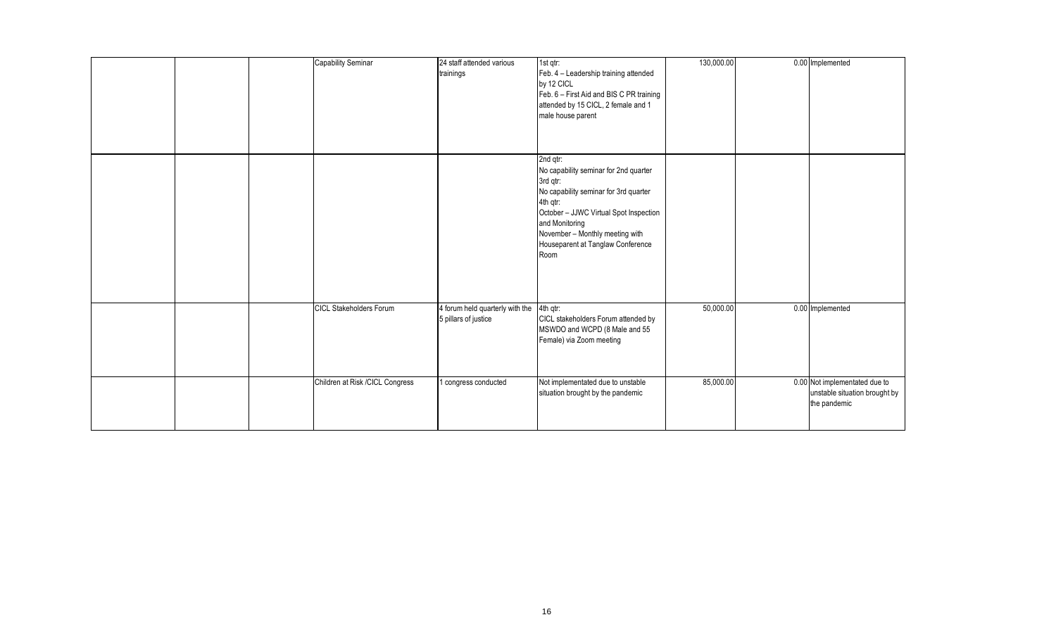| | | | | | | | |
|---|---|---|---|---|---|---|---|
| | | Capability Seminar | 24 staff attended various trainings | 1st qtr:<br>Feb. 4 – Leadership training attended by 12 CICL<br>Feb. 6 – First Aid and BIS C PR training attended by 15 CICL, 2 female and 1 male house parent | 130,000.00 | 0.00 | Implemented |
| | | | | 2nd qtr:<br>No capability seminar for 2nd quarter<br>3rd qtr:<br>No capability seminar for 3rd quarter<br>4th qtr:<br>October – JJWC Virtual Spot Inspection and Monitoring<br>November – Monthly meeting with Houseparent at Tanglaw Conference Room | | | |
| | | CICL Stakeholders Forum | 4 forum held quarterly with the 5 pillars of justice | 4th qtr:<br>CICL stakeholders Forum attended by MSWDO and WCPD (8 Male and 55 Female) via Zoom meeting | 50,000.00 | 0.00 | Implemented |
| | | Children at Risk /CICL Congress | 1 congress conducted | Not implementated due to unstable situation brought by the pandemic | 85,000.00 | 0.00 | Not implementated due to unstable situation brought by the pandemic |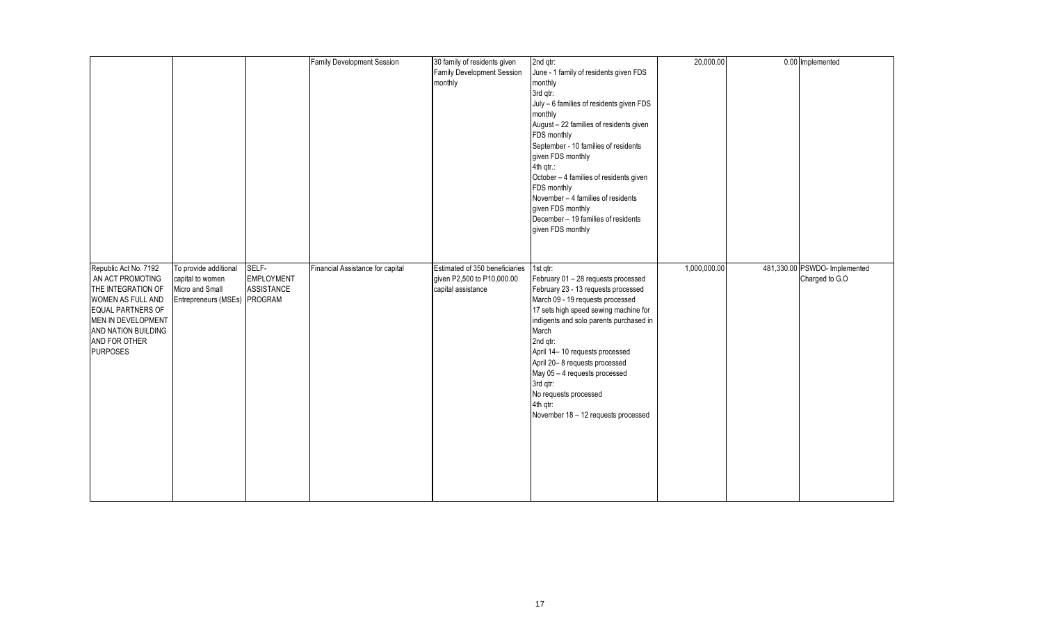| | | | | | | | | |
|---|---|---|---|---|---|---|---|---|
| | | | Family Development Session | 30 family of residents given Family Development Session monthly | 2nd qtr:<br>June - 1 family of residents given FDS monthly<br>3rd qtr:<br>July – 6 families of residents given FDS monthly<br>August – 22 families of residents given FDS monthly<br>September - 10 families of residents given FDS monthly<br>4th qtr.:<br>October – 4 families of residents given FDS monthly<br>November – 4 families of residents given FDS monthly<br>December – 19 families of residents given FDS monthly | 20,000.00 | 0.00 | Implemented |
| Republic Act No. 7192 AN ACT PROMOTING THE INTEGRATION OF WOMEN AS FULL AND EQUAL PARTNERS OF MEN IN DEVELOPMENT AND NATION BUILDING AND FOR OTHER PURPOSES | To provide additional capital to women Micro and Small Entrepreneurs (MSEs) | SELF-EMPLOYMENT ASSISTANCE PROGRAM | Financial Assistance for capital | Estimated of 350 beneficiaries given P2,500 to P10,000.00 capital assistance | 1st qtr:<br>February 01 – 28 requests processed<br>February 23 - 13 requests processed<br>March 09 - 19 requests processed<br>17 sets high speed sewing machine for indigents and solo parents purchased in March<br>2nd qtr:<br>April 14– 10 requests processed<br>April 20– 8 requests processed<br>May 05 – 4 requests processed<br>3rd qtr:<br>No requests processed<br>4th qtr:<br>November 18 – 12 requests processed | 1,000,000.00 | 481,330.00 | PSWDO- Implemented Charged to G.O |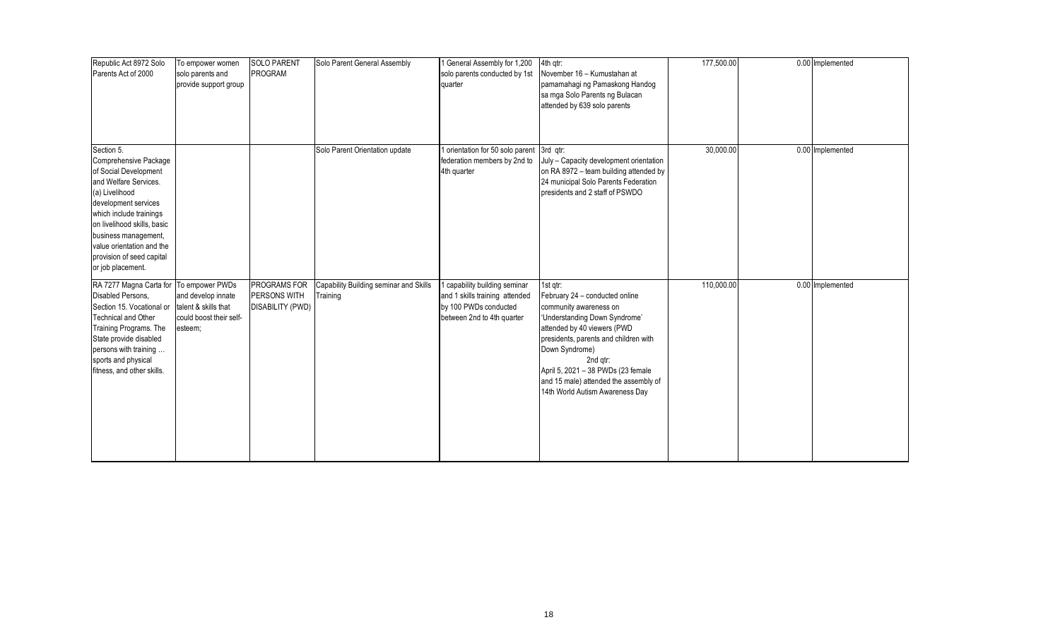| | | | | | | | | |
|---|---|---|---|---|---|---|---|---|
| Republic Act 8972 Solo Parents Act of 2000 | To empower women solo parents and provide support group | SOLO PARENT PROGRAM | Solo Parent General Assembly | 1 General Assembly for 1,200 solo parents conducted by 1st quarter | 4th qtr: November 16 – Kumustahan at pamamahagi ng Pamaskong Handog sa mga Solo Parents ng Bulacan attended by 639 solo parents | 177,500.00 | 0.00 | Implemented |
| Section 5. Comprehensive Package of Social Development and Welfare Services. (a) Livelihood development services which include trainings on livelihood skills, basic business management, value orientation and the provision of seed capital or job placement. | | | Solo Parent Orientation update | 1 orientation for 50 solo parent federation members by 2nd to 4th quarter | 3rd qtr: July – Capacity development orientation on RA 8972 – team building attended by 24 municipal Solo Parents Federation presidents and 2 staff of PSWDO | 30,000.00 | 0.00 | Implemented |
| RA 7277 Magna Carta for Disabled Persons, Section 15. Vocational or Technical and Other Training Programs. The State provide disabled persons with training … sports and physical fitness, and other skills. | To empower PWDs and develop innate talent & skills that could boost their self-esteem; | PROGRAMS FOR PERSONS WITH DISABILITY (PWD) | Capability Building seminar and Skills Training | 1 capability building seminar and 1 skills training attended by 100 PWDs conducted between 2nd to 4th quarter | 1st qtr: February 24 – conducted online community awareness on 'Understanding Down Syndrome' attended by 40 viewers (PWD presidents, parents and children with Down Syndrome) 2nd qtr: April 5, 2021 – 38 PWDs (23 female and 15 male) attended the assembly of 14th World Autism Awareness Day | 110,000.00 | 0.00 | Implemented |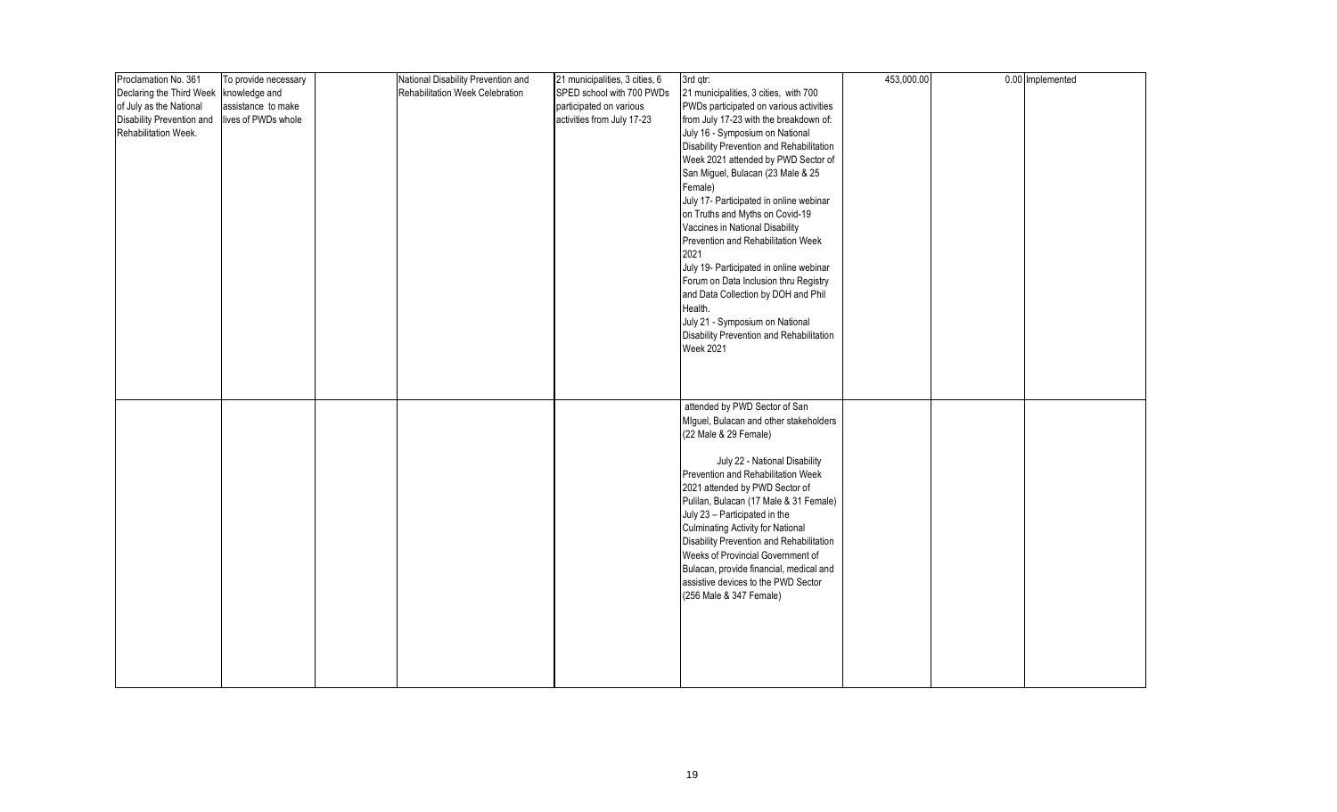| Proclamation No. 361 Declaring the Third Week of July as the National Disability Prevention and Rehabilitation Week. | To provide necessary knowledge and assistance to make lives of PWDs whole | | National Disability Prevention and Rehabilitation Week Celebration | 21 municipalities, 3 cities, 6 SPED school with 700 PWDs participated on various activities from July 17-23 | 3rd qtr: 21 municipalities, 3 cities, with 700 PWDs participated on various activities from July 17-23 with the breakdown of: July 16 - Symposium on National Disability Prevention and Rehabilitation Week 2021 attended by PWD Sector of San Miguel, Bulacan (23 Male & 25 Female) July 17- Participated in online webinar on Truths and Myths on Covid-19 Vaccines in National Disability Prevention and Rehabilitation Week 2021 July 19- Participated in online webinar Forum on Data Inclusion thru Registry and Data Collection by DOH and Phil Health. July 21 - Symposium on National Disability Prevention and Rehabilitation Week 2021 | 453,000.00 | 0.00 | Implemented |
|---|---|---|---|---|---|---|---|---|
| | | | | | attended by PWD Sector of San MIguel, Bulacan and other stakeholders (22 Male & 29 Female) July 22 - National Disability Prevention and Rehabilitation Week 2021 attended by PWD Sector of Pulilan, Bulacan (17 Male & 31 Female) July 23 – Participated in the Culminating Activity for National Disability Prevention and Rehabilitation Weeks of Provincial Government of Bulacan, provide financial, medical and assistive devices to the PWD Sector (256 Male & 347 Female) | | | |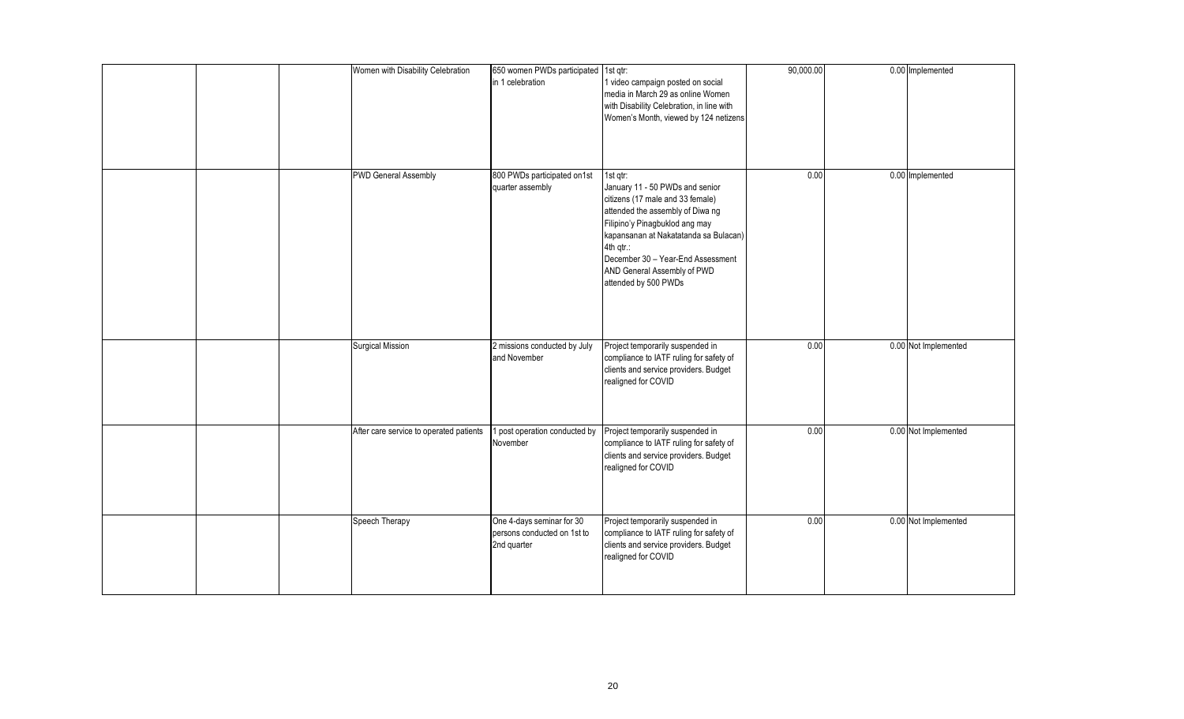| | | | | | | | |
|---|---|---|---|---|---|---|---|
| | | | Women with Disability Celebration | 650 women PWDs participated in 1 celebration | 1st qtr: 1 video campaign posted on social media in March 29 as online Women with Disability Celebration, in line with Women's Month, viewed by 124 netizens | 90,000.00 | 0.00 Implemented |
| | | | PWD General Assembly | 800 PWDs participated on1st quarter assembly | 1st qtr: January 11 - 50 PWDs and senior citizens (17 male and 33 female) attended the assembly of Diwa ng Filipino'y Pinagbuklod ang may kapansanan at Nakatatanda sa Bulacan) 4th qtr.: December 30 – Year-End Assessment AND General Assembly of PWD attended by 500 PWDs | 0.00 | 0.00 Implemented |
| | | | Surgical Mission | 2 missions conducted by July and November | Project temporarily suspended in compliance to IATF ruling for safety of clients and service providers. Budget realigned for COVID | 0.00 | 0.00 Not Implemented |
| | | | After care service to operated patients | 1 post operation conducted by November | Project temporarily suspended in compliance to IATF ruling for safety of clients and service providers. Budget realigned for COVID | 0.00 | 0.00 Not Implemented |
| | | | Speech Therapy | One 4-days seminar for 30 persons conducted on 1st to 2nd quarter | Project temporarily suspended in compliance to IATF ruling for safety of clients and service providers. Budget realigned for COVID | 0.00 | 0.00 Not Implemented |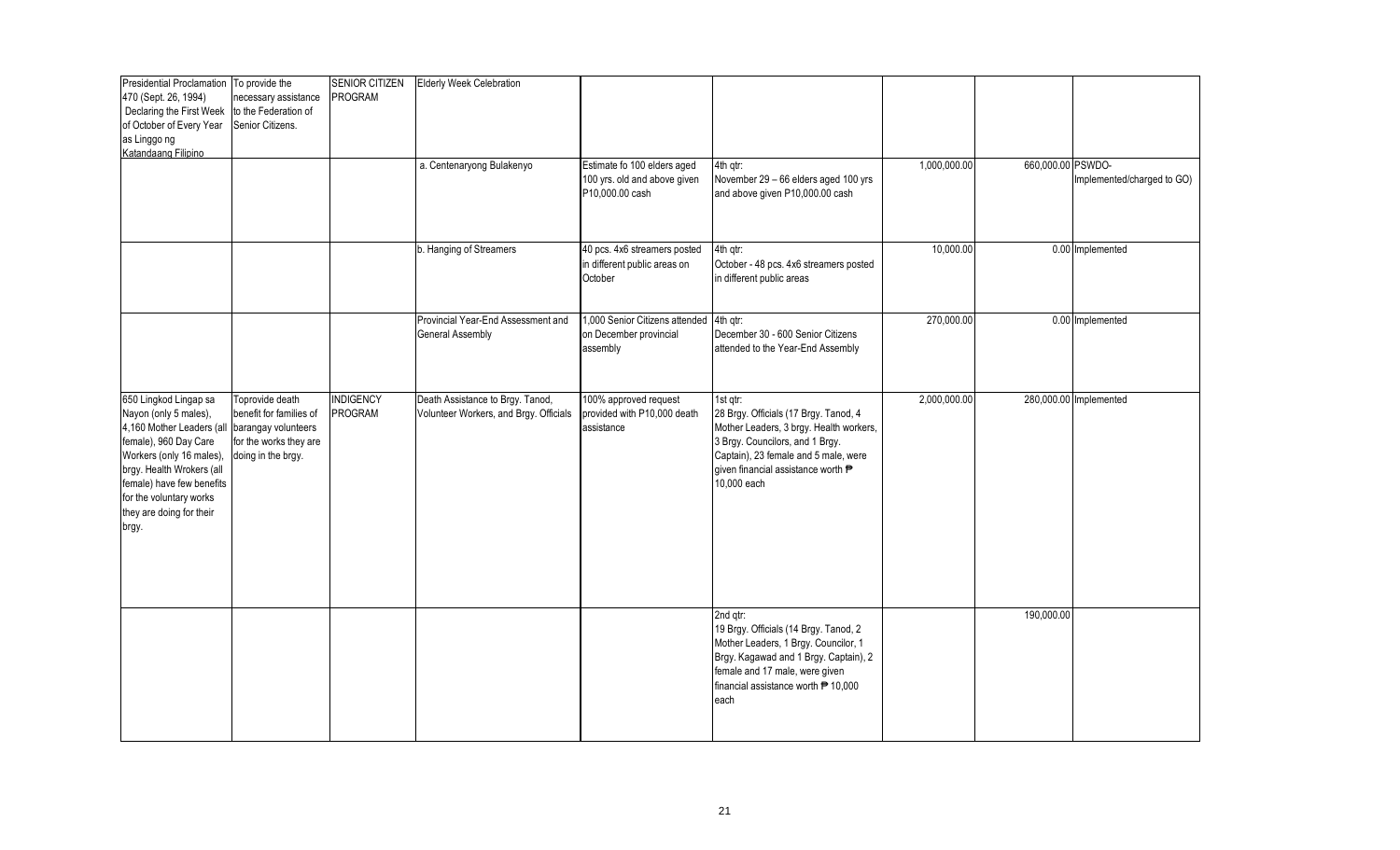| | | | | | | | | |
|---|---|---|---|---|---|---|---|---|
| Presidential Proclamation 470 (Sept. 26, 1994) Declaring the First Week of October of Every Year as Linggo ng Katandaang Filipino | To provide the necessary assistance to the Federation of Senior Citizens. | SENIOR CITIZEN PROGRAM | Elderly Week Celebration | | | | | |
| | | | a. Centenaryong Bulakenyo | Estimate fo 100 elders aged 100 yrs. old and above given P10,000.00 cash | 4th qtr: November 29 – 66 elders aged 100 yrs and above given P10,000.00 cash | 1,000,000.00 | 660,000.00 | PSWDO- Implemented/charged to GO) |
| | | | b. Hanging of Streamers | 40 pcs. 4x6 streamers posted in different public areas on October | 4th qtr: October - 48 pcs. 4x6 streamers posted in different public areas | 10,000.00 | 0.00 | Implemented |
| | | | Provincial Year-End Assessment and General Assembly | 1,000 Senior Citizens attended on December provincial assembly | 4th qtr: December 30 - 600 Senior Citizens attended to the Year-End Assembly | 270,000.00 | 0.00 | Implemented |
| 650 Lingkod Lingap sa Nayon (only 5 males), 4,160 Mother Leaders (all female), 960 Day Care Workers (only 16 males), brgy. Health Wrokers (all female) have few benefits for the voluntary works they are doing for their brgy. | Toprovide death benefit for families of barangay volunteers for the works they are doing in the brgy. | INDIGENCY PROGRAM | Death Assistance to Brgy. Tanod, Volunteer Workers, and Brgy. Officials | 100% approved request provided with P10,000 death assistance | 1st qtr: 28 Brgy. Officials (17 Brgy. Tanod, 4 Mother Leaders, 3 brgy. Health workers, 3 Brgy. Councilors, and 1 Brgy. Captain), 23 female and 5 male, were given financial assistance worth ₱ 10,000 each | 2,000,000.00 | 280,000.00 | Implemented |
| | | | | | 2nd qtr: 19 Brgy. Officials (14 Brgy. Tanod, 2 Mother Leaders, 1 Brgy. Councilor, 1 Brgy. Kagawad and 1 Brgy. Captain), 2 female and 17 male, were given financial assistance worth ₱ 10,000 each | | 190,000.00 | |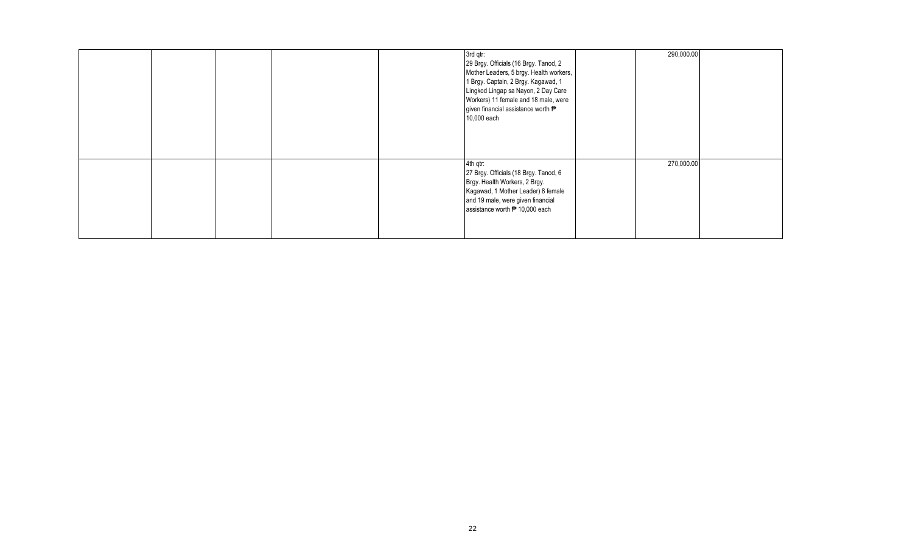| | | | | | | | | |
|---|---|---|---|---|---|---|---|---|
| | | | | | 3rd qtr: 29 Brgy. Officials (16 Brgy. Tanod, 2 Mother Leaders, 5 brgy. Health workers, 1 Brgy. Captain, 2 Brgy. Kagawad, 1 Lingkod Lingap sa Nayon, 2 Day Care Workers) 11 female and 18 male, were given financial assistance worth ₱ 10,000 each | | 290,000.00 | |
| | | | | | 4th qtr: 27 Brgy. Officials (18 Brgy. Tanod, 6 Brgy. Health Workers, 2 Brgy. Kagawad, 1 Mother Leader) 8 female and 19 male, were given financial assistance worth ₱ 10,000 each | | 270,000.00 | |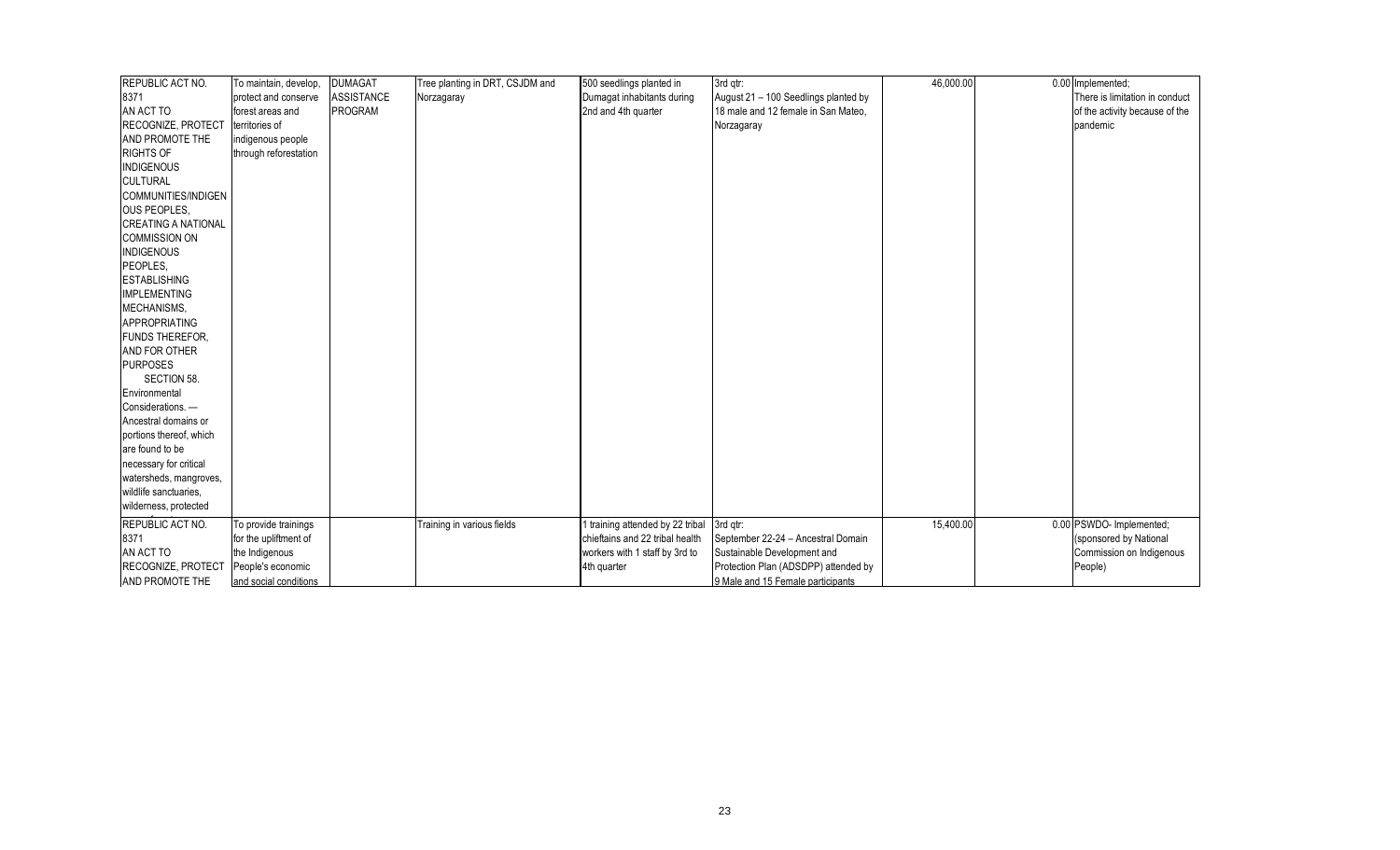| | | | | | | | | |
|---|---|---|---|---|---|---|---|---|
| REPUBLIC ACT NO. 8371 AN ACT TO RECOGNIZE, PROTECT AND PROMOTE THE RIGHTS OF INDIGENOUS CULTURAL COMMUNITIES/INDIGENOUS PEOPLES, CREATING A NATIONAL COMMISSION ON INDIGENOUS PEOPLES, ESTABLISHING IMPLEMENTING MECHANISMS, APPROPRIATING FUNDS THEREFOR, AND FOR OTHER PURPOSES SECTION 58. Environmental Considerations. — Ancestral domains or portions thereof, which are found to be necessary for critical watersheds, mangroves, wildlife sanctuaries, wilderness, protected | To maintain, develop, protect and conserve forest areas and territories of indigenous people through reforestation | DUMAGAT ASSISTANCE PROGRAM | Tree planting in DRT, CSJDM and Norzagaray | 500 seedlings planted in Dumagat inhabitants during 2nd and 4th quarter | 3rd qtr: August 21 – 100 Seedlings planted by 18 male and 12 female in San Mateo, Norzagaray | 46,000.00 | 0.00 | Implemented; There is limitation in conduct of the activity because of the pandemic |
| REPUBLIC ACT NO. 8371 AN ACT TO RECOGNIZE, PROTECT AND PROMOTE THE | To provide trainings for the upliftment of the Indigenous People's economic and social conditions | | Training in various fields | 1 training attended by 22 tribal chieftains and 22 tribal health workers with 1 staff by 3rd to 4th quarter | 3rd qtr: September 22-24 – Ancestral Domain Sustainable Development and Protection Plan (ADSDPP) attended by 9 Male and 15 Female participants | 15,400.00 | 0.00 | PSWDO- Implemented; (sponsored by National Commission on Indigenous People) |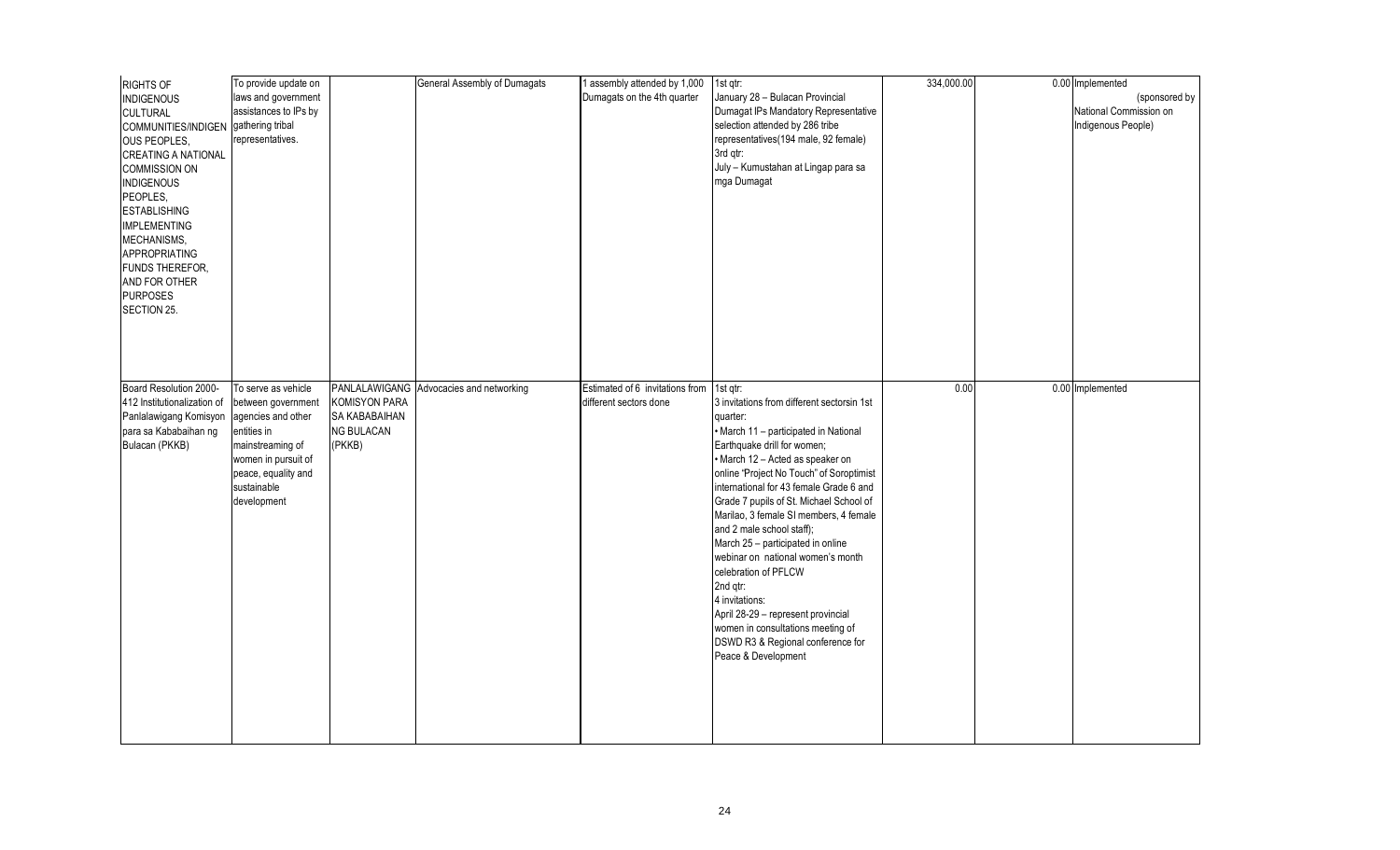| | | | | | | | | |
|---|---|---|---|---|---|---|---|---|
| RIGHTS OF INDIGENOUS CULTURAL COMMUNITIES/INDIGENOUS PEOPLES, CREATING A NATIONAL COMMISSION ON INDIGENOUS PEOPLES, ESTABLISHING IMPLEMENTING MECHANISMS, APPROPRIATING FUNDS THEREFOR, AND FOR OTHER PURPOSES SECTION 25. | To provide update on laws and government assistances to IPs by gathering tribal representatives. | | General Assembly of Dumagats | 1 assembly attended by 1,000 Dumagats on the 4th quarter | 1st qtr:<br>January 28 – Bulacan Provincial Dumagat IPs Mandatory Representative selection attended by 286 tribe representatives(194 male, 92 female)<br>3rd qtr:<br>July – Kumustahan at Lingap para sa mga Dumagat | 334,000.00 | 0.00 | Implemented (sponsored by National Commission on Indigenous People) |
| Board Resolution 2000-412 Institutionalization of Panlalawigang Komisyon para sa Kababaihan ng Bulacan (PKKB) | To serve as vehicle between government agencies and other entities in mainstreaming of women in pursuit of peace, equality and sustainable development | PANLALAWIGANG KOMISYON PARA SA KABABAIHAN NG BULACAN (PKKB) | Advocacies and networking | Estimated of 6 invitations from different sectors done | 1st qtr:<br>3 invitations from different sectorsin 1st quarter:<br>• March 11 – participated in National Earthquake drill for women;<br>• March 12 – Acted as speaker on online "Project No Touch" of Soroptimist international for 43 female Grade 6 and Grade 7 pupils of St. Michael School of Marilao, 3 female SI members, 4 female and 2 male school staff);<br>March 25 – participated in online webinar on national women's month celebration of PFLCW<br>2nd qtr:<br>4 invitations:<br>April 28-29 – represent provincial women in consultations meeting of DSWD R3 & Regional conference for Peace & Development | 0.00 | 0.00 | Implemented |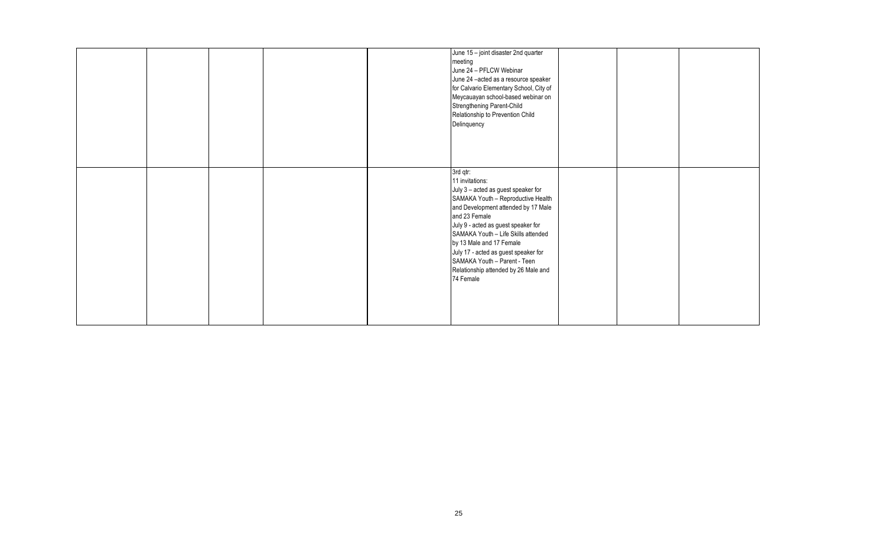| | | | | | | | | |
|---|---|---|---|---|---|---|---|---|
| | | | | | June 15 – joint disaster 2nd quarter meeting<br>June 24 – PFLCW Webinar<br>June 24 –acted as a resource speaker for Calvario Elementary School, City of Meycauayan school-based webinar on Strengthening Parent-Child Relationship to Prevention Child Delinquency | | | |
| | | | | | 3rd qtr:<br>11 invitations:<br>July 3 – acted as guest speaker for SAMAKA Youth – Reproductive Health and Development attended by 17 Male and 23 Female<br>July 9 - acted as guest speaker for SAMAKA Youth – Life Skills attended by 13 Male and 17 Female<br>July 17 - acted as guest speaker for SAMAKA Youth – Parent - Teen Relationship attended by 26 Male and 74 Female | | | |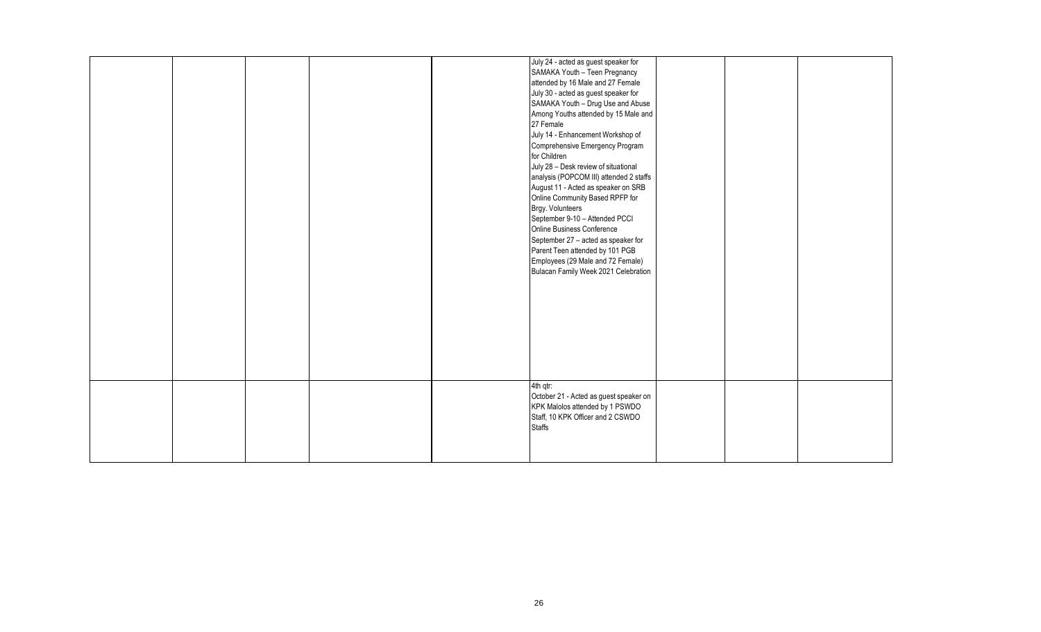| | | | | | | | |
|---|---|---|---|---|---|---|---|
| | | | | July 24 - acted as guest speaker for SAMAKA Youth – Teen Pregnancy attended by 16 Male and 27 Female<br>July 30 - acted as guest speaker for SAMAKA Youth – Drug Use and Abuse Among Youths attended by 15 Male and 27 Female<br>July 14 - Enhancement Workshop of Comprehensive Emergency Program for Children<br>July 28 – Desk review of situational analysis (POPCOM III) attended 2 staffs<br>August 11 - Acted as speaker on SRB Online Community Based RPFP for Brgy. Volunteers<br>September 9-10 – Attended PCCI Online Business Conference<br>September 27 – acted as speaker for Parent Teen attended by 101 PGB Employees (29 Male and 72 Female) Bulacan Family Week 2021 Celebration | | | |
| | | | | 4th qtr:<br>October 21 - Acted as guest speaker on KPK Malolos attended by 1 PSWDO Staff, 10 KPK Officer and 2 CSWDO Staffs | | | |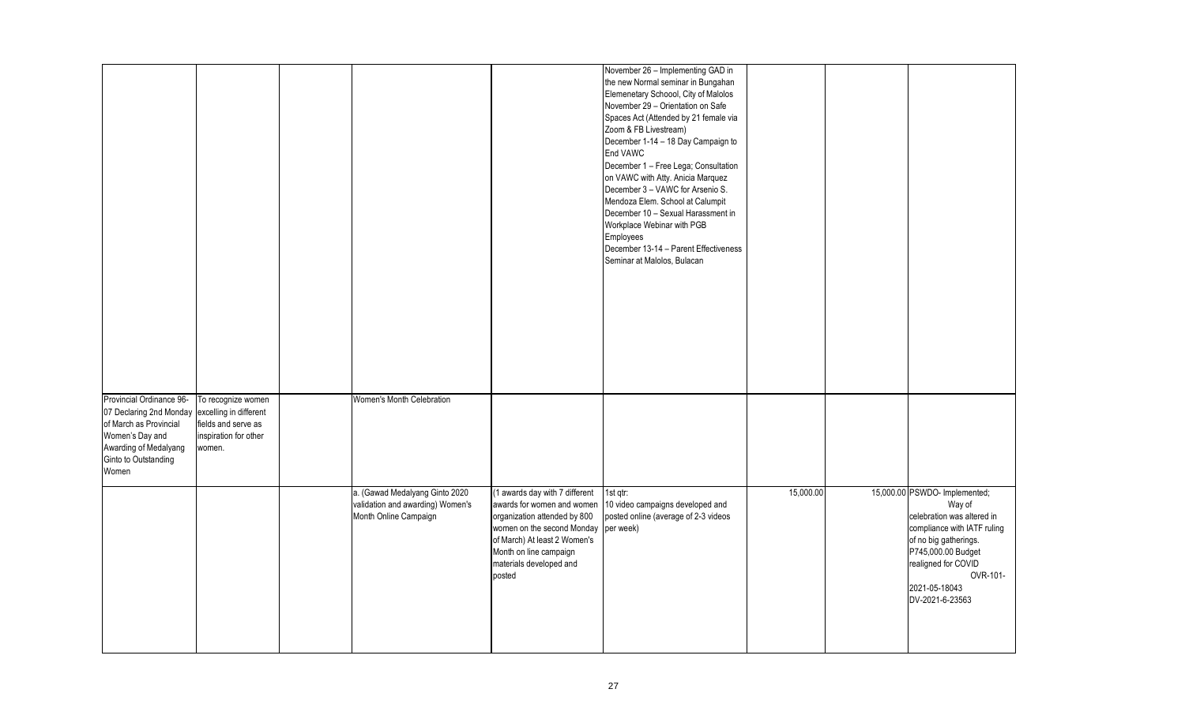| | | | | | | | | |
|---|---|---|---|---|---|---|---|---|
| | | | | | November 26 – Implementing GAD in the new Normal seminar in Bungahan Elemenetary Schoool, City of Malolos<br>November 29 – Orientation on Safe Spaces Act (Attended by 21 female via Zoom & FB Livestream)<br>December 1-14 – 18 Day Campaign to End VAWC<br>December 1 – Free Lega; Consultation on VAWC with Atty. Anicia Marquez<br>December 3 – VAWC for Arsenio S. Mendoza Elem. School at Calumpit<br>December 10 – Sexual Harassment in Workplace Webinar with PGB Employees<br>December 13-14 – Parent Effectiveness Seminar at Malolos, Bulacan | | | |
| Provincial Ordinance 96-07 Declaring 2nd Monday of March as Provincial Women's Day and Awarding of Medalyang Ginto to Outstanding Women | To recognize women excelling in different fields and serve as inspiration for other women. | | Women's Month Celebration | | | | | |
| | | | a. (Gawad Medalyang Ginto 2020 validation and awarding) Women's Month Online Campaign | (1 awards day with 7 different awards for women and women organization attended by 800 women on the second Monday of March) At least 2 Women's Month on line campaign materials developed and posted | 1st qtr:<br>10 video campaigns developed and posted online (average of 2-3 videos per week) | 15,000.00 | 15,000.00 | PSWDO- Implemented;<br>Way of celebration was altered in compliance with IATF ruling of no big gatherings.<br>P745,000.00 Budget realigned for COVID<br>OVR-101-2021-05-18043<br>DV-2021-6-23563 |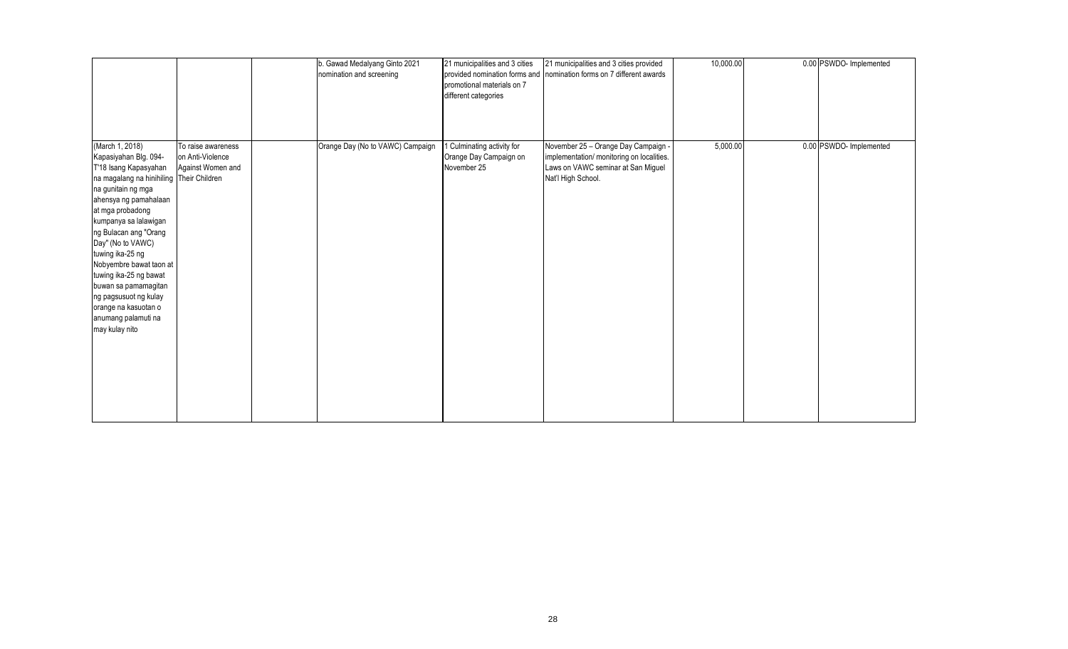| | | | | | | | | |
|---|---|---|---|---|---|---|---|---|
| | | | b. Gawad Medalyang Ginto 2021 nomination and screening | 21 municipalities and 3 cities provided nomination forms and promotional materials on 7 different categories | 21 municipalities and 3 cities provided nomination forms on 7 different awards | 10,000.00 | 0.00 | PSWDO- Implemented |
| (March 1, 2018) Kapasiyahan Blg. 094-T'18 Isang Kapasyahan na magalang na hinihiling na gunitain ng mga ahensya ng pamahalaan at mga probadong kumpanya sa lalawigan ng Bulacan ang "Orang Day" (No to VAWC) tuwing ika-25 ng Nobyembre bawat taon at tuwing ika-25 ng bawat buwan sa pamamagitan ng pagsusuot ng kulay orange na kasuotan o anumang palamuti na may kulay nito | To raise awareness on Anti-Violence Against Women and Their Children | | Orange Day (No to VAWC) Campaign | 1 Culminating activity for Orange Day Campaign on November 25 | November 25 – Orange Day Campaign - implementation/ monitoring on localities. Laws on VAWC seminar at San Miguel Nat'l High School. | 5,000.00 | 0.00 | PSWDO- Implemented |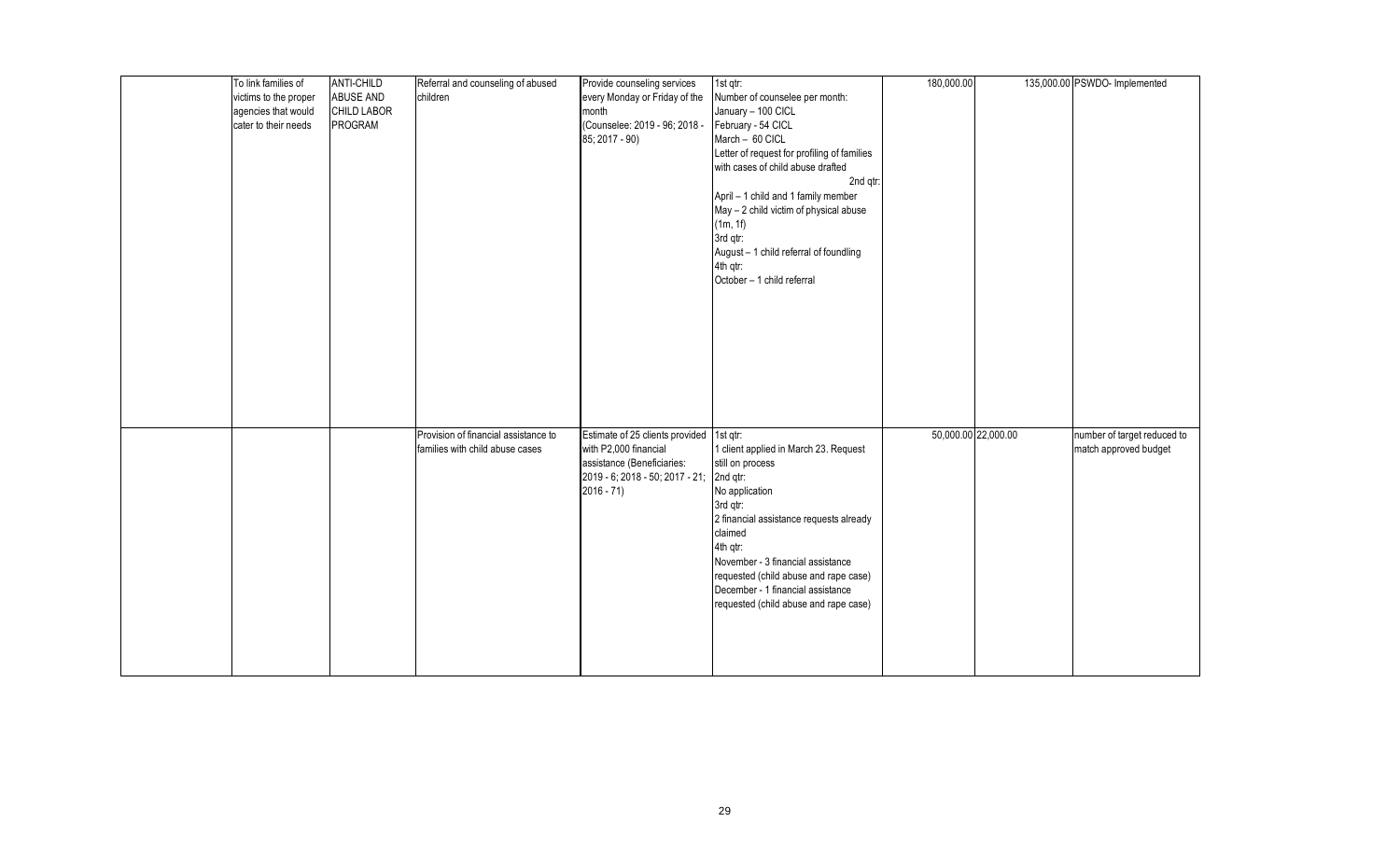| | | | | | | | | |
|---|---|---|---|---|---|---|---|---|
| | To link families of victims to the proper agencies that would cater to their needs | ANTI-CHILD ABUSE AND CHILD LABOR PROGRAM | Referral and counseling of abused children | Provide counseling services every Monday or Friday of the month (Counselee: 2019 - 96; 2018 - 85; 2017 - 90) | 1st qtr:<br>Number of counselee per month:<br>January – 100 CICL<br>February - 54 CICL<br>March – 60 CICL<br>Letter of request for profiling of families with cases of child abuse drafted<br>2nd qtr:<br>April – 1 child and 1 family member<br>May – 2 child victim of physical abuse (1m, 1f)<br>3rd qtr:<br>August – 1 child referral of foundling<br>4th qtr:<br>October – 1 child referral | 180,000.00 | 135,000.00 | PSWDO- Implemented |
| | | | Provision of financial assistance to families with child abuse cases | Estimate of 25 clients provided with P2,000 financial assistance (Beneficiaries: 2019 - 6; 2018 - 50; 2017 - 21; 2016 - 71) | 1st qtr:<br>1 client applied in March 23. Request still on process<br>2nd qtr:<br>No application<br>3rd qtr:<br>2 financial assistance requests already claimed<br>4th qtr:<br>November - 3 financial assistance requested (child abuse and rape case)<br>December - 1 financial assistance requested (child abuse and rape case) | 50,000.00 | 22,000.00 | number of target reduced to match approved budget |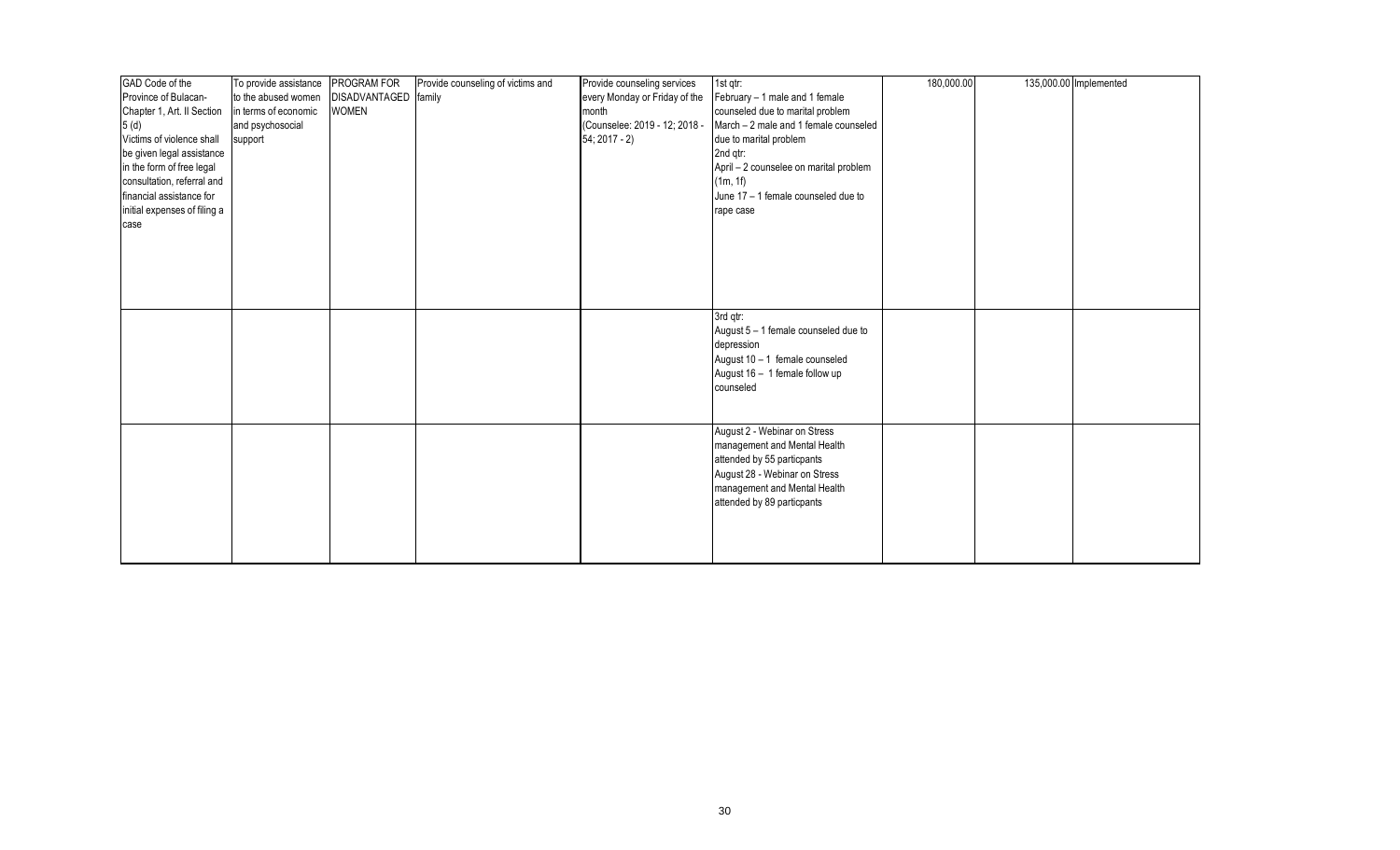| | | | | | | | | |
|---|---|---|---|---|---|---|---|---|
| GAD Code of the Province of Bulacan- Chapter 1, Art. II Section 5 (d) Victims of violence shall be given legal assistance in the form of free legal consultation, referral and financial assistance for initial expenses of filing a case | To provide assistance to the abused women in terms of economic and psychosocial support | PROGRAM FOR DISADVANTAGED WOMEN | Provide counseling of victims and family | Provide counseling services every Monday or Friday of the month (Counselee: 2019 - 12; 2018 - 54; 2017 - 2) | 1st qtr: February – 1 male and 1 female counseled due to marital problem March – 2 male and 1 female counseled due to marital problem 2nd qtr: April – 2 counselee on marital problem (1m, 1f) June 17 – 1 female counseled due to rape case | 180,000.00 | 135,000.00 | Implemented |
| | | | | | 3rd qtr: August 5 – 1 female counseled due to depression August 10 – 1 female counseled August 16 – 1 female follow up counseled | | | |
| | | | | | August 2 - Webinar on Stress management and Mental Health attended by 55 particpants August 28 - Webinar on Stress management and Mental Health attended by 89 particpants | | | |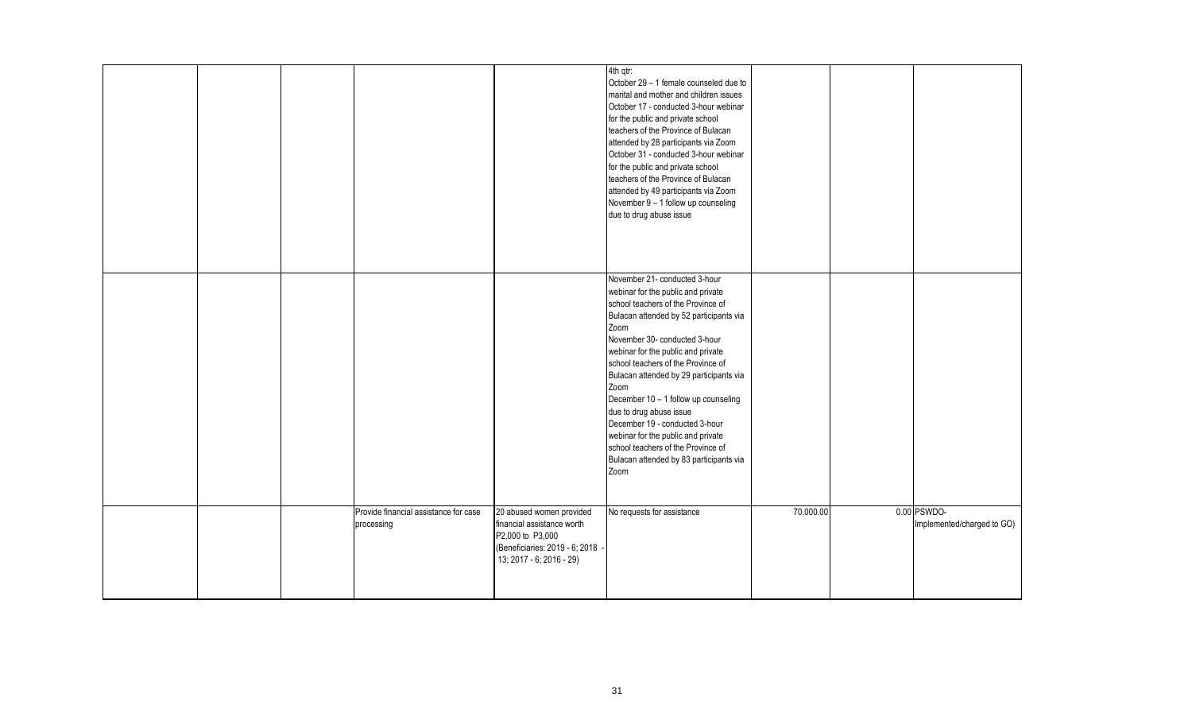| | | | | | | | |
|---|---|---|---|---|---|---|---|
| | | | | 4th qtr:<br>October 29 – 1 female counseled due to marital and mother and children issues<br>October 17 - conducted 3-hour webinar for the public and private school teachers of the Province of Bulacan attended by 28 participants via Zoom<br>October 31 - conducted 3-hour webinar for the public and private school teachers of the Province of Bulacan attended by 49 participants via Zoom<br>November 9 – 1 follow up counseling due to drug abuse issue | | | |
| | | | | November 21- conducted 3-hour webinar for the public and private school teachers of the Province of Bulacan attended by 52 participants via Zoom<br>November 30- conducted 3-hour webinar for the public and private school teachers of the Province of Bulacan attended by 29 participants via Zoom<br>December 10 – 1 follow up counseling due to drug abuse issue<br>December 19 - conducted 3-hour webinar for the public and private school teachers of the Province of Bulacan attended by 83 participants via Zoom | | | |
| | | Provide financial assistance for case processing | 20 abused women provided financial assistance worth P2,000 to P3,000 (Beneficiaries: 2019 - 6; 2018 - 13; 2017 - 6; 2016 - 29) | No requests for assistance | 70,000.00 | 0.00 | PSWDO-Implemented/charged to GO) |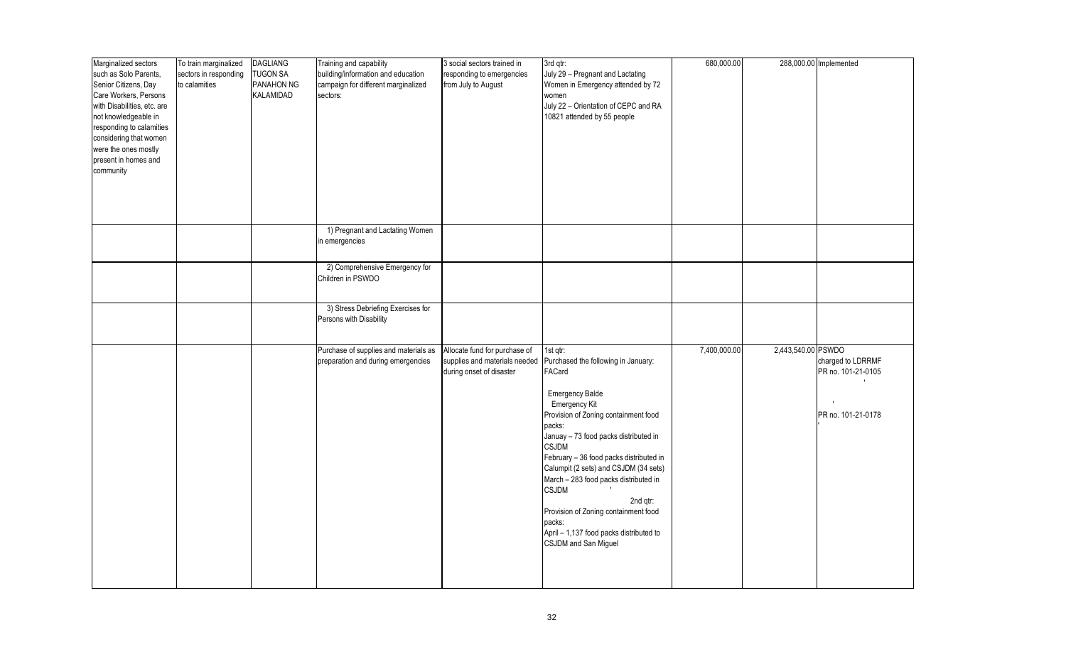| Marginalized sectors such as Solo Parents, Senior Citizens, Day Care Workers, Persons with Disabilities, etc. are not knowledgeable in responding to calamities considering that women were the ones mostly present in homes and community | To train marginalized sectors in responding to calamities | DAGLIANG TUGON SA PANAHON NG KALAMIDAD | Training and capability building/information and education campaign for different marginalized sectors: | 3 social sectors trained in responding to emergencies from July to August | 3rd qtr: July 29 – Pregnant and Lactating Women in Emergency attended by 72 women July 22 – Orientation of CEPC and RA 10821 attended by 55 people | 680,000.00 | 288,000.00 | Implemented |
|---|---|---|---|---|---|---|---|---|
| | | | 1) Pregnant and Lactating Women in emergencies | | | | | |
| | | | 2) Comprehensive Emergency for Children in PSWDO | | | | | |
| | | | 3) Stress Debriefing Exercises for Persons with Disability | | | | | |
| | | | Purchase of supplies and materials as preparation and during emergencies | Allocate fund for purchase of supplies and materials needed during onset of disaster | 1st qtr: Purchased the following in January: FACard Emergency Balde Emergency Kit Provision of Zoning containment food packs: Januay – 73 food packs distributed in CSJDM February – 36 food packs distributed in Calumpit (2 sets) and CSJDM (34 sets) March – 283 food packs distributed in CSJDM 2nd qtr: Provision of Zoning containment food packs: April – 1,137 food packs distributed to CSJDM and San Miguel | 7,400,000.00 | 2,443,540.00 | PSWDO charged to LDRRMF PR no. 101-21-0105 PR no. 101-21-0178 |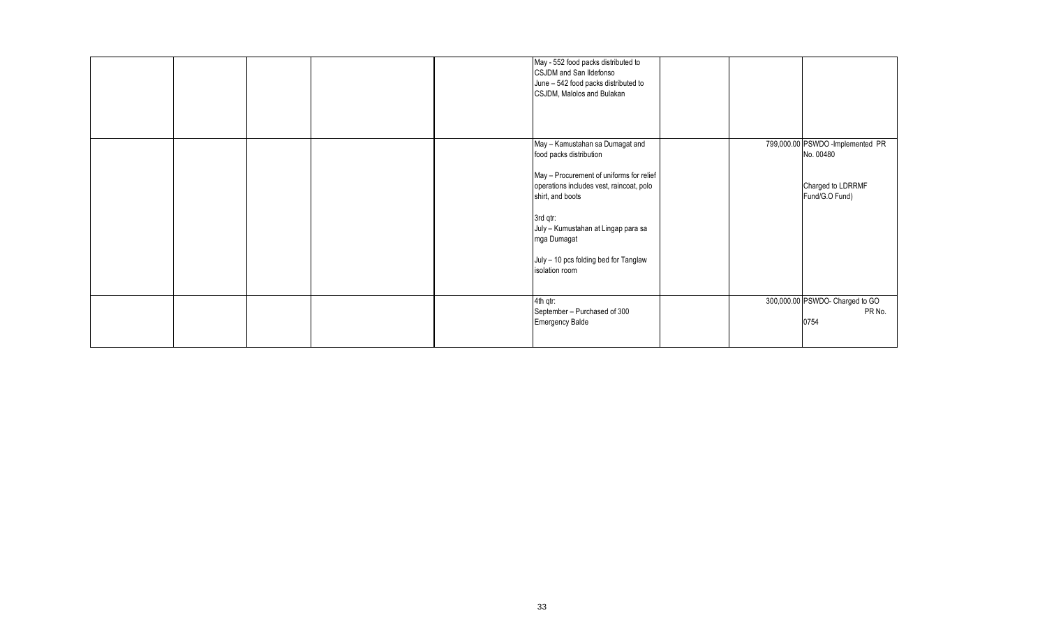|  |  |  |  |  |  |  |  |
|---|---|---|---|---|---|---|---|
|  |  |  |  | May - 552 food packs distributed to CSJDM and San Ildefonso<br>June – 542 food packs distributed to CSJDM, Malolos and Bulakan |  |  |  |
|  |  |  |  | May – Kamustahan sa Dumagat and food packs distribution<br><br>May – Procurement of uniforms for relief operations includes vest, raincoat, polo shirt, and boots<br><br>3rd qtr:<br>July – Kumustahan at Lingap para sa mga Dumagat<br><br>July – 10 pcs folding bed for Tanglaw isolation room |  | 799,000.00 | PSWDO -Implemented PR No. 00480<br><br>Charged to LDRRMF Fund/G.O Fund) |
|  |  |  |  | 4th qtr:<br>September – Purchased of 300 Emergency Balde |  | 300,000.00 | PSWDO- Charged to GO PR No. 0754 |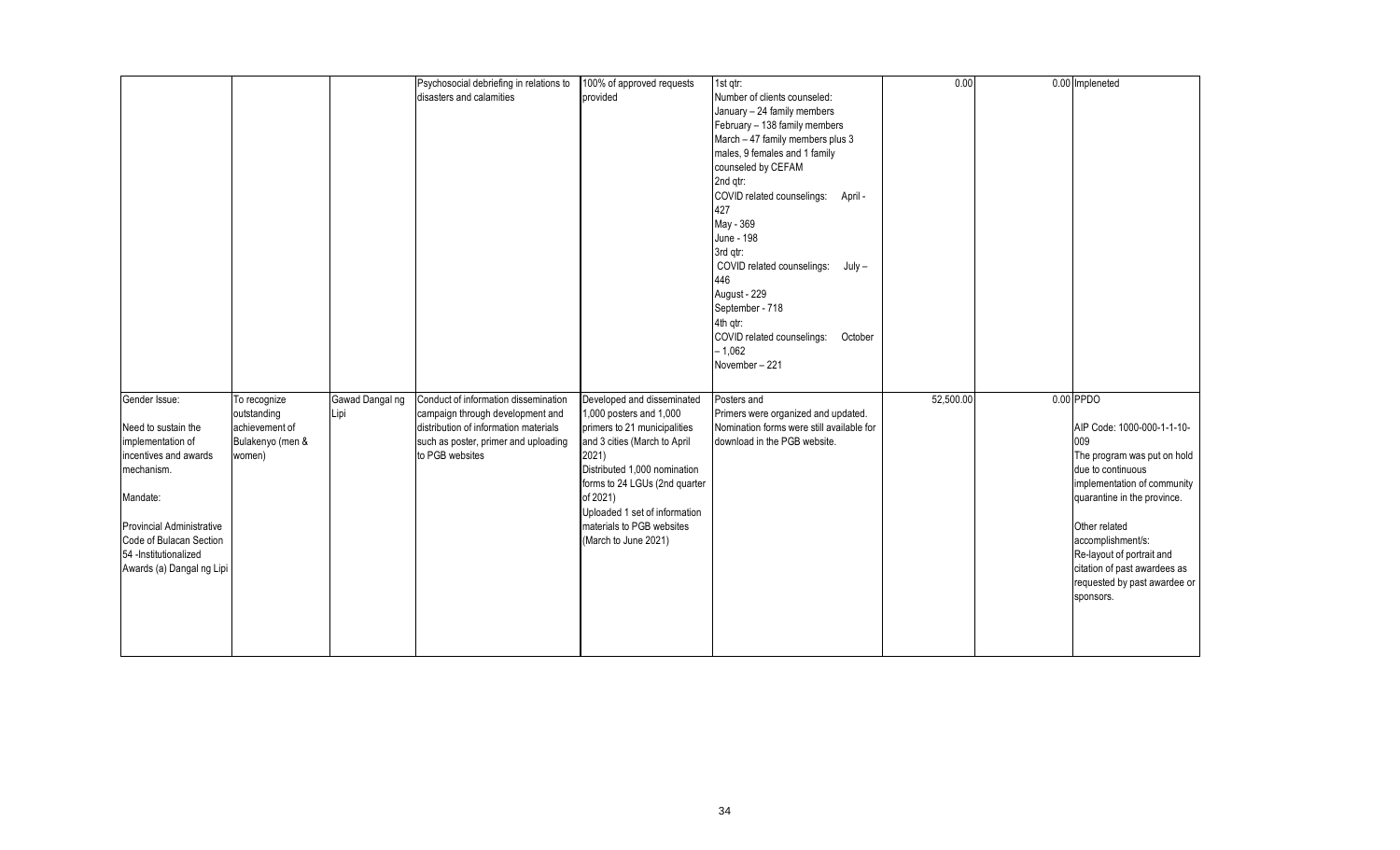| | | | | | | | | |
|---|---|---|---|---|---|---|---|---|
| | | | Psychosocial debriefing in relations to disasters and calamities | 100% of approved requests provided | 1st qtr:<br>Number of clients counseled:<br>January – 24 family members<br>February – 138 family members<br>March – 47 family members plus 3 males, 9 females and 1 family counseled by CEFAM<br>2nd qtr:<br>COVID related counselings: April - 427<br>May - 369<br>June - 198<br>3rd qtr:<br>COVID related counselings: July – 446<br>August - 229<br>September - 718<br>4th qtr:<br>COVID related counselings: October – 1,062<br>November – 221 | 0.00 | 0.00 | Impleneted |
| Gender Issue:<br><br>Need to sustain the implementation of incentives and awards mechanism.<br><br>Mandate:<br><br>Provincial Administrative Code of Bulacan Section 54 -Institutionalized Awards (a) Dangal ng Lipi | To recognize outstanding achievement of Bulakenyo (men & women) | Gawad Dangal ng Lipi | Conduct of information dissemination campaign through development and distribution of information materials such as poster, primer and uploading to PGB websites | Developed and disseminated 1,000 posters and 1,000 primers to 21 municipalities and 3 cities (March to April 2021)<br>Distributed 1,000 nomination forms to 24 LGUs (2nd quarter of 2021)<br>Uploaded 1 set of information materials to PGB websites (March to June 2021) | Posters and<br>Primers were organized and updated.<br>Nomination forms were still available for download in the PGB website. | 52,500.00 | 0.00 | PPDO<br><br>AIP Code: 1000-000-1-1-10-009<br>The program was put on hold due to continuous implementation of community quarantine in the province.<br><br>Other related accomplishment/s:<br>Re-layout of portrait and citation of past awardees as requested by past awardee or sponsors. |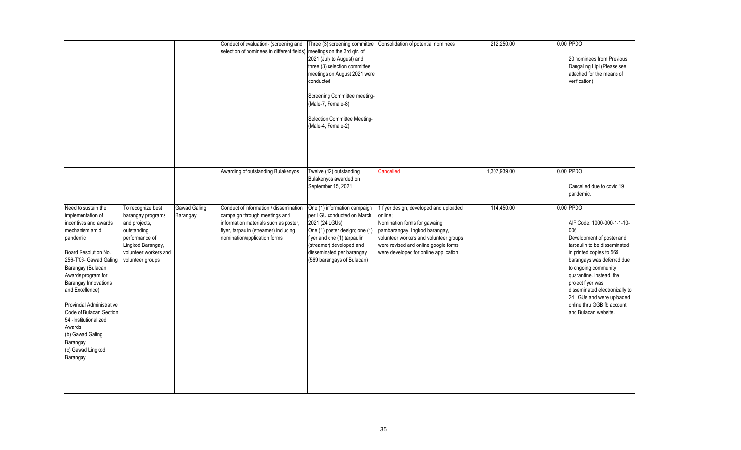| | | | | | | | | |
|---|---|---|---|---|---|---|---|---|
| | | | Conduct of evaluation- (screening and selection of nominees in different fields) | Three (3) screening committee meetings on the 3rd qtr. of 2021 (July to August) and three (3) selection committee meetings on August 2021 were conducted<br><br>Screening Committee meeting- (Male-7, Female-8)<br><br>Selection Committee Meeting- (Male-4, Female-2) | Consolidation of potential nominees | 212,250.00 | 0.00 | PPDO<br><br>20 nominees from Previous Dangal ng Lipi (Please see attached for the means of verification) |
| | | | Awarding of outstanding Bulakenyos | Twelve (12) outstanding Bulakenyos awarded on September 15, 2021 | Cancelled | 1,307,939.00 | 0.00 | PPDO<br><br>Cancelled due to covid 19 pandemic. |
| Need to sustain the implementation of incentives and awards mechanism amid pandemic<br><br>Board Resolution No. 256-T'06- Gawad Galing Barangay (Bulacan Awards program for Barangay Innovations and Excellence)<br><br>Provincial Administrative Code of Bulacan Section 54 -Institutionalized Awards<br>(b) Gawad Galing Barangay<br>(c) Gawad Lingkod Barangay | To recognize best barangay programs and projects, outstanding performance of Lingkod Barangay, volunteer workers and volunteer groups | Gawad Galing Barangay | Conduct of information / dissemination campaign through meetings and information materials such as poster, flyer, tarpaulin (streamer) including nomination/application forms | One (1) information campaign per LGU conducted on March 2021 (24 LGUs)<br>One (1) poster design; one (1) flyer and one (1) tarpaulin (streamer) developed and disseminated per barangay (569 barangays of Bulacan) | 1 flyer design, developed and uploaded online;<br>Nomination forms for gawaing pambarangay, lingkod barangay, volunteer workers and volunteer groups were revised and online google forms were developed for online application | 114,450.00 | 0.00 | PPDO<br><br>AIP Code: 1000-000-1-1-10-006<br>Development of poster and tarpaulin to be disseminated in printed copies to 569 barangays was deferred due to ongoing community quarantine. Instead, the project flyer was disseminated electronically to 24 LGUs and were uploaded online thru GGB fb account and Bulacan website. |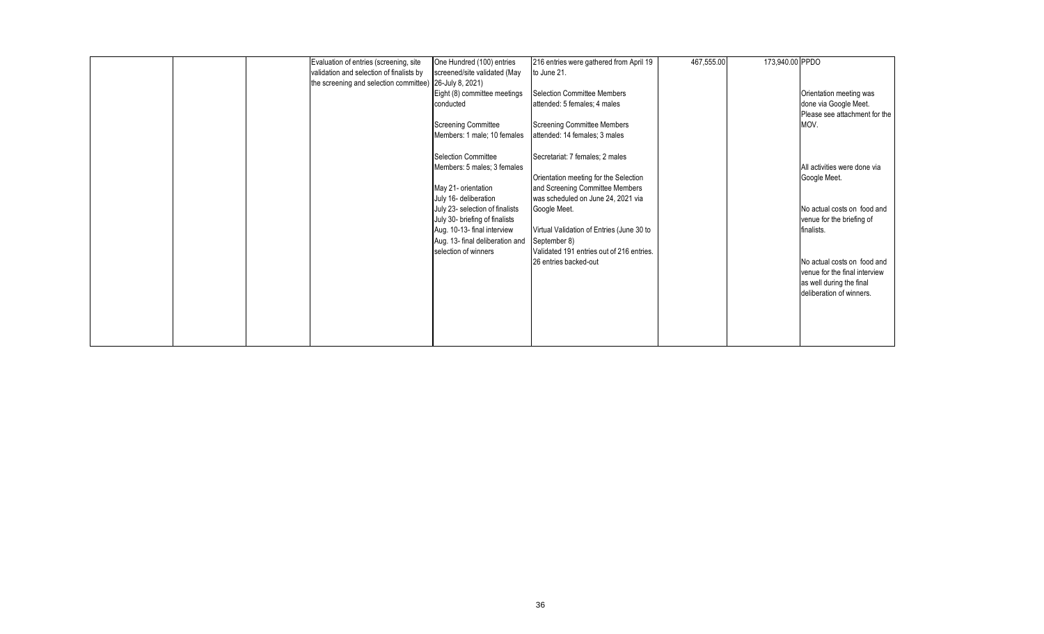|  |  |  | Evaluation of entries (screening, site validation and selection of finalists by the screening and selection committee) | One Hundred (100) entries screened/site validated (May 26-July 8, 2021)<br>Eight (8) committee meetings conducted<br><br>Screening Committee Members: 1 male; 10 females<br><br>Selection Committee Members: 5 males; 3 females<br><br>May 21- orientation<br>July 16- deliberation<br>July 23- selection of finalists<br>July 30- briefing of finalists<br>Aug. 10-13- final interview<br>Aug. 13- final deliberation and selection of winners | 216 entries were gathered from April 19 to June 21.<br><br>Selection Committee Members attended: 5 females; 4 males<br><br>Screening Committee Members attended: 14 females; 3 males<br><br>Secretariat: 7 females; 2 males<br><br>Orientation meeting for the Selection and Screening Committee Members was scheduled on June 24, 2021 via Google Meet.<br><br>Virtual Validation of Entries (June 30 to September 8)<br>Validated 191 entries out of 216 entries.<br>26 entries backed-out | 467,555.00 | 173,940.00 | PPDO<br><br>Orientation meeting was done via Google Meet. Please see attachment for the MOV.<br><br>All activities were done via Google Meet.<br><br>No actual costs on food and venue for the briefing of finalists.<br><br>No actual costs on food and venue for the final interview as well during the final deliberation of winners. |
|---|---|---|---|---|---|---|---|---|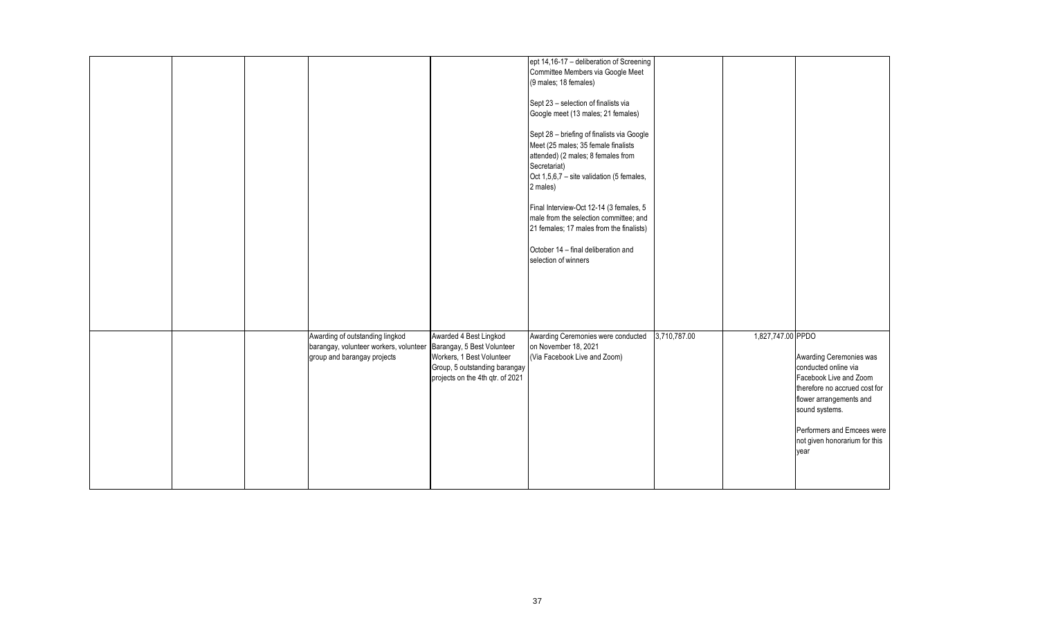|  |  |  |  |  |  |  |  |
|---|---|---|---|---|---|---|---|
|  |  |  |  | ept 14,16-17 – deliberation of Screening Committee Members via Google Meet (9 males; 18 females)<br><br>Sept 23 – selection of finalists via Google meet (13 males; 21 females)<br><br>Sept 28 – briefing of finalists via Google Meet (25 males; 35 female finalists attended) (2 males; 8 females from Secretariat)<br>Oct 1,5,6,7 – site validation (5 females, 2 males)<br><br>Final Interview-Oct 12-14 (3 females, 5 male from the selection committee; and 21 females; 17 males from the finalists)<br><br>October 14 – final deliberation and selection of winners |  |  |  |
|  |  | Awarding of outstanding lingkod barangay, volunteer workers, volunteer group and barangay projects | Awarded 4 Best Lingkod Barangay, 5 Best Volunteer Workers, 1 Best Volunteer Group, 5 outstanding barangay projects on the 4th qtr. of 2021 | Awarding Ceremonies were conducted on November 18, 2021 (Via Facebook Live and Zoom) | 3,710,787.00 | 1,827,747.00 | PPDO<br><br>Awarding Ceremonies was conducted online via Facebook Live and Zoom therefore no accrued cost for flower arrangements and sound systems.<br><br>Performers and Emcees were not given honorarium for this year |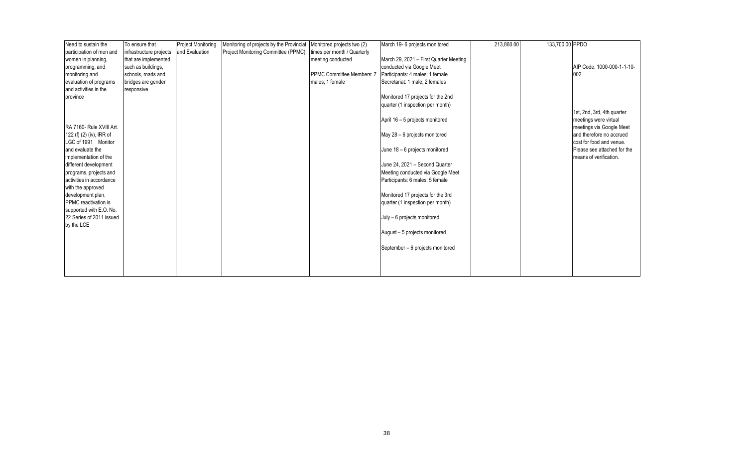| | | | | | | | | |
|---|---|---|---|---|---|---|---|---|
| Need to sustain the participation of men and women in planning, programming, and monitoring and evaluation of programs and activities in the province<br><br>RA 7160- Rule XVIII Art. 122 (f) (2) (iv), IRR of LGC of 1991 Monitor and evaluate the implementation of the different development programs, projects and activities in accordance with the approved development plan. PPMC reactivation is supported with E.O. No. 22 Series of 2011 issued by the LCE | To ensure that infrastructure projects that are implemented such as buildings, schools, roads and bridges are gender responsive | Project Monitoring and Evaluation | Monitoring of projects by the Provincial Project Monitoring Committee (PPMC) | Monitored projects two (2) times per month / Quarterly meeting conducted<br><br>PPMC Committee Members: 7 males; 1 female | March 19- 6 projects monitored<br><br>March 29, 2021 – First Quarter Meeting conducted via Google Meet Participants: 4 males; 1 female Secretariat: 1 male; 2 females<br><br>Monitored 17 projects for the 2nd quarter (1 inspection per month)<br><br>April 16 – 5 projects monitored<br><br>May 28 – 6 projects monitored<br><br>June 18 – 6 projects monitored<br><br>June 24, 2021 – Second Quarter Meeting conducted via Google Meet Participants: 6 males; 5 female<br><br>Monitored 17 projects for the 3rd quarter (1 inspection per month)<br><br>July – 6 projects monitored<br><br>August – 5 projects monitored<br><br>September – 6 projects monitored | 213,860.00 | 133,700.00 | PPDO<br><br>AIP Code: 1000-000-1-1-10-002<br><br>1st, 2nd, 3rd, 4th quarter meetings were virtual meetings via Google Meet and therefore no accrued cost for food and venue. Please see attached for the means of verification. |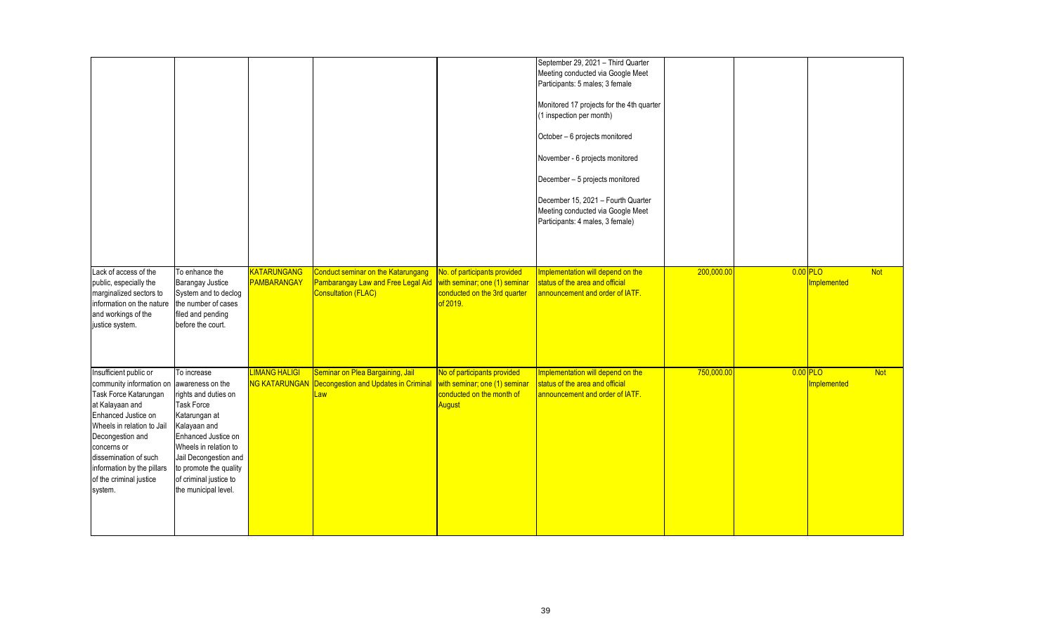| | | | | | | | | |
|---|---|---|---|---|---|---|---|---|
| | | | | | September 29, 2021 – Third Quarter Meeting conducted via Google Meet Participants: 5 males; 3 female<br><br>Monitored 17 projects for the 4th quarter (1 inspection per month)<br><br>October – 6 projects monitored<br><br>November - 6 projects monitored<br><br>December – 5 projects monitored<br><br>December 15, 2021 – Fourth Quarter Meeting conducted via Google Meet Participants: 4 males, 3 female) | | | |
| Lack of access of the public, especially the marginalized sectors to information on the nature and workings of the justice system. | To enhance the Barangay Justice System and to declog the number of cases filed and pending before the court. | KATARUNGANG PAMBARANGAY | Conduct seminar on the Katarungang Pambarangay Law and Free Legal Aid Consultation (FLAC) | No. of participants provided with seminar; one (1) seminar conducted on the 3rd quarter of 2019. | Implementation will depend on the status of the area and official announcement and order of IATF. | 200,000.00 | 0.00 | PLO Not Implemented |
| Insufficient public or community information on Task Force Katarungan at Kalayaan and Enhanced Justice on Wheels in relation to Jail Decongestion and concerns or dissemination of such information by the pillars of the criminal justice system. | To increase awareness on the rights and duties on Task Force Katarungan at Kalayaan and Enhanced Justice on Wheels in relation to Jail Decongestion and to promote the quality of criminal justice to the municipal level. | LIMANG HALIGI NG KATARUNGAN | Seminar on Plea Bargaining, Jail Decongestion and Updates in Criminal Law | No of participants provided with seminar; one (1) seminar conducted on the month of August | Implementation will depend on the status of the area and official announcement and order of IATF. | 750,000.00 | 0.00 | PLO Not Implemented |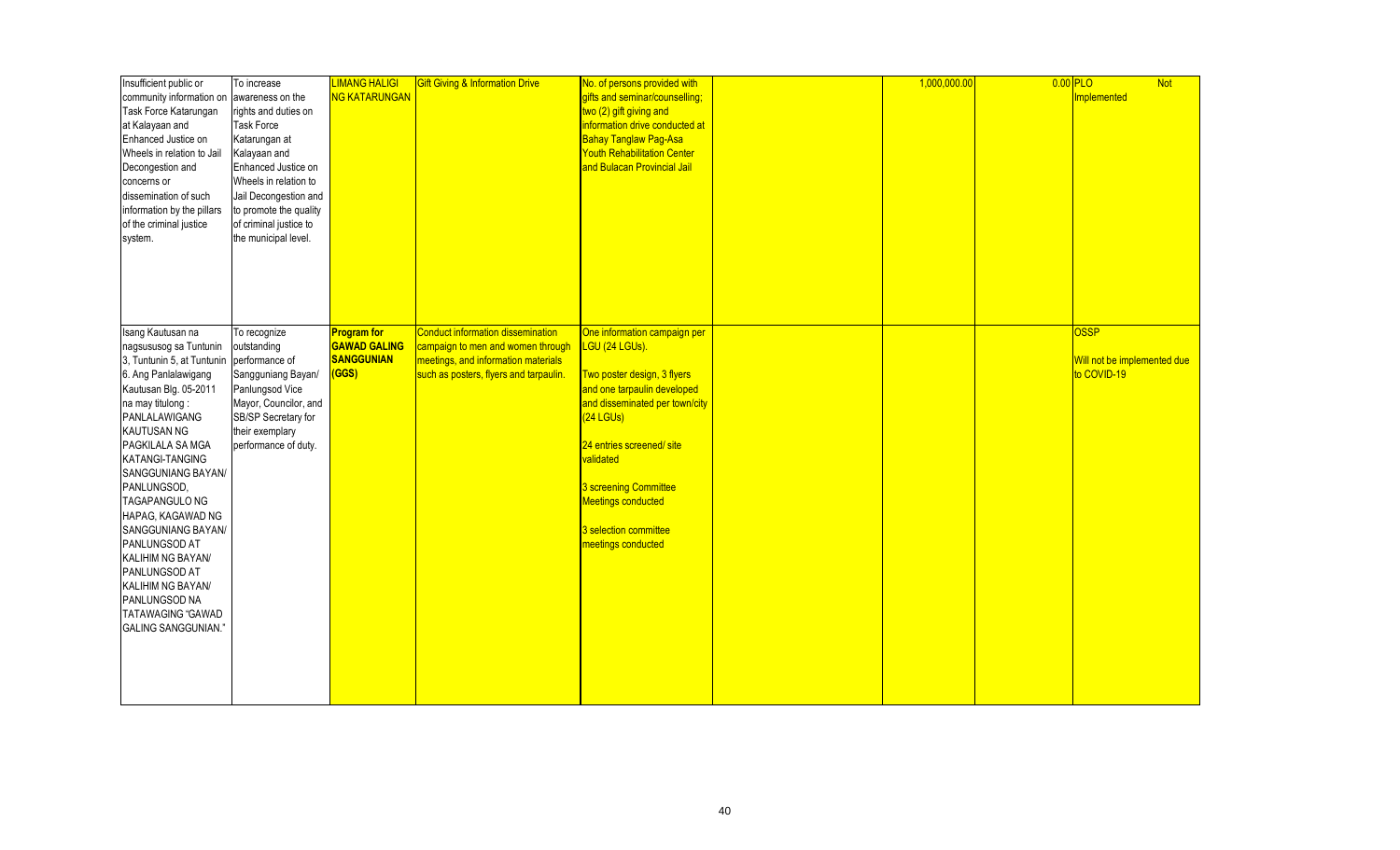| | | | | | | | | |
|---|---|---|---|---|---|---|---|---|
| Insufficient public or community information on Task Force Katarungan at Kalayaan and Enhanced Justice on Wheels in relation to Jail Decongestion and concerns or dissemination of such information by the pillars of the criminal justice system. | To increase awareness on the rights and duties on Task Force Katarungan at Kalayaan and Enhanced Justice on Wheels in relation to Jail Decongestion and to promote the quality of criminal justice to the municipal level. | LIMANG HALIGI NG KATARUNGAN | Gift Giving & Information Drive | No. of persons provided with gifts and seminar/counselling; two (2) gift giving and information drive conducted at Bahay Tanglaw Pag-Asa Youth Rehabilitation Center and Bulacan Provincial Jail | | 1,000,000.00 | 0.00 | PLO Not Implemented |
| Isang Kautusan na nagsususog sa Tuntunin 3, Tuntunin 5, at Tuntunin 6. Ang Panlalawigang Kautusan Blg. 05-2011 na may titulong : PANLALAWIGANG KAUTUSAN NG PAGKILALA SA MGA KATANGI-TANGING SANGGUNIANG BAYAN/ PANLUNGSOD, TAGAPANGULO NG HAPAG, KAGAWAD NG SANGGUNIANG BAYAN/ PANLUNGSOD AT KALIHIM NG BAYAN/ PANLUNGSOD AT KALIHIM NG BAYAN/ PANLUNGSOD NA TATAWAGING "GAWAD GALING SANGGUNIAN." | To recognize outstanding performance of Sangguniang Bayan/ Panlungsod Vice Mayor, Councilor, and SB/SP Secretary for their exemplary performance of duty. | **Program for GAWAD GALING SANGGUNIAN (GGS)** | Conduct information dissemination campaign to men and women through meetings, and information materials such as posters, flyers and tarpaulin. | One information campaign per LGU (24 LGUs).<br><br>Two poster design, 3 flyers and one tarpaulin developed and disseminated per town/city (24 LGUs)<br><br>24 entries screened/ site validated<br><br>3 screening Committee Meetings conducted<br><br>3 selection committee meetings conducted | | | | OSSP<br><br>Will not be implemented due to COVID-19 |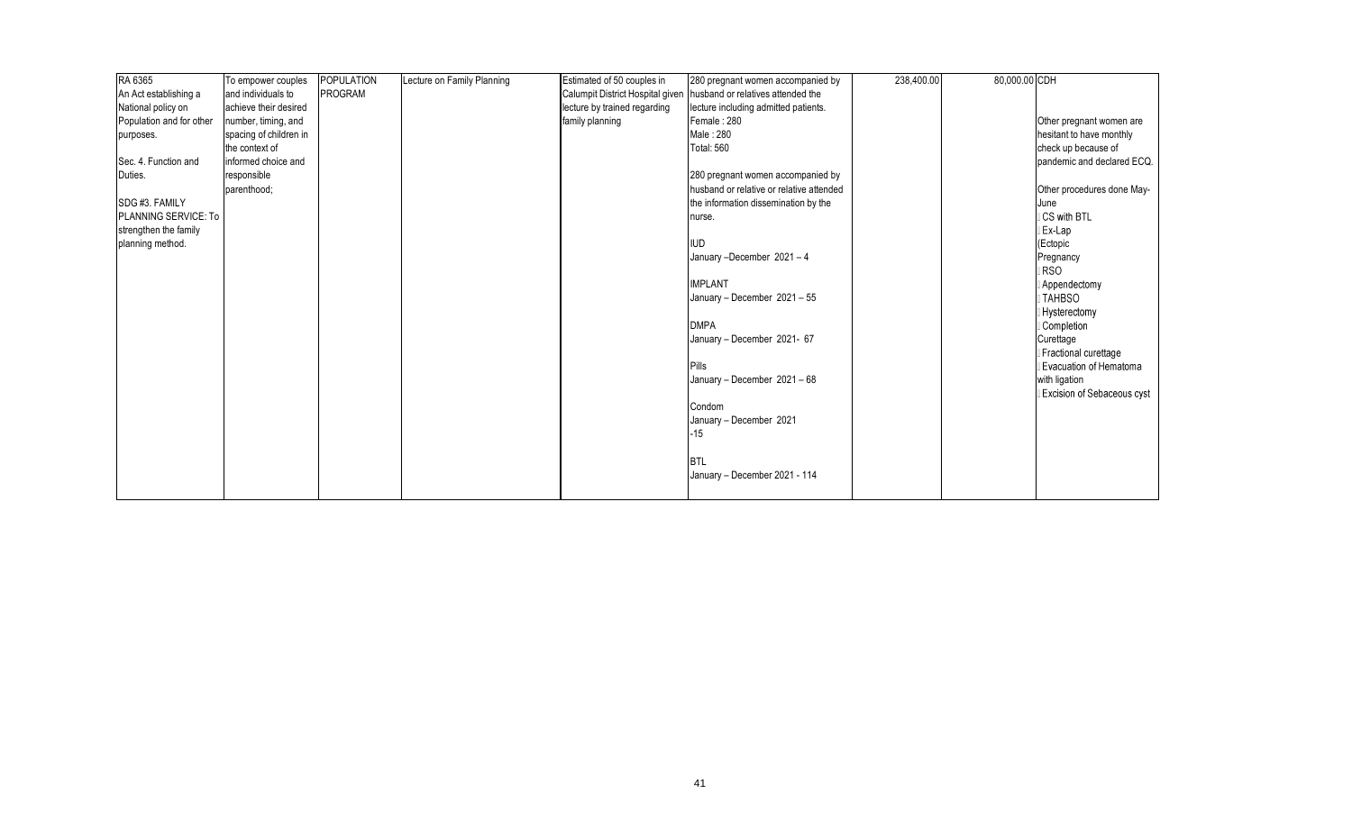| RA 6365<br>An Act establishing a National policy on Population and for other purposes.<br><br>Sec. 4. Function and Duties.<br><br>SDG #3. FAMILY PLANNING SERVICE: To strengthen the family planning method. | To empower couples and individuals to achieve their desired number, timing, and spacing of children in the context of informed choice and responsible parenthood; | POPULATION PROGRAM | Lecture on Family Planning | Estimated of 50 couples in Calumpit District Hospital given lecture by trained regarding family planning | 280 pregnant women accompanied by husband or relatives attended the lecture including admitted patients.<br>Female : 280<br>Male : 280<br>Total: 560<br><br>280 pregnant women accompanied by husband or relative or relative attended the information dissemination by the nurse.<br><br>IUD<br>January –December 2021 – 4<br><br>IMPLANT<br>January – December 2021 – 55<br><br>DMPA<br>January – December 2021- 67<br><br>Pills<br>January – December 2021 – 68<br><br>Condom<br>January – December 2021<br>-15<br><br>BTL<br>January – December 2021 - 114 | 238,400.00 | 80,000.00 | CDH<br><br>Other pregnant women are hesitant to have monthly check up because of pandemic and declared ECQ.<br><br>Other procedures done May-June<br>CS with BTL<br>Ex-Lap (Ectopic Pregnancy<br>RSO<br>Appendectomy<br>TAHBSO<br>Hysterectomy<br>Completion Curettage<br>Fractional curettage<br>Evacuation of Hematoma with ligation<br>Excision of Sebaceous cyst |
|---|---|---|---|---|---|---|---|---|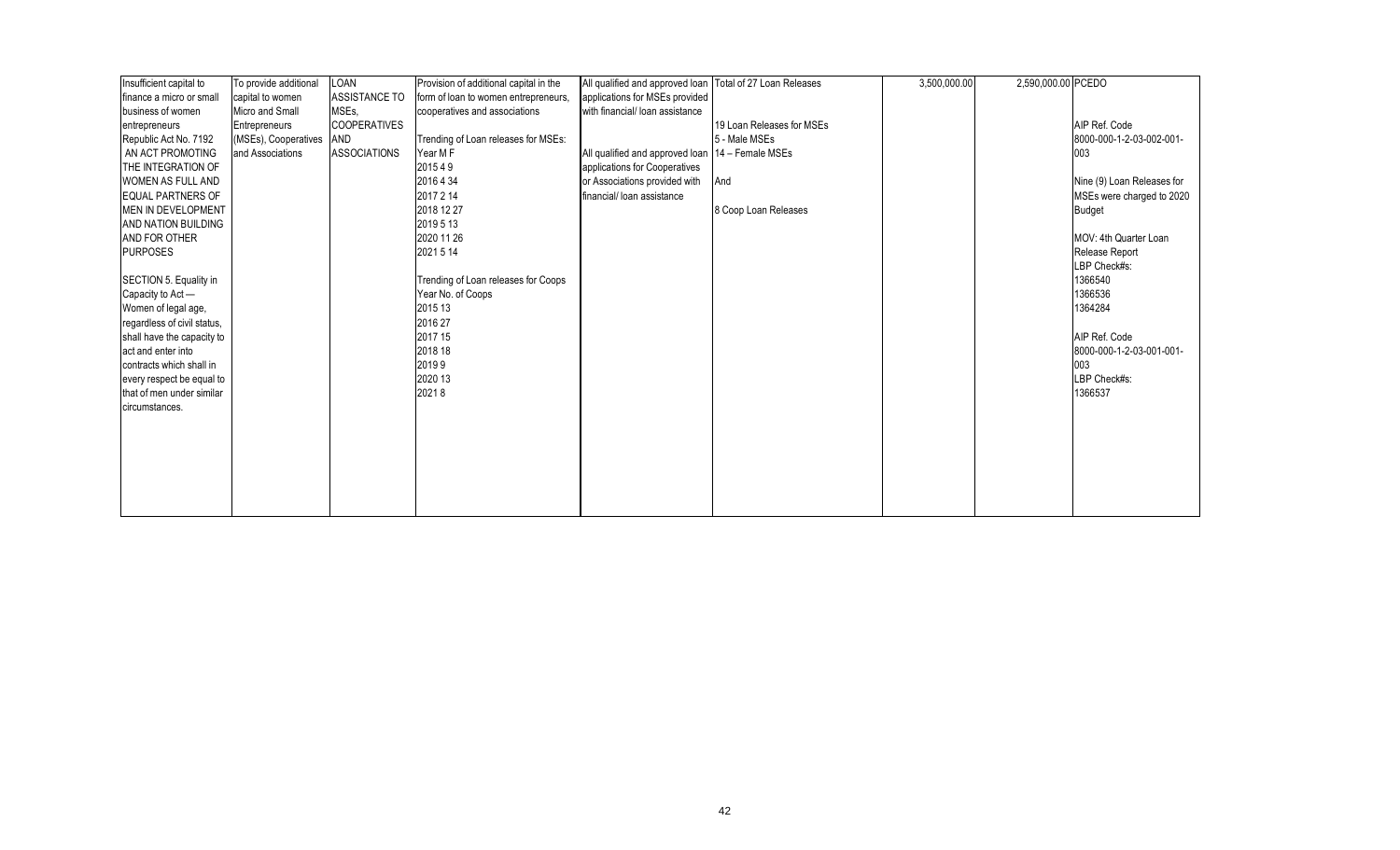| Insufficient capital to finance a micro or small business of women entrepreneurs<br><br>Republic Act No. 7192 AN ACT PROMOTING THE INTEGRATION OF WOMEN AS FULL AND EQUAL PARTNERS OF MEN IN DEVELOPMENT AND NATION BUILDING AND FOR OTHER PURPOSES<br><br>SECTION 5. Equality in Capacity to Act — Women of legal age, regardless of civil status, shall have the capacity to act and enter into contracts which shall in every respect be equal to that of men under similar circumstances. | To provide additional capital to women Micro and Small Entrepreneurs (MSEs), Cooperatives and Associations | LOAN ASSISTANCE TO MSEs, COOPERATIVES AND ASSOCIATIONS | Provision of additional capital in the form of loan to women entrepreneurs, cooperatives and associations<br><br>Trending of Loan releases for MSEs:<br>Year M F<br>2015 4 9<br>2016 4 34<br>2017 2 14<br>2018 12 27<br>2019 5 13<br>2020 11 26<br>2021 5 14<br><br>Trending of Loan releases for Coops<br>Year No. of Coops<br>2015 13<br>2016 27<br>2017 15<br>2018 18<br>2019 9<br>2020 13<br>2021 8 | All qualified and approved loan applications for MSEs provided with financial/ loan assistance<br><br>All qualified and approved loan applications for Cooperatives or Associations provided with financial/ loan assistance | Total of 27 Loan Releases<br><br>19 Loan Releases for MSEs<br>5 - Male MSEs<br>14 – Female MSEs<br>And<br><br>8 Coop Loan Releases | 3,500,000.00 | 2,590,000.00 | PCEDO<br><br>AIP Ref. Code<br>8000-000-1-2-03-002-001-003<br><br>Nine (9) Loan Releases for MSEs were charged to 2020 Budget<br><br>MOV: 4th Quarter Loan Release Report<br>LBP Check#s:<br>1366540<br>1366536<br>1364284<br><br>AIP Ref. Code<br>8000-000-1-2-03-001-001-003<br>LBP Check#s:<br>1366537 |
|---|---|---|---|---|---|---|---|---|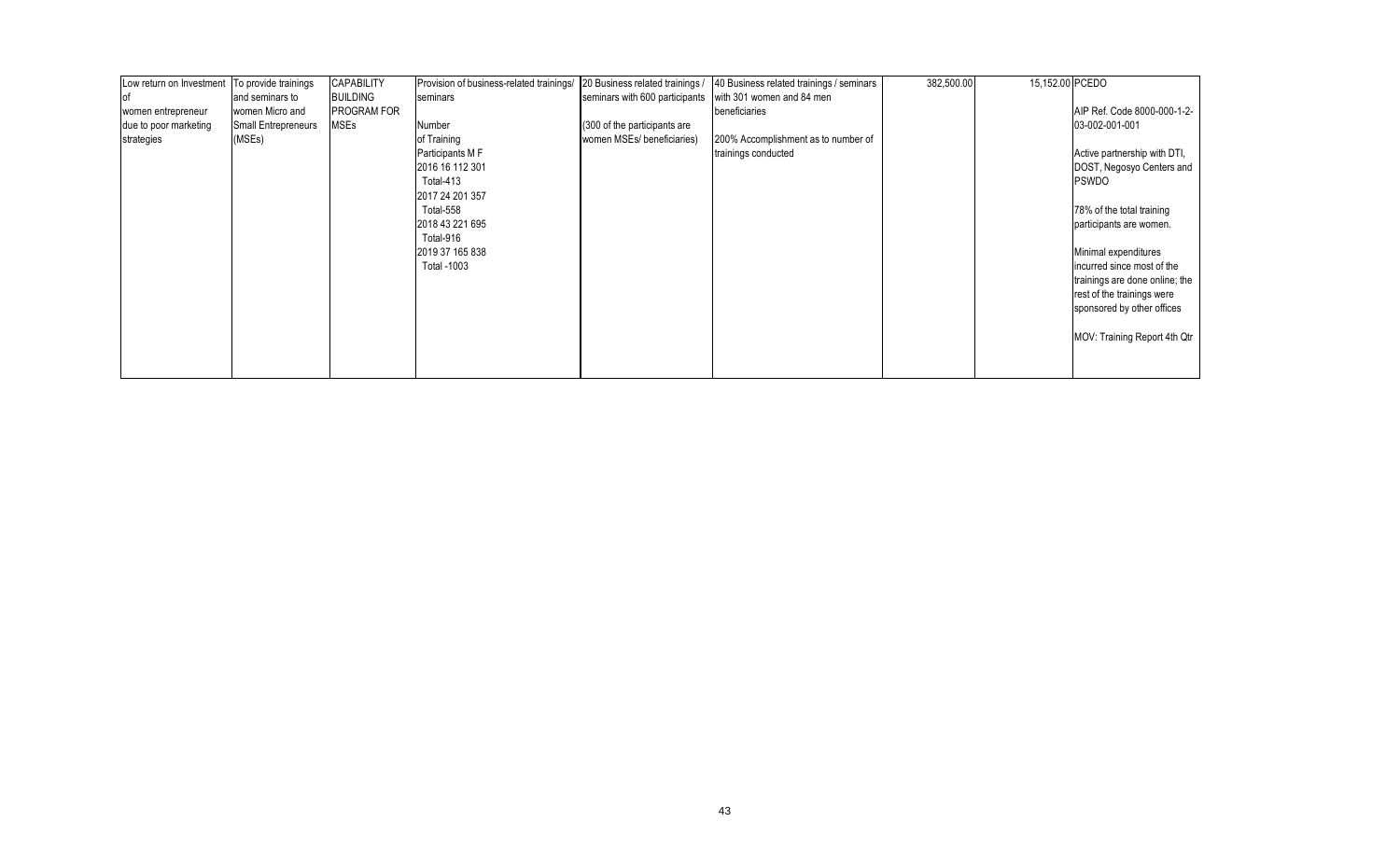| | | | | | | | | |
|---|---|---|---|---|---|---|---|---|
| Low return on Investment of women entrepreneur due to poor marketing strategies | To provide trainings and seminars to women Micro and Small Entrepreneurs (MSEs) | CAPABILITY BUILDING PROGRAM FOR MSEs | Provision of business-related trainings/ seminars<br><br>Number of Training Participants M F<br>2016 16 112 301<br>Total-413<br>2017 24 201 357<br>Total-558<br>2018 43 221 695<br>Total-916<br>2019 37 165 838<br>Total -1003 | 20 Business related trainings / seminars with 600 participants<br><br>(300 of the participants are women MSEs/ beneficiaries) | 40 Business related trainings / seminars with 301 women and 84 men beneficiaries<br><br>200% Accomplishment as to number of trainings conducted | 382,500.00 | 15,152.00 | PCEDO<br><br>AIP Ref. Code 8000-000-1-2-03-002-001-001<br><br>Active partnership with DTI, DOST, Negosyo Centers and PSWDO<br><br>78% of the total training participants are women.<br><br>Minimal expenditures incurred since most of the trainings are done online; the rest of the trainings were sponsored by other offices<br><br>MOV: Training Report 4th Qtr |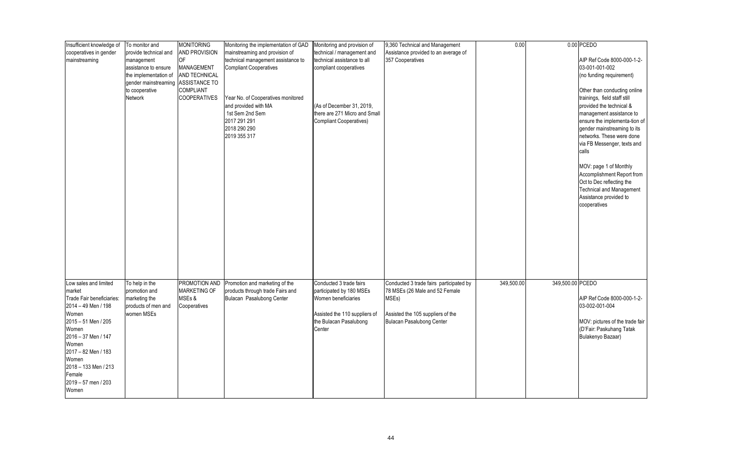| Insufficient knowledge of cooperatives in gender mainstreaming | To monitor and provide technical and management assistance to ensure the implementation of gender mainstreaming to cooperative Network | MONITORING AND PROVISION OF MANAGEMENT AND TECHNICAL ASSISTANCE TO COMPLIANT COOPERATIVES | Monitoring the implementation of GAD mainstreaming and provision of technical management assistance to Compliant Cooperatives<br><br>Year No. of Cooperatives monitored and provided with MA<br>1st Sem 2nd Sem<br>2017 291 291<br>2018 290 290<br>2019 355 317 | Monitoring and provision of technical / management and technical assistance to all compliant cooperatives<br><br>(As of December 31, 2019, there are 271 Micro and Small Compliant Cooperatives) | 9,360 Technical and Management Assistance provided to an average of 357 Cooperatives | 0.00 | 0.00 | PCEDO<br><br>AIP Ref Code 8000-000-1-2-03-001-001-002<br>(no funding requirement)<br><br>Other than conducting online trainings, field staff still provided the technical & management assistance to ensure the implementa-tion of gender mainstreaming to its networks. These were done via FB Messenger, texts and calls<br><br>MOV: page 1 of Monthly Accomplishment Report from Oct to Dec reflecting the Technical and Management Assistance provided to cooperatives |
|---|---|---|---|---|---|---|---|---|
| Low sales and limited market<br>Trade Fair beneficiaries:<br>2014 – 49 Men / 198 Women<br>2015 – 51 Men / 205 Women<br>2016 – 37 Men / 147 Women<br>2017 – 82 Men / 183 Women<br>2018 – 133 Men / 213 Female<br>2019 – 57 men / 203 Women | To help in the promotion and marketing the products of men and women MSEs | PROMOTION AND MARKETING OF MSEs & Cooperatives | Promotion and marketing of the products through trade Fairs and Bulacan Pasalubong Center | Conducted 3 trade fairs participated by 180 MSEs Women beneficiaries<br><br>Assisted the 110 suppliers of the Bulacan Pasalubong Center | Conducted 3 trade fairs participated by 78 MSEs (26 Male and 52 Female MSEs)<br><br>Assisted the 105 suppliers of the Bulacan Pasalubong Center | 349,500.00 | 349,500.00 | PCEDO<br><br>AIP Ref Code 8000-000-1-2-03-002-001-004<br><br>MOV: pictures of the trade fair (D'Fair: Paskuhang Tatak Bulakenyo Bazaar) |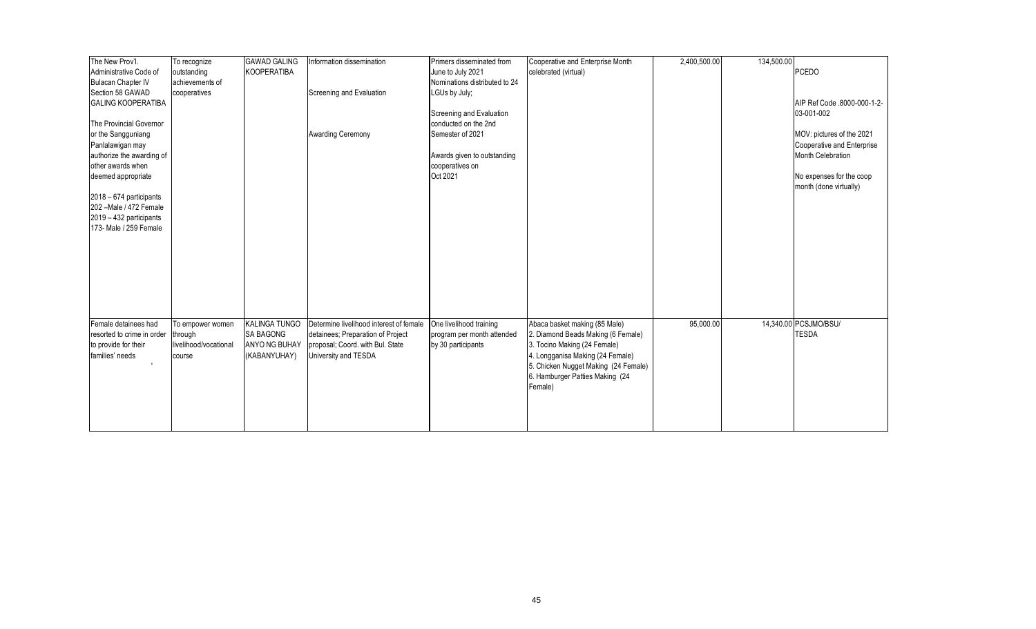| The New Prov'l. Administrative Code of Bulacan Chapter IV Section 58 GAWAD GALING KOOPERATIBA<br><br>The Provincial Governor or the Sangguniang Panlalawigan may authorize the awarding of other awards when deemed appropriate<br><br>2018 – 674 participants 202 –Male / 472 Female 2019 – 432 participants 173- Male / 259 Female | To recognize outstanding achievements of cooperatives | GAWAD GALING KOOPERATIBA | Information dissemination<br><br>Screening and Evaluation<br><br>Awarding Ceremony | Primers disseminated from June to July 2021 Nominations distributed to 24 LGUs by July;<br><br>Screening and Evaluation conducted on the 2nd Semester of 2021<br><br>Awards given to outstanding cooperatives on Oct 2021 | Cooperative and Enterprise Month celebrated (virtual) | 2,400,500.00 | 134,500.00 | PCEDO<br><br>AIP Ref Code .8000-000-1-2-03-001-002<br><br>MOV: pictures of the 2021 Cooperative and Enterprise Month Celebration<br><br>No expenses for the coop month (done virtually) |
|---|---|---|---|---|---|---|---|---|
| Female detainees had resorted to crime in order to provide for their families' needs | To empower women through livelihood/vocational course | KALINGA TUNGO SA BAGONG ANYO NG BUHAY (KABANYUHAY) | Determine livelihood interest of female detainees; Preparation of Project proposal; Coord. with Bul. State University and TESDA | One livelihood training program per month attended by 30 participants | Abaca basket making (85 Male)<br>2. Diamond Beads Making (6 Female)<br>3. Tocino Making (24 Female)<br>4. Longganisa Making (24 Female)<br>5. Chicken Nugget Making (24 Female)<br>6. Hamburger Patties Making (24 Female) | 95,000.00 | 14,340.00 | PCSJMO/BSU/ TESDA |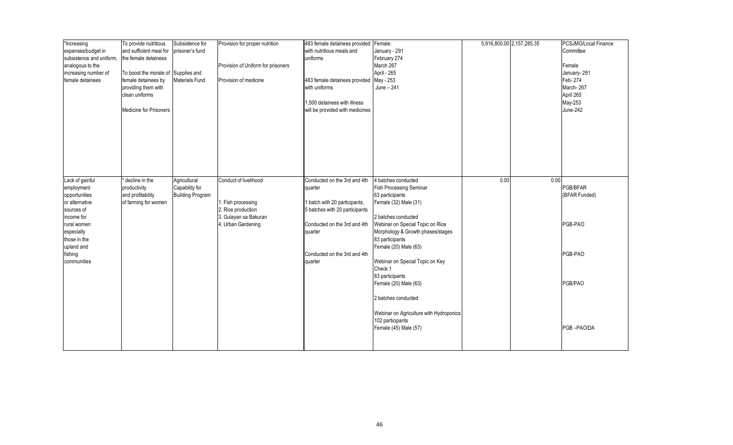| | | | | | | | | |
|---|---|---|---|---|---|---|---|---|
| *Increasing expenses/budget in subsistence and uniform, analogous to the increasing number of female detainees | To provide nutritious and sufficient meal for the female detainees<br><br>To boost the morale of female detainees by providing them with clean uniforms<br><br>Medicine for Prisoners | Subsistence for prisoner's fund<br><br>Supplies and Materials Fund | Provision for proper nutrition<br><br>Provision of Uniform for prisoners<br><br>Provision of medicine | 483 female detainees provided with nutritious meals and uniforms<br><br>483 female detainees provided with uniforms<br><br>1,500 detainees with illness will be provided with medicines | Female:<br>January - 291<br>February 274<br>March 267<br>April - 265<br>May - 253<br>June – 241 | 5,916,800.00 | 2,157,285.35 | PCSJMO/Local Finance Committee<br><br>Female<br>January- 291<br>Feb- 274<br>March- 267<br>April 265<br>May-253<br>June-242 |
| Lack of gainful employment opportunities or alternative sources of income for rural women especially those in the upland and fishing communities | * decline in the productivity and profitability of farming for women | Agricultural Capability for Building Program | Conduct of livelihood<br><br>1. Fish processing<br>2. Rice production<br>3. Gulayan sa Bakuran<br>4. Urban Gardening | Conducted on the 3rd and 4th quarter<br><br>1 batch with 20 participants, 5 batches with 20 participants<br><br>Conducted on the 3rd and 4th quarter<br><br>Conducted on the 3rd and 4th quarter | 4 batches conducted<br>Fish Processing Seminar<br>63 participants<br>Female (32) Male (31)<br><br>2 batches conducted<br>Webinar on Special Topic on Rice Morphology & Growth phases/stages<br>83 participants<br>Female (20) Male (63)<br><br>Webinar on Special Topic on Key Check 1<br>83 participants<br>Female (20) Male (63)<br><br>2 batches conducted<br><br>Webinar on Agriculture with Hydroponics<br>102 participants<br>Female (45) Male (57) | 0.00 | 0.00 | PGB/BFAR (BFAR Funded)<br><br>PGB-PAO<br><br>PGB-PAO<br><br>PGB/PAO<br><br>PGB –PAO/DA |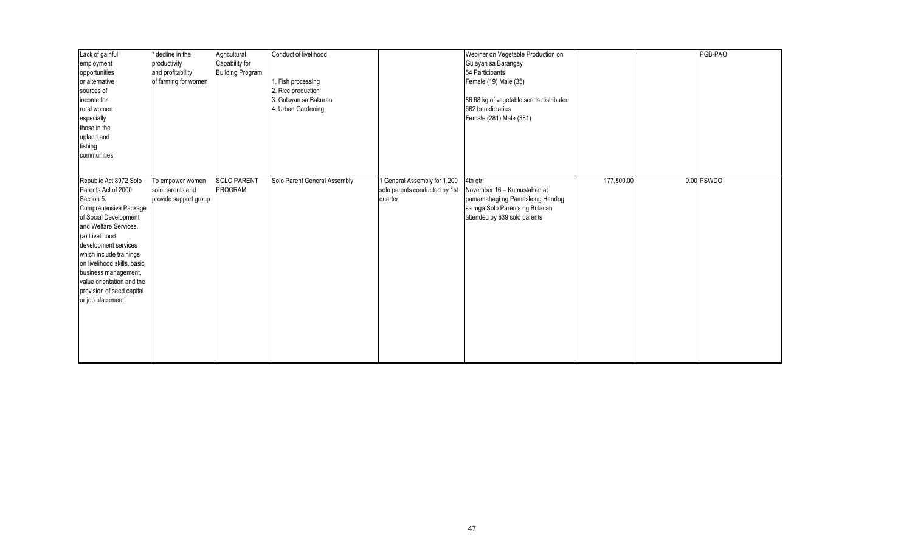| | | | | | | | | |
|---|---|---|---|---|---|---|---|---|
| Lack of gainful employment opportunities or alternative sources of income for rural women especially those in the upland and fishing communities | * decline in the productivity and profitability of farming for women | Agricultural Capability for Building Program | Conduct of livelihood<br><br>1. Fish processing<br>2. Rice production<br>3. Gulayan sa Bakuran<br>4. Urban Gardening | | Webinar on Vegetable Production on Gulayan sa Barangay<br>54 Participants<br>Female (19) Male (35)<br><br>86.68 kg of vegetable seeds distributed<br>662 beneficiaries<br>Female (281) Male (381) | | | PGB-PAO |
| Republic Act 8972 Solo Parents Act of 2000 Section 5. Comprehensive Package of Social Development and Welfare Services. (a) Livelihood development services which include trainings on livelihood skills, basic business management, value orientation and the provision of seed capital or job placement. | To empower women solo parents and provide support group | SOLO PARENT PROGRAM | Solo Parent General Assembly | 1 General Assembly for 1,200 solo parents conducted by 1st quarter | 4th qtr:<br>November 16 – Kumustahan at pamamahagi ng Pamaskong Handog sa mga Solo Parents ng Bulacan attended by 639 solo parents | 177,500.00 | 0.00 | PSWDO |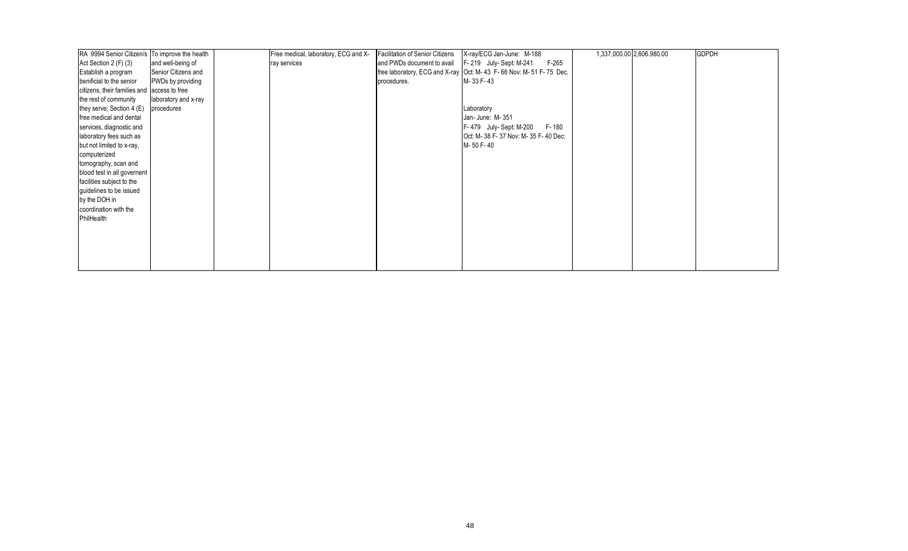| RA 9994 Senior Citizen/s Act Section 2 (F) (3) Establish a program benificial to the senior citizens, their families and the rest of community they serve; Section 4 (E) free medical and dental services, diagnostic and laboratory fees such as but not limited to x-ray, computerized tomography, scan and blood test in all governent facilities subject to the guidelines to be issued by the DOH in coordination with the PhilHealth | To improve the health and well-being of Senior Citizens and PWDs by providing access to free laboratory and x-ray procedures | | Free medical, laboratory, ECG and X-ray services | Facilitation of Senior Citizens and PWDs document to avail free laboratory, ECG and X-ray procedures. | X-ray/ECG Jan-June: M-188 F-265 F- 219 July- Sept: M-241 Oct: M- 43 F- 66 Nov: M- 51 F- 75 Dec. M- 33 F- 43<br><br>Laboratory Jan- June: M- 351 F- 479 July- Sept: M-200 F- 180 Oct: M- 38 F- 37 Nov: M- 35 F- 40 Dec: M- 50 F- 40 | 1,337,000.00 | 2,606,980.00 | GDPDH |
|---|---|---|---|---|---|---|---|---|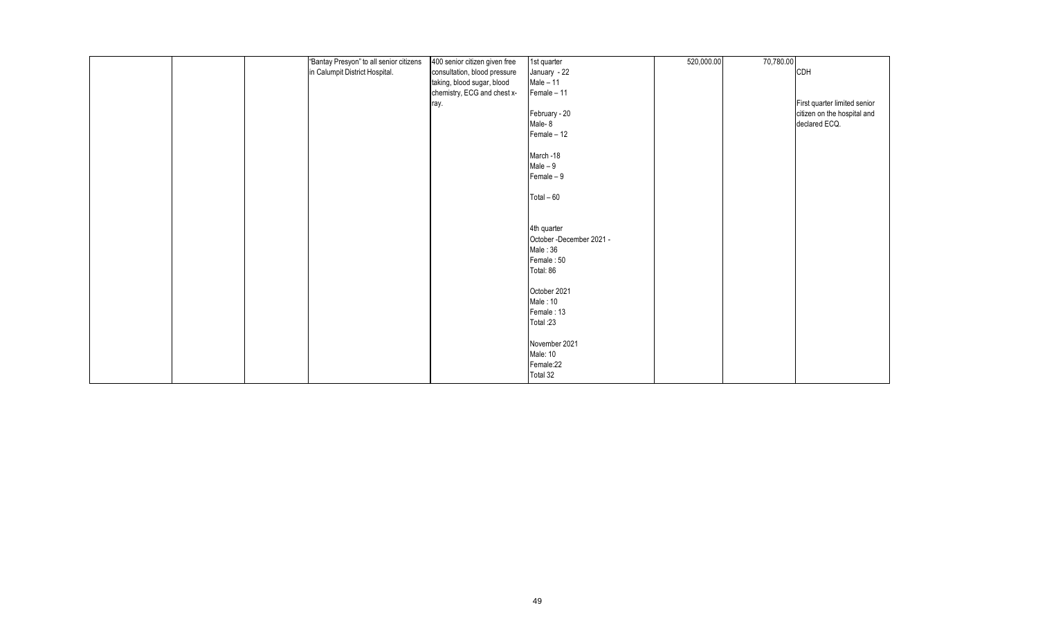| | | | | | | | | |
|---|---|---|---|---|---|---|---|---|
| | | | "Bantay Presyon" to all senior citizens in Calumpit District Hospital. | 400 senior citizen given free consultation, blood pressure taking, blood sugar, blood chemistry, ECG and chest x-ray. | 1st quarter<br>January - 22<br>Male – 11<br>Female – 11<br><br>February - 20<br>Male- 8<br>Female – 12<br><br>March -18<br>Male – 9<br>Female – 9<br><br>Total – 60<br><br><br>4th quarter<br>October -December 2021 -<br>Male : 36<br>Female : 50<br>Total: 86<br><br>October 2021<br>Male : 10<br>Female : 13<br>Total :23<br><br>November 2021<br>Male: 10<br>Female:22<br>Total 32 | 520,000.00 | 70,780.00 | CDH<br><br>First quarter limited senior citizen on the hospital and declared ECQ. |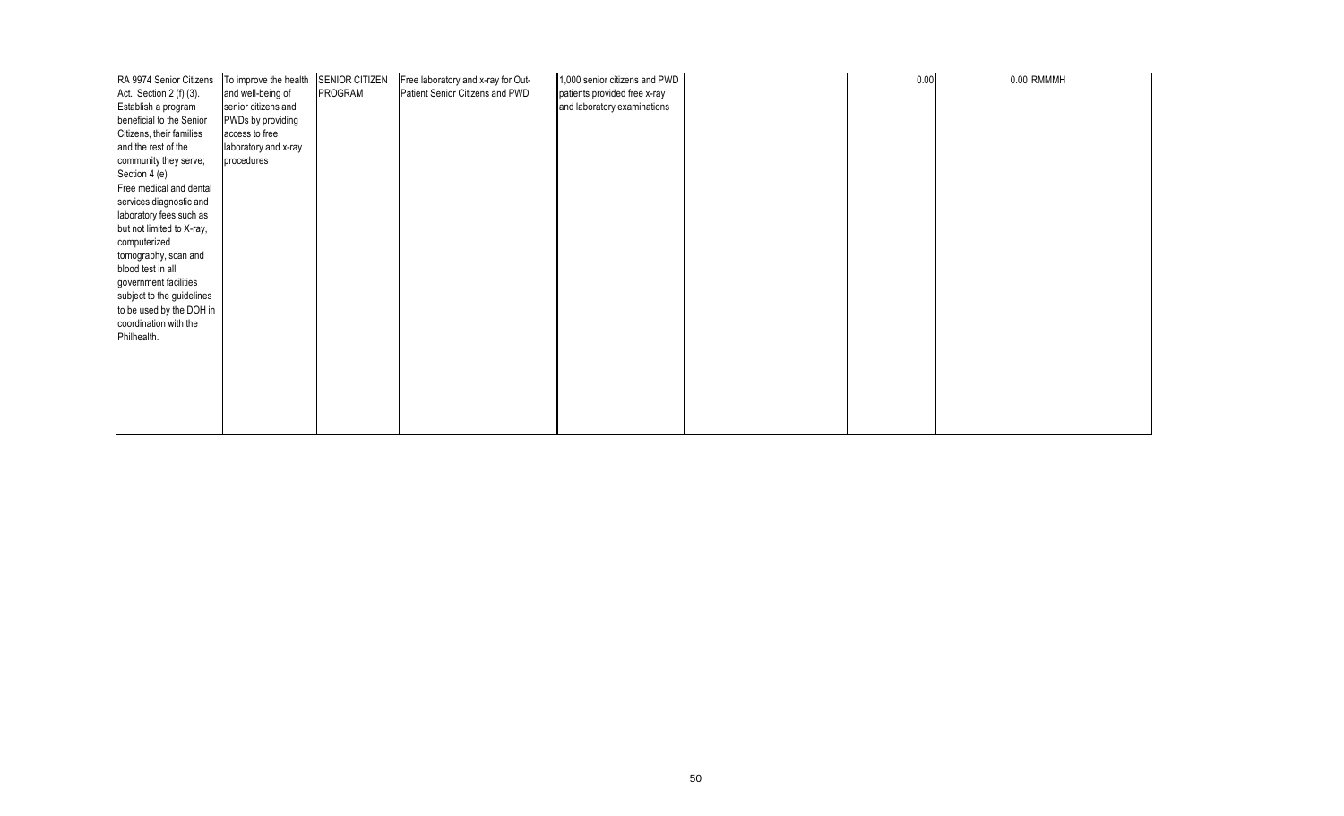| | | | | | | | | |
|---|---|---|---|---|---|---|---|---|
| RA 9974 Senior Citizens Act. Section 2 (f) (3). Establish a program beneficial to the Senior Citizens, their families and the rest of the community they serve; Section 4 (e) Free medical and dental services diagnostic and laboratory fees such as but not limited to X-ray, computerized tomography, scan and blood test in all government facilities subject to the guidelines to be used by the DOH in coordination with the Philhealth. | To improve the health and well-being of senior citizens and PWDs by providing access to free laboratory and x-ray procedures | SENIOR CITIZEN PROGRAM | Free laboratory and x-ray for Out-Patient Senior Citizens and PWD | 1,000 senior citizens and PWD patients provided free x-ray and laboratory examinations | | 0.00 | 0.00 | RMMMH |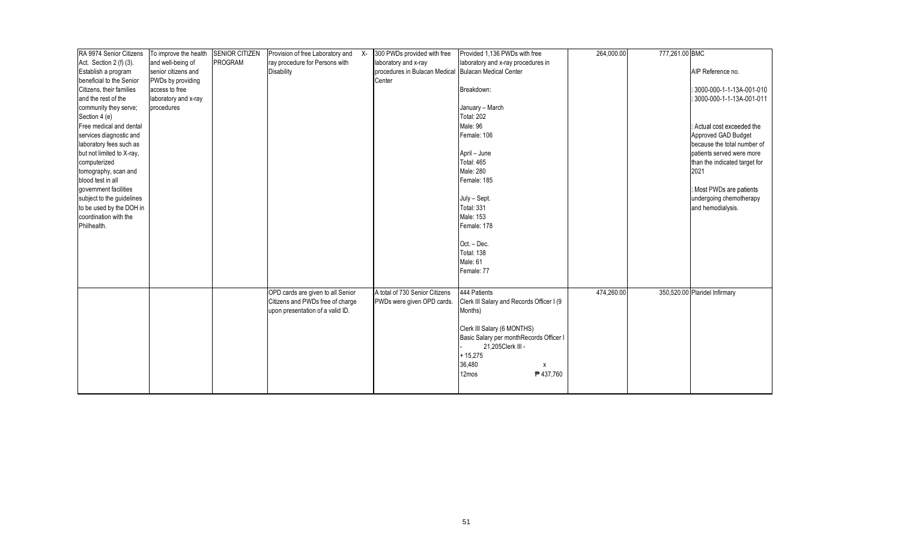| RA 9974 Senior Citizens Act. Section 2 (f) (3). Establish a program beneficial to the Senior Citizens, their families and the rest of the community they serve; Section 4 (e) Free medical and dental services diagnostic and laboratory fees such as but not limited to X-ray, computerized tomography, scan and blood test in all government facilities subject to the guidelines to be used by the DOH in coordination with the Philhealth. | To improve the health and well-being of senior citizens and PWDs by providing access to free laboratory and x-ray procedures | SENIOR CITIZEN PROGRAM | Provision of free Laboratory and X-ray procedure for Persons with Disability | 300 PWDs provided with free laboratory and x-ray procedures in Bulacan Medical Center | Provided 1,136 PWDs with free laboratory and x-ray procedures in Bulacan Medical Center<br><br>Breakdown:<br><br>January – March<br>Total: 202<br>Male: 96<br>Female: 106<br><br>April – June<br>Total: 465<br>Male: 280<br>Female: 185<br><br>July – Sept.<br>Total: 331<br>Male: 153<br>Female: 178<br><br>Oct. – Dec.<br>Total: 138<br>Male: 61<br>Female: 77 | 264,000.00 | 777,261.00 | BMC<br><br>AIP Reference no.<br><br>3000-000-1-1-13A-001-010<br>3000-000-1-1-13A-001-011<br><br>Actual cost exceeded the Approved GAD Budget because the total number of patients served were more than the indicated target for 2021<br><br>Most PWDs are patients undergoing chemotherapy and hemodialysis. |
|---|---|---|---|---|---|---|---|---|
| | | | OPD cards are given to all Senior Citizens and PWDs free of charge upon presentation of a valid ID. | A total of 730 Senior Citizens PWDs were given OPD cards. | 444 Patients<br>Clerk III Salary and Records Officer I (9 Months)<br><br>Clerk III Salary (6 MONTHS)<br>Basic Salary per monthRecords Officer I - 21,205Clerk III - + 15,275<br>36,480 x<br>12mos ₱437,760 | 474,260.00 | 350,520.00 | Plaridel Infirmary |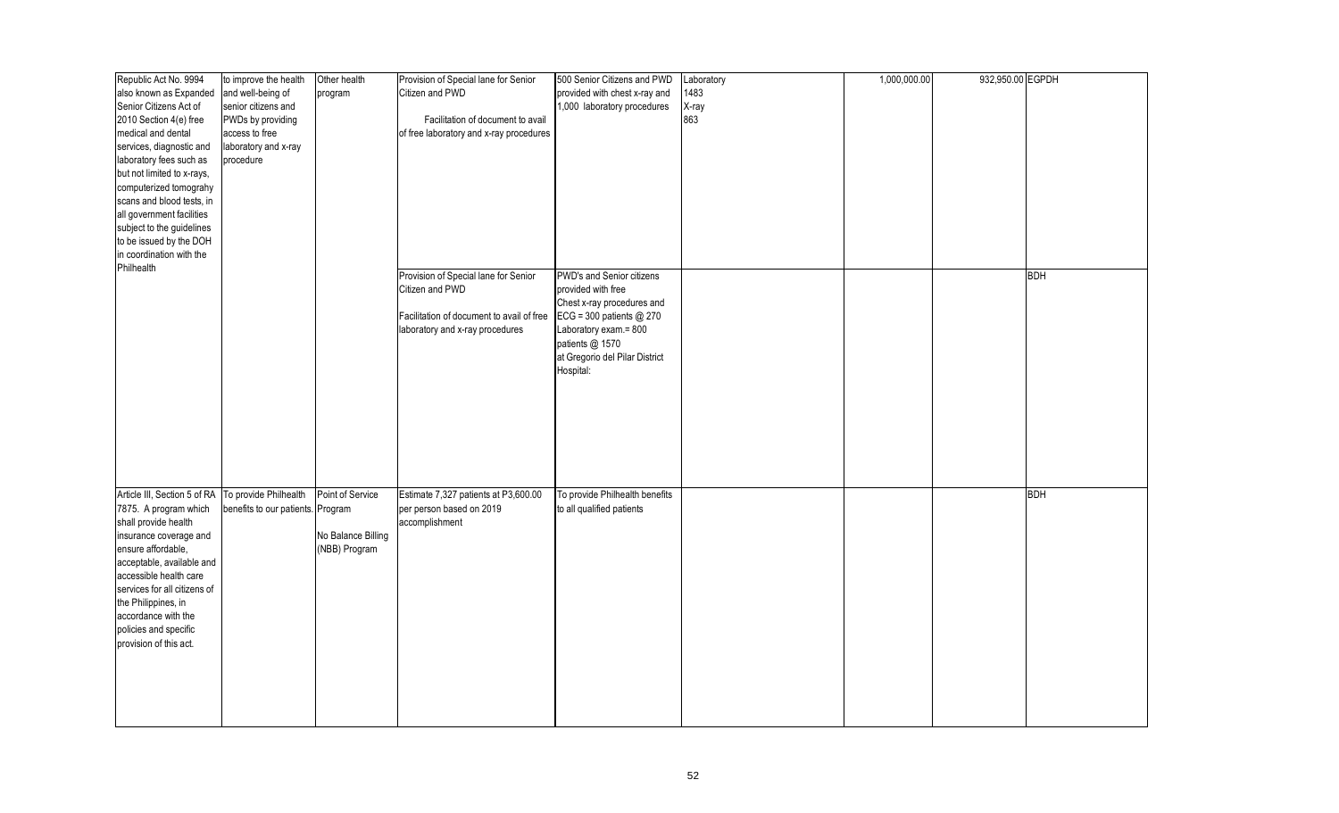| | | | | | | | | |
|---|---|---|---|---|---|---|---|---|
| Republic Act No. 9994 also known as Expanded Senior Citizens Act of 2010 Section 4(e) free medical and dental services, diagnostic and laboratory fees such as but not limited to x-rays, computerized tomograhy scans and blood tests, in all government facilities subject to the guidelines to be issued by the DOH in coordination with the Philhealth | to improve the health and well-being of senior citizens and PWDs by providing access to free laboratory and x-ray procedure | Other health program | Provision of Special lane for Senior Citizen and PWD<br><br>Facilitation of document to avail of free laboratory and x-ray procedures | 500 Senior Citizens and PWD provided with chest x-ray and 1,000 laboratory procedures | Laboratory<br>1483<br>X-ray<br>863 | 1,000,000.00 | 932,950.00 | EGPDH |
| | | | Provision of Special lane for Senior Citizen and PWD<br><br>Facilitation of document to avail of free laboratory and x-ray procedures | PWD's and Senior citizens provided with free Chest x-ray procedures and ECG = 300 patients @ 270 Laboratory exam.= 800 patients @ 1570 at Gregorio del Pilar District Hospital: | | | | BDH |
| Article III, Section 5 of RA 7875. A program which shall provide health insurance coverage and ensure affordable, acceptable, available and accessible health care services for all citizens of the Philippines, in accordance with the policies and specific provision of this act. | To provide Philhealth benefits to our patients. | Point of Service Program<br><br>No Balance Billing (NBB) Program | Estimate 7,327 patients at P3,600.00 per person based on 2019 accomplishment | To provide Philhealth benefits to all qualified patients | | | | BDH |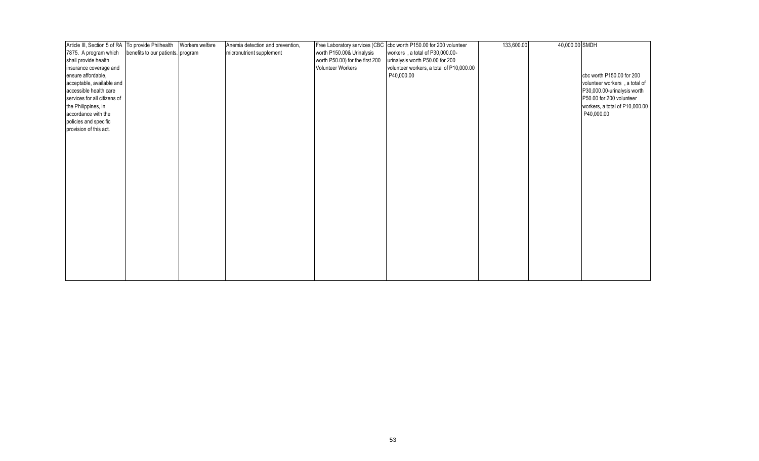| | | | | | | | | |
|---|---|---|---|---|---|---|---|---|
| Article III, Section 5 of RA 7875. A program which shall provide health insurance coverage and ensure affordable, acceptable, available and accessible health care services for all citizens of the Philippines, in accordance with the policies and specific provision of this act. | To provide Philhealth benefits to our patients. | Workers welfare program | Anemia detection and prevention, micronutrient supplement | Free Laboratory services (CBC worth P150.00& Urinalysis worth P50.00) for the first 200 Volunteer Workers | cbc worth P150.00 for 200 volunteer workers , a total of P30,000.00- urinalysis worth P50.00 for 200 volunteer workers, a total of P10,000.00 P40,000.00 | 133,600.00 | 40,000.00 | SMDH<br><br>cbc worth P150.00 for 200 volunteer workers , a total of P30,000.00-urinalysis worth P50.00 for 200 volunteer workers, a total of P10,000.00 P40,000.00 |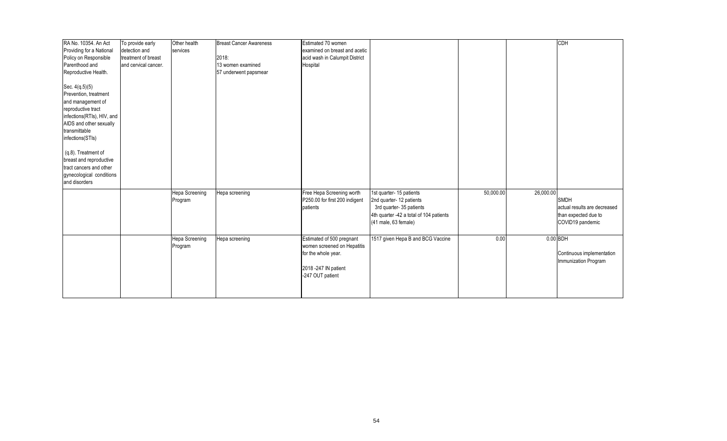| RA No. 10354. An Act Providing for a National Policy on Responsible Parenthood and Reproductive Health.<br><br>Sec. 4(q.5)(5) Prevention, treatment and management of reproductive tract infections(RTIs), HIV, and AIDS and other sexually transmittable infections(STIs)<br><br>(q.8). Treatment of breast and reproductive tract cancers and other gynecological conditions and disorders | To provide early detection and treatment of breast and cervical cancer. | Other health services | Breast Cancer Awareness<br><br>2018:<br>13 women examined<br>57 underwent papsmear | Estimated 70 women examined on breast and acetic acid wash in Calumpit District Hospital | | | | CDH |
|---|---|---|---|---|---|---|---|---|
| | | Hepa Screening Program | Hepa screening | Free Hepa Screening worth P250.00 for first 200 indigent patients | 1st quarter- 15 patients<br>2nd quarter- 12 patients<br>3rd quarter- 35 patients<br>4th quarter -42 a total of 104 patients (41 male, 63 female) | 50,000.00 | 26,000.00 | SMDH<br>actual results are decreased than expected due to COVID19 pandemic |
| | | Hepa Screening Program | Hepa screening | Estimated of 500 pregnant women screened on Hepatitis for the whole year.<br><br>2018 -247 IN patient<br>-247 OUT patient | 1517 given Hepa B and BCG Vaccine | 0.00 | 0.00 | BDH<br><br>Continuous implementation Immunization Program |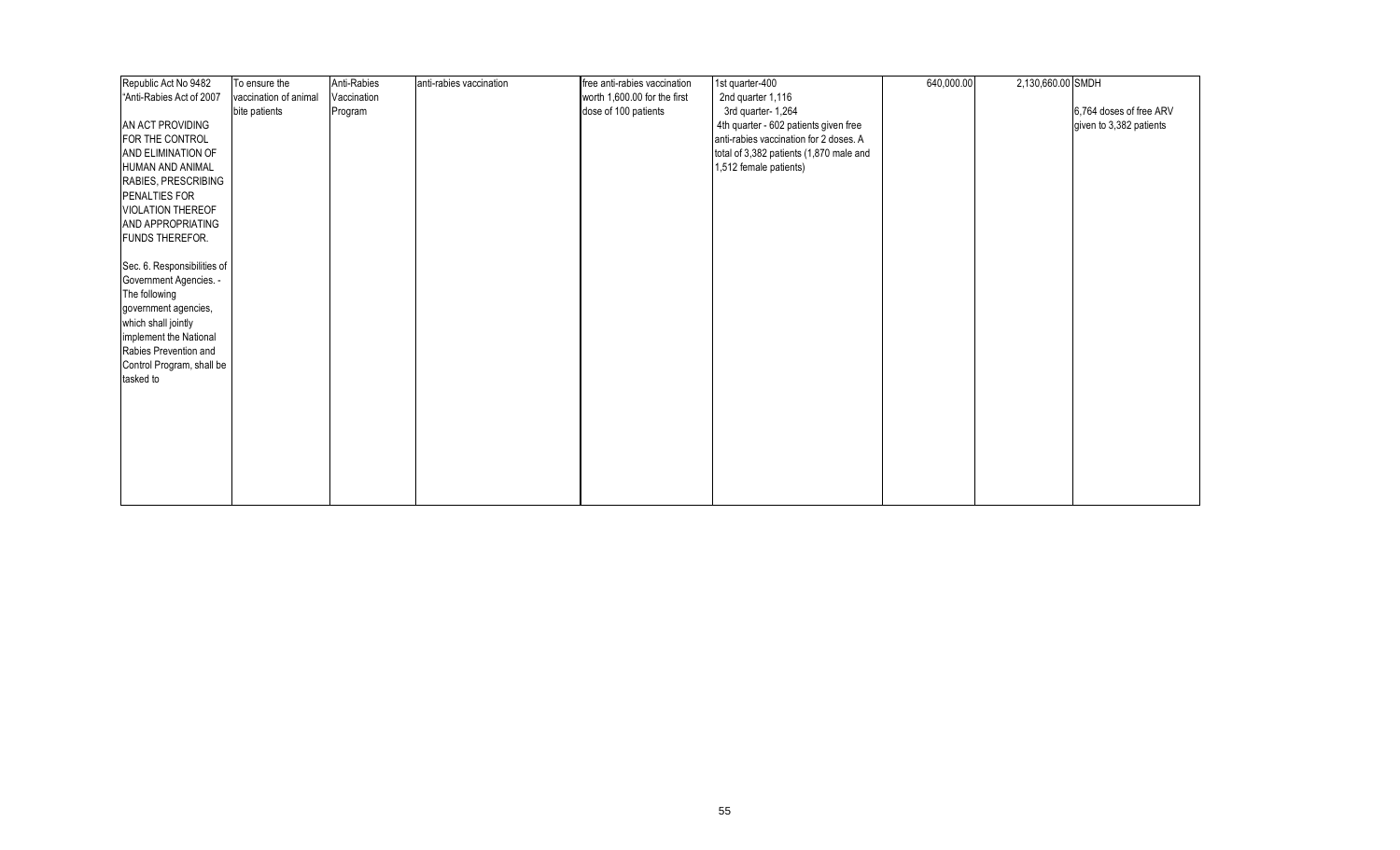| Republic Act No 9482 "Anti-Rabies Act of 2007<br><br>AN ACT PROVIDING FOR THE CONTROL AND ELIMINATION OF HUMAN AND ANIMAL RABIES, PRESCRIBING PENALTIES FOR VIOLATION THEREOF AND APPROPRIATING FUNDS THEREFOR.<br><br>Sec. 6. Responsibilities of Government Agencies. - The following government agencies, which shall jointly implement the National Rabies Prevention and Control Program, shall be tasked to | To ensure the vaccination of animal bite patients | Anti-Rabies Vaccination Program | anti-rabies vaccination | free anti-rabies vaccination worth 1,600.00 for the first dose of 100 patients | 1st quarter-400<br>2nd quarter 1,116<br>3rd quarter- 1,264<br>4th quarter - 602 patients given free anti-rabies vaccination for 2 doses. A total of 3,382 patients (1,870 male and 1,512 female patients) | 640,000.00 | 2,130,660.00 | SMDH<br><br>6,764 doses of free ARV given to 3,382 patients |
|---|---|---|---|---|---|---|---|---|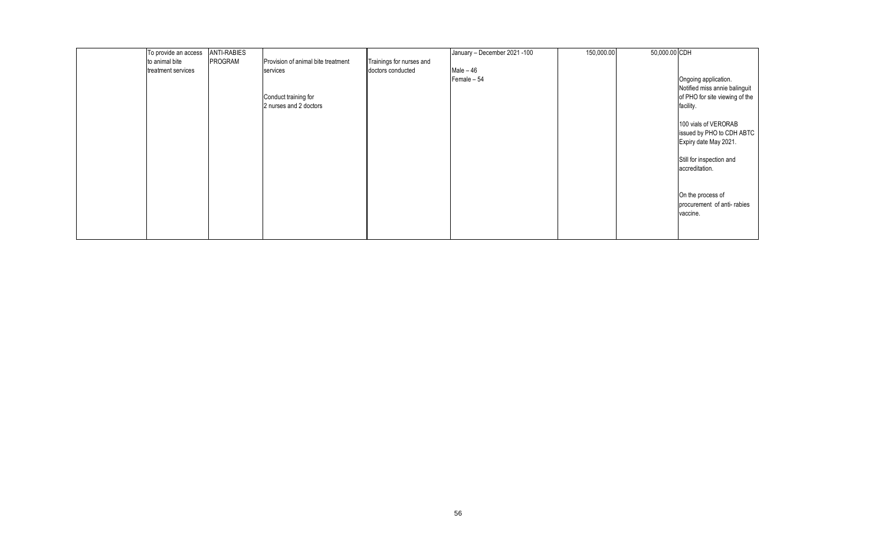| | | | | | | | | |
|---|---|---|---|---|---|---|---|---|
| | To provide an access to animal bite treatment services | ANTI-RABIES PROGRAM | Provision of animal bite treatment services<br><br>Conduct training for 2 nurses and 2 doctors | Trainings for nurses and doctors conducted | January – December 2021 -100<br><br>Male – 46<br>Female – 54 | 150,000.00 | 50,000.00 | CDH<br><br>Ongoing application. Notified miss annie balinguit of PHO for site viewing of the facility.<br><br>100 vials of VERORAB issued by PHO to CDH ABTC Expiry date May 2021.<br><br>Still for inspection and accreditation.<br><br>On the process of procurement of anti- rabies vaccine. |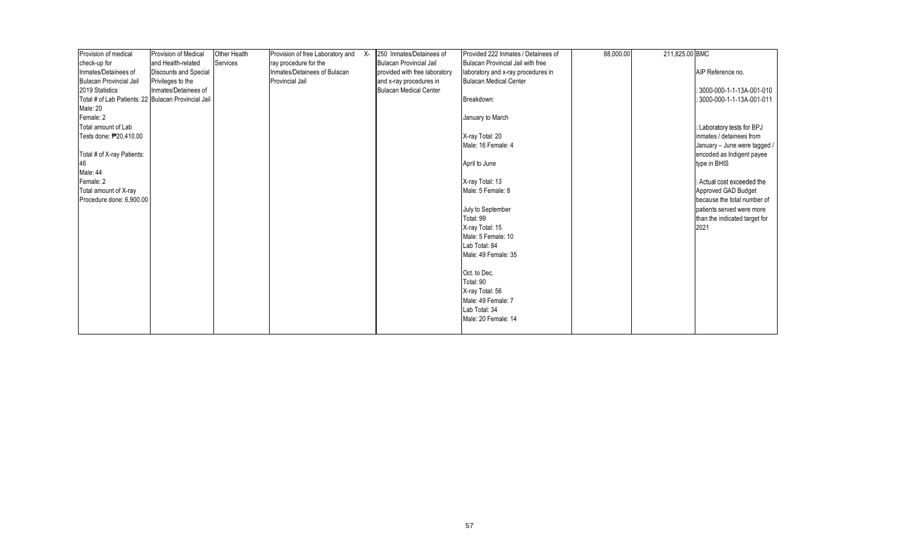| Provision of medical check-up for Inmates/Detainees of Bulacan Provincial Jail 2019 Statistics Total # of Lab Patients: 22 Male: 20 Female: 2 Total amount of Lab Tests done: ₱20,410.00 Total # of X-ray Patients: 46 Male: 44 Female: 2 Total amount of X-ray Procedure done: 6,900.00 | Provision of Medical and Health-related Discounts and Special Privileges to the Inmates/Detainees of Bulacan Provincial Jail | Other Health Services | Provision of free Laboratory and X-ray procedure for the Inmates/Detainees of Bulacan Provincial Jail | 250 Inmates/Detainees of Bulacan Provincial Jail provided with free laboratory and x-ray procedures in Bulacan Medical Center | Provided 222 Inmates / Detainees of Bulacan Provincial Jail with free laboratory and x-ray procedures in Bulacan Medical Center<br><br>Breakdown:<br><br>January to March<br><br>X-ray Total: 20<br>Male: 16 Female: 4<br><br>April to June<br><br>X-ray Total: 13<br>Male: 5 Female: 8<br><br>July to September<br>Total: 99<br>X-ray Total: 15<br>Male: 5 Female: 10<br>Lab Total: 84<br>Male: 49 Female: 35<br><br>Oct. to Dec.<br>Total: 90<br>X-ray Total: 56<br>Male: 49 Female: 7<br>Lab Total: 34<br>Male: 20 Female: 14 | 88,000.00 | 211,825.00 | BMC<br><br>AIP Reference no.<br><br>3000-000-1-1-13A-001-010<br>3000-000-1-1-13A-001-011<br><br>Laboratory tests for BPJ inmates / detainees from January – June were tagged / encoded as Indigent payee type in BHIS<br><br>Actual cost exceeded the Approved GAD Budget because the total number of patients served were more than the indicated target for 2021 |
|---|---|---|---|---|---|---|---|---|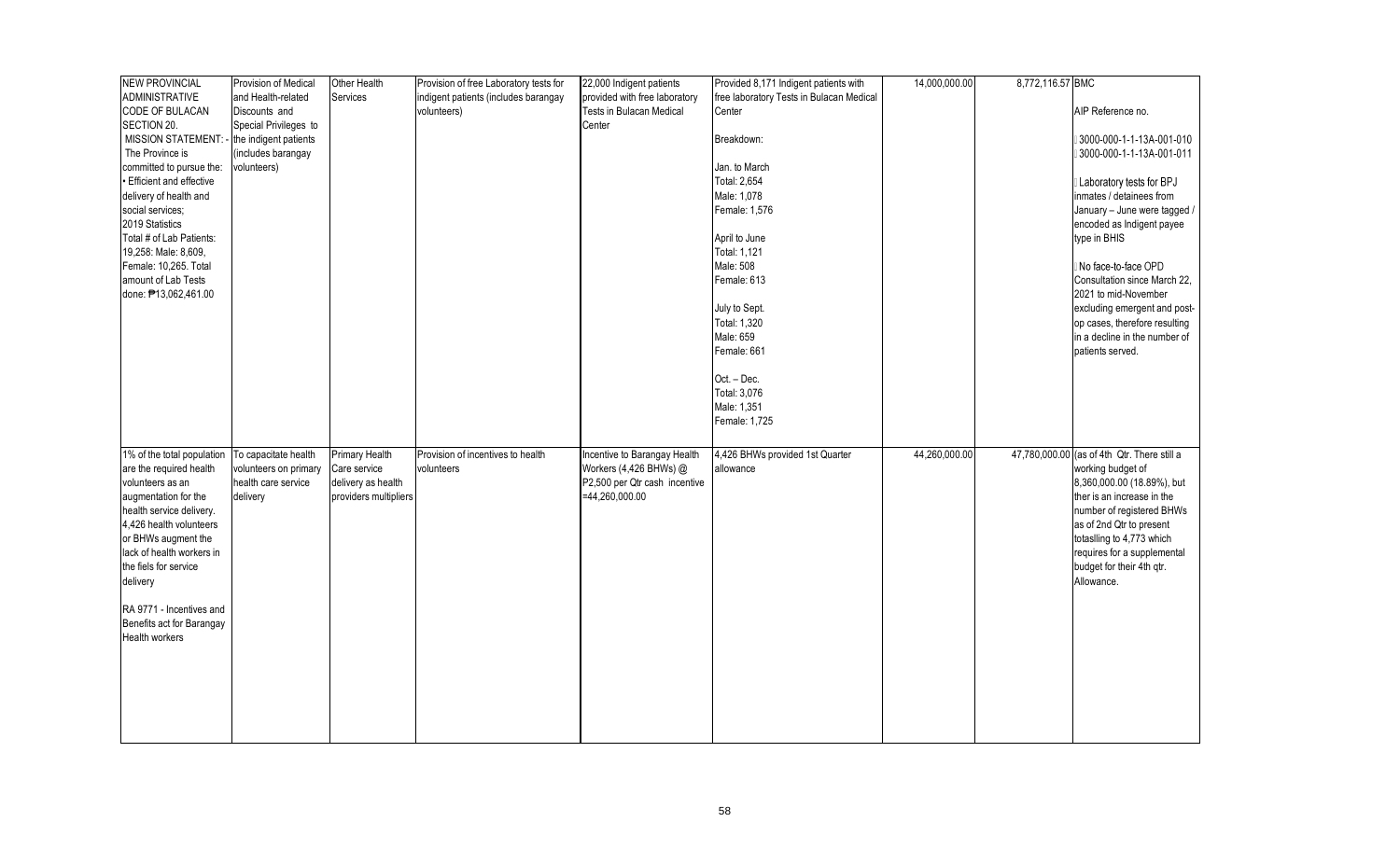| NEW PROVINCIAL ADMINISTRATIVE CODE OF BULACAN SECTION 20. MISSION STATEMENT: - The Province is committed to pursue the: • Efficient and effective delivery of health and social services; 2019 Statistics Total # of Lab Patients: 19,258: Male: 8,609, Female: 10,265. Total amount of Lab Tests done: ₱13,062,461.00 | Provision of Medical and Health-related Discounts and Special Privileges to the indigent patients (includes barangay volunteers) | Other Health Services | Provision of free Laboratory tests for indigent patients (includes barangay volunteers) | 22,000 Indigent patients provided with free laboratory Tests in Bulacan Medical Center | Provided 8,171 Indigent patients with free laboratory Tests in Bulacan Medical Center<br><br>Breakdown:<br><br>Jan. to March<br>Total: 2,654<br>Male: 1,078<br>Female: 1,576<br><br>April to June<br>Total: 1,121<br>Male: 508<br>Female: 613<br><br>July to Sept.<br>Total: 1,320<br>Male: 659<br>Female: 661<br><br>Oct. – Dec.<br>Total: 3,076<br>Male: 1,351<br>Female: 1,725 | 14,000,000.00 | 8,772,116.57 | BMC<br><br>AIP Reference no.<br><br>3000-000-1-1-13A-001-010<br>3000-000-1-1-13A-001-011<br><br>Laboratory tests for BPJ inmates / detainees from January – June were tagged / encoded as Indigent payee type in BHIS<br><br>No face-to-face OPD Consultation since March 22, 2021 to mid-November excluding emergent and post-op cases, therefore resulting in a decline in the number of patients served. |
|---|---|---|---|---|---|---|---|---|
| 1% of the total population are the required health volunteers as an augmentation for the health service delivery. 4,426 health volunteers or BHWs augment the lack of health workers in the fiels for service delivery<br><br>RA 9771 - Incentives and Benefits act for Barangay Health workers | To capacitate health volunteers on primary health care service delivery | Primary Health Care service delivery as health providers multipliers | Provision of incentives to health volunteers | Incentive to Barangay Health Workers (4,426 BHWs) @ P2,500 per Qtr cash incentive =44,260,000.00 | 4,426 BHWs provided 1st Quarter allowance | 44,260,000.00 | 47,780,000.00 | (as of 4th Qtr. There still a working budget of 8,360,000.00 (18.89%), but ther is an increase in the number of registered BHWs as of 2nd Qtr to present totaslling to 4,773 which requires for a supplemental budget for their 4th qtr. Allowance. |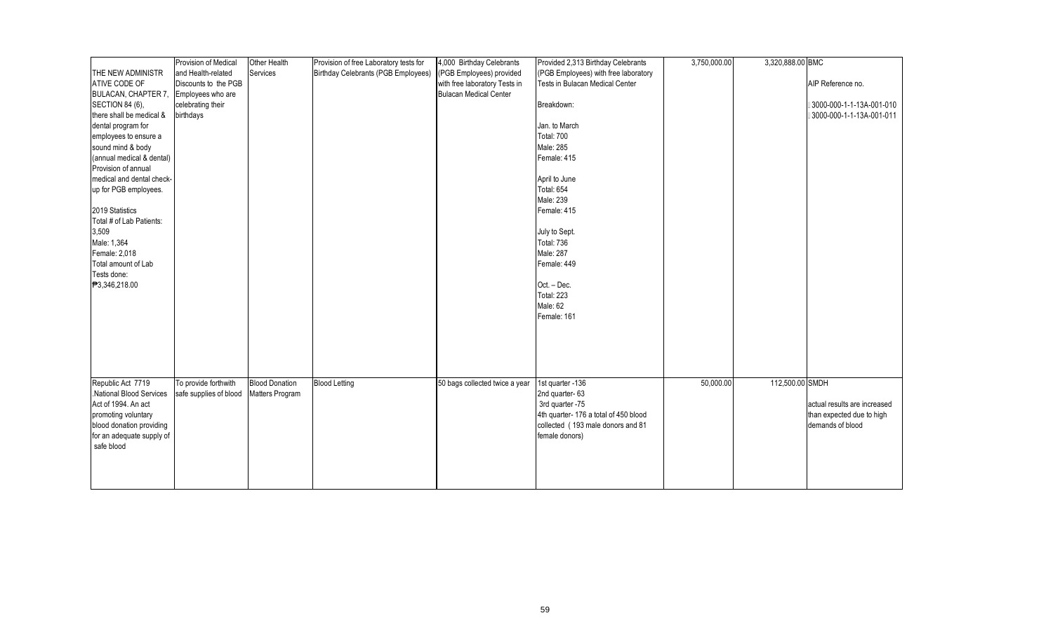| | | | | | | | | |
|---|---|---|---|---|---|---|---|---|
| THE NEW ADMINISTRATIVE CODE OF BULACAN, CHAPTER 7, SECTION 84 (6), there shall be medical & dental program for employees to ensure a sound mind & body (annual medical & dental) Provision of annual medical and dental check-up for PGB employees.<br><br>2019 Statistics<br>Total # of Lab Patients: 3,509<br>Male: 1,364<br>Female: 2,018<br>Total amount of Lab Tests done: ₱3,346,218.00 | Provision of Medical and Health-related Discounts to the PGB Employees who are celebrating their birthdays | Other Health Services | Provision of free Laboratory tests for Birthday Celebrants (PGB Employees) | 4,000 Birthday Celebrants (PGB Employees) provided with free laboratory Tests in Bulacan Medical Center | Provided 2,313 Birthday Celebrants (PGB Employees) with free laboratory Tests in Bulacan Medical Center<br><br>Breakdown:<br><br>Jan. to March<br>Total: 700<br>Male: 285<br>Female: 415<br><br>April to June<br>Total: 654<br>Male: 239<br>Female: 415<br><br>July to Sept.<br>Total: 736<br>Male: 287<br>Female: 449<br><br>Oct. – Dec.<br>Total: 223<br>Male: 62<br>Female: 161 | 3,750,000.00 | 3,320,888.00 | BMC<br><br>AIP Reference no.<br><br>3000-000-1-1-13A-001-010<br>3000-000-1-1-13A-001-011 |
| Republic Act 7719 .National Blood Services Act of 1994. An act promoting voluntary blood donation providing for an adequate supply of safe blood | To provide forthwith safe supplies of blood | Blood Donation Matters Program | Blood Letting | 50 bags collected twice a year | 1st quarter -136<br>2nd quarter- 63<br>3rd quarter -75<br>4th quarter- 176 a total of 450 blood collected ( 193 male donors and 81 female donors) | 50,000.00 | 112,500.00 | SMDH<br><br>actual results are increased than expected due to high demands of blood |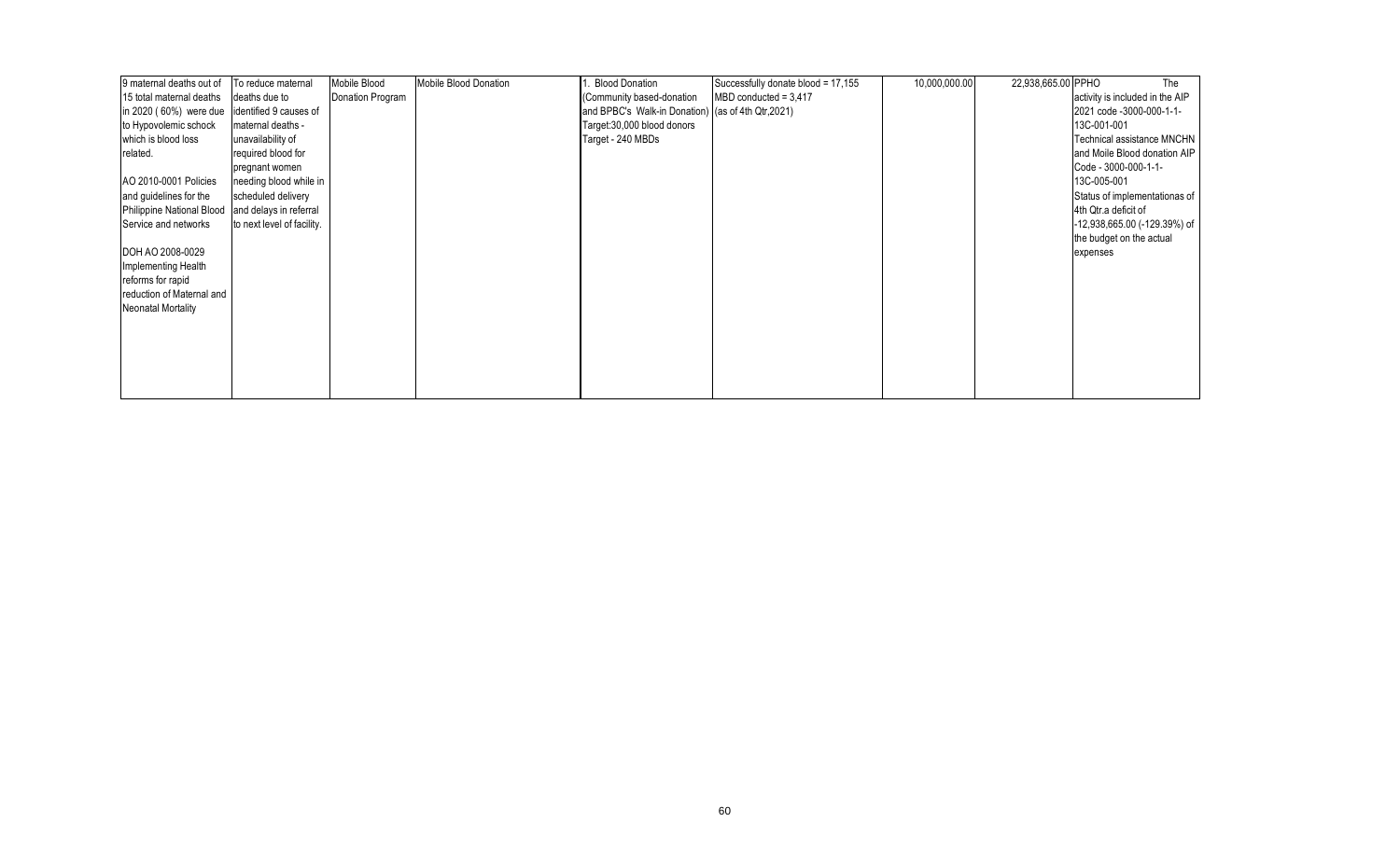| | | | | | | | | |
|---|---|---|---|---|---|---|---|---|
| 9 maternal deaths out of 15 total maternal deaths in 2020 ( 60%) were due to Hypovolemic schock which is blood loss related.<br><br>AO 2010-0001 Policies and guidelines for the Philippine National Blood Service and networks<br><br>DOH AO 2008-0029 Implementing Health reforms for rapid reduction of Maternal and Neonatal Mortality | To reduce maternal deaths due to identified 9 causes of maternal deaths - unavailability of required blood for pregnant women needing blood while in scheduled delivery and delays in referral to next level of facility. | Mobile Blood Donation Program | Mobile Blood Donation | 1. Blood Donation (Community based-donation and BPBC's Walk-in Donation) Target:30,000 blood donors Target - 240 MBDs | Successfully donate blood = 17,155 MBD conducted = 3,417 (as of 4th Qtr,2021) | 10,000,000.00 | 22,938,665.00 | PPHO The activity is included in the AIP 2021 code -3000-000-1-1-13C-001-001 Technical assistance MNCHN and Moile Blood donation AIP Code - 3000-000-1-1-13C-005-001 Status of implementationas of 4th Qtr.a deficit of -12,938,665.00 (-129.39%) of the budget on the actual expenses |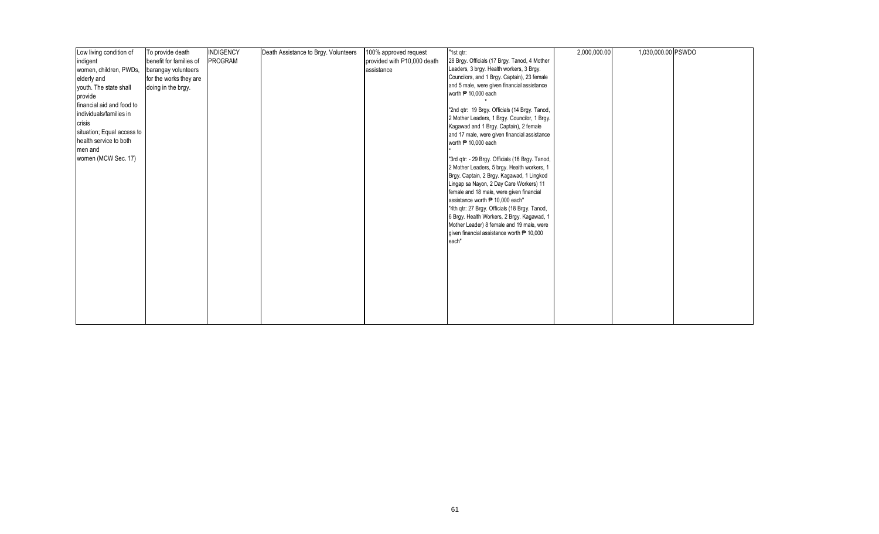| Low living condition of indigent women, children, PWDs, elderly and youth. The state shall provide financial aid and food to individuals/families in crisis situation; Equal access to health service to both men and women (MCW Sec. 17) | To provide death benefit for families of barangay volunteers for the works they are doing in the brgy. | INDIGENCY PROGRAM | Death Assistance to Brgy. Volunteers | 100% approved request provided with P10,000 death assistance | "1st qtr: 28 Brgy. Officials (17 Brgy. Tanod, 4 Mother Leaders, 3 brgy. Health workers, 3 Brgy. Councilors, and 1 Brgy. Captain), 23 female and 5 male, were given financial assistance worth ₱ 10,000 each " "2nd qtr: 19 Brgy. Officials (14 Brgy. Tanod, 2 Mother Leaders, 1 Brgy. Councilor, 1 Brgy. Kagawad and 1 Brgy. Captain), 2 female and 17 male, were given financial assistance worth ₱ 10,000 each " "3rd qtr: - 29 Brgy. Officials (16 Brgy. Tanod, 2 Mother Leaders, 5 brgy. Health workers, 1 Brgy. Captain, 2 Brgy. Kagawad, 1 Lingkod Lingap sa Nayon, 2 Day Care Workers) 11 female and 18 male, were given financial assistance worth ₱ 10,000 each" "4th qtr: 27 Brgy. Officials (18 Brgy. Tanod, 6 Brgy. Health Workers, 2 Brgy. Kagawad, 1 Mother Leader) 8 female and 19 male, were given financial assistance worth ₱ 10,000 each" | 2,000,000.00 | 1,030,000.00 | PSWDO | |
|---|---|---|---|---|---|---|---|---|---|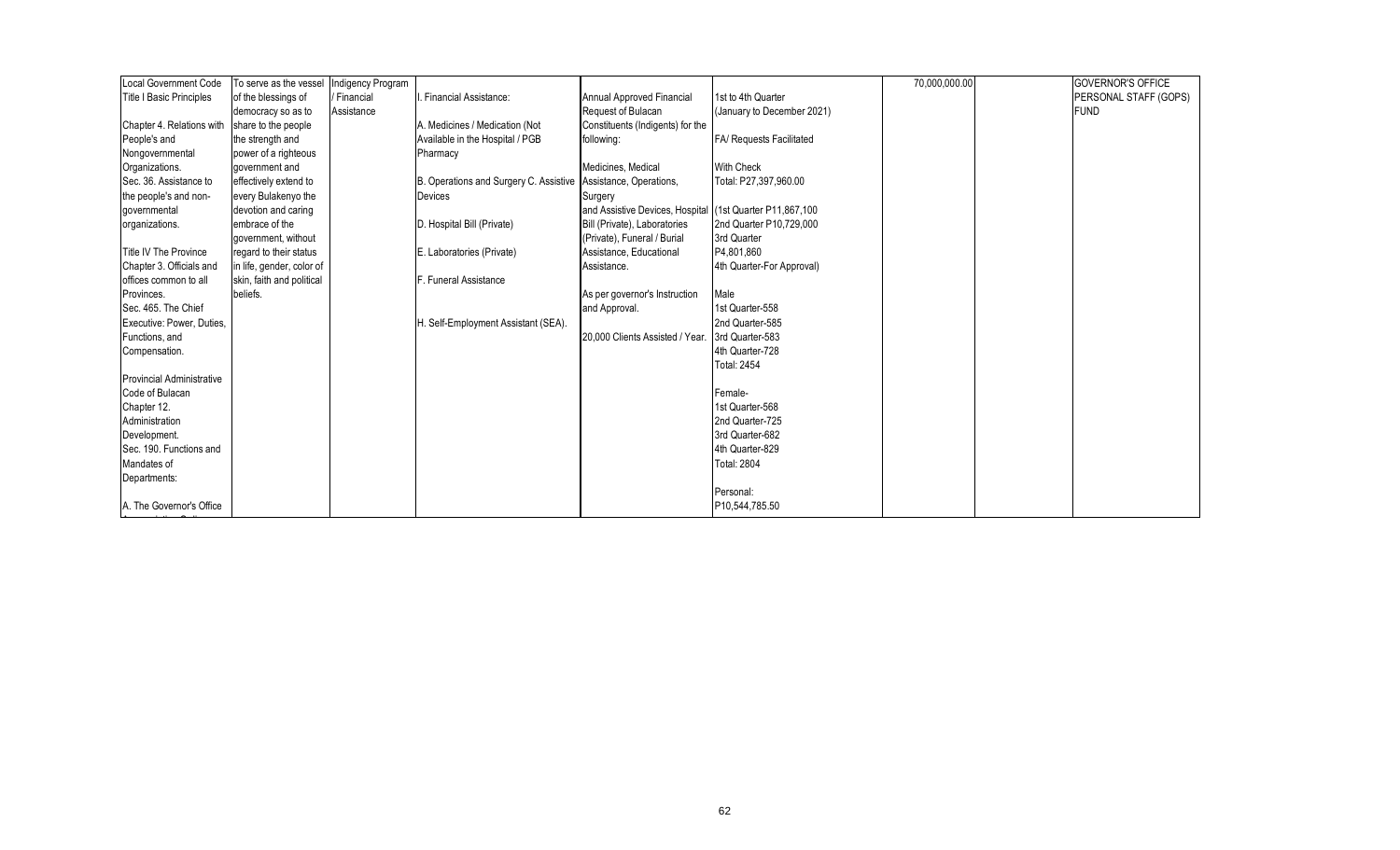| | | | | | | | | |
|---|---|---|---|---|---|---|---|---|
| Local Government Code Title I Basic Principles Chapter 4. Relations with People's and Nongovernmental Organizations. Sec. 36. Assistance to the people's and non-governmental organizations. Title IV The Province Chapter 3. Officials and offices common to all Provinces. Sec. 465. The Chief Executive: Power, Duties, Functions, and Compensation. Provincial Administrative Code of Bulacan Chapter 12. Administration Development. Sec. 190. Functions and Mandates of Departments: A. The Governor's Office | To serve as the vessel of the blessings of democracy so as to share to the people the strength and power of a righteous government and effectively extend to every Bulakenyo the devotion and caring embrace of the government, without regard to their status in life, gender, color of skin, faith and political beliefs. | Indigency Program / Financial Assistance | I. Financial Assistance: A. Medicines / Medication (Not Available in the Hospital / PGB Pharmacy B. Operations and Surgery C. Assistive Devices D. Hospital Bill (Private) E. Laboratories (Private) F. Funeral Assistance H. Self-Employment Assistant (SEA). | Annual Approved Financial Request of Bulacan Constituents (Indigents) for the following: Medicines, Medical Assistance, Operations, Surgery and Assistive Devices, Hospital Bill (Private), Laboratories (Private), Funeral / Burial Assistance, Educational Assistance. As per governor's Instruction and Approval. 20,000 Clients Assisted / Year. | 1st to 4th Quarter (January to December 2021) FA/ Requests Facilitated With Check Total: P27,397,960.00 (1st Quarter P11,867,100 2nd Quarter P10,729,000 3rd Quarter P4,801,860 4th Quarter-For Approval) Male 1st Quarter-558 2nd Quarter-585 3rd Quarter-583 4th Quarter-728 Total: 2454 Female- 1st Quarter-568 2nd Quarter-725 3rd Quarter-682 4th Quarter-829 Total: 2804 Personal: P10,544,785.50 | 70,000,000.00 | | GOVERNOR'S OFFICE PERSONAL STAFF (GOPS) FUND |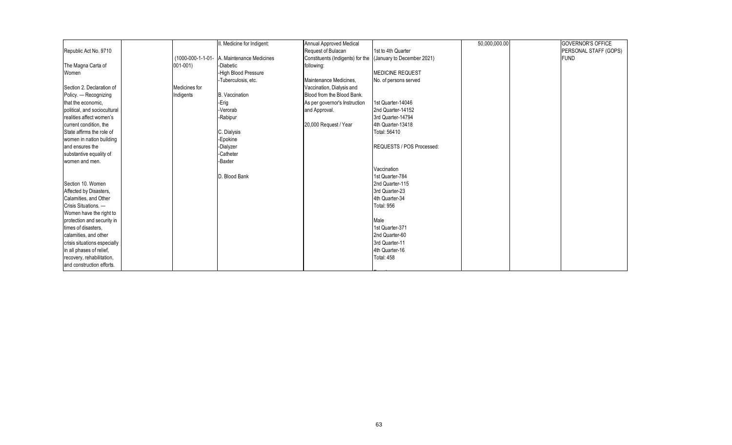| | | | | | | | | |
|---|---|---|---|---|---|---|---|---|
| Republic Act No. 9710<br><br>The Magna Carta of Women<br><br>Section 2. Declaration of Policy. — Recognizing that the economic, political, and sociocultural realities affect women's current condition, the State affirms the role of women in nation building and ensures the substantive equality of women and men.<br><br>Section 10. Women Affected by Disasters, Calamities, and Other Crisis Situations. — Women have the right to protection and security in times of disasters, calamities, and other crisis situations especially in all phases of relief, recovery, rehabilitation, and construction efforts. | | (1000-000-1-1-01-001-001)<br><br>Medicines for Indigents | II. Medicine for Indigent:<br><br>A. Maintenance Medicines<br>-Diabetic<br>-High Blood Pressure<br>-Tuberculosis, etc.<br><br>B. Vaccination<br>-Erig<br>-Verorab<br>-Rabipur<br><br>C. Dialysis<br>-Epokine<br>-Dialyzer<br>-Catheter<br>-Baxter<br><br>D. Blood Bank | Annual Approved Medical Request of Bulacan Constituents (Indigents) for the following:<br><br>Maintenance Medicines, Vaccination, Dialysis and Blood from the Blood Bank. As per governor's Instruction and Approval.<br><br>20,000 Request / Year | 1st to 4th Quarter (January to December 2021)<br><br>MEDICINE REQUEST<br>No. of persons served<br><br>1st Quarter-14046<br>2nd Quarter-14152<br>3rd Quarter-14794<br>4th Quarter-13418<br>Total: 56410<br><br>REQUESTS / POS Processed:<br><br>Vaccination<br>1st Quarter-784<br>2nd Quarter-115<br>3rd Quarter-23<br>4th Quarter-34<br>Total: 956<br><br>Male<br>1st Quarter-371<br>2nd Quarter-60<br>3rd Quarter-11<br>4th Quarter-16<br>Total: 458 | 50,000,000.00 | | GOVERNOR'S OFFICE PERSONAL STAFF (GOPS) FUND |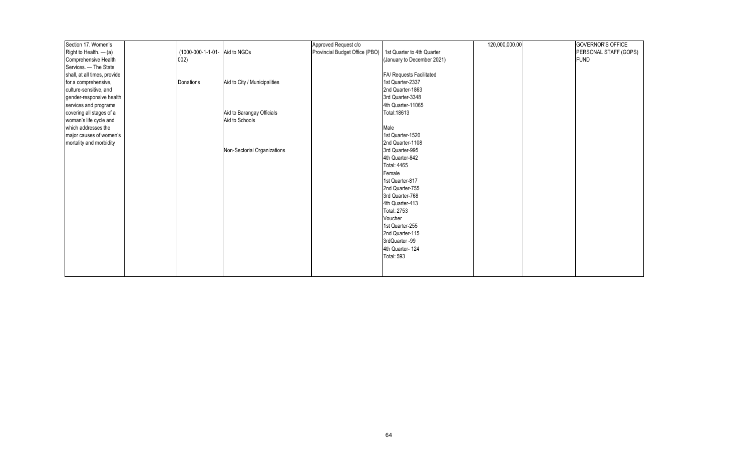| | | | | | | | | |
|---|---|---|---|---|---|---|---|---|
| Section 17. Women's Right to Health. — (a) Comprehensive Health Services. — The State shall, at all times, provide for a comprehensive, culture-sensitive, and gender-responsive health services and programs covering all stages of a woman's life cycle and which addresses the major causes of women's mortality and morbidity | | (1000-000-1-1-01-002)<br><br>Donations | Aid to NGOs<br><br>Aid to City / Municipalities<br><br>Aid to Barangay Officials<br>Aid to Schools<br><br>Non-Sectorial Organizations | Approved Request c/o Provincial Budget Office (PBO) | 1st Quarter to 4th Quarter (January to December 2021)<br><br>FA/ Requests Facilitated<br>1st Quarter-2337<br>2nd Quarter-1863<br>3rd Quarter-3348<br>4th Quarter-11065<br>Total:18613<br><br>Male<br>1st Quarter-1520<br>2nd Quarter-1108<br>3rd Quarter-995<br>4th Quarter-842<br>Total: 4465<br>Female<br>1st Quarter-817<br>2nd Quarter-755<br>3rd Quarter-768<br>4th Quarter-413<br>Total: 2753<br>Voucher<br>1st Quarter-255<br>2nd Quarter-115<br>3rdQuarter -99<br>4th Quarter- 124<br>Total: 593 | 120,000,000.00 | | GOVERNOR'S OFFICE PERSONAL STAFF (GOPS) FUND |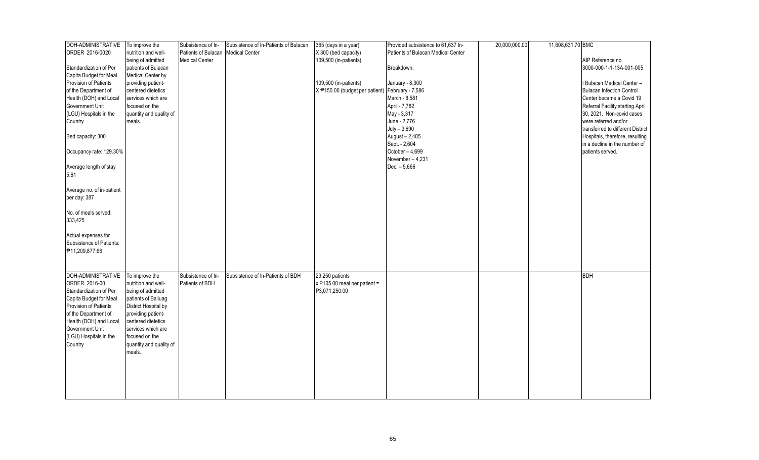| | | | | | | | | |
|---|---|---|---|---|---|---|---|---|
| DOH-ADMINISTRATIVE ORDER 2016-0020<br><br>Standardization of Per Capita Budget for Meal Provision of Patients of the Department of Health (DOH) and Local Government Unit (LGU) Hospitals in the Country<br><br>Bed capacity: 300<br><br>Occupancy rate: 129.30%<br><br>Average length of stay 5.61<br><br>Average no. of in-patient per day: 387<br><br>No. of meals served: 333,425<br><br>Actual expenses for Subsistence of Patients: ₱11,209,877.66 | To improve the nutrition and well-being of admitted patients of Bulacan Medical Center by providing patient-centered dietetics services which are focused on the quantity and quality of meals. | Subsistence of In-Patients of Bulacan Medical Center | Subsistence of In-Patients of Bulacan Medical Center | 365 (days in a year)<br>X 300 (bed capacity)<br>109,500 (in-patients)<br><br>109,500 (in-patients)<br>X ₱150.00 (budget per patient) | Provided subsistence to 61,637 In-Patients of Bulacan Medical Center<br><br>Breakdown:<br><br>January - 8,300<br>February - 7,586<br>March - 8,581<br>April - 7,782<br>May - 3,317<br>June - 2,776<br>July – 3,690<br>August – 2,405<br>Sept. - 2,604<br>October – 4,699<br>November – 4,231<br>Dec. – 5,666 | 20,000,000.00 | 11,608,631.70 | BMC<br><br>AIP Reference no. 3000-000-1-1-13A-001-005<br><br>Bulacan Medical Center – Bulacan Infection Control Center became a Covid 19 Referral Facility starting April 30, 2021. Non-covid cases were referred and/or transferred to different District Hospitals, therefore, resulting in a decline in the number of patients served. |
| DOH-ADMINISTRATIVE ORDER 2016-00<br>Standardization of Per Capita Budget for Meal Provision of Patients of the Department of Health (DOH) and Local Government Unit (LGU) Hospitals in the Country | To improve the nutrition and well-being of admitted patients of Baliuag District Hospital by providing patient-centered dietetics services which are focused on the quantity and quality of meals. | Subsistence of In-Patients of BDH | Subsistence of In-Patients of BDH | 29,250 patients<br>x P105.00 meal per patient = P3,071,250.00 | | | | BDH |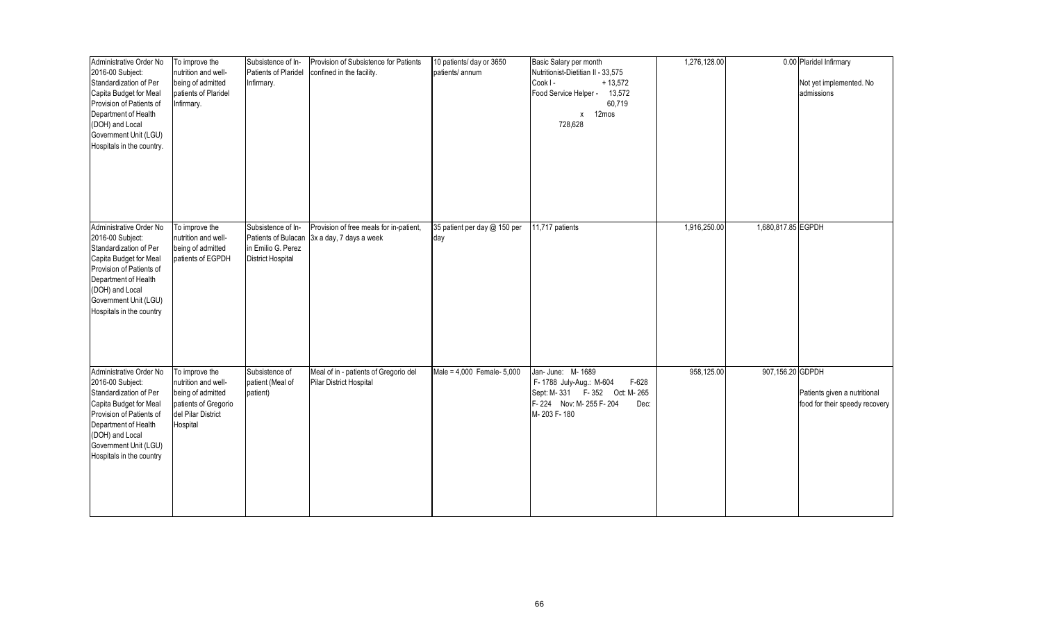| | | | | | | | | |
|---|---|---|---|---|---|---|---|---|
| Administrative Order No 2016-00 Subject: Standardization of Per Capita Budget for Meal Provision of Patients of Department of Health (DOH) and Local Government Unit (LGU) Hospitals in the country. | To improve the nutrition and well-being of admitted patients of Plaridel Infirmary. | Subsistence of In-Patients of Plaridel Infirmary. | Provision of Subsistence for Patients confined in the facility. | 10 patients/ day or 3650 patients/ annum | Basic Salary per month<br>Nutritionist-Dietitian II - 33,575<br>Cook I - + 13,572<br>Food Service Helper - 13,572<br>60,719<br>x 12mos<br>728,628 | 1,276,128.00 | 0.00 | Plaridel Infirmary<br><br>Not yet implemented. No admissions |
| Administrative Order No 2016-00 Subject: Standardization of Per Capita Budget for Meal Provision of Patients of Department of Health (DOH) and Local Government Unit (LGU) Hospitals in the country | To improve the nutrition and well-being of admitted patients of EGPDH | Subsistence of In-Patients of Bulacan in Emilio G. Perez District Hospital | Provision of free meals for in-patient, 3x a day, 7 days a week | 35 patient per day @ 150 per day | 11,717 patients | 1,916,250.00 | 1,680,817.85 | EGPDH |
| Administrative Order No 2016-00 Subject: Standardization of Per Capita Budget for Meal Provision of Patients of Department of Health (DOH) and Local Government Unit (LGU) Hospitals in the country | To improve the nutrition and well-being of admitted patients of Gregorio del Pilar District Hospital | Subsistence of patient (Meal of patient) | Meal of in - patients of Gregorio del Pilar District Hospital | Male = 4,000 Female- 5,000 | Jan- June: M- 1689 F- 1788 July-Aug.: M-604 F-628 Sept: M- 331 F- 352 Oct: M- 265 F- 224 Nov: M- 255 F- 204 Dec: M- 203 F- 180 | 958,125.00 | 907,156.20 | GDPDH<br><br>Patients given a nutritional food for their speedy recovery |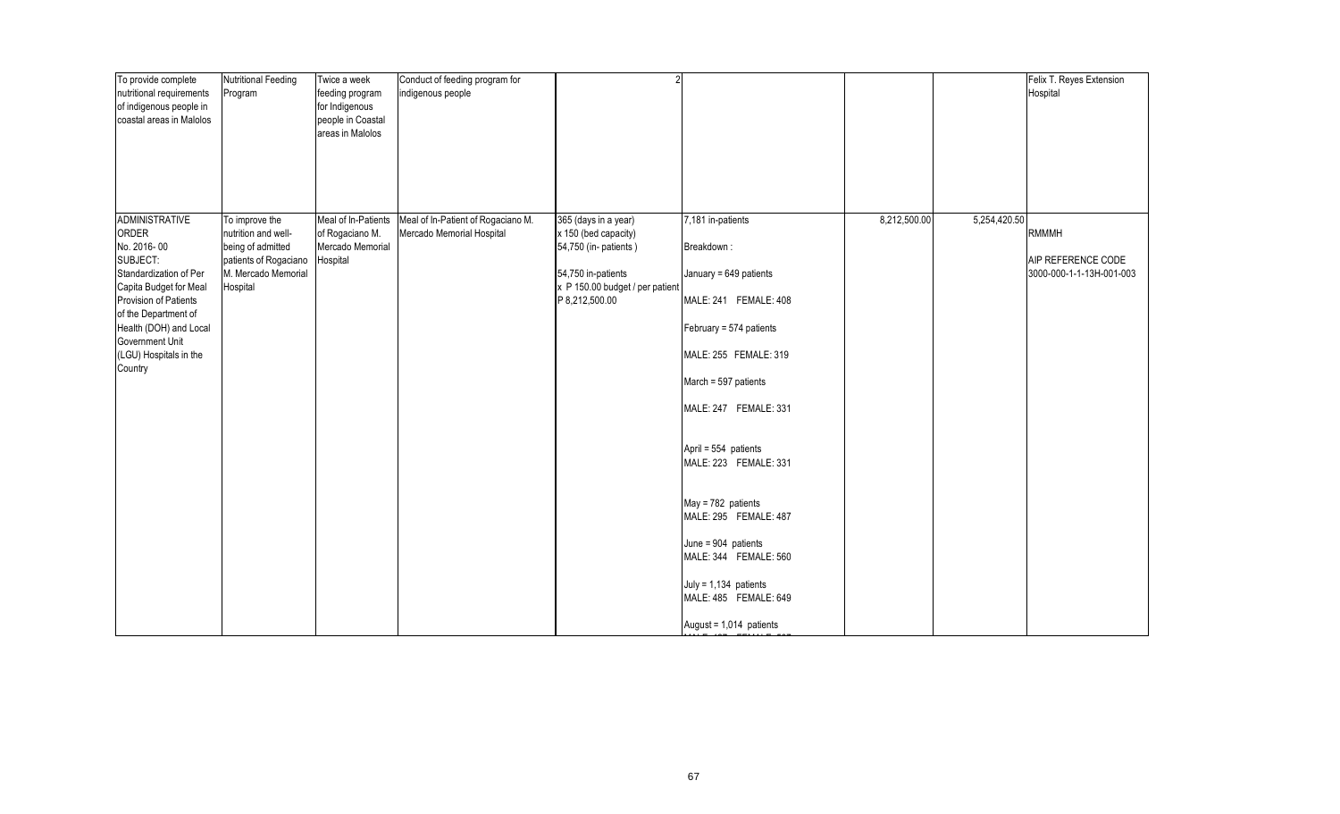| | | | | | | | | |
|---|---|---|---|---|---|---|---|---|
| To provide complete nutritional requirements of indigenous people in coastal areas in Malolos | Nutritional Feeding Program | Twice a week feeding program for Indigenous people in Coastal areas in Malolos | Conduct of feeding program for indigenous people | 2 | | | | Felix T. Reyes Extension Hospital |
| ADMINISTRATIVE ORDER No. 2016- 00 SUBJECT: Standardization of Per Capita Budget for Meal Provision of Patients of the Department of Health (DOH) and Local Government Unit (LGU) Hospitals in the Country | To improve the nutrition and well-being of admitted patients of Rogaciano M. Mercado Memorial Hospital | Meal of In-Patients of Rogaciano M. Mercado Memorial Hospital | Meal of In-Patient of Rogaciano M. Mercado Memorial Hospital | 365 (days in a year) x 150 (bed capacity) 54,750 (in- patients ) 54,750 in-patients x P 150.00 budget / per patient P 8,212,500.00 | 7,181 in-patients<br><br>Breakdown :<br><br>January = 649 patients<br>MALE: 241 FEMALE: 408<br><br>February = 574 patients<br>MALE: 255 FEMALE: 319<br><br>March = 597 patients<br>MALE: 247 FEMALE: 331<br><br>April = 554 patients<br>MALE: 223 FEMALE: 331<br><br>May = 782 patients<br>MALE: 295 FEMALE: 487<br><br>June = 904 patients<br>MALE: 344 FEMALE: 560<br><br>July = 1,134 patients<br>MALE: 485 FEMALE: 649<br><br>August = 1,014 patients | 8,212,500.00 | 5,254,420.50 | RMMMH<br><br>AIP REFERENCE CODE 3000-000-1-1-13H-001-003 |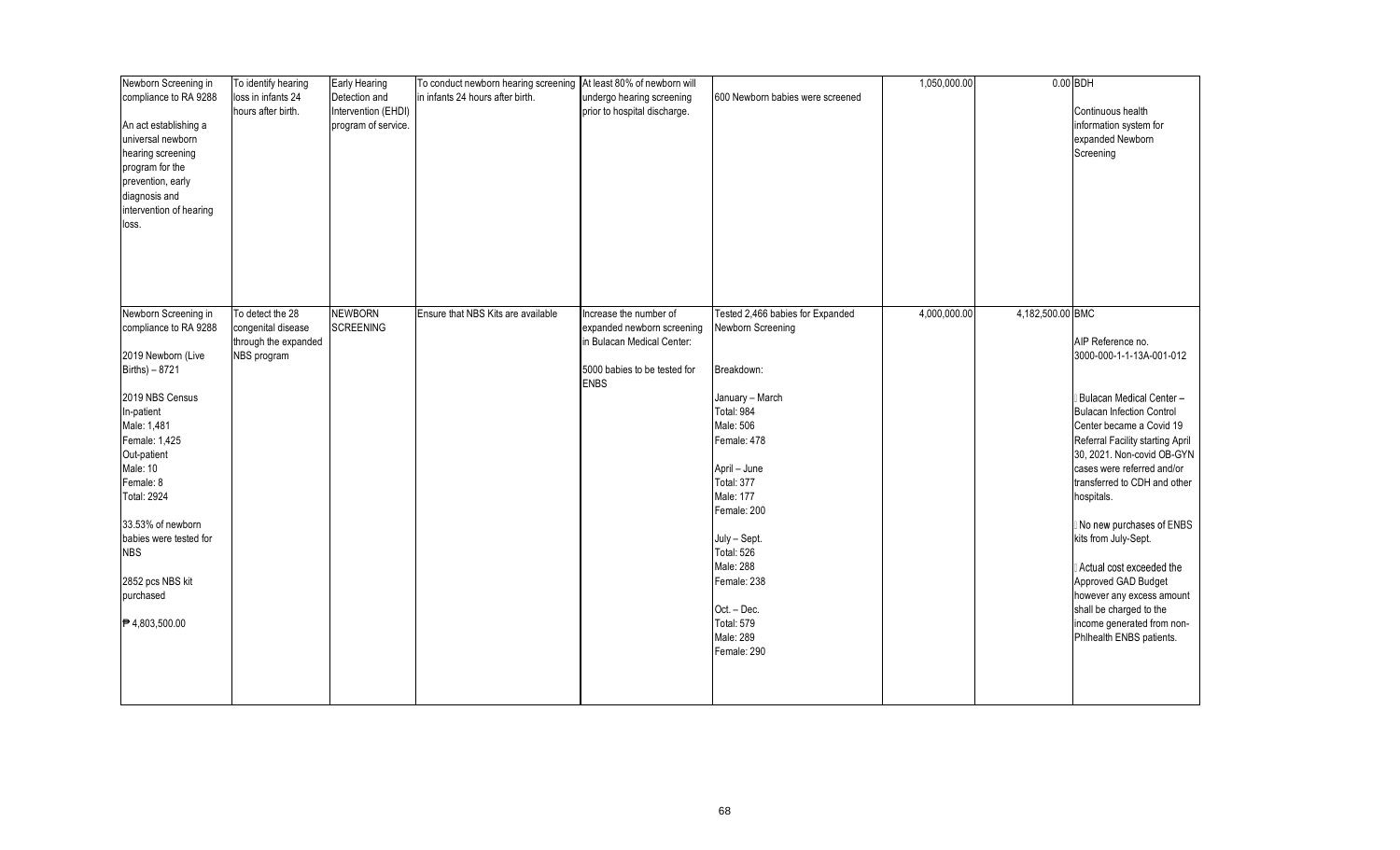| | | | | | | | | |
|---|---|---|---|---|---|---|---|---|
| Newborn Screening in compliance to RA 9288<br><br>An act establishing a universal newborn hearing screening program for the prevention, early diagnosis and intervention of hearing loss. | To identify hearing loss in infants 24 hours after birth. | Early Hearing Detection and Intervention (EHDI) program of service. | To conduct newborn hearing screening in infants 24 hours after birth. | At least 80% of newborn will undergo hearing screening prior to hospital discharge. | 600 Newborn babies were screened | 1,050,000.00 | 0.00 | BDH<br><br>Continuous health information system for expanded Newborn Screening |
| Newborn Screening in compliance to RA 9288<br><br>2019 Newborn (Live Births) – 8721<br><br>2019 NBS Census<br>In-patient<br>Male: 1,481<br>Female: 1,425<br>Out-patient<br>Male: 10<br>Female: 8<br>Total: 2924<br><br>33.53% of newborn babies were tested for NBS<br><br>2852 pcs NBS kit purchased<br><br>₱ 4,803,500.00 | To detect the 28 congenital disease through the expanded NBS program | NEWBORN SCREENING | Ensure that NBS Kits are available | Increase the number of expanded newborn screening in Bulacan Medical Center:<br><br>5000 babies to be tested for ENBS | Tested 2,466 babies for Expanded Newborn Screening<br><br>Breakdown:<br><br>January – March<br>Total: 984<br>Male: 506<br>Female: 478<br><br>April – June<br>Total: 377<br>Male: 177<br>Female: 200<br><br>July – Sept.<br>Total: 526<br>Male: 288<br>Female: 238<br><br>Oct. – Dec.<br>Total: 579<br>Male: 289<br>Female: 290 | 4,000,000.00 | 4,182,500.00 | BMC<br><br>AIP Reference no. 3000-000-1-1-13A-001-012<br><br>Bulacan Medical Center – Bulacan Infection Control Center became a Covid 19 Referral Facility starting April 30, 2021. Non-covid OB-GYN cases were referred and/or transferred to CDH and other hospitals.<br><br>No new purchases of ENBS kits from July-Sept.<br><br>Actual cost exceeded the Approved GAD Budget however any excess amount shall be charged to the income generated from non-Phlhealth ENBS patients. |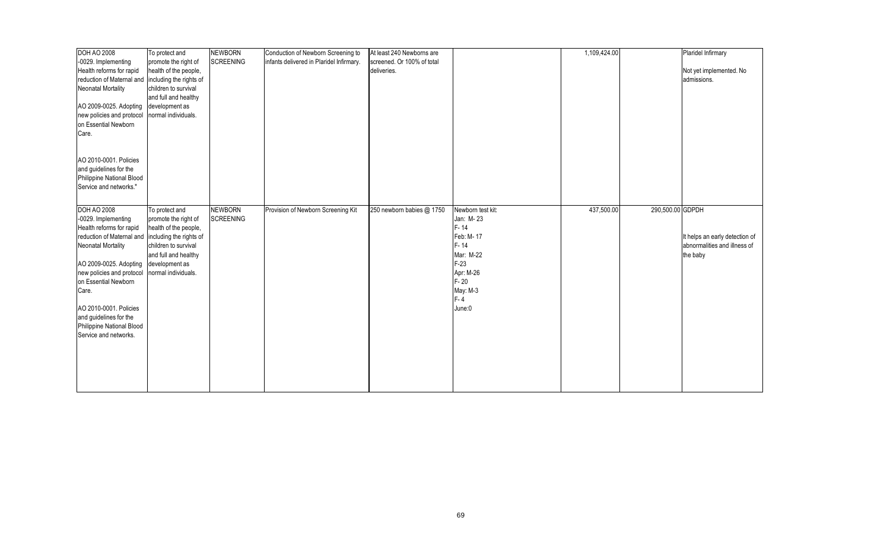| DOH AO 2008 -0029. Implementing Health reforms for rapid reduction of Maternal and Neonatal Mortality<br><br>AO 2009-0025. Adopting new policies and protocol on Essential Newborn Care.<br><br>AO 2010-0001. Policies and guidelines for the Philippine National Blood Service and networks.* | To protect and promote the right of health of the people, including the rights of children to survival and full and healthy development as normal individuals. | NEWBORN SCREENING | Conduction of Newborn Screening to infants delivered in Plaridel Infirmary. | At least 240 Newborns are screened. Or 100% of total deliveries. | | 1,109,424.00 | | Plaridel Infirmary<br><br>Not yet implemented. No admissions. |
|---|---|---|---|---|---|---|---|---|
| DOH AO 2008 -0029. Implementing Health reforms for rapid reduction of Maternal and Neonatal Mortality<br><br>AO 2009-0025. Adopting new policies and protocol on Essential Newborn Care.<br><br>AO 2010-0001. Policies and guidelines for the Philippine National Blood Service and networks. | To protect and promote the right of health of the people, including the rights of children to survival and full and healthy development as normal individuals. | NEWBORN SCREENING | Provision of Newborn Screening Kit | 250 newborn babies @ 1750 | Newborn test kit:<br>Jan: M- 23<br>F- 14<br>Feb: M- 17<br>F- 14<br>Mar: M-22<br>F-23<br>Apr: M-26<br>F- 20<br>May: M-3<br>F- 4<br>June:0 | 437,500.00 | 290,500.00 | GDPDH<br><br>It helps an early detection of abnormalities and illness of the baby |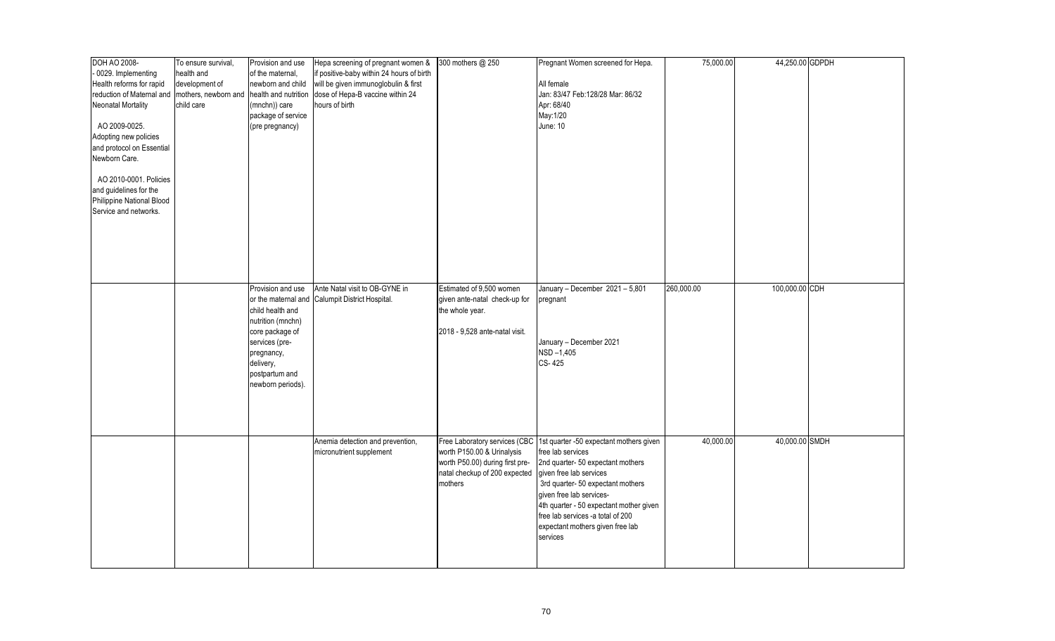| | | | | | | | | |
|---|---|---|---|---|---|---|---|---|
| DOH AO 2008- - 0029. Implementing Health reforms for rapid reduction of Maternal and Neonatal Mortality<br><br>AO 2009-0025. Adopting new policies and protocol on Essential Newborn Care.<br><br>AO 2010-0001. Policies and guidelines for the Philippine National Blood Service and networks. | To ensure survival, health and development of mothers, newborn and child care | Provision and use of the maternal, newborn and child health and nutrition (mnchn)) care package of service (pre pregnancy) | Hepa screening of pregnant women & if positive-baby within 24 hours of birth will be given immunoglobulin & first dose of Hepa-B vaccine within 24 hours of birth | 300 mothers @ 250 | Pregnant Women screened for Hepa.<br><br>All female<br>Jan: 83/47 Feb:128/28 Mar: 86/32<br>Apr: 68/40<br>May:1/20<br>June: 10 | 75,000.00 | 44,250.00 | GDPDH |
| | | Provision and use or the maternal and child health and nutrition (mnchn) core package of services (pre-pregnancy, delivery, postpartum and newborn periods). | Ante Natal visit to OB-GYNE in Calumpit District Hospital. | Estimated of 9,500 women given ante-natal check-up for the whole year.<br><br>2018 - 9,528 ante-natal visit. | January – December 2021 – 5,801 pregnant<br><br>January – December 2021<br>NSD –1,405<br>CS- 425 | 260,000.00 | 100,000.00 | CDH |
| | | | Anemia detection and prevention, micronutrient supplement | Free Laboratory services (CBC worth P150.00 & Urinalysis worth P50.00) during first pre-natal checkup of 200 expected mothers | 1st quarter -50 expectant mothers given free lab services<br>2nd quarter- 50 expectant mothers given free lab services<br>3rd quarter- 50 expectant mothers given free lab services-<br>4th quarter - 50 expectant mother given free lab services -a total of 200 expectant mothers given free lab services | 40,000.00 | 40,000.00 | SMDH |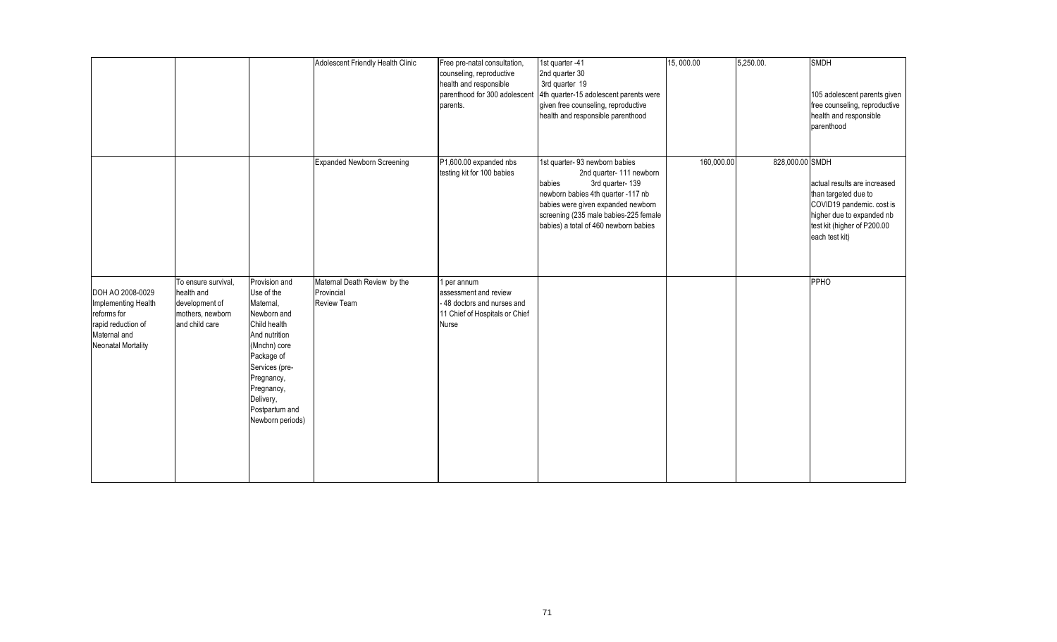| | | | | | | | | |
|---|---|---|---|---|---|---|---|---|
| | | | Adolescent Friendly Health Clinic | Free pre-natal consultation, counseling, reproductive health and responsible parenthood for 300 adolescent parents. | 1st quarter -41<br>2nd quarter 30<br>3rd quarter 19<br>4th quarter-15 adolescent parents were given free counseling, reproductive health and responsible parenthood | 15, 000.00 | 5,250.00. | SMDH<br><br>105 adolescent parents given free counseling, reproductive health and responsible parenthood |
| | | | Expanded Newborn Screening | P1,600.00 expanded nbs testing kit for 100 babies | 1st quarter- 93 newborn babies 2nd quarter- 111 newborn babies 3rd quarter- 139 newborn babies 4th quarter -117 nb babies were given expanded newborn screening (235 male babies-225 female babies) a total of 460 newborn babies | 160,000.00 | 828,000.00 | SMDH<br><br>actual results are increased than targeted due to COVID19 pandemic. cost is higher due to expanded nb test kit (higher of P200.00 each test kit) |
| DOH AO 2008-0029 Implementing Health reforms for rapid reduction of Maternal and Neonatal Mortality | To ensure survival, health and development of mothers, newborn and child care | Provision and Use of the Maternal, Newborn and Child health And nutrition (Mnchn) core Package of Services (pre-Pregnancy, Pregnancy, Delivery, Postpartum and Newborn periods) | Maternal Death Review by the Provincial Review Team | 1 per annum assessment and review<br>- 48 doctors and nurses and 11 Chief of Hospitals or Chief Nurse | | | | PPHO |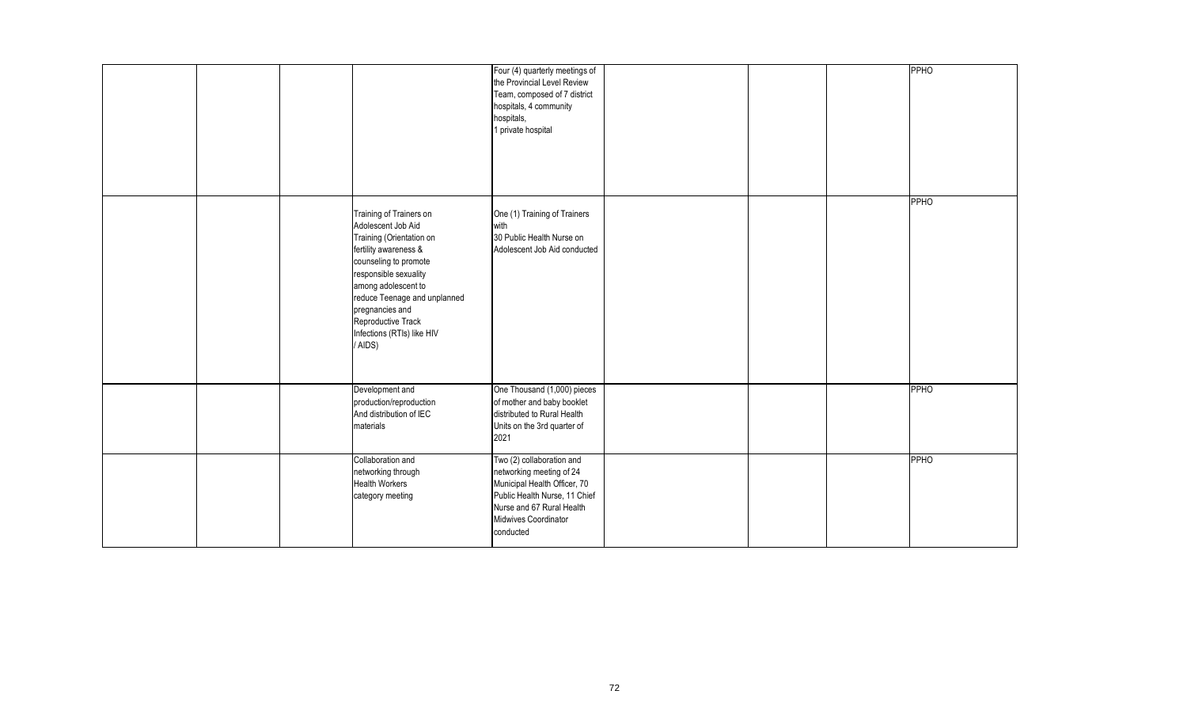| | | | | | | | |
|---|---|---|---|---|---|---|---|
| | | | Four (4) quarterly meetings of the Provincial Level Review Team, composed of 7 district hospitals, 4 community hospitals, 1 private hospital | | | | PPHO |
| | | Training of Trainers on Adolescent Job Aid Training (Orientation on fertility awareness & counseling to promote responsible sexuality among adolescent to reduce Teenage and unplanned pregnancies and Reproductive Track Infections (RTIs) like HIV / AIDS) | One (1) Training of Trainers with 30 Public Health Nurse on Adolescent Job Aid conducted | | | | PPHO |
| | | Development and production/reproduction And distribution of IEC materials | One Thousand (1,000) pieces of mother and baby booklet distributed to Rural Health Units on the 3rd quarter of 2021 | | | | PPHO |
| | | Collaboration and networking through Health Workers category meeting | Two (2) collaboration and networking meeting of 24 Municipal Health Officer, 70 Public Health Nurse, 11 Chief Nurse and 67 Rural Health Midwives Coordinator conducted | | | | PPHO |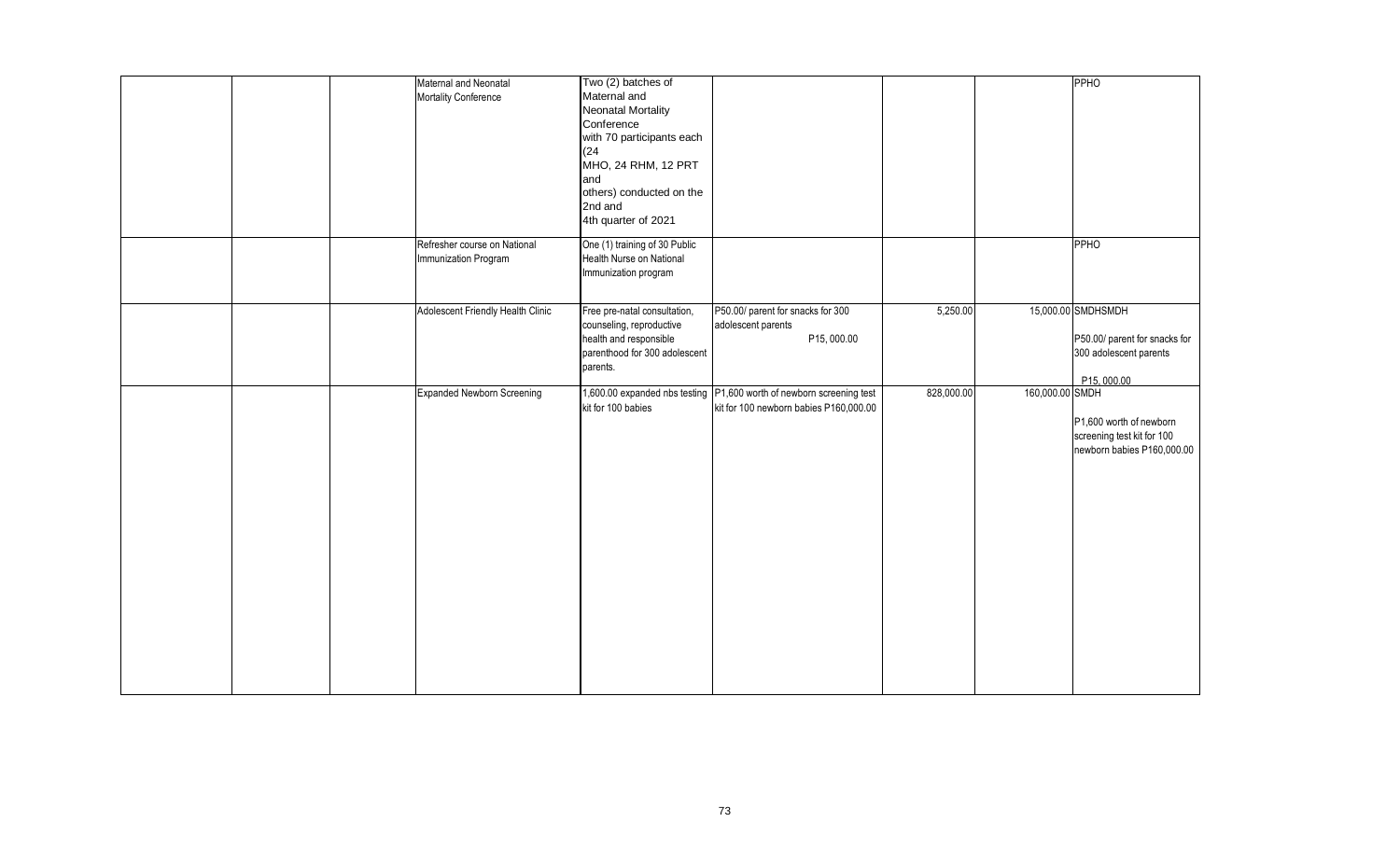| | | | | | | | |
|---|---|---|---|---|---|---|---|
| | | Maternal and Neonatal Mortality Conference | Two (2) batches of Maternal and Neonatal Mortality Conference with 70 participants each (24 MHO, 24 RHM, 12 PRT and others) conducted on the 2nd and 4th quarter of 2021 | | | | PPHO |
| | | Refresher course on National Immunization Program | One (1) training of 30 Public Health Nurse on National Immunization program | | | | PPHO |
| | | Adolescent Friendly Health Clinic | Free pre-natal consultation, counseling, reproductive health and responsible parenthood for 300 adolescent parents. | P50.00/ parent for snacks for 300 adolescent parents P15, 000.00 | 5,250.00 | 15,000.00 | SMDHSMDH P50.00/ parent for snacks for 300 adolescent parents P15, 000.00 |
| | | Expanded Newborn Screening | 1,600.00 expanded nbs testing kit for 100 babies | P1,600 worth of newborn screening test kit for 100 newborn babies P160,000.00 | 828,000.00 | 160,000.00 | SMDH P1,600 worth of newborn screening test kit for 100 newborn babies P160,000.00 |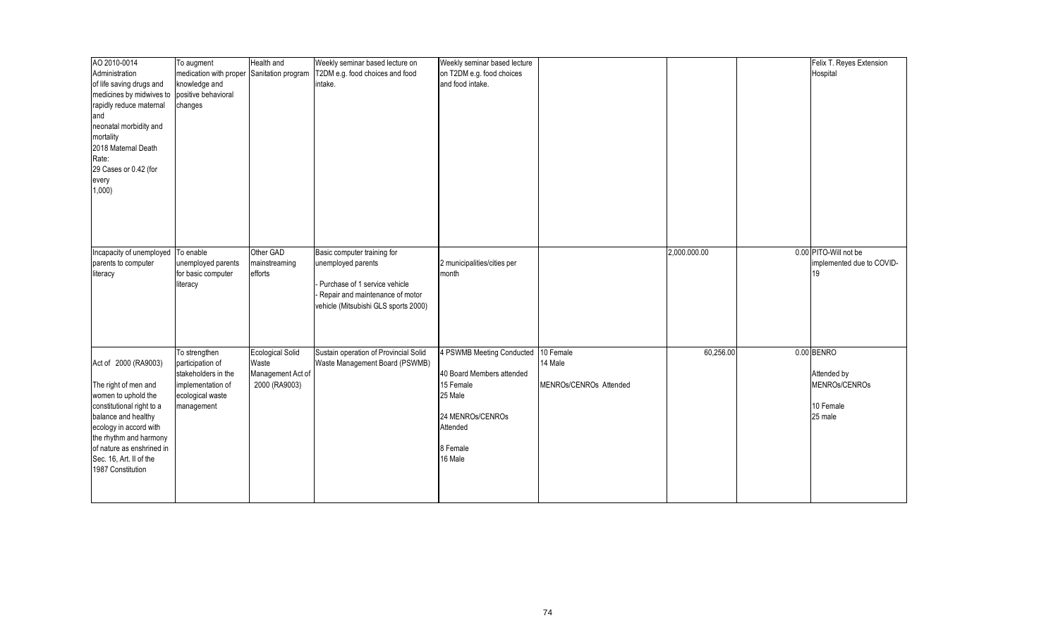| | | | | | | | | |
|---|---|---|---|---|---|---|---|---|
| AO 2010-0014 Administration of life saving drugs and medicines by midwives to rapidly reduce maternal and neonatal morbidity and mortality 2018 Maternal Death Rate: 29 Cases or 0.42 (for every 1,000) | To augment medication with proper knowledge and positive behavioral changes | Health and Sanitation program | Weekly seminar based lecture on T2DM e.g. food choices and food intake. | Weekly seminar based lecture on T2DM e.g. food choices and food intake. | | | | Felix T. Reyes Extension Hospital |
| Incapacity of unemployed parents to computer literacy | To enable unemployed parents for basic computer literacy | Other GAD mainstreaming efforts | Basic computer training for unemployed parents<br>- Purchase of 1 service vehicle<br>- Repair and maintenance of motor vehicle (Mitsubishi GLS sports 2000) | 2 municipalities/cities per month | | 2,000.000.00 | 0.00 | PITO-Will not be implemented due to COVID-19 |
| Act of 2000 (RA9003)<br>The right of men and women to uphold the constitutional right to a balance and healthy ecology in accord with the rhythm and harmony of nature as enshrined in Sec. 16, Art. II of the 1987 Constitution | To strengthen participation of stakeholders in the implementation of ecological waste management | Ecological Solid Waste Management Act of 2000 (RA9003) | Sustain operation of Provincial Solid Waste Management Board (PSWMB) | 4 PSWMB Meeting Conducted<br>40 Board Members attended<br>15 Female<br>25 Male<br>24 MENROs/CENROs Attended<br>8 Female<br>16 Male | 10 Female<br>14 Male<br>MENROs/CENROs Attended | 60,256.00 | 0.00 | BENRO<br>Attended by MENROs/CENROs<br>10 Female<br>25 male |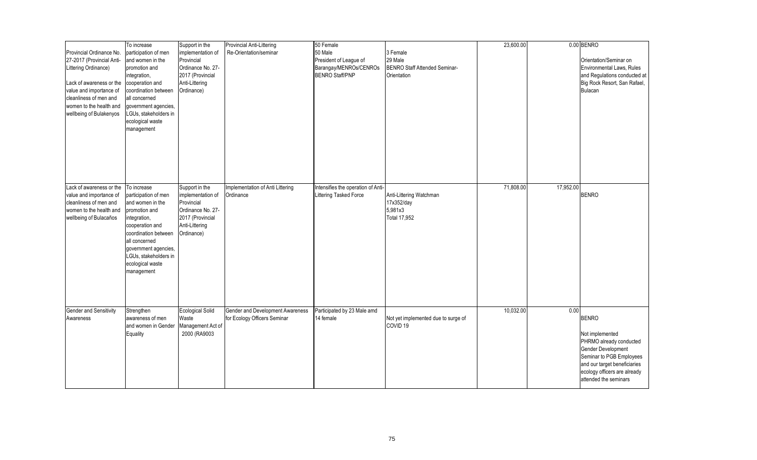| | | | | | | | | |
|---|---|---|---|---|---|---|---|---|
| Provincial Ordinance No. 27-2017 (Provincial Anti-Littering Ordinance)<br><br>Lack of awareness or the value and importance of cleanliness of men and women to the health and wellbeing of Bulakenyos | To increase participation of men and women in the promotion and integration, cooperation and coordination between all concerned government agencies, LGUs, stakeholders in ecological waste management | Support in the implementation of Provincial Ordinance No. 27-2017 (Provincial Anti-Littering Ordinance) | Provincial Anti-Littering Re-Orientation/seminar | 50 Female<br>50 Male<br>President of League of Barangay/MENROs/CENROs<br>BENRO Staff/PNP | 3 Female<br>29 Male<br>BENRO Staff Attended Seminar-Orientation | 23,600.00 | 0.00 | BENRO<br><br>Orientation/Seminar on Environmental Laws, Rules and Regulations conducted at Big Rock Resort, San Rafael, Bulacan |
| Lack of awareness or the value and importance of cleanliness of men and women to the health and wellbeing of Bulacaños | To increase participation of men and women in the promotion and integration, cooperation and coordination between all concerned government agencies, LGUs, stakeholders in ecological waste management | Support in the implementation of Provincial Ordinance No. 27-2017 (Provincial Anti-Littering Ordinance) | Implementation of Anti Littering Ordinance | Intensifies the operation of Anti-Littering Tasked Force | Anti-Littering Watchman<br>17x352/day<br>5,981x3<br>Total 17,952 | 71,808.00 | 17,952.00 | BENRO |
| Gender and Sensitivity Awareness | Strengthen awareness of men and women in Gender Equality | Ecological Solid Waste Management Act of 2000 (RA9003 | Gender and Development Awareness for Ecology Officers Seminar | Participated by 23 Male amd 14 female | Not yet implemented due to surge of COVID 19 | 10,032.00 | 0.00 | BENRO<br><br>Not implemented<br>PHRMO already conducted Gender Development Seminar to PGB Employees and our target beneficiaries ecology officers are already attended the seminars |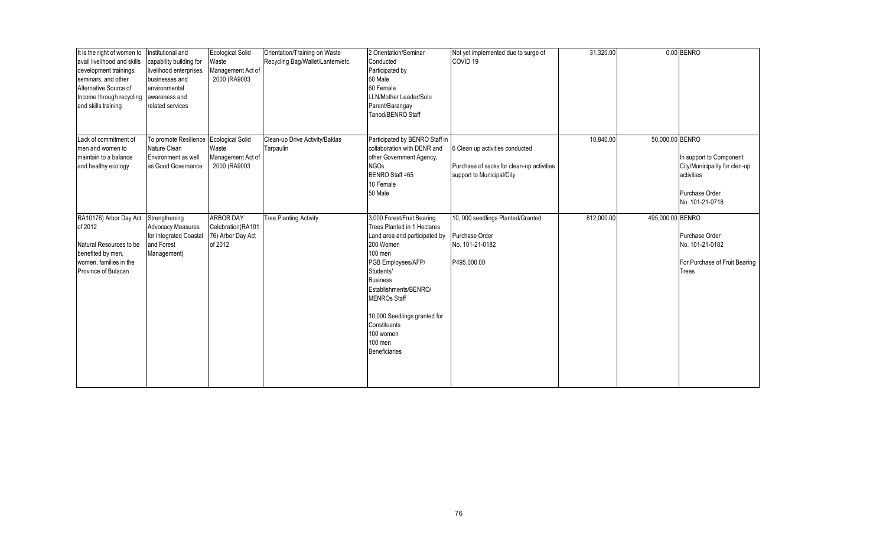| It is the right of women to avail livelihood and skills development trainings, seminars, and other Alternative Source of Income through recycling and skills training | Institutional and capability building for livelihood enterprises, businesses and environmental awareness and related services | Ecological Solid Waste Management Act of 2000 (RA9003 | Orientation/Training on Waste Recycling Bag/Wallet/Lantern/etc. | 2 Orientation/Seminar Conducted Participated by 60 Male 60 Female LLN/Mother Leader/Solo Parent/Barangay Tanod/BENRO Staff | Not yet implemented due to surge of COVID 19 | 31,320.00 | 0.00 | BENRO |
|---|---|---|---|---|---|---|---|---|
| Lack of commitment of men and women to maintain to a balance and healthy ecology | To promote Resilience Nature Clean Environment as well as Good Governance | Ecological Solid Waste Management Act of 2000 (RA9003 | Clean-up Drive Activity/Baklas Tarpaulin | Participated by BENRO Staff in collaboration with DENR and other Government Agency, NGOs BENRO Staff =65 10 Female 50 Male | 6 Clean up activities conducted<br><br>Purchase of sacks for clean-up activities support to Municipal/City | 10,840.00 | 50,000.00 | BENRO<br><br>In support to Component City/Municipality for clen-up activities<br><br>Purchase Order No. 101-21-0718 |
| RA10176) Arbor Day Act of 2012<br><br>Natural Resources to be benefited by men, women, families in the Province of Bulacan | Strengthening Advocacy Measures for Integrated Coastal and Forest Management) | ARBOR DAY Celebration(RA10176) Arbor Day Act of 2012 | Tree Planting Activity | 3,000 Forest/Fruit Bearing Trees Planted in 1 Hectares Land area and participated by 200 Women 100 men PGB Employees/AFP/ Students/ Business Establishments/BENRO/ MENROs Staff<br><br>10,000 Seedlings granted for Constituents 100 women 100 men Beneficiaries | 10, 000 seedlings Planted/Granted<br><br>Purchase Order No. 101-21-0182<br><br>P495,000.00 | 812,000.00 | 495,000.00 | BENRO<br><br>Purchase Order No. 101-21-0182<br><br>For Purchase of Fruit Bearing Trees |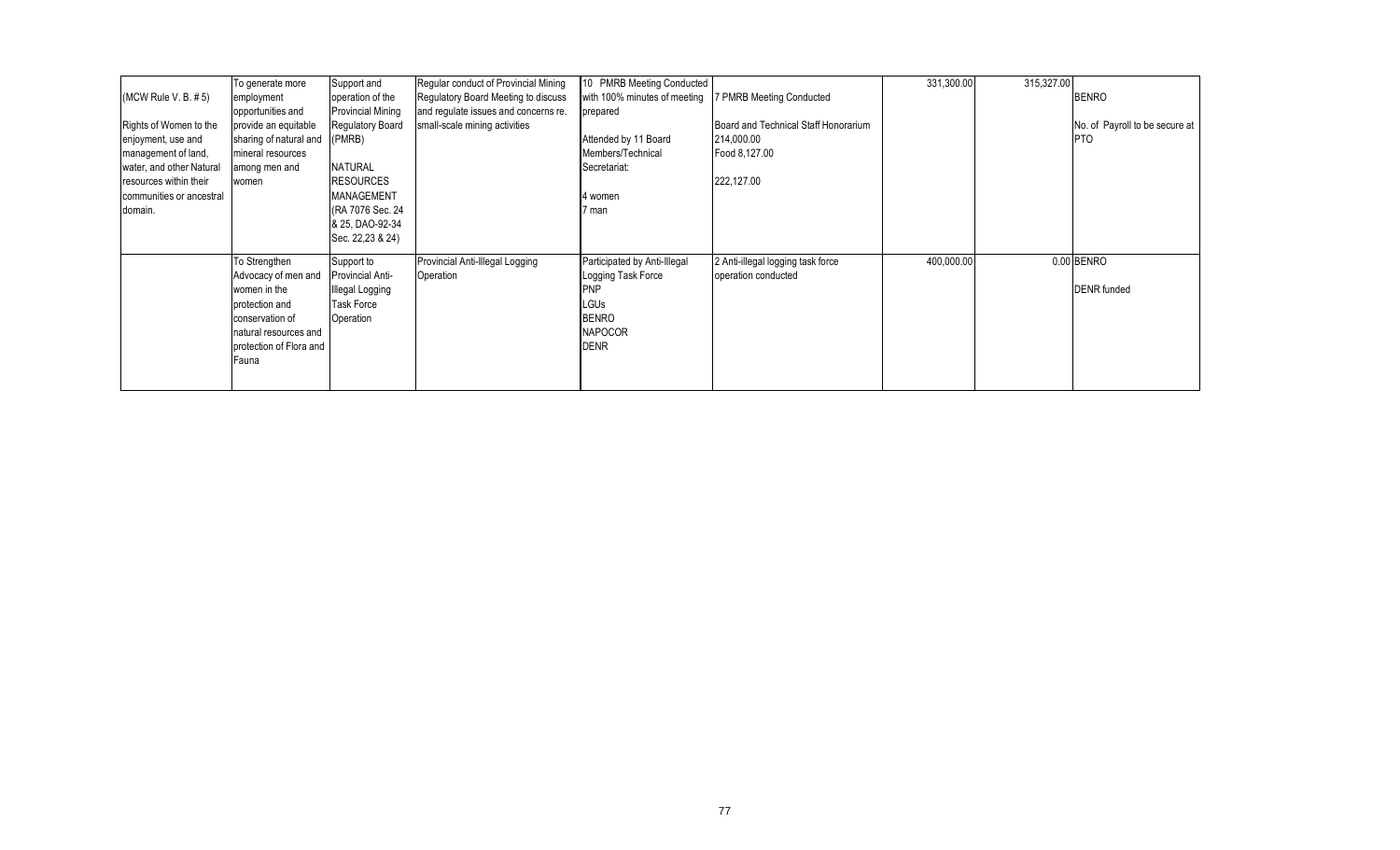| | | | | | | | | |
|---|---|---|---|---|---|---|---|---|
| (MCW Rule V. B. # 5)<br><br>Rights of Women to the enjoyment, use and management of land, water, and other Natural resources within their communities or ancestral domain. | To generate more employment opportunities and provide an equitable sharing of natural and mineral resources among men and women | Support and operation of the Provincial Mining Regulatory Board (PMRB)<br><br>NATURAL RESOURCES MANAGEMENT (RA 7076 Sec. 24 & 25, DAO-92-34 Sec. 22,23 & 24) | Regular conduct of Provincial Mining Regulatory Board Meeting to discuss and regulate issues and concerns re. small-scale mining activities | 10 PMRB Meeting Conducted with 100% minutes of meeting prepared<br><br>Attended by 11 Board Members/Technical Secretariat:<br><br>4 women<br>7 man | 7 PMRB Meeting Conducted<br><br>Board and Technical Staff Honorarium 214,000.00<br>Food 8,127.00<br><br>222,127.00 | 331,300.00 | 315,327.00 | BENRO<br><br>No. of Payroll to be secure at PTO |
| | To Strengthen Advocacy of men and women in the protection and conservation of natural resources and protection of Flora and Fauna | Support to Provincial Anti-Illegal Logging Task Force Operation | Provincial Anti-Illegal Logging Operation | Participated by Anti-Illegal Logging Task Force<br>PNP<br>LGUs<br>BENRO<br>NAPOCOR<br>DENR | 2 Anti-illegal logging task force operation conducted | 400,000.00 | 0.00 | BENRO<br><br>DENR funded |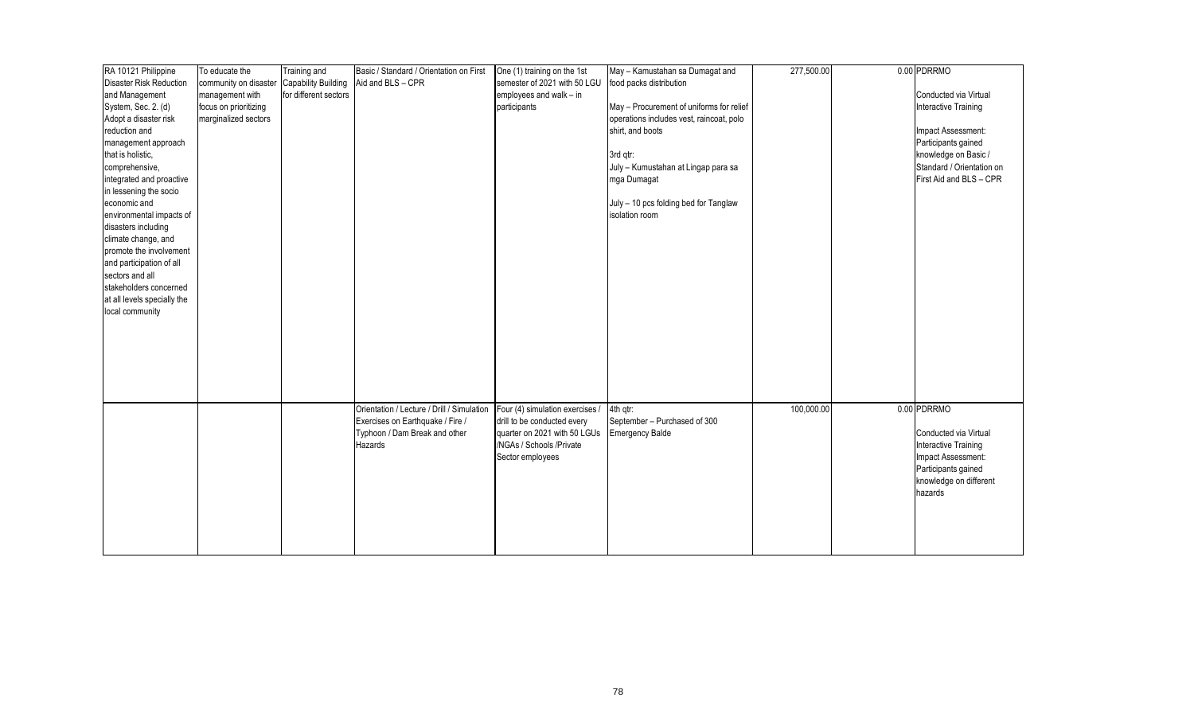| | | | | | | | | |
|---|---|---|---|---|---|---|---|---|
| RA 10121 Philippine Disaster Risk Reduction and Management System, Sec. 2. (d) Adopt a disaster risk reduction and management approach that is holistic, comprehensive, integrated and proactive in lessening the socio economic and environmental impacts of disasters including climate change, and promote the involvement and participation of all sectors and all stakeholders concerned at all levels specially the local community | To educate the community on disaster management with focus on prioritizing marginalized sectors | Training and Capability Building for different sectors | Basic / Standard / Orientation on First Aid and BLS – CPR | One (1) training on the 1st semester of 2021 with 50 LGU employees and walk – in participants | May – Kamustahan sa Dumagat and food packs distribution<br><br>May – Procurement of uniforms for relief operations includes vest, raincoat, polo shirt, and boots<br><br>3rd qtr:<br>July – Kumustahan at Lingap para sa mga Dumagat<br><br>July – 10 pcs folding bed for Tanglaw isolation room | 277,500.00 | 0.00 | PDRRMO<br><br>Conducted via Virtual Interactive Training<br><br>Impact Assessment: Participants gained knowledge on Basic / Standard / Orientation on First Aid and BLS – CPR |
| | | | Orientation / Lecture / Drill / Simulation Exercises on Earthquake / Fire / Typhoon / Dam Break and other Hazards | Four (4) simulation exercises / drill to be conducted every quarter on 2021 with 50 LGUs /NGAs / Schools /Private Sector employees | 4th qtr:<br>September – Purchased of 300 Emergency Balde | 100,000.00 | 0.00 | PDRRMO<br><br>Conducted via Virtual Interactive Training<br>Impact Assessment: Participants gained knowledge on different hazards |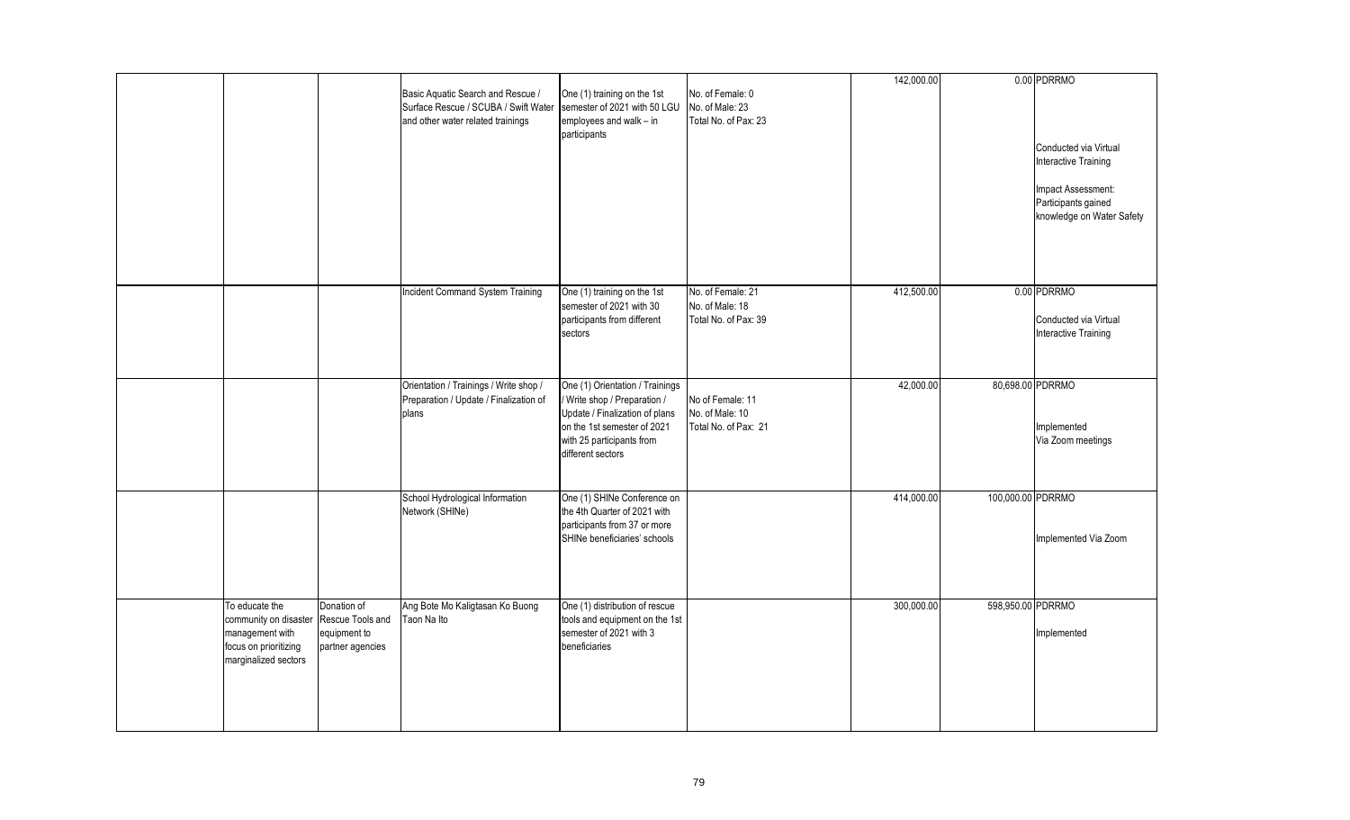| | | | | | | | | |
|---|---|---|---|---|---|---|---|---|
| | | | Basic Aquatic Search and Rescue / Surface Rescue / SCUBA / Swift Water and other water related trainings | One (1) training on the 1st semester of 2021 with 50 LGU employees and walk – in participants | No. of Female: 0<br>No. of Male: 23<br>Total No. of Pax: 23 | 142,000.00 | 0.00 | PDRRMO<br><br>Conducted via Virtual Interactive Training<br><br>Impact Assessment: Participants gained knowledge on Water Safety |
| | | | Incident Command System Training | One (1) training on the 1st semester of 2021 with 30 participants from different sectors | No. of Female: 21<br>No. of Male: 18<br>Total No. of Pax: 39 | 412,500.00 | 0.00 | PDRRMO<br><br>Conducted via Virtual Interactive Training |
| | | | Orientation / Trainings / Write shop / Preparation / Update / Finalization of plans | One (1) Orientation / Trainings / Write shop / Preparation / Update / Finalization of plans on the 1st semester of 2021 with 25 participants from different sectors | No of Female: 11<br>No. of Male: 10<br>Total No. of Pax: 21 | 42,000.00 | 80,698.00 | PDRRMO<br><br>Implemented Via Zoom meetings |
| | | | School Hydrological Information Network (SHINe) | One (1) SHINe Conference on the 4th Quarter of 2021 with participants from 37 or more SHINe beneficiaries' schools | | 414,000.00 | 100,000.00 | PDRRMO<br><br>Implemented Via Zoom |
| | To educate the community on disaster management with focus on prioritizing marginalized sectors | Donation of Rescue Tools and equipment to partner agencies | Ang Bote Mo Kaligtasan Ko Buong Taon Na Ito | One (1) distribution of rescue tools and equipment on the 1st semester of 2021 with 3 beneficiaries | | 300,000.00 | 598,950.00 | PDRRMO<br><br>Implemented |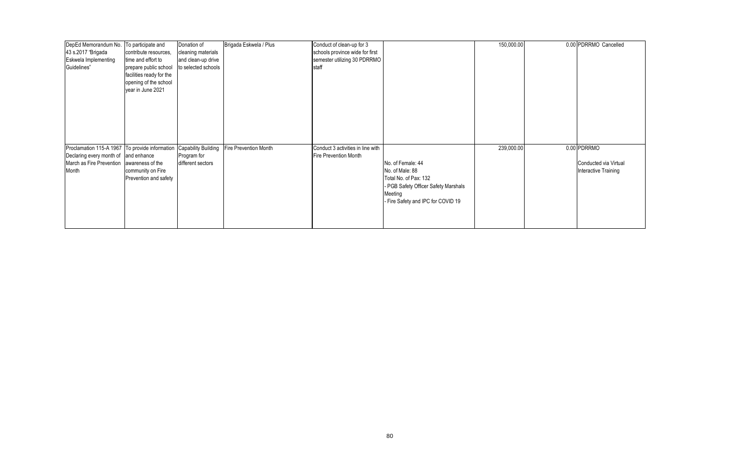| | | | | | | | | |
|---|---|---|---|---|---|---|---|---|
| DepEd Memorandum No. 43 s.2017 "Brigada Eskwela Implementing Guidelines" | To participate and contribute resources, time and effort to prepare public school facilities ready for the opening of the school year in June 2021 | Donation of cleaning materials and clean-up drive to selected schools | Brigada Eskwela / Plus | Conduct of clean-up for 3 schools province wide for first semester utilizing 30 PDRRMO staff | | 150,000.00 | 0.00 | PDRRMO Cancelled |
| Proclamation 115-A 1967 Declaring every month of March as Fire Prevention Month | To provide information and enhance awareness of the community on Fire Prevention and safety | Capability Building Program for different sectors | Fire Prevention Month | Conduct 3 activities in line with Fire Prevention Month | No. of Female: 44<br>No. of Male: 88<br>Total No. of Pax: 132<br>- PGB Safety Officer Safety Marshals Meeting<br>- Fire Safety and IPC for COVID 19 | 239,000.00 | 0.00 | PDRRMO<br><br>Conducted via Virtual Interactive Training |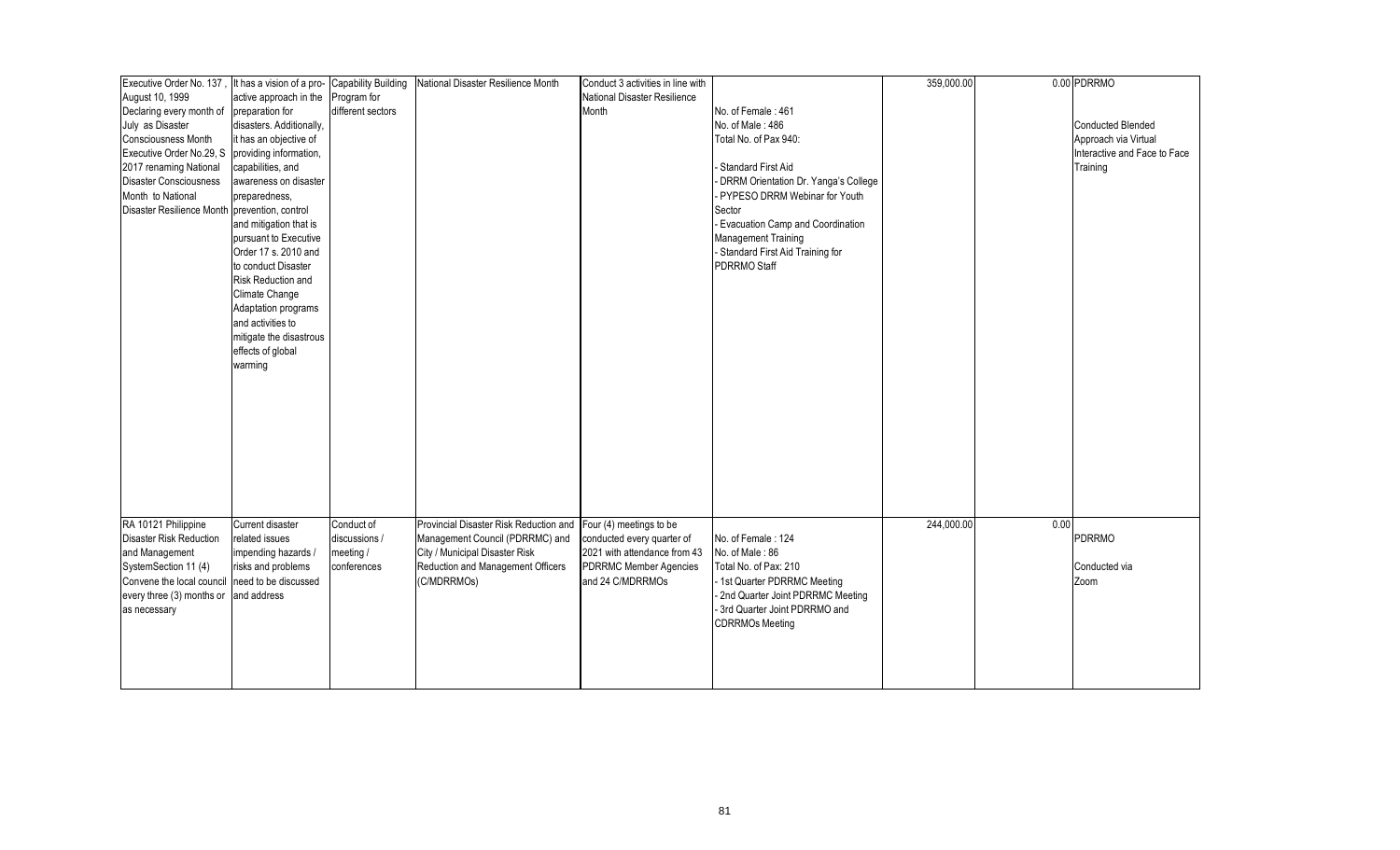| | | | | | | | | |
|---|---|---|---|---|---|---|---|---|
| Executive Order No. 137 , August 10, 1999 Declaring every month of July as Disaster Consciousness Month Executive Order No.29, S 2017 renaming National Disaster Consciousness Month to National Disaster Resilience Month | It has a vision of a pro-active approach in the preparation for disasters. Additionally, it has an objective of providing information, capabilities, and awareness on disaster preparedness, prevention, control and mitigation that is pursuant to Executive Order 17 s. 2010 and to conduct Disaster Risk Reduction and Climate Change Adaptation programs and activities to mitigate the disastrous effects of global warming | Capability Building Program for different sectors | National Disaster Resilience Month | Conduct 3 activities in line with National Disaster Resilience Month | No. of Female : 461<br>No. of Male : 486<br>Total No. of Pax 940:<br><br>- Standard First Aid<br>- DRRM Orientation Dr. Yanga's College<br>- PYPESO DRRM Webinar for Youth Sector<br>- Evacuation Camp and Coordination Management Training<br>- Standard First Aid Training for PDRRMO Staff | 359,000.00 | 0.00 | PDRRMO<br><br>Conducted Blended Approach via Virtual Interactive and Face to Face Training |
| RA 10121 Philippine Disaster Risk Reduction and Management SystemSection 11 (4) Convene the local council every three (3) months or as necessary | Current disaster related issues impending hazards / risks and problems need to be discussed and address | Conduct of discussions / meeting / conferences | Provincial Disaster Risk Reduction and Management Council (PDRRMC) and City / Municipal Disaster Risk Reduction and Management Officers (C/MDRRMOs) | Four (4) meetings to be conducted every quarter of 2021 with attendance from 43 PDRRMC Member Agencies and 24 C/MDRRMOs | No. of Female : 124<br>No. of Male : 86<br>Total No. of Pax: 210<br>- 1st Quarter PDRRMC Meeting<br>- 2nd Quarter Joint PDRRMC Meeting<br>- 3rd Quarter Joint PDRRMO and CDRRMOs Meeting | 244,000.00 | 0.00 | PDRRMO<br><br>Conducted via Zoom |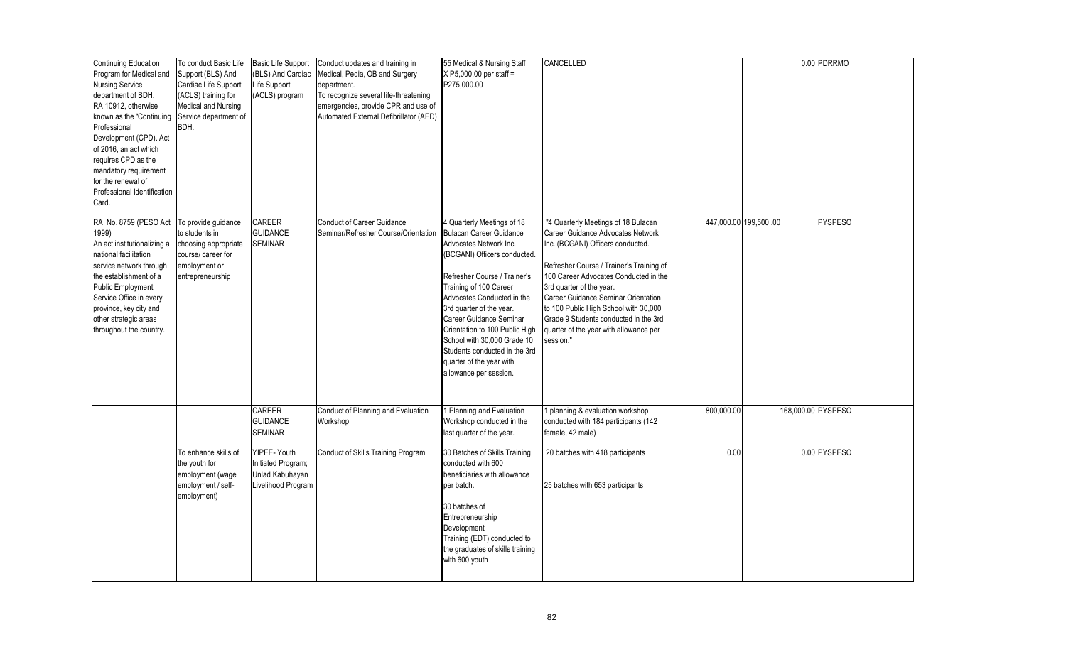| | | | | | | | | |
|---|---|---|---|---|---|---|---|---|
| Continuing Education Program for Medical and Nursing Service department of BDH. RA 10912, otherwise known as the "Continuing Professional Development (CPD). Act of 2016, an act which requires CPD as the mandatory requirement for the renewal of Professional Identification Card. | To conduct Basic Life Support (BLS) And Cardiac Life Support (ACLS) training for Medical and Nursing Service department of BDH. | Basic Life Support (BLS) And Cardiac Life Support (ACLS) program | Conduct updates and training in Medical, Pedia, OB and Surgery department. To recognize several life-threatening emergencies, provide CPR and use of Automated External Defibrillator (AED) | 55 Medical & Nursing Staff X P5,000.00 per staff = P275,000.00 | CANCELLED | | 0.00 | PDRRMO |
| RA No. 8759 (PESO Act 1999) An act institutionalizing a national facilitation service network through the establishment of a Public Employment Service Office in every province, key city and other strategic areas throughout the country. | To provide guidance to students in choosing appropriate course/ career for employment or entrepreneurship | CAREER GUIDANCE SEMINAR | Conduct of Career Guidance Seminar/Refresher Course/Orientation | 4 Quarterly Meetings of 18 Bulacan Career Guidance Advocates Network Inc. (BCGANI) Officers conducted. Refresher Course / Trainer's Training of 100 Career Advocates Conducted in the 3rd quarter of the year. Career Guidance Seminar Orientation to 100 Public High School with 30,000 Grade 10 Students conducted in the 3rd quarter of the year with allowance per session. | "4 Quarterly Meetings of 18 Bulacan Career Guidance Advocates Network Inc. (BCGANI) Officers conducted. Refresher Course / Trainer's Training of 100 Career Advocates Conducted in the 3rd quarter of the year. Career Guidance Seminar Orientation to 100 Public High School with 30,000 Grade 9 Students conducted in the 3rd quarter of the year with allowance per session." | 447,000.00 | 199,500 .00 | PYSPESO |
| | | CAREER GUIDANCE SEMINAR | Conduct of Planning and Evaluation Workshop | 1 Planning and Evaluation Workshop conducted in the last quarter of the year. | 1 planning & evaluation workshop conducted with 184 participants (142 female, 42 male) | 800,000.00 | 168,000.00 | PYSPESO |
| | To enhance skills of the youth for employment (wage employment / self-employment) | YIPEE- Youth Initiated Program; Unlad Kabuhayan Livelihood Program | Conduct of Skills Training Program | 30 Batches of Skills Training conducted with 600 beneficiaries with allowance per batch. 30 batches of Entrepreneurship Development Training (EDT) conducted to the graduates of skills training with 600 youth | 20 batches with 418 participants 25 batches with 653 participants | 0.00 | 0.00 | PYSPESO |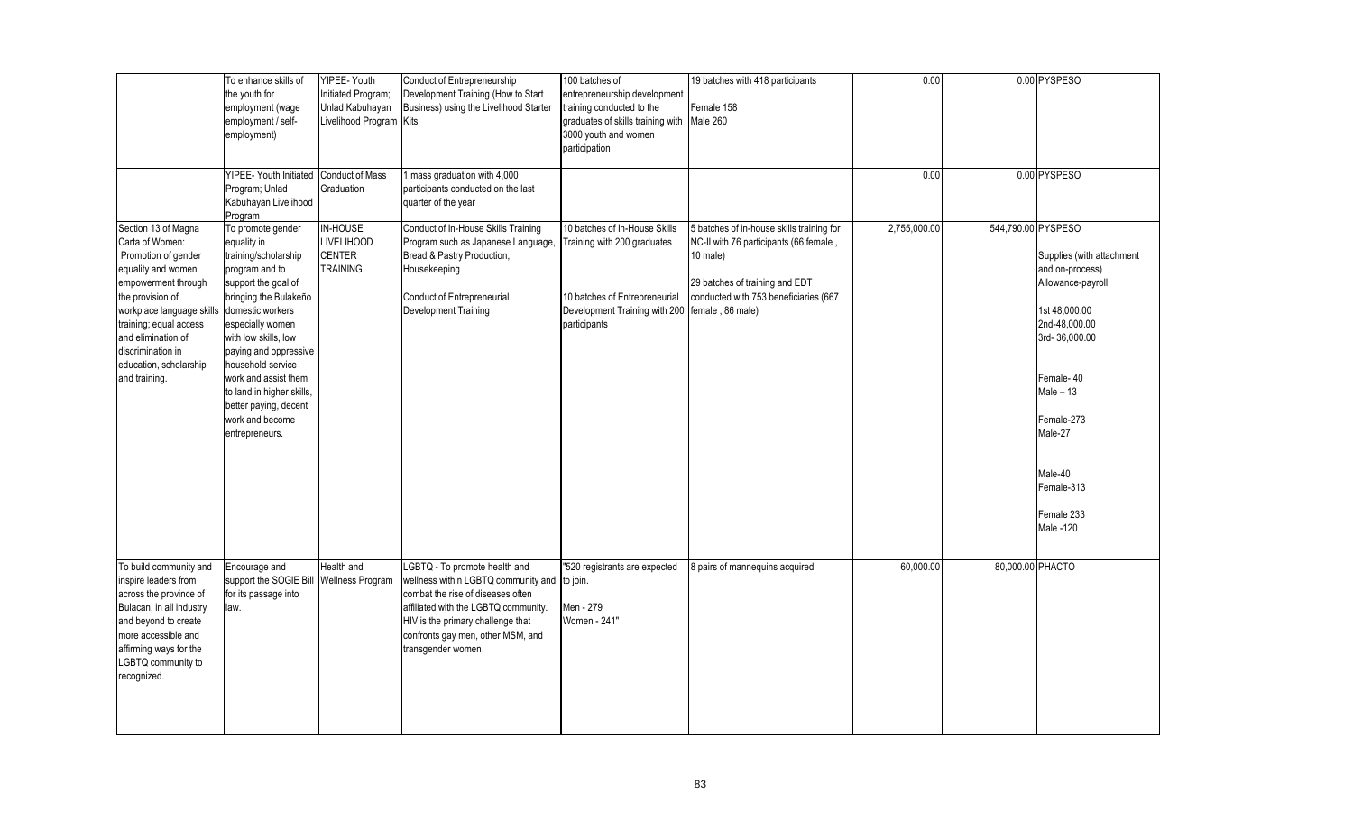| | To enhance skills of the youth for employment (wage employment / self-employment) | YIPEE- Youth Initiated Program; Unlad Kabuhayan Livelihood Program Kits | Conduct of Entrepreneurship Development Training (How to Start Business) using the Livelihood Starter | 100 batches of entrepreneurship development training conducted to the graduates of skills training with 3000 youth and women participation | 19 batches with 418 participants<br><br>Female 158<br>Male 260 | 0.00 | 0.00 | PYSPESO |
|---|---|---|---|---|---|---|---|---|
| | YIPEE- Youth Initiated Program; Unlad Kabuhayan Livelihood Program | Conduct of Mass Graduation | 1 mass graduation with 4,000 participants conducted on the last quarter of the year | | | 0.00 | 0.00 | PYSPESO |
| Section 13 of Magna Carta of Women: Promotion of gender equality and women empowerment through the provision of workplace language skills training; equal access and elimination of discrimination in education, scholarship and training. | To promote gender equality in training/scholarship program and to support the goal of bringing the Bulakeño domestic workers especially women with low skills, low paying and oppressive household service work and assist them to land in higher skills, better paying, decent work and become entrepreneurs. | IN-HOUSE LIVELIHOOD CENTER TRAINING | Conduct of In-House Skills Training Program such as Japanese Language, Bread & Pastry Production, Housekeeping<br><br>Conduct of Entrepreneurial Development Training | 10 batches of In-House Skills Training with 200 graduates<br><br>10 batches of Entrepreneurial Development Training with 200 participants | 5 batches of in-house skills training for NC-II with 76 participants (66 female , 10 male)<br><br>29 batches of training and EDT conducted with 753 beneficiaries (667 female , 86 male) | 2,755,000.00 | 544,790.00 | PYSPESO<br><br>Supplies (with attachment and on-process)<br>Allowance-payroll<br><br>1st 48,000.00<br>2nd-48,000.00<br>3rd- 36,000.00<br><br>Female- 40<br>Male – 13<br><br>Female-273<br>Male-27<br><br>Male-40<br>Female-313<br><br>Female 233<br>Male -120 |
| To build community and inspire leaders from across the province of Bulacan, in all industry and beyond to create more accessible and affirming ways for the LGBTQ community to recognized. | Encourage and support the SOGIE Bill for its passage into law. | Health and Wellness Program | LGBTQ - To promote health and wellness within LGBTQ community and combat the rise of diseases often affiliated with the LGBTQ community. HIV is the primary challenge that confronts gay men, other MSM, and transgender women. | "520 registrants are expected to join.<br><br>Men - 279<br>Women - 241" | 8 pairs of mannequins acquired | 60,000.00 | 80,000.00 | PHACTO |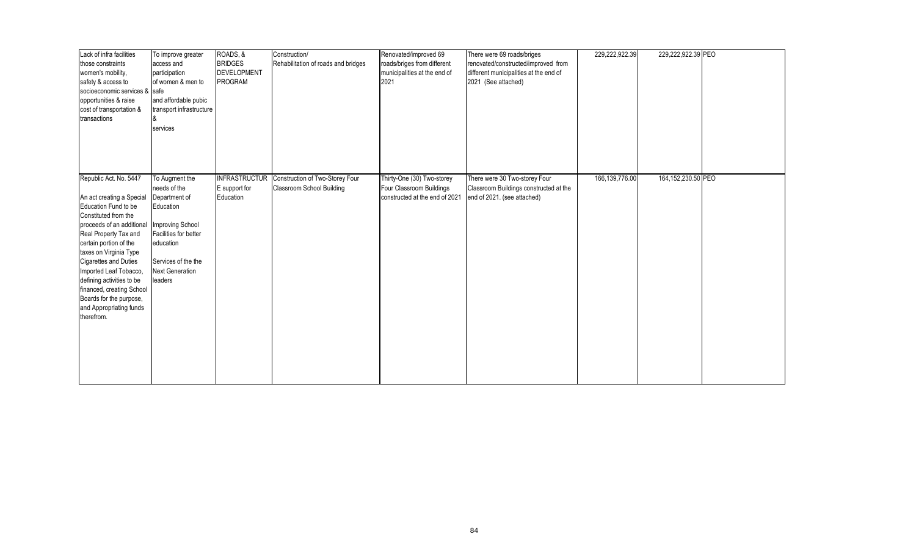| | | | | | | | | |
|---|---|---|---|---|---|---|---|---|
| Lack of infra facilities those constraints women's mobility, safety & access to socioeconomic services & opportunities & raise cost of transportation & transactions | To improve greater access and participation of women & men to safe and affordable pubic transport infrastructure & services | ROADS, & BRIDGES DEVELOPMENT PROGRAM | Construction/ Rehabilitation of roads and bridges | Renovated/improved 69 roads/briges from different municipalities at the end of 2021 | There were 69 roads/briges renovated/constructed/improved from different municipalities at the end of 2021 (See attached) | 229,222,922.39 | 229,222,922.39 | PEO |
| Republic Act. No. 5447<br><br>An act creating a Special Education Fund to be Constituted from the proceeds of an additional Real Property Tax and certain portion of the taxes on Virginia Type Cigarettes and Duties Imported Leaf Tobacco, defining activities to be financed, creating School Boards for the purpose, and Appropriating funds therefrom. | To Augment the needs of the Department of Education<br><br>Improving School Facilities for better education<br><br>Services of the the Next Generation leaders | INFRASTRUCTURE support for Education | Construction of Two-Storey Four Classroom School Building | Thirty-One (30) Two-storey Four Classroom Buildings constructed at the end of 2021 | There were 30 Two-storey Four Classroom Buildings constructed at the end of 2021. (see attached) | 166,139,776.00 | 164,152,230.50 | PEO |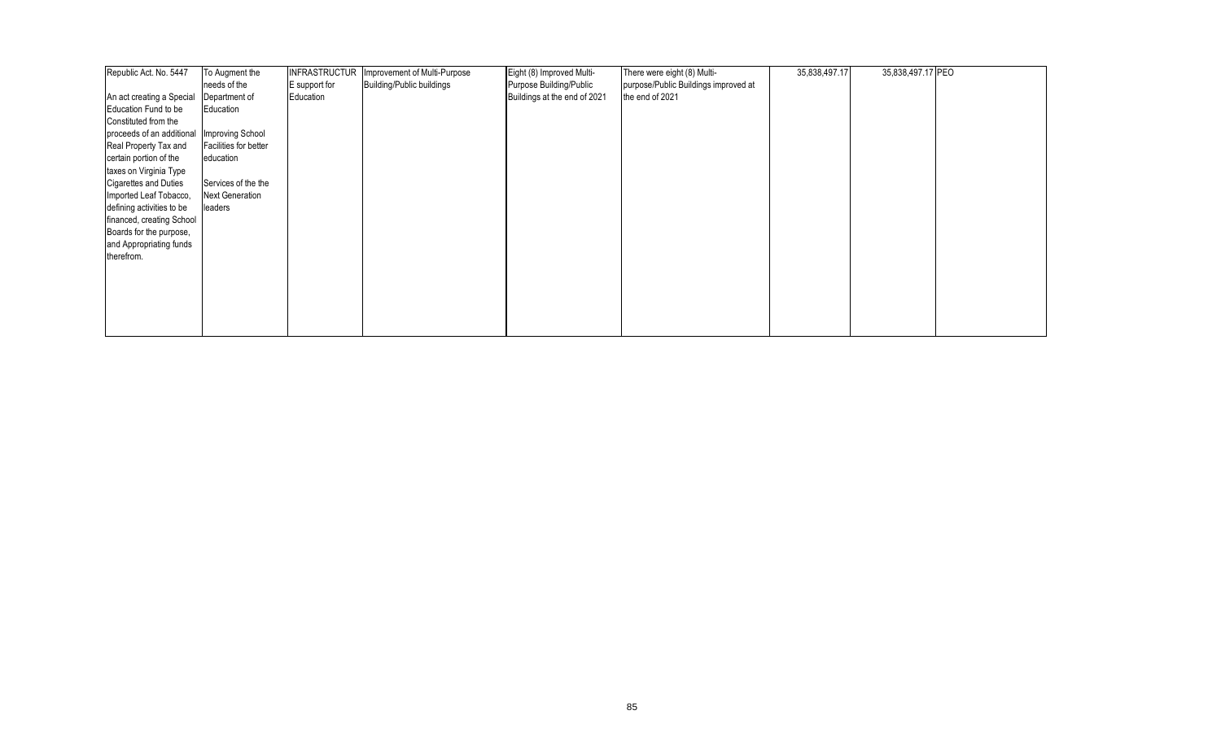| | | | | | | | | |
|---|---|---|---|---|---|---|---|---|
| Republic Act. No. 5447<br><br>An act creating a Special Education Fund to be Constituted from the proceeds of an additional Real Property Tax and certain portion of the taxes on Virginia Type Cigarettes and Duties Imported Leaf Tobacco, defining activities to be financed, creating School Boards for the purpose, and Appropriating funds therefrom. | To Augment the needs of the Department of Education<br><br>Improving School Facilities for better education<br><br>Services of the the Next Generation leaders | INFRASTRUCTURE support for Education | Improvement of Multi-Purpose Building/Public buildings | Eight (8) Improved Multi-Purpose Building/Public Buildings at the end of 2021 | There were eight (8) Multi-purpose/Public Buildings improved at the end of 2021 | 35,838,497.17 | 35,838,497.17 | PEO |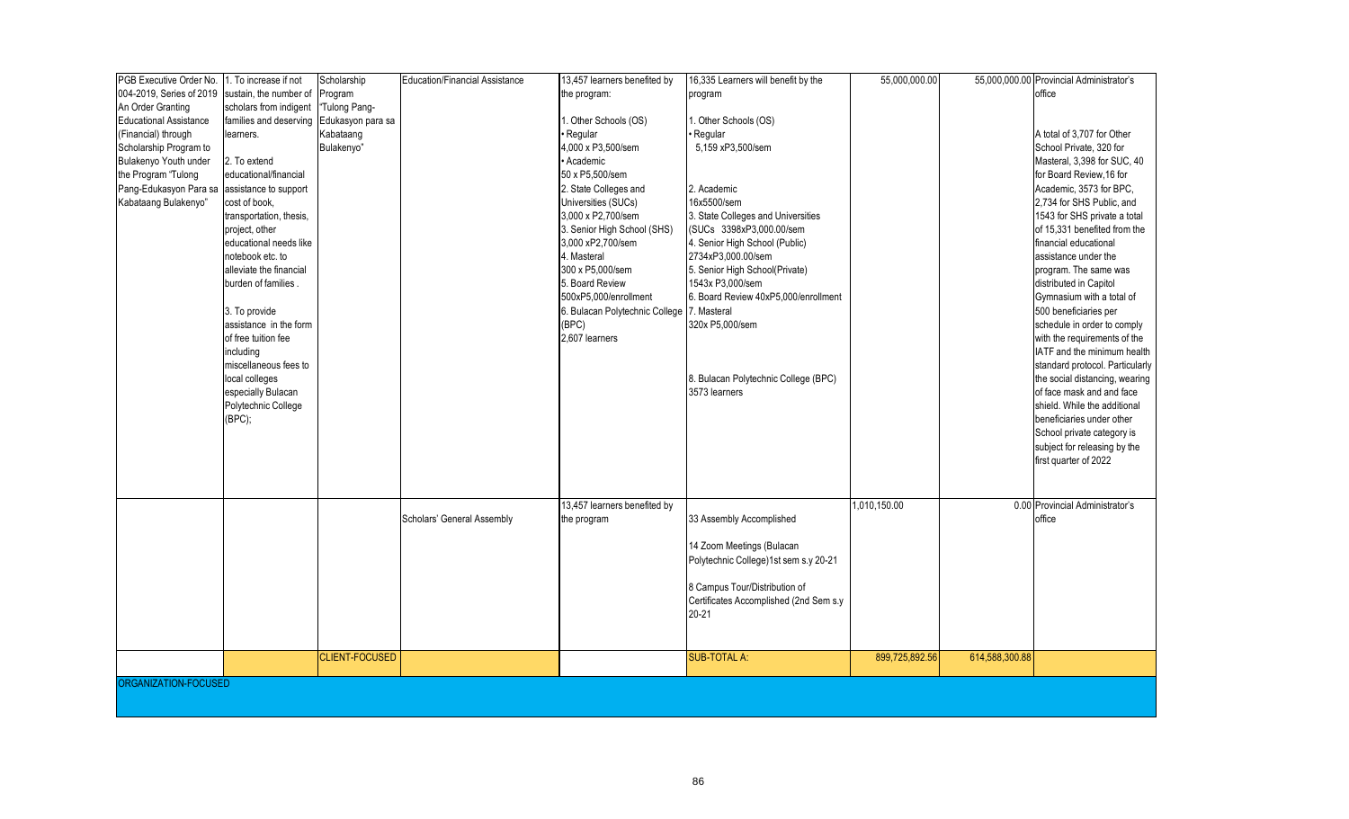| | | | | | | | | |
|---|---|---|---|---|---|---|---|---|
| PGB Executive Order No. 004-2019, Series of 2019 An Order Granting Educational Assistance (Financial) through Scholarship Program to Bulakenyo Youth under the Program "Tulong Pang-Edukasyon Para sa Kabataang Bulakenyo" | 1. To increase if not sustain, the number of scholars from indigent families and deserving learners.<br><br>2. To extend educational/financial assistance to support cost of book, transportation, thesis, project, other educational needs like notebook etc. to alleviate the financial burden of families .<br><br>3. To provide assistance in the form of free tuition fee including miscellaneous fees to local colleges especially Bulacan Polytechnic College (BPC); | Scholarship Program "Tulong Pang-Edukasyon para sa Kabataang Bulakenyo" | Education/Financial Assistance | 13,457 learners benefited by the program:<br><br>1. Other Schools (OS)<br>• Regular<br>4,000 x P3,500/sem<br>• Academic<br>50 x P5,500/sem<br>2. State Colleges and Universities (SUCs)<br>3,000 x P2,700/sem<br>3. Senior High School (SHS)<br>3,000 xP2,700/sem<br>4. Masteral<br>300 x P5,000/sem<br>5. Board Review<br>500xP5,000/enrollment<br>6. Bulacan Polytechnic College (BPC)<br>2,607 learners | 16,335 Learners will benefit by the program<br><br>1. Other Schools (OS)<br>• Regular<br>5,159 xP3,500/sem<br><br>2. Academic<br>16x5500/sem<br>3. State Colleges and Universities (SUCs 3398xP3,000.00/sem<br>4. Senior High School (Public)<br>2734xP3,000.00/sem<br>5. Senior High School(Private)<br>1543x P3,000/sem<br>6. Board Review 40xP5,000/enrollment<br>7. Masteral<br>320x P5,000/sem<br><br>8. Bulacan Polytechnic College (BPC)<br>3573 learners | 55,000,000.00 | 55,000,000.00 | Provincial Administrator's office<br><br>A total of 3,707 for Other School Private, 320 for Masteral, 3,398 for SUC, 40 for Board Review,16 for Academic, 3573 for BPC, 2,734 for SHS Public, and 1543 for SHS private a total of 15,331 benefited from the financial educational assistance under the program. The same was distributed in Capitol Gymnasium with a total of 500 beneficiaries per schedule in order to comply with the requirements of the IATF and the minimum health standard protocol. Particularly the social distancing, wearing of face mask and and face shield. While the additional beneficiaries under other School private category is subject for releasing by the first quarter of 2022 |
| | | | Scholars' General Assembly | 13,457 learners benefited by the program | 33 Assembly Accomplished<br><br>14 Zoom Meetings (Bulacan Polytechnic College)1st sem s.y 20-21<br><br>8 Campus Tour/Distribution of Certificates Accomplished (2nd Sem s.y 20-21 | 1,010,150.00 | 0.00 | Provincial Administrator's office |
| | | CLIENT-FOCUSED | | | SUB-TOTAL A: | 899,725,892.56 | 614,588,300.88 | |
| ORGANIZATION-FOCUSED | | | | | | | | |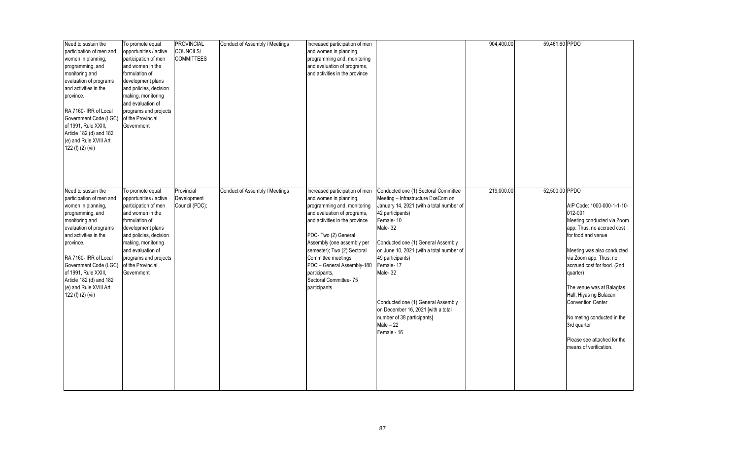| | | | | | | | | |
|---|---|---|---|---|---|---|---|---|
| Need to sustain the participation of men and women in planning, programming, and monitoring and evaluation of programs and activities in the province.<br><br>RA 7160- IRR of Local Government Code (LGC) of 1991, Rule XXIII, Article 182 (d) and 182 (e) and Rule XVIII Art. 122 (f) (2) (vii) | To promote equal opportunities / active participation of men and women in the formulation of development plans and policies, decision making, monitoring and evaluation of programs and projects of the Provincial Government | PROVINCIAL COUNCILS/ COMMITTEES | Conduct of Assembly / Meetings | Increased participation of men and women in planning, programming and, monitoring and evaluation of programs, and activities in the province | | 904,400.00 | 59,461.60 | PPDO |
| Need to sustain the participation of men and women in planning, programming, and monitoring and evaluation of programs and activities in the province.<br><br>RA 7160- IRR of Local Government Code (LGC) of 1991, Rule XXIII, Article 182 (d) and 182 (e) and Rule XVIII Art. 122 (f) (2) (vii) | To promote equal opportunities / active participation of men and women in the formulation of development plans and policies, decision making, monitoring and evaluation of programs and projects of the Provincial Government | Provincial Development Council (PDC); | Conduct of Assembly / Meetings | Increased participation of men and women in planning, programming and, monitoring and evaluation of programs, and activities in the province<br><br>PDC- Two (2) General Assembly (one assembly per semester); Two (2) Sectoral Committee meetings<br>PDC – General Assembly-180 participants,<br>Sectoral Committee- 75 participants | Conducted one (1) Sectoral Committee Meeting – Infrastructure ExeCom on January 14, 2021 (with a total number of 42 participants)<br>Female- 10<br>Male- 32<br><br>Conducted one (1) General Assembly on June 10, 2021 (with a total number of 49 participants)<br>Female- 17<br>Male- 32<br><br>Conducted one (1) General Assembly on December 16, 2021 [with a total number of 38 participants]<br>Male – 22<br>Female - 16 | 219,000.00 | 52,500.00 | PPDO<br><br>AIP Code: 1000-000-1-1-10-012-001<br>Meeting conducted via Zoom app. Thus, no accrued cost for food and venue<br><br>Meeting was also conducted via Zoom app. Thus, no accrued cost for food. (2nd quarter)<br><br>The venue was at Balagtas Hall, Hiyas ng Bulacan Convention Center<br><br>No meting conducted in the 3rd quarter<br><br>Please see attached for the means of verification. |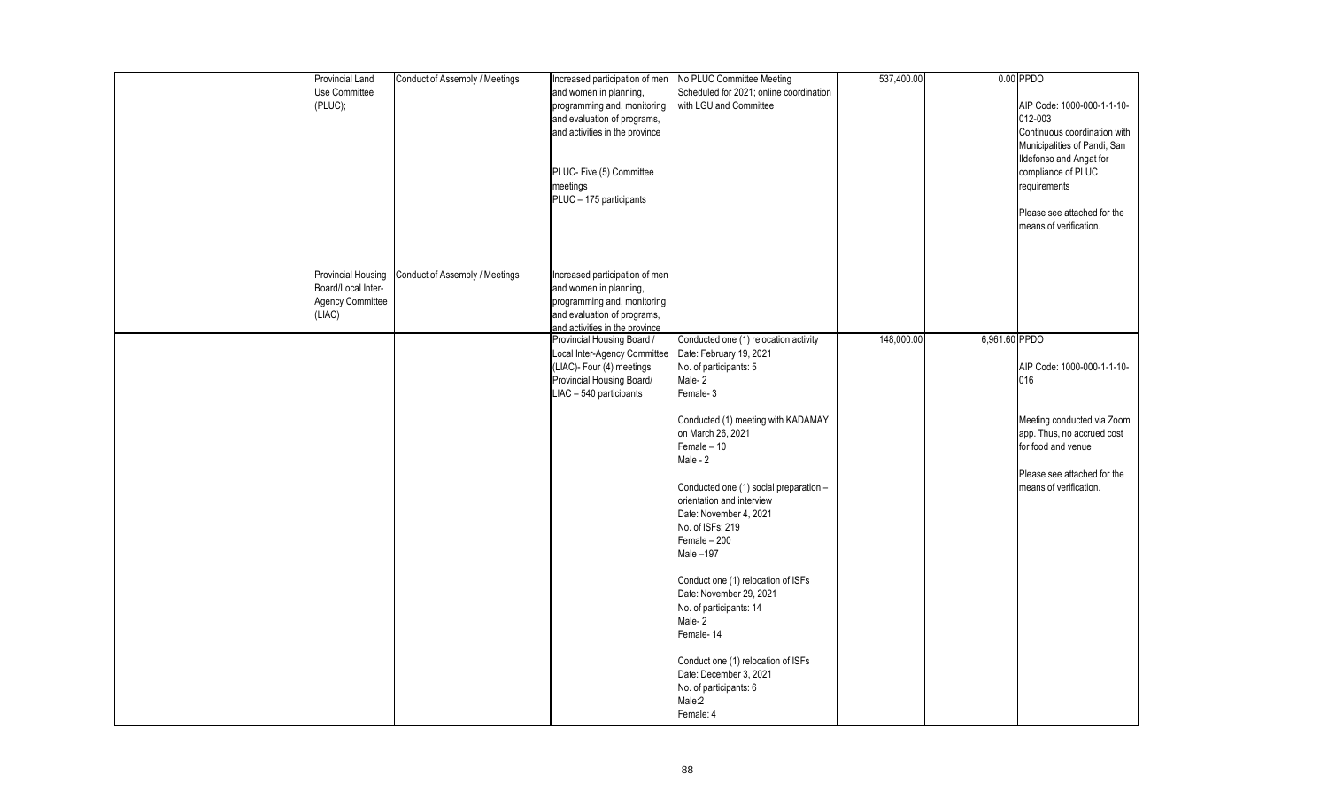| | | | | | | | | |
|---|---|---|---|---|---|---|---|---|
| | | Provincial Land Use Committee (PLUC); | Conduct of Assembly / Meetings | Increased participation of men and women in planning, programming and, monitoring and evaluation of programs, and activities in the province<br><br>PLUC- Five (5) Committee meetings<br>PLUC – 175 participants | No PLUC Committee Meeting Scheduled for 2021; online coordination with LGU and Committee | 537,400.00 | 0.00 | PPDO<br><br>AIP Code: 1000-000-1-1-10-012-003<br>Continuous coordination with Municipalities of Pandi, San Ildefonso and Angat for compliance of PLUC requirements<br><br>Please see attached for the means of verification. |
| | | Provincial Housing Board/Local Inter-Agency Committee (LIAC) | Conduct of Assembly / Meetings | Increased participation of men and women in planning, programming and, monitoring and evaluation of programs, and activities in the province | | | | |
| | | | | Provincial Housing Board / Local Inter-Agency Committee (LIAC)- Four (4) meetings<br>Provincial Housing Board/ LIAC – 540 participants | Conducted one (1) relocation activity<br>Date: February 19, 2021<br>No. of participants: 5<br>Male- 2<br>Female- 3<br><br>Conducted (1) meeting with KADAMAY on March 26, 2021<br>Female – 10<br>Male - 2<br><br>Conducted one (1) social preparation – orientation and interview<br>Date: November 4, 2021<br>No. of ISFs: 219<br>Female – 200<br>Male –197<br><br>Conduct one (1) relocation of ISFs<br>Date: November 29, 2021<br>No. of participants: 14<br>Male- 2<br>Female- 14<br><br>Conduct one (1) relocation of ISFs<br>Date: December 3, 2021<br>No. of participants: 6<br>Male:2<br>Female: 4 | 148,000.00 | 6,961.60 | PPDO<br><br>AIP Code: 1000-000-1-1-10-016<br><br>Meeting conducted via Zoom app. Thus, no accrued cost for food and venue<br><br>Please see attached for the means of verification. |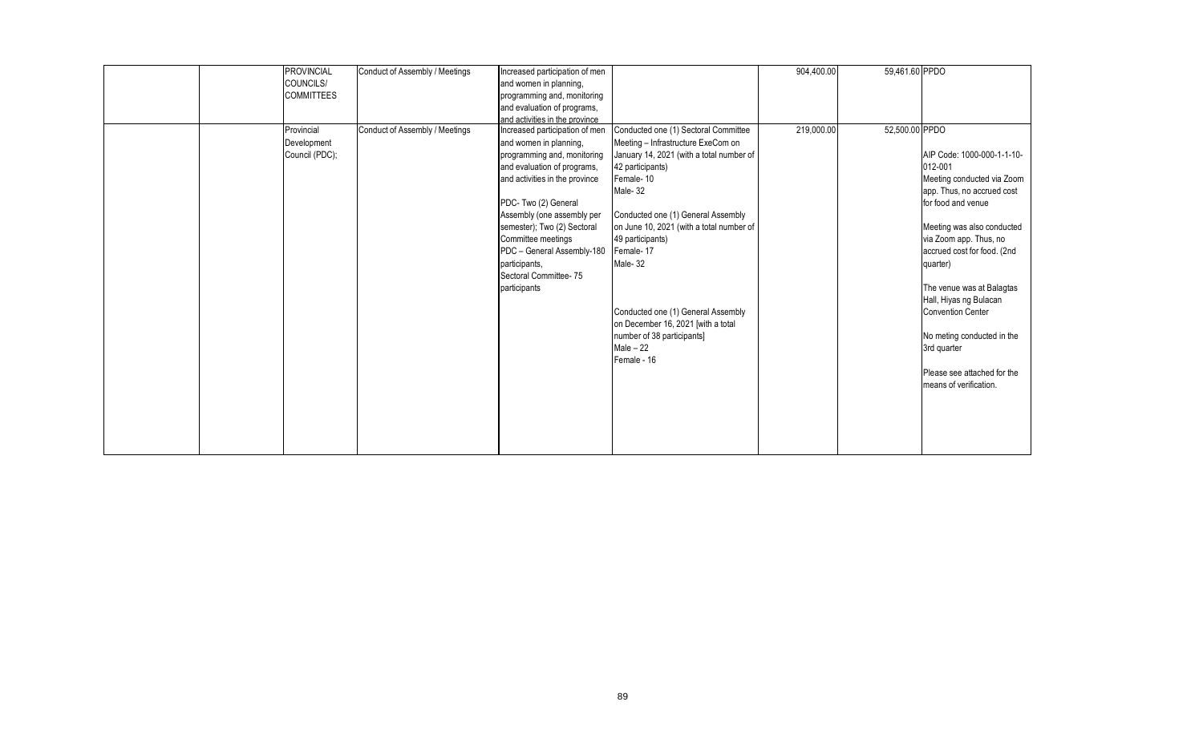|  |  |  |  |  |  |  |  |  |
|---|---|---|---|---|---|---|---|---|
|  |  | PROVINCIAL COUNCILS/ COMMITTEES | Conduct of Assembly / Meetings | Increased participation of men and women in planning, programming and, monitoring and evaluation of programs, and activities in the province |  | 904,400.00 | 59,461.60 | PPDO |
|  |  | Provincial Development Council (PDC); | Conduct of Assembly / Meetings | Increased participation of men and women in planning, programming and, monitoring and evaluation of programs, and activities in the province<br><br>PDC- Two (2) General Assembly (one assembly per semester); Two (2) Sectoral Committee meetings<br>PDC – General Assembly-180 participants,<br>Sectoral Committee- 75 participants | Conducted one (1) Sectoral Committee Meeting – Infrastructure ExeCom on January 14, 2021 (with a total number of 42 participants)<br>Female- 10<br>Male- 32<br><br>Conducted one (1) General Assembly on June 10, 2021 (with a total number of 49 participants)<br>Female- 17<br>Male- 32<br><br>Conducted one (1) General Assembly on December 16, 2021 [with a total number of 38 participants]<br>Male – 22<br>Female - 16 | 219,000.00 | 52,500.00 | PPDO<br><br>AIP Code: 1000-000-1-1-10-012-001<br>Meeting conducted via Zoom app. Thus, no accrued cost for food and venue<br><br>Meeting was also conducted via Zoom app. Thus, no accrued cost for food. (2nd quarter)<br><br>The venue was at Balagtas Hall, Hiyas ng Bulacan Convention Center<br><br>No meting conducted in the 3rd quarter<br><br>Please see attached for the means of verification. |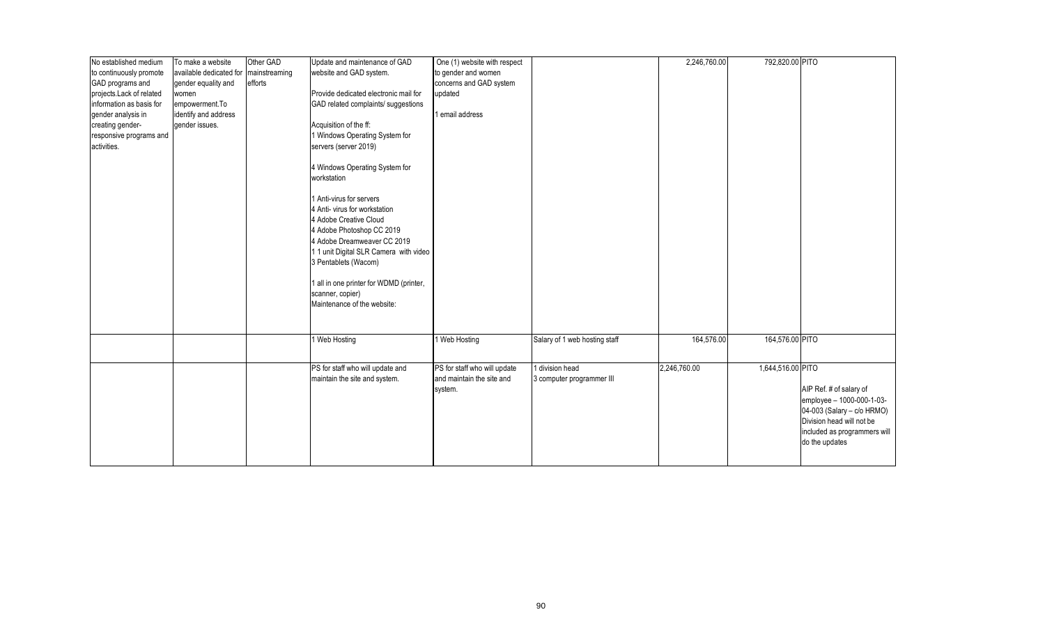| | | | | | | | | | |
|---|---|---|---|---|---|---|---|---|---|
| No established medium to continuously promote GAD programs and projects.Lack of related information as basis for gender analysis in creating gender-responsive programs and activities. | To make a website available dedicated for gender equality and women empowerment.To identify and address gender issues. | Other GAD mainstreaming efforts | Update and maintenance of GAD website and GAD system.<br><br>Provide dedicated electronic mail for GAD related complaints/ suggestions<br><br>Acquisition of the ff:<br>1 Windows Operating System for servers (server 2019)<br><br>4 Windows Operating System for workstation<br><br>1 Anti-virus for servers<br>4 Anti- virus for workstation<br>4 Adobe Creative Cloud<br>4 Adobe Photoshop CC 2019<br>4 Adobe Dreamweaver CC 2019<br>1 1 unit Digital SLR Camera with video<br>3 Pentablets (Wacom)<br><br>1 all in one printer for WDMD (printer, scanner, copier)<br>Maintenance of the website: | One (1) website with respect to gender and women concerns and GAD system updated<br><br>1 email address | | 2,246,760.00 | 792,820.00 | PITO | |
| | | | 1 Web Hosting | 1 Web Hosting | Salary of 1 web hosting staff | 164,576.00 | 164,576.00 | PITO | |
| | | | PS for staff who will update and maintain the site and system. | PS for staff who will update and maintain the site and system. | 1 division head<br>3 computer programmer III | 2,246,760.00 | 1,644,516.00 | PITO | AIP Ref. # of salary of employee – 1000-000-1-03-04-003 (Salary – c/o HRMO) Division head will not be included as programmers will do the updates |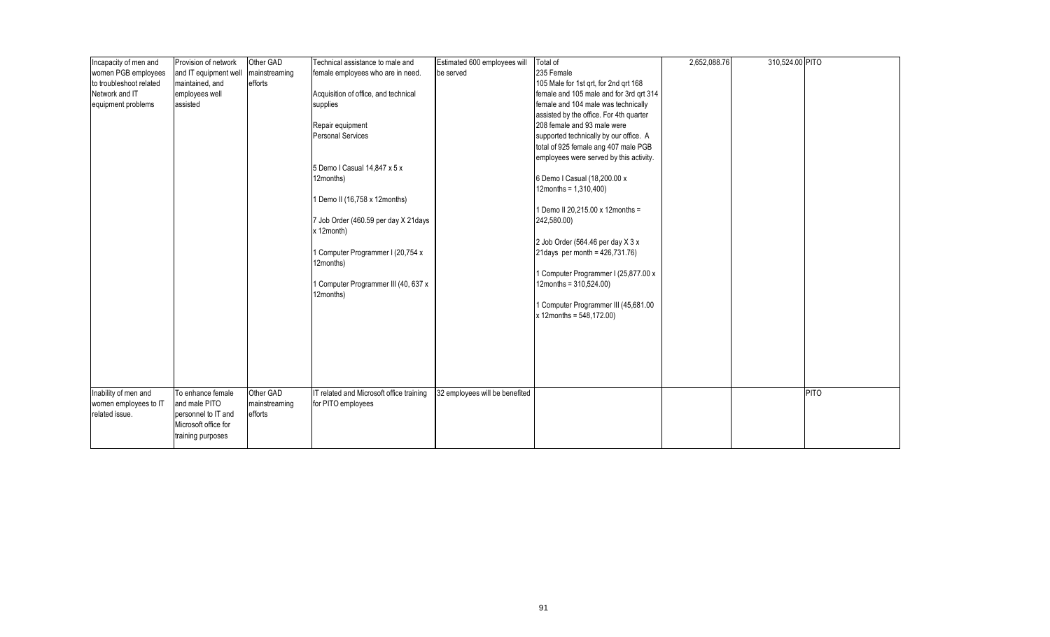| | | | | | | | | |
|---|---|---|---|---|---|---|---|---|
| Incapacity of men and women PGB employees to troubleshoot related Network and IT equipment problems | Provision of network and IT equipment well maintained, and employees well assisted | Other GAD mainstreaming efforts | Technical assistance to male and female employees who are in need.<br><br>Acquisition of office, and technical supplies<br><br>Repair equipment<br>Personal Services<br><br>5 Demo I Casual 14,847 x 5 x 12months)<br><br>1 Demo II (16,758 x 12months)<br><br>7 Job Order (460.59 per day X 21days x 12month)<br><br>1 Computer Programmer I (20,754 x 12months)<br><br>1 Computer Programmer III (40, 637 x 12months) | Estimated 600 employees will be served | Total of 235 Female<br>105 Male for 1st qrt, for 2nd qrt 168 female and 105 male and for 3rd qrt 314 female and 104 male was technically assisted by the office. For 4th quarter 208 female and 93 male were supported technically by our office. A total of 925 female ang 407 male PGB employees were served by this activity.<br><br>6 Demo I Casual (18,200.00 x 12months = 1,310,400)<br><br>1 Demo II 20,215.00 x 12months = 242,580.00)<br><br>2 Job Order (564.46 per day X 3 x 21days per month = 426,731.76)<br><br>1 Computer Programmer I (25,877.00 x 12months = 310,524.00)<br><br>1 Computer Programmer III (45,681.00 x 12months = 548,172.00) | 2,652,088.76 | 310,524.00 | PITO |
| Inability of men and women employees to IT related issue. | To enhance female and male PITO personnel to IT and Microsoft office for training purposes | Other GAD mainstreaming efforts | IT related and Microsoft office training for PITO employees | 32 employees will be benefited | | | | PITO |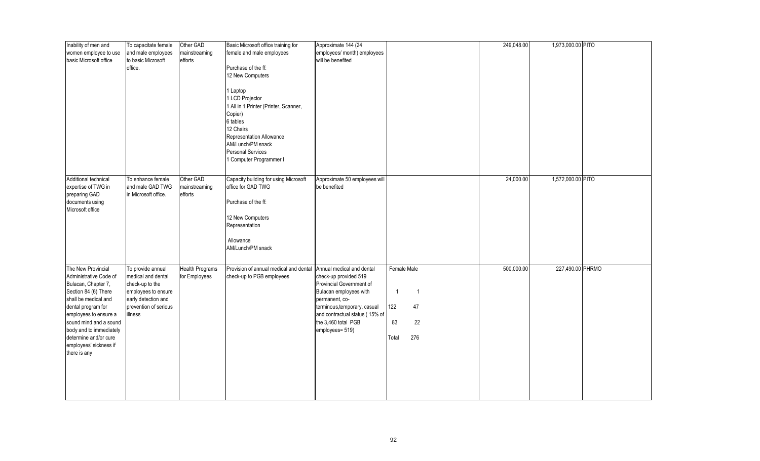| | | | | | | | | | |
|---|---|---|---|---|---|---|---|---|---|
| Inability of men and women employee to use basic Microsoft office | To capacitate female and male employees to basic Microsoft office. | Other GAD mainstreaming efforts | Basic Microsoft office training for female and male employees<br><br>Purchase of the ff:<br>12 New Computers<br><br>1 Laptop<br>1 LCD Projector<br>1 All in 1 Printer (Printer, Scanner, Copier)<br>6 tables<br>12 Chairs<br>Representation Allowance<br>AM/Lunch/PM snack<br>Personal Services<br>1 Computer Programmer I | Approximate 144 (24 employees/ month) employees will be benefited | | 249,048.00 | 1,973,000.00 | PITO | |
| Additional technical expertise of TWG in preparing GAD documents using Microsoft office | To enhance female and male GAD TWG in Microsoft office. | Other GAD mainstreaming efforts | Capacity building for using Microsoft office for GAD TWG<br><br>Purchase of the ff:<br><br>12 New Computers<br>Representation<br><br>Allowance<br>AM/Lunch/PM snack | Approximate 50 employees will be benefited | | 24,000.00 | 1,572,000.00 | PITO | |
| The New Provincial Administrative Code of Bulacan, Chapter 7, Section 84 (6) There shall be medical and dental program for employees to ensure a sound mind and a sound body and to immediately determine and/or cure employees' sickness if there is any | To provide annual medical and dental check-up to the employees to ensure early detection and prevention of serious illness | Health Programs for Employees | Provision of annual medical and dental check-up to PGB employees | Annual medical and dental check-up provided 519 Provincial Government of Bulacan employees with permanent, co-terminous,temporary, casual and contractual status ( 15% of the 3,460 total PGB employees= 519) | Female Male<br><br>1 1<br><br>122 47<br><br>83 22<br><br>Total 276 | 500,000.00 | 227,490.00 | PHRMO | |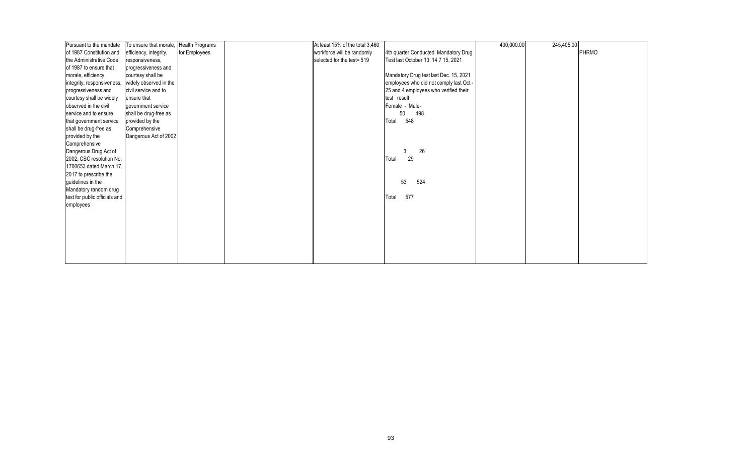| Pursuant to the mandate of 1987 Constitution and the Administrative Code of 1987 to ensure that morale, efficiency, integrity, responsiveness, progressiveness and courtesy shall be widely observed in the civil service and to ensure that government service shall be drug-free as provided by the Comprehensive Dangerous Drug Act of 2002, CSC resolution No. 1700653 dated March 17, 2017 to prescribe the guidelines in the Mandatory random drug test for public officials and employees | To ensure that morale, efficiency, integrity, responsiveness, progressiveness and courtesy shall be widely observed in the civil service and to ensure that government service shall be drug-free as provided by the Comprehensive Dangerous Act of 2002 | Health Programs for Employees | | At least 15% of the total 3,460 workforce will be randomly selected for the test= 519 | 4th quarter Conducted Mandatory Drug Test last October 13, 14 7 15, 2021<br><br>Mandatory Drug test last Dec. 15, 2021 employees who did not comply last Oct.- 25 and 4 employees who verified their test result<br>Female - Male-<br>50 498<br>Total 548<br><br>3 26<br>Total 29<br><br>53 524<br>Total 577 | 400,000.00 | 245,405.00 | PHRMO |
|---|---|---|---|---|---|---|---|---|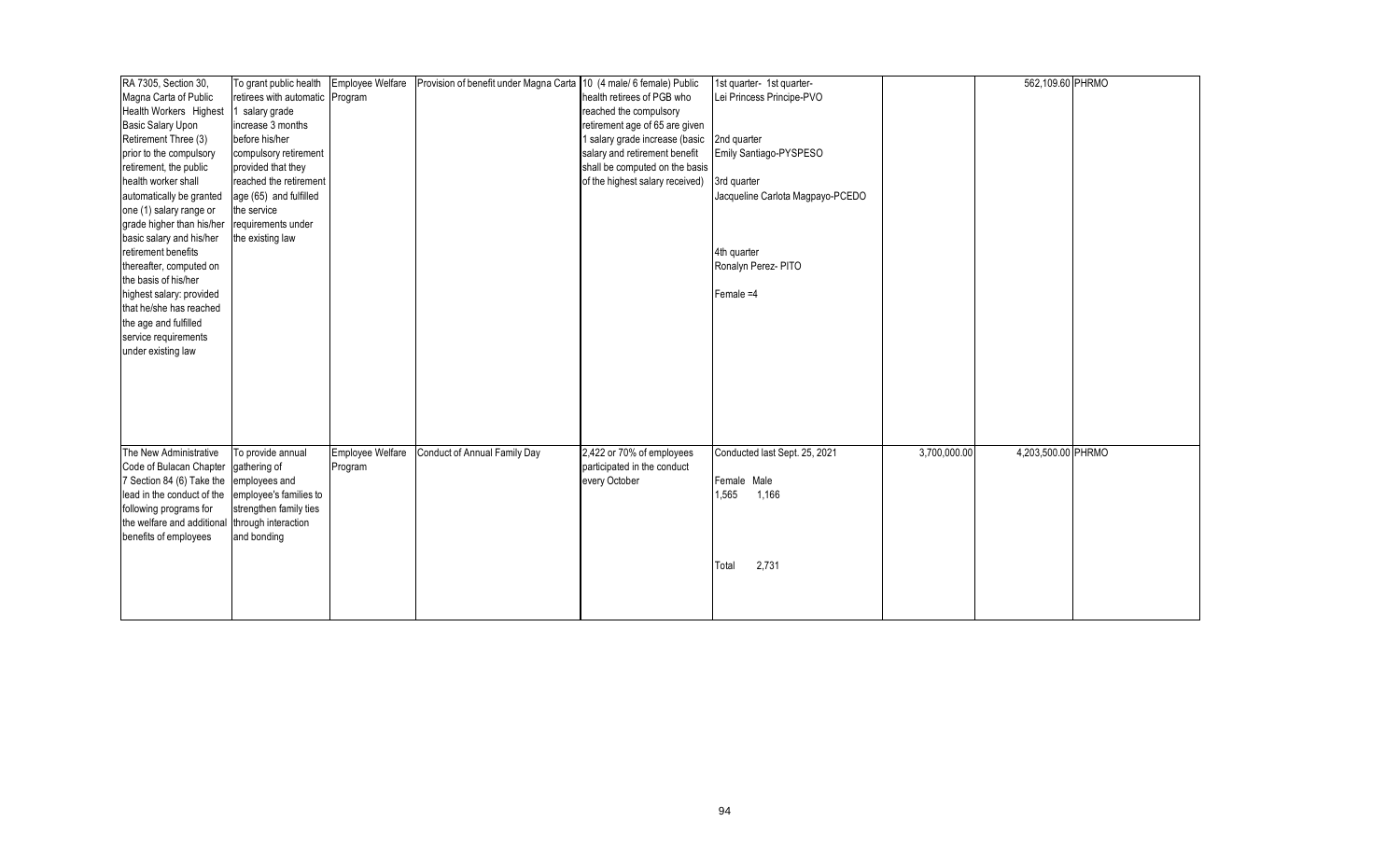| | | | | | | | | |
|---|---|---|---|---|---|---|---|---|
| RA 7305, Section 30, Magna Carta of Public Health Workers Highest Basic Salary Upon Retirement Three (3) prior to the compulsory retirement, the public health worker shall automatically be granted one (1) salary range or grade higher than his/her basic salary and his/her retirement benefits thereafter, computed on the basis of his/her highest salary: provided that he/she has reached the age and fulfilled service requirements under existing law | To grant public health retirees with automatic 1 salary grade increase 3 months before his/her compulsory retirement provided that they reached the retirement age (65) and fulfilled the service requirements under the existing law | Employee Welfare Program | Provision of benefit under Magna Carta | 10 (4 male/ 6 female) Public health retirees of PGB who reached the compulsory retirement age of 65 are given 1 salary grade increase (basic salary and retirement benefit shall be computed on the basis of the highest salary received) | 1st quarter- 1st quarter- Lei Princess Principe-PVO<br><br>2nd quarter<br>Emily Santiago-PYSPESO<br><br>3rd quarter<br>Jacqueline Carlota Magpayo-PCEDO<br><br>4th quarter<br>Ronalyn Perez- PITO<br><br>Female =4 | | 562,109.60 | PHRMO |
| The New Administrative Code of Bulacan Chapter 7 Section 84 (6) Take the lead in the conduct of the following programs for the welfare and additional benefits of employees | To provide annual gathering of employees and employee's families to strengthen family ties through interaction and bonding | Employee Welfare Program | Conduct of Annual Family Day | 2,422 or 70% of employees participated in the conduct every October | Conducted last Sept. 25, 2021<br><br>Female Male<br>1,565 1,166<br><br>Total 2,731 | 3,700,000.00 | 4,203,500.00 | PHRMO |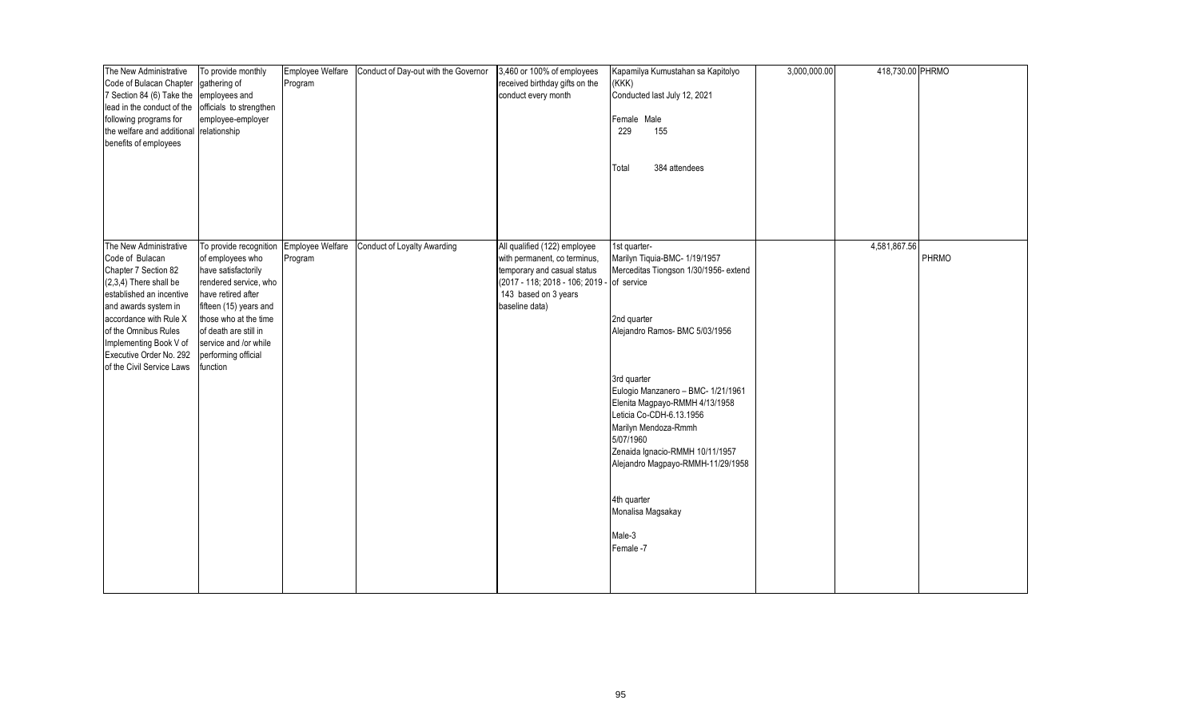| | | | | | | | | |
|---|---|---|---|---|---|---|---|---|
| The New Administrative Code of Bulacan Chapter 7 Section 84 (6) Take the lead in the conduct of the following programs for the welfare and additional benefits of employees | To provide monthly gathering of employees and officials to strengthen employee-employer relationship | Employee Welfare Program | Conduct of Day-out with the Governor | 3,460 or 100% of employees received birthday gifts on the conduct every month | Kapamilya Kumustahan sa Kapitolyo (KKK)<br>Conducted last July 12, 2021<br><br>Female Male<br>229 155<br><br>Total 384 attendees | 3,000,000.00 | 418,730.00 | PHRMO |
| The New Administrative Code of Bulacan Chapter 7 Section 82 (2,3,4) There shall be established an incentive and awards system in accordance with Rule X of the Omnibus Rules Implementing Book V of Executive Order No. 292 of the Civil Service Laws | To provide recognition of employees who have satisfactorily rendered service, who have retired after fifteen (15) years and those who at the time of death are still in service and /or while performing official function | Employee Welfare Program | Conduct of Loyalty Awarding | All qualified (122) employee with permanent, co terminus, temporary and casual status (2017 - 118; 2018 - 106; 2019 - 143 based on 3 years baseline data) | 1st quarter-<br>Marilyn Tiquia-BMC- 1/19/1957<br>Merceditas Tiongson 1/30/1956- extend of service<br><br>2nd quarter<br>Alejandro Ramos- BMC 5/03/1956<br><br>3rd quarter<br>Eulogio Manzanero – BMC- 1/21/1961<br>Elenita Magpayo-RMMH 4/13/1958<br>Leticia Co-CDH-6.13.1956<br>Marilyn Mendoza-Rmmh 5/07/1960<br>Zenaida Ignacio-RMMH 10/11/1957<br>Alejandro Magpayo-RMMH-11/29/1958<br><br>4th quarter<br>Monalisa Magsakay<br><br>Male-3<br>Female -7 | | 4,581,867.56 | PHRMO |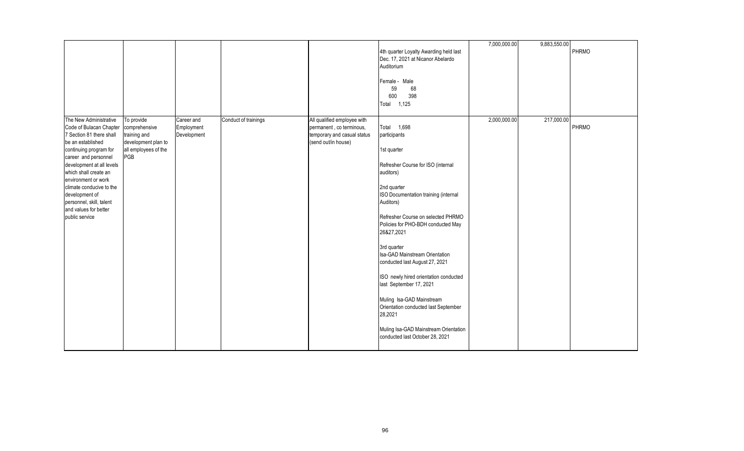| | | | | | | | | |
|---|---|---|---|---|---|---|---|---|
| | | | | | 4th quarter Loyalty Awarding held last Dec. 17, 2021 at Nicanor Abelardo Auditorium<br><br>Female - Male<br>59 68<br>600 398<br>Total 1,125 | 7,000,000.00 | 9,883,550.00 | PHRMO |
| The New Administrative Code of Bulacan Chapter 7 Section 81 there shall be an established continuing program for career and personnel development at all levels which shall create an environment or work climate conducive to the development of personnel, skill, talent and values for better public service | To provide comprehensive training and development plan to all employees of the PGB | Career and Employment Development | Conduct of trainings | All qualified employee with permanent , co terminous, temporary and casual status (send out/in house) | Total 1,698 participants<br><br>1st quarter<br><br>Refresher Course for ISO (internal auditors)<br><br>2nd quarter<br>ISO Documentation training (internal Auditors)<br><br>Refresher Course on selected PHRMO Policies for PHO-BDH conducted May 26&27,2021<br><br>3rd quarter<br>Isa-GAD Mainstream Orientation conducted last August 27, 2021<br><br>ISO newly hired orientation conducted last September 17, 2021<br><br>Muling Isa-GAD Mainstream Orientation conducted last September 28,2021<br><br>Muling Isa-GAD Mainstream Orientation conducted last October 28, 2021 | 2,000,000.00 | 217,000.00 | PHRMO |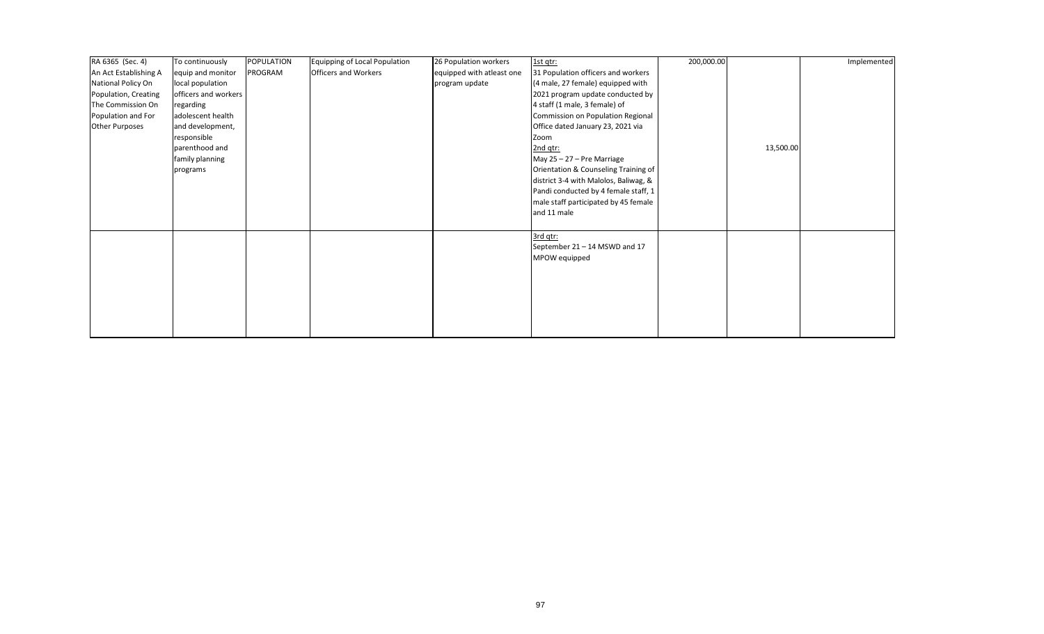| RA 6365 (Sec. 4) An Act Establishing A National Policy On Population, Creating The Commission On Population and For Other Purposes | To continuously equip and monitor local population officers and workers regarding adolescent health and development, responsible parenthood and family planning programs | POPULATION PROGRAM | Equipping of Local Population Officers and Workers | 26 Population workers equipped with atleast one program update | 1st qtr: 31 Population officers and workers (4 male, 27 female) equipped with 2021 program update conducted by 4 staff (1 male, 3 female) of Commission on Population Regional Office dated January 23, 2021 via Zoom<br>2nd qtr: May 25 – 27 – Pre Marriage Orientation & Counseling Training of district 3-4 with Malolos, Baliwag, & Pandi conducted by 4 female staff, 1 male staff participated by 45 female and 11 male | 200,000.00 | 13,500.00 | Implemented |
|---|---|---|---|---|---|---|---|---|
| | | | | | 3rd qtr: September 21 – 14 MSWD and 17 MPOW equipped | | | |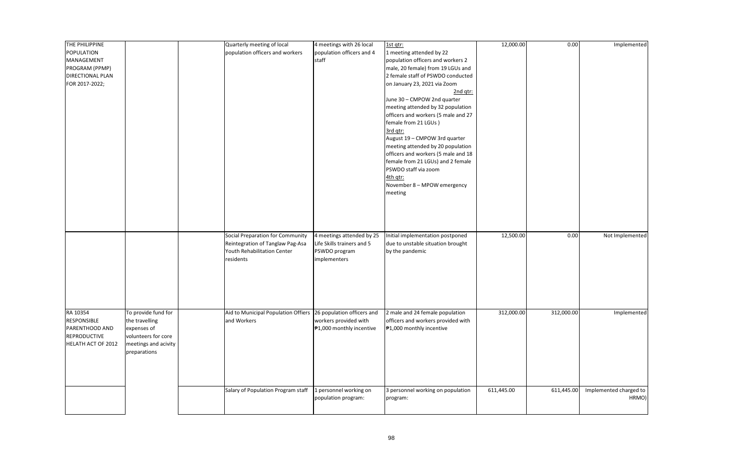| | | | | | | | | |
|---|---|---|---|---|---|---|---|---|
| THE PHILIPPINE POPULATION MANAGEMENT PROGRAM (PPMP) DIRECTIONAL PLAN FOR 2017-2022; | | | Quarterly meeting of local population officers and workers | 4 meetings with 26 local population officers and 4 staff | 1st qtr:<br>1 meeting attended by 22 population officers and workers 2 male, 20 female) from 19 LGUs and 2 female staff of PSWDO conducted on January 23, 2021 via Zoom<br>2nd qtr:<br>June 30 – CMPOW 2nd quarter meeting attended by 32 population officers and workers (5 male and 27 female from 21 LGUs )<br>3rd qtr:<br>August 19 – CMPOW 3rd quarter meeting attended by 20 population officers and workers (5 male and 18 female from 21 LGUs) and 2 female PSWDO staff via zoom<br>4th qtr:<br>November 8 – MPOW emergency meeting | 12,000.00 | 0.00 | Implemented |
| | | | Social Preparation for Community Reintegration of Tanglaw Pag-Asa Youth Rehabilitation Center residents | 4 meetings attended by 25 Life Skills trainers and 5 PSWDO program implementers | Initial implementation postponed due to unstable situation brought by the pandemic | 12,500.00 | 0.00 | Not Implemented |
| RA 10354 RESPONSIBLE PARENTHOOD AND REPRODUCTIVE HELATH ACT OF 2012 | To provide fund for the travelling expenses of volunteers for core meetings and acivity preparations | | Aid to Municipal Population Offiers and Workers | 26 population officers and workers provided with ₱1,000 monthly incentive | 2 male and 24 female population officers and workers provided with ₱1,000 monthly incentive | 312,000.00 | 312,000.00 | Implemented |
| | | | Salary of Population Program staff | 1 personnel working on population program: | 3 personnel working on population program: | 611,445.00 | 611,445.00 | Implemented charged to HRMO) |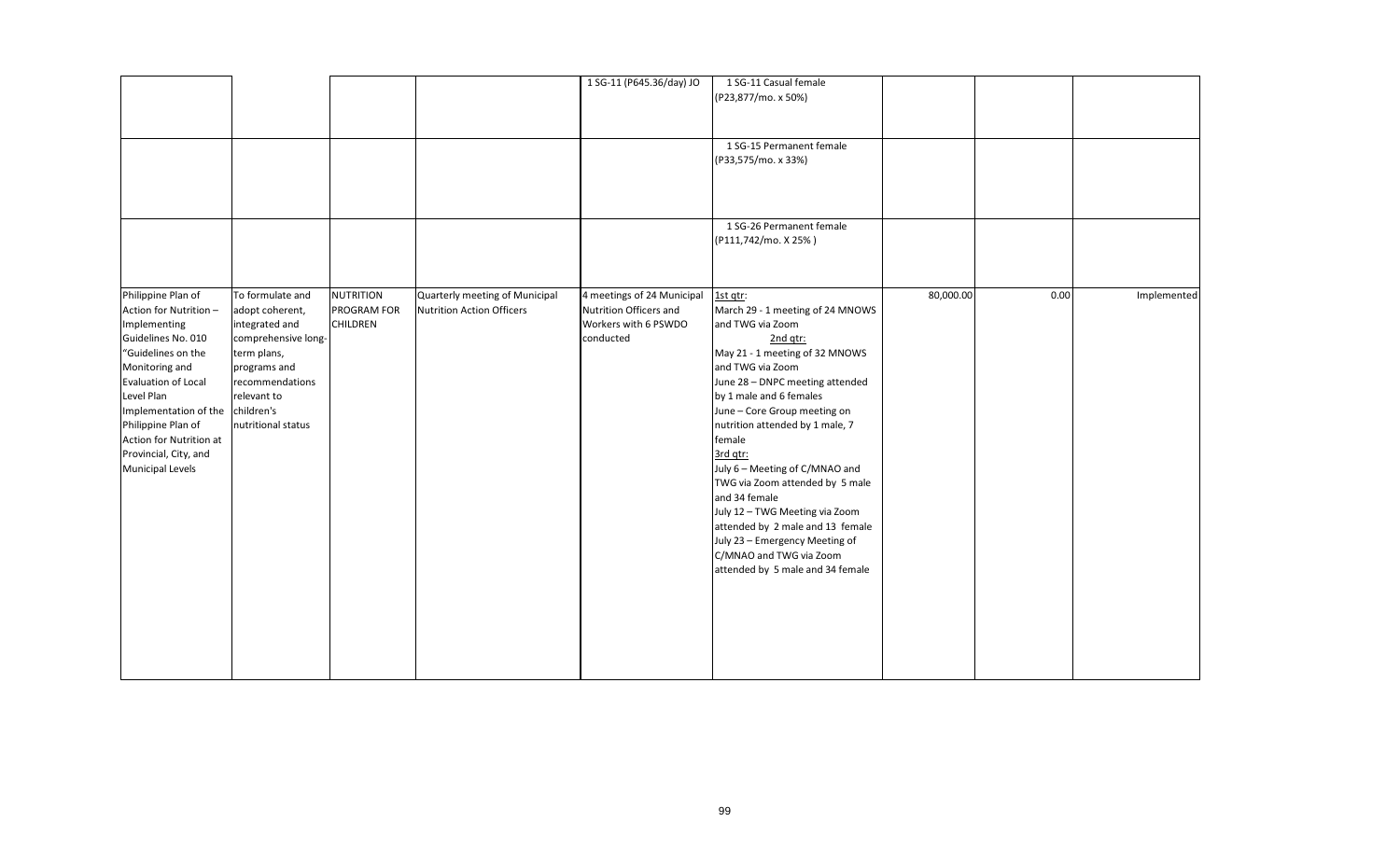| | | | | | | | | |
|---|---|---|---|---|---|---|---|---|
| | | | | 1 SG-11 (P645.36/day) JO | 1 SG-11 Casual female (P23,877/mo. x 50%) | | | |
| | | | | | 1 SG-15 Permanent female (P33,575/mo. x 33%) | | | |
| | | | | | 1 SG-26 Permanent female (P111,742/mo. X 25% ) | | | |
| Philippine Plan of Action for Nutrition – Implementing Guidelines No. 010 "Guidelines on the Monitoring and Evaluation of Local Level Plan Implementation of the Philippine Plan of Action for Nutrition at Provincial, City, and Municipal Levels | To formulate and adopt coherent, integrated and comprehensive long-term plans, programs and recommendations relevant to children's nutritional status | NUTRITION PROGRAM FOR CHILDREN | Quarterly meeting of Municipal Nutrition Action Officers | 4 meetings of 24 Municipal Nutrition Officers and Workers with 6 PSWDO conducted | 1st qtr:<br>March 29 - 1 meeting of 24 MNOWS and TWG via Zoom<br>2nd qtr:<br>May 21 - 1 meeting of 32 MNOWS and TWG via Zoom<br>June 28 – DNPC meeting attended by 1 male and 6 females<br>June – Core Group meeting on nutrition attended by 1 male, 7 female<br>3rd qtr:<br>July 6 – Meeting of C/MNAO and TWG via Zoom attended by 5 male and 34 female<br>July 12 – TWG Meeting via Zoom attended by 2 male and 13 female<br>July 23 – Emergency Meeting of C/MNAO and TWG via Zoom attended by 5 male and 34 female | 80,000.00 | 0.00 | Implemented |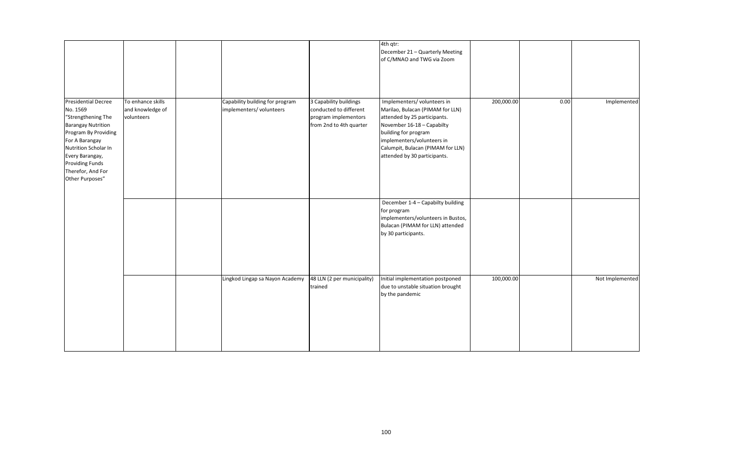| | | | | | | | | |
|---|---|---|---|---|---|---|---|---|
| | | | | | 4th qtr:<br>December 21 – Quarterly Meeting of C/MNAO and TWG via Zoom | | | |
| Presidential Decree No. 1569 "Strengthening The Barangay Nutrition Program By Providing For A Barangay Nutrition Scholar In Every Barangay, Providing Funds Therefor, And For Other Purposes" | To enhance skills and knowledge of volunteers | | Capability building for program implementers/ volunteers | 3 Capability buildings conducted to different program implementors from 2nd to 4th quarter | Implementers/ volunteers in Marilao, Bulacan (PIMAM for LLN) attended by 25 participants.<br>November 16-18 – Capabilty building for program implementers/volunteers in Calumpit, Bulacan (PIMAM for LLN) attended by 30 participants. | 200,000.00 | 0.00 | Implemented |
| | | | | | December 1-4 – Capabilty building for program implementers/volunteers in Bustos, Bulacan (PIMAM for LLN) attended by 30 participants. | | | |
| | | | Lingkod Lingap sa Nayon Academy | 48 LLN (2 per municipality) trained | Initial implementation postponed due to unstable situation brought by the pandemic | 100,000.00 | | Not Implemented |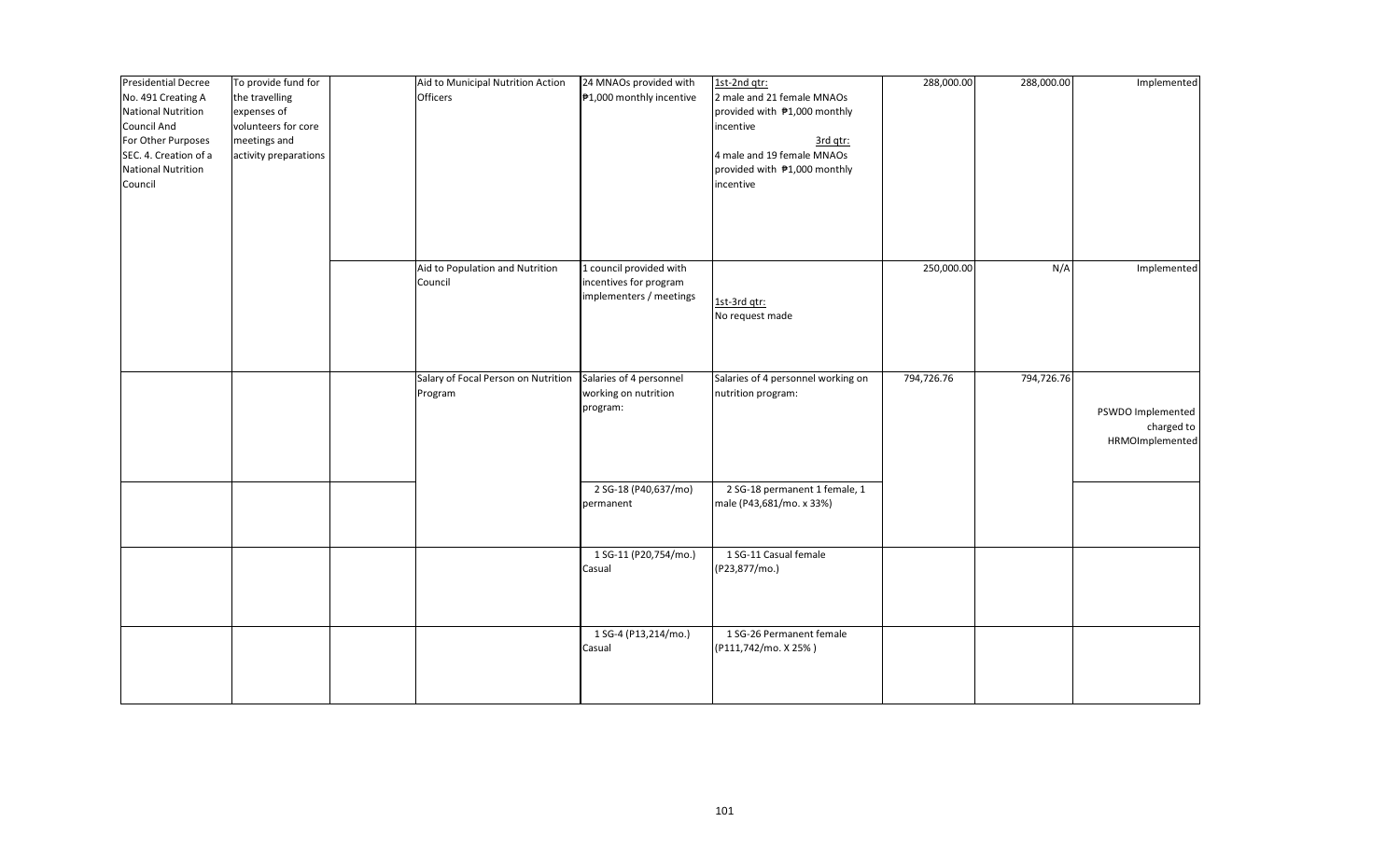| | | | | | | | | |
|---|---|---|---|---|---|---|---|---|
| Presidential Decree No. 491 Creating A National Nutrition Council And For Other Purposes SEC. 4. Creation of a National Nutrition Council | To provide fund for the travelling expenses of volunteers for core meetings and activity preparations | | Aid to Municipal Nutrition Action Officers | 24 MNAOs provided with ₱1,000 monthly incentive | 1st-2nd qtr: 2 male and 21 female MNAOs provided with ₱1,000 monthly incentive 3rd qtr: 4 male and 19 female MNAOs provided with ₱1,000 monthly incentive | 288,000.00 | 288,000.00 | Implemented |
| | | | Aid to Population and Nutrition Council | 1 council provided with incentives for program implementers / meetings | 1st-3rd qtr: No request made | 250,000.00 | N/A | Implemented |
| | | | Salary of Focal Person on Nutrition Program | Salaries of 4 personnel working on nutrition program: | Salaries of 4 personnel working on nutrition program: | 794,726.76 | 794,726.76 | PSWDO Implemented charged to HRMOImplemented |
| | | | | 2 SG-18 (P40,637/mo) permanent | 2 SG-18 permanent 1 female, 1 male (P43,681/mo. x 33%) | | | |
| | | | | 1 SG-11 (P20,754/mo.) Casual | 1 SG-11 Casual female (P23,877/mo.) | | | |
| | | | | 1 SG-4 (P13,214/mo.) Casual | 1 SG-26 Permanent female (P111,742/mo. X 25% ) | | | |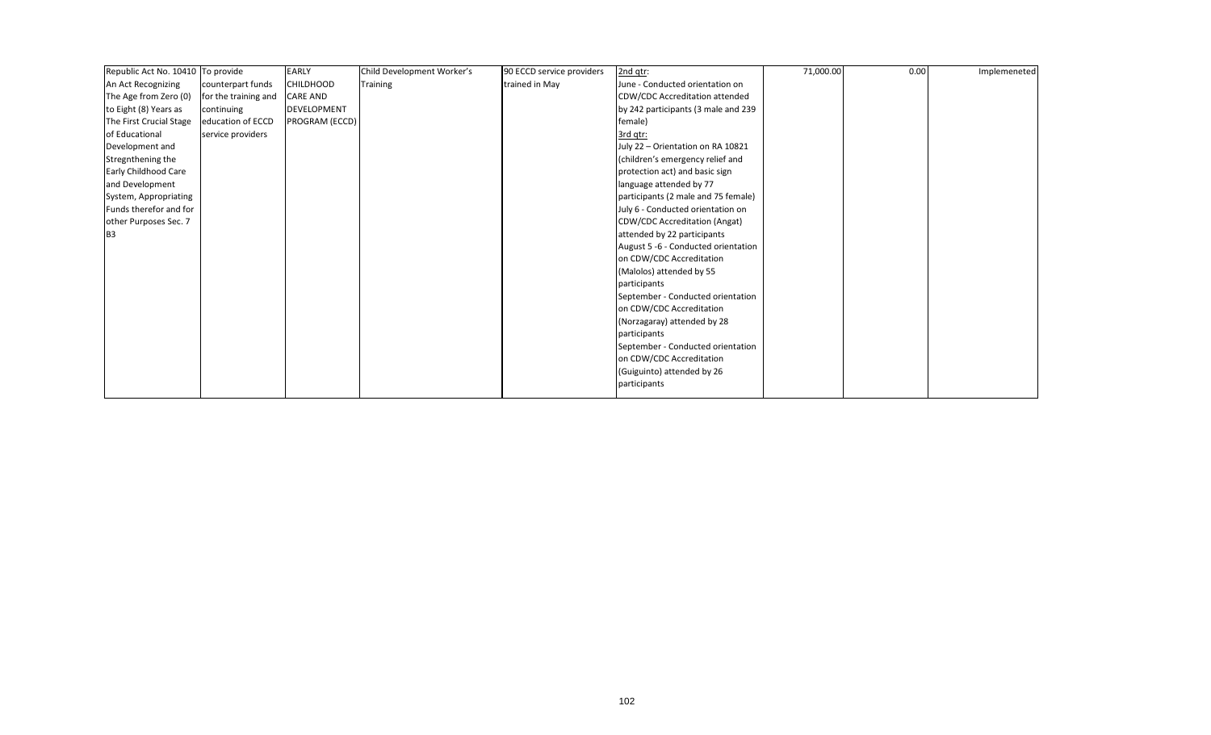| | | | | | | | | |
|---|---|---|---|---|---|---|---|---|
| Republic Act No. 10410 An Act Recognizing The Age from Zero (0) to Eight (8) Years as The First Crucial Stage of Educational Development and Stregnthening the Early Childhood Care and Development System, Appropriating Funds therefor and for other Purposes Sec. 7 B3 | To provide counterpart funds for the training and continuing education of ECCD service providers | EARLY CHILDHOOD CARE AND DEVELOPMENT PROGRAM (ECCD) | Child Development Worker's Training | 90 ECCD service providers trained in May | 2nd qtr:<br>June - Conducted orientation on CDW/CDC Accreditation attended by 242 participants (3 male and 239 female)<br>3rd qtr:<br>July 22 – Orientation on RA 10821 (children's emergency relief and protection act) and basic sign language attended by 77 participants (2 male and 75 female)<br>July 6 - Conducted orientation on CDW/CDC Accreditation (Angat) attended by 22 participants<br>August 5 -6 - Conducted orientation on CDW/CDC Accreditation (Malolos) attended by 55 participants<br>September - Conducted orientation on CDW/CDC Accreditation (Norzagaray) attended by 28 participants<br>September - Conducted orientation on CDW/CDC Accreditation (Guiguinto) attended by 26 participants | 71,000.00 | 0.00 | Implemeneted |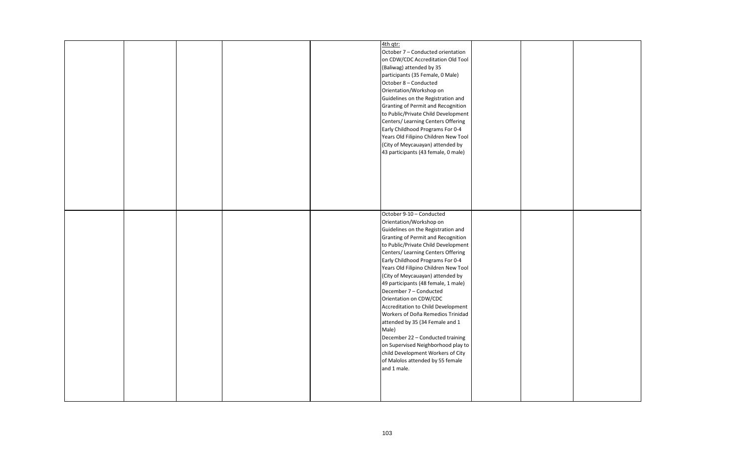| | | | | | | | | |
|---|---|---|---|---|---|---|---|---|
| | | | | | 4th qtr:<br>October 7 – Conducted orientation on CDW/CDC Accreditation Old Tool (Baliwag) attended by 35 participants (35 Female, 0 Male)<br>October 8 – Conducted Orientation/Workshop on Guidelines on the Registration and Granting of Permit and Recognition to Public/Private Child Development Centers/ Learning Centers Offering Early Childhood Programs For 0-4 Years Old Filipino Children New Tool (City of Meycauayan) attended by 43 participants (43 female, 0 male) | | | |
| | | | | | October 9-10 – Conducted Orientation/Workshop on Guidelines on the Registration and Granting of Permit and Recognition to Public/Private Child Development Centers/ Learning Centers Offering Early Childhood Programs For 0-4 Years Old Filipino Children New Tool (City of Meycauayan) attended by 49 participants (48 female, 1 male)<br>December 7 – Conducted Orientation on CDW/CDC Accreditation to Child Development Workers of Doña Remedios Trinidad attended by 35 (34 Female and 1 Male)<br>December 22 – Conducted training on Supervised Neighborhood play to child Development Workers of City of Malolos attended by 55 female and 1 male. | | | |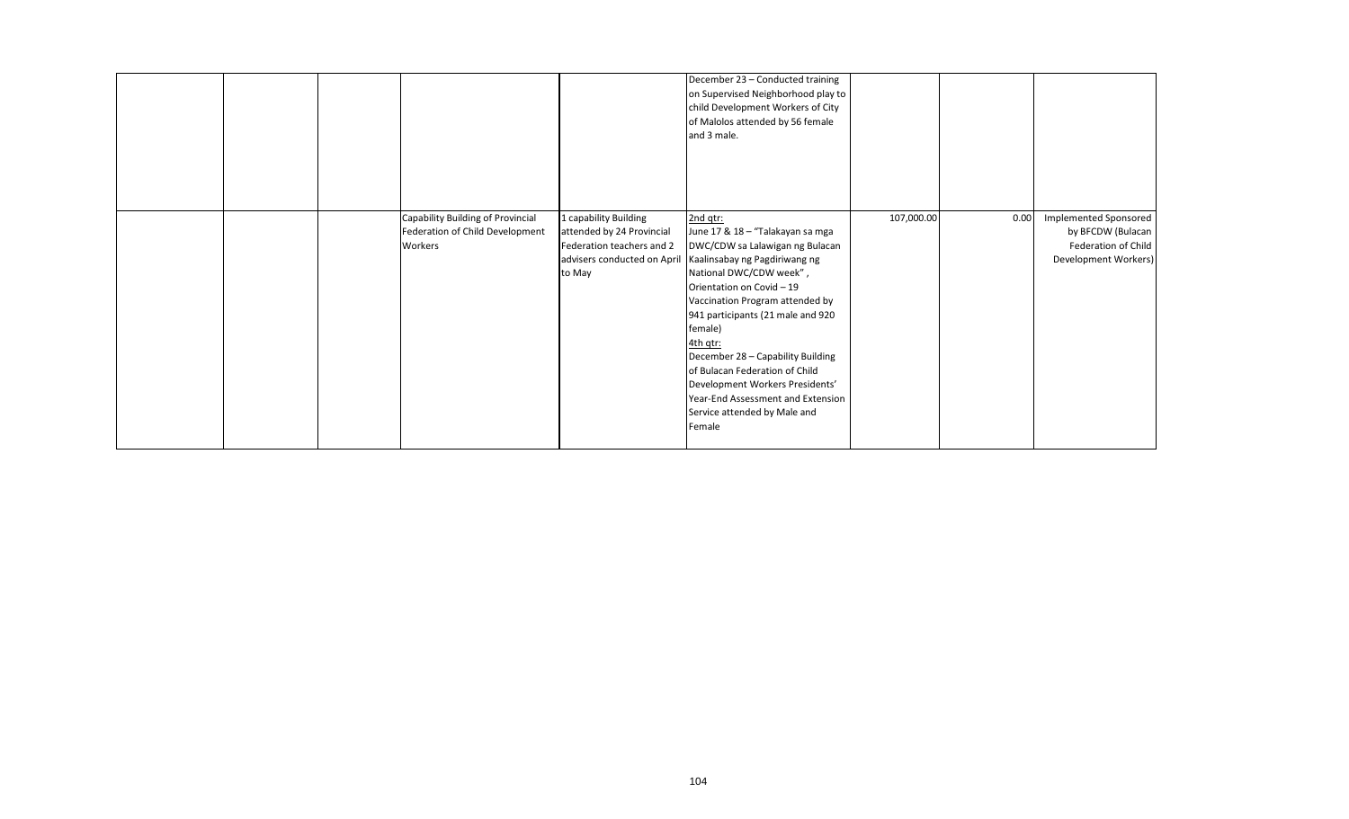| | | | | | | | |
|---|---|---|---|---|---|---|---|
| | | | | December 23 – Conducted training on Supervised Neighborhood play to child Development Workers of City of Malolos attended by 56 female and 3 male. | | | |
| | | Capability Building of Provincial Federation of Child Development Workers | 1 capability Building attended by 24 Provincial Federation teachers and 2 advisers conducted on April to May | <u>2nd qtr:</u><br>June 17 & 18 – "Talakayan sa mga DWC/CDW sa Lalawigan ng Bulacan Kaalinsabay ng Pagdiriwang ng National DWC/CDW week", Orientation on Covid – 19 Vaccination Program attended by 941 participants (21 male and 920 female)<br><u>4th qtr:</u><br>December 28 – Capability Building of Bulacan Federation of Child Development Workers Presidents' Year-End Assessment and Extension Service attended by Male and Female | 107,000.00 | 0.00 | Implemented Sponsored by BFCDW (Bulacan Federation of Child Development Workers) |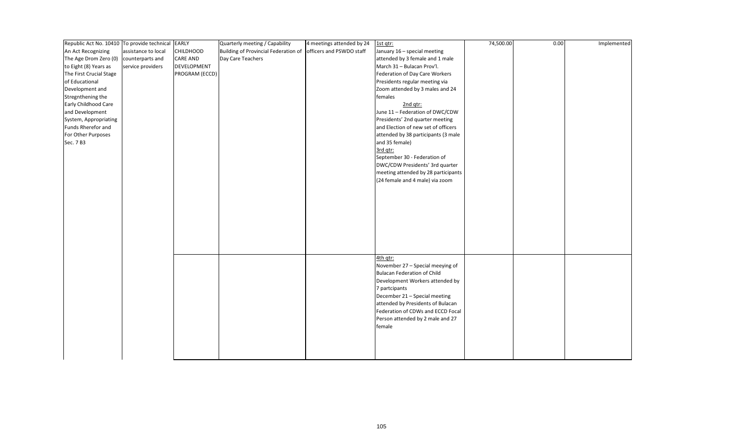| Republic Act No. 10410 An Act Recognizing The Age Drom Zero (0) to Eight (8) Years as The First Crucial Stage of Educational Development and Stregnthening the Early Childhood Care and Development System, Appropriating Funds Rherefor and For Other Purposes Sec. 7 B3 | To provide technical assistance to local counterparts and service providers | EARLY CHILDHOOD CARE AND DEVELOPMENT PROGRAM (ECCD) | Quarterly meeting / Capability Building of Provincial Federation of Day Care Teachers | 4 meetings attended by 24 officers and PSWDO staff | 1st qtr: January 16 – special meeting attended by 3 female and 1 male March 31 – Bulacan Prov'l. Federation of Day Care Workers Presidents regular meeting via Zoom attended by 3 males and 24 females 2nd qtr: June 11 – Federation of DWC/CDW Presidents' 2nd quarter meeting and Election of new set of officers attended by 38 participants (3 male and 35 female) 3rd qtr: September 30 - Federation of DWC/CDW Presidents' 3rd quarter meeting attended by 28 participants (24 female and 4 male) via zoom | 74,500.00 | 0.00 | Implemented |
|---|---|---|---|---|---|---|---|---|
| | | | | | 4th qtr: November 27 – Special meeying of Bulacan Federation of Child Development Workers attended by 7 partcipants December 21 – Special meeting attended by Presidents of Bulacan Federation of CDWs and ECCD Focal Person attended by 2 male and 27 female | | | |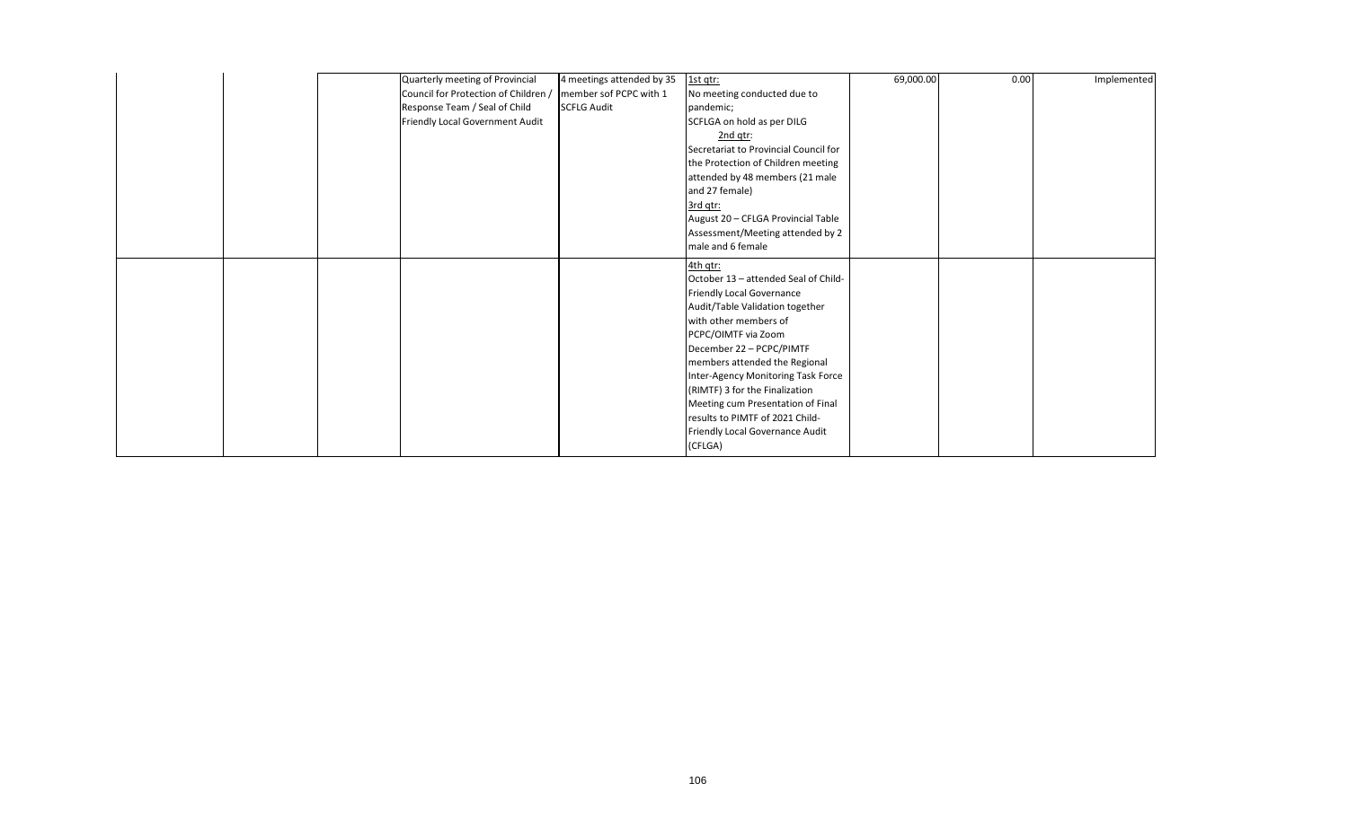| | | | | | | | |
|---|---|---|---|---|---|---|---|
| | | Quarterly meeting of Provincial Council for Protection of Children / Response Team / Seal of Child Friendly Local Government Audit | 4 meetings attended by 35 member sof PCPC with 1 SCFLG Audit | 1st qtr:<br>No meeting conducted due to pandemic;<br>SCFLGA on hold as per DILG<br>2nd qtr:<br>Secretariat to Provincial Council for the Protection of Children meeting attended by 48 members (21 male and 27 female)<br>3rd qtr:<br>August 20 – CFLGA Provincial Table Assessment/Meeting attended by 2 male and 6 female | 69,000.00 | 0.00 | Implemented |
| | | | | 4th qtr:<br>October 13 – attended Seal of Child-Friendly Local Governance Audit/Table Validation together with other members of PCPC/OIMTF via Zoom<br>December 22 – PCPC/PIMTF members attended the Regional Inter-Agency Monitoring Task Force (RIMTF) 3 for the Finalization Meeting cum Presentation of Final results to PIMTF of 2021 Child-Friendly Local Governance Audit (CFLGA) | | | |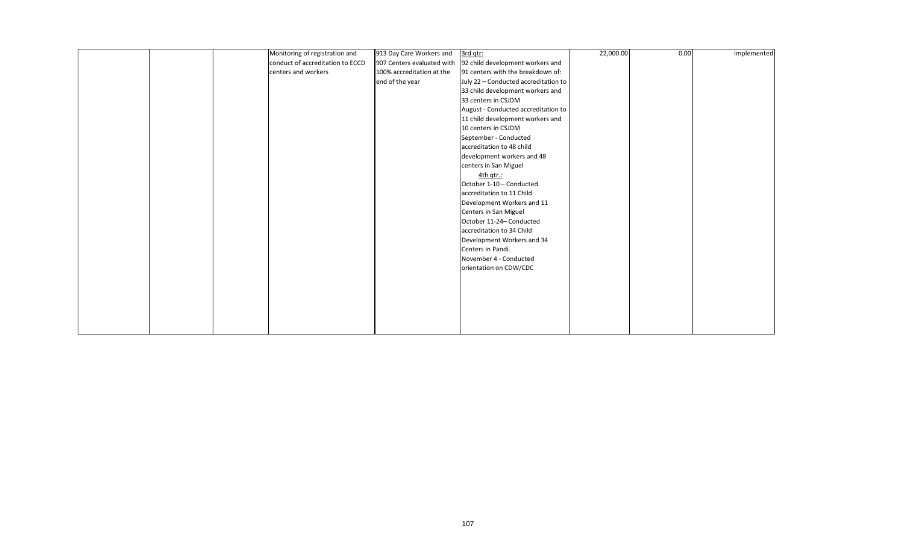|  |  |  |  |  |  |  |  |  |
|---|---|---|---|---|---|---|---|---|
|  |  |  | Monitoring of registration and conduct of accreditation to ECCD centers and workers | 913 Day Care Workers and 907 Centers evaluated with 100% accreditation at the end of the year | 3rd qtr:<br>92 child development workers and 91 centers with the breakdown of:<br>July 22 – Conducted accreditation to 33 child development workers and 33 centers in CSJDM<br>August - Conducted accreditation to 11 child development workers and 10 centers in CSJDM<br>September - Conducted accreditation to 48 child development workers and 48 centers in San Miguel<br>4th qtr.:<br>October 1-10 – Conducted accreditation to 11 Child Development Workers and 11 Centers in San Miguel<br>October 11-24– Conducted accreditation to 34 Child Development Workers and 34 Centers in Pandi.<br>November 4 - Conducted orientation on CDW/CDC | 22,000.00 | 0.00 | Implemented |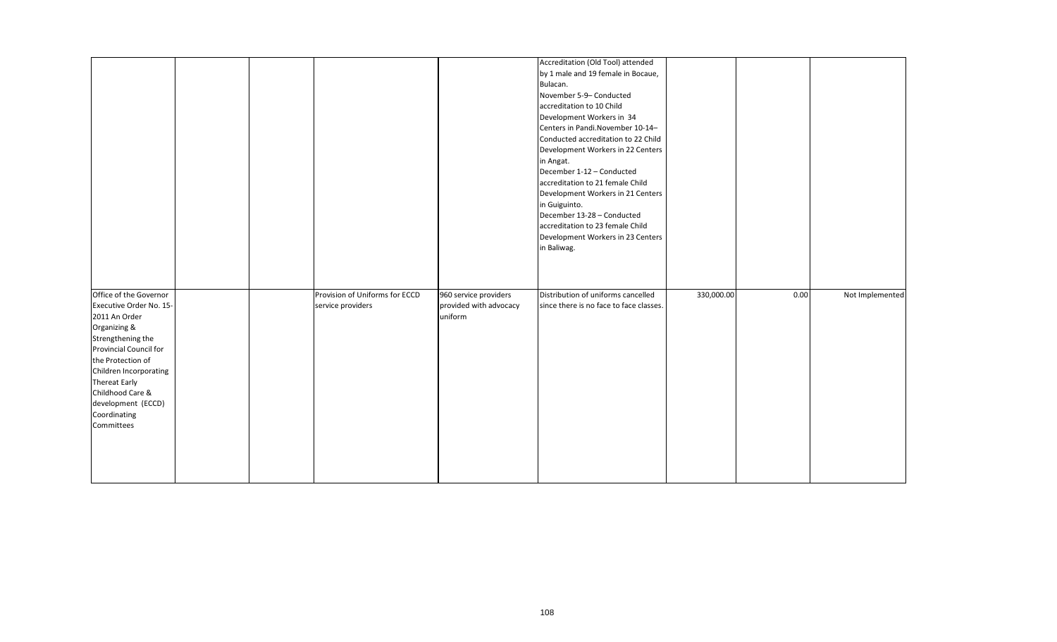| | | | | | | | | |
|---|---|---|---|---|---|---|---|---|
| | | | | | Accreditation (Old Tool) attended by 1 male and 19 female in Bocaue, Bulacan.<br>November 5-9– Conducted accreditation to 10 Child Development Workers in 34 Centers in Pandi.November 10-14– Conducted accreditation to 22 Child Development Workers in 22 Centers in Angat.<br>December 1-12 – Conducted accreditation to 21 female Child Development Workers in 21 Centers in Guiguinto.<br>December 13-28 – Conducted accreditation to 23 female Child Development Workers in 23 Centers in Baliwag. | | | |
| Office of the Governor Executive Order No. 15-2011 An Order Organizing & Strengthening the Provincial Council for the Protection of Children Incorporating Thereat Early Childhood Care & development (ECCD) Coordinating Committees | | | Provision of Uniforms for ECCD service providers | 960 service providers provided with advocacy uniform | Distribution of uniforms cancelled since there is no face to face classes. | 330,000.00 | 0.00 | Not Implemented |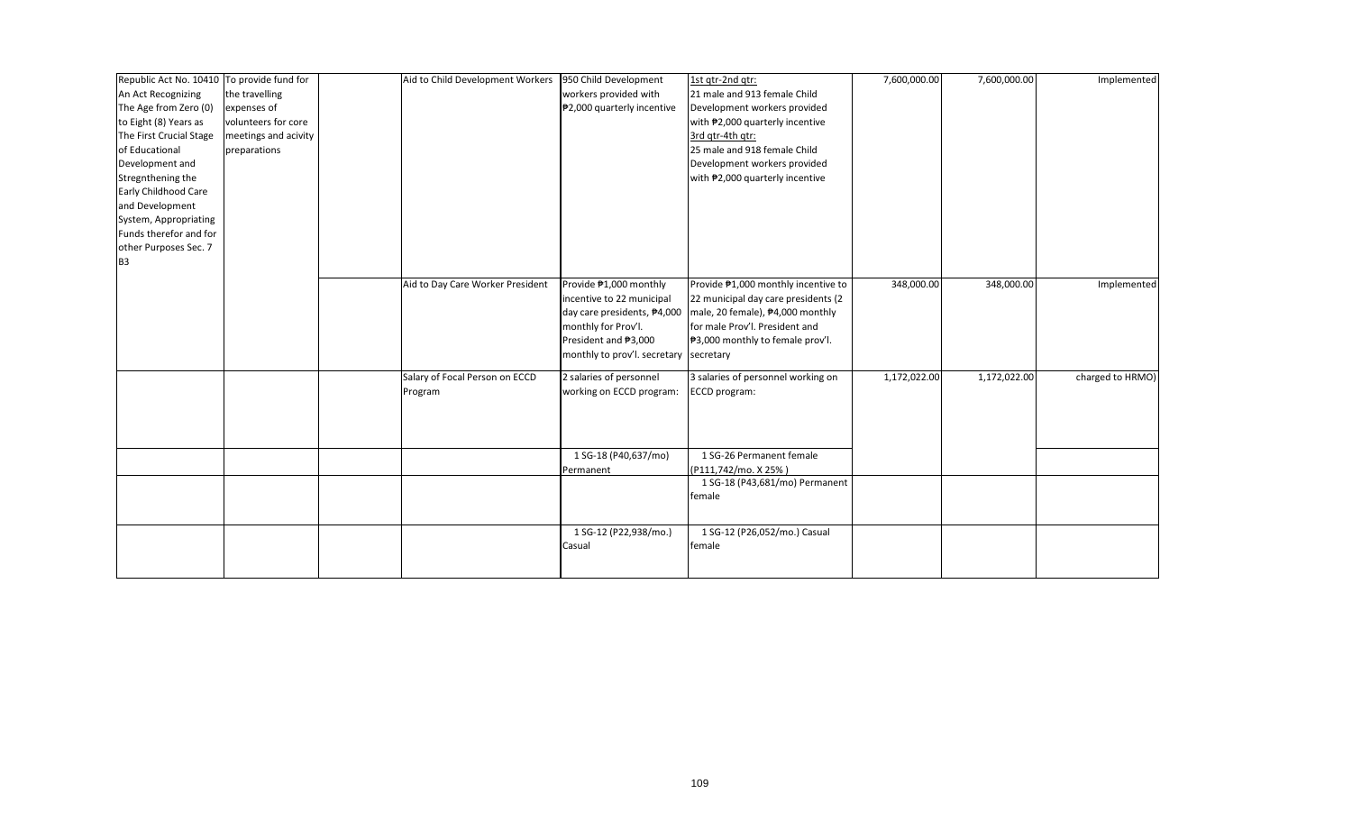| | | | | | | | | |
|---|---|---|---|---|---|---|---|---|
| Republic Act No. 10410 An Act Recognizing The Age from Zero (0) to Eight (8) Years as The First Crucial Stage of Educational Development and Stregnthening the Early Childhood Care and Development System, Appropriating Funds therefor and for other Purposes Sec. 7 B3 | To provide fund for the travelling expenses of volunteers for core meetings and acivity preparations | | Aid to Child Development Workers | 950 Child Development workers provided with ₱2,000 quarterly incentive | 1st qtr-2nd qtr: 21 male and 913 female Child Development workers provided with ₱2,000 quarterly incentive 3rd qtr-4th qtr: 25 male and 918 female Child Development workers provided with ₱2,000 quarterly incentive | 7,600,000.00 | 7,600,000.00 | Implemented |
| | | | Aid to Day Care Worker President | Provide ₱1,000 monthly incentive to 22 municipal day care presidents, ₱4,000 monthly for Prov'l. President and ₱3,000 monthly to prov'l. secretary | Provide ₱1,000 monthly incentive to 22 municipal day care presidents (2 male, 20 female), ₱4,000 monthly for male Prov'l. President and ₱3,000 monthly to female prov'l. secretary | 348,000.00 | 348,000.00 | Implemented |
| | | | Salary of Focal Person on ECCD Program | 2 salaries of personnel working on ECCD program: | 3 salaries of personnel working on ECCD program: | 1,172,022.00 | 1,172,022.00 | charged to HRMO) |
| | | | | 1 SG-18 (P40,637/mo) Permanent | 1 SG-26 Permanent female (P111,742/mo. X 25% ) | | | |
| | | | | | 1 SG-18 (P43,681/mo) Permanent female | | | |
| | | | | 1 SG-12 (P22,938/mo.) Casual | 1 SG-12 (P26,052/mo.) Casual female | | | |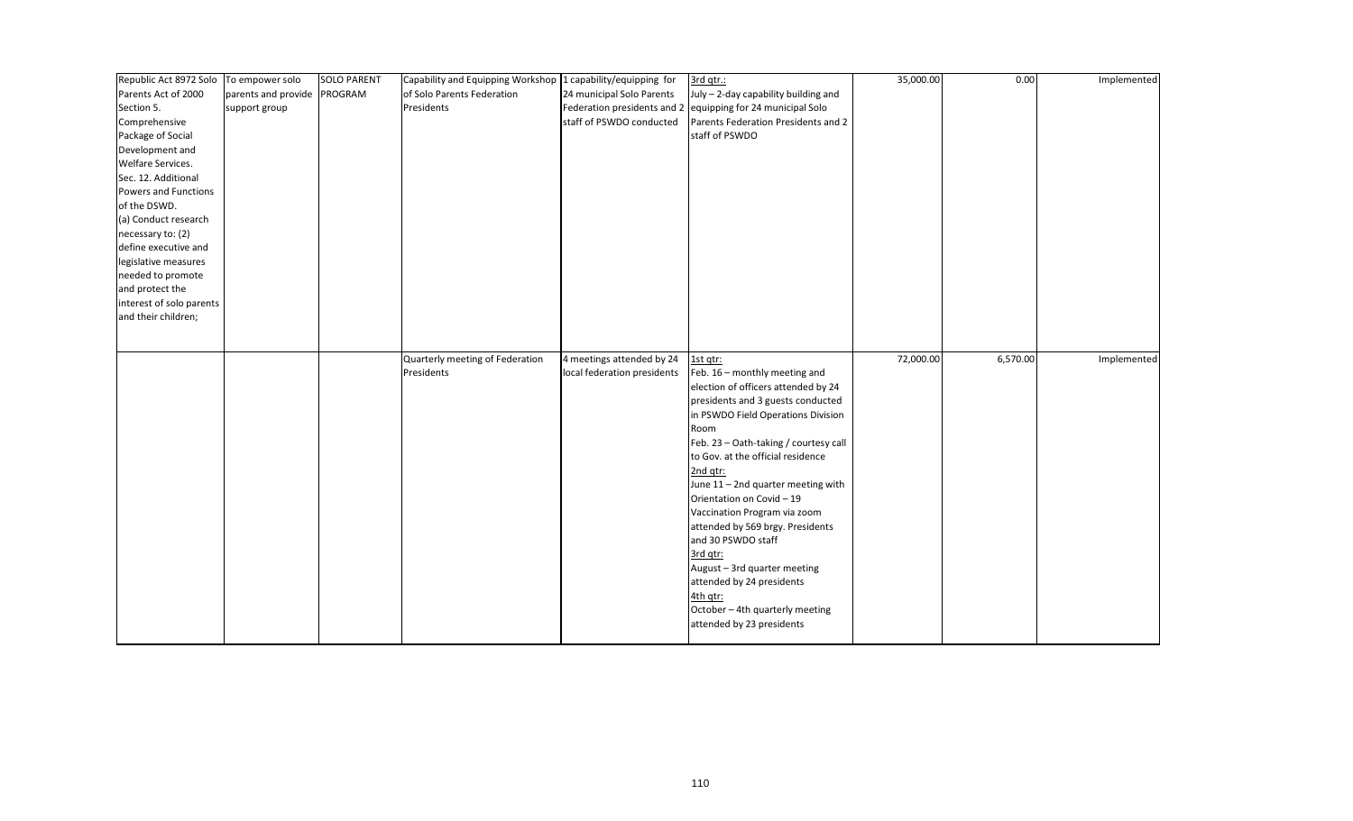| | | | | | | | | |
|---|---|---|---|---|---|---|---|---|
| Republic Act 8972 Solo Parents Act of 2000 Section 5. Comprehensive Package of Social Development and Welfare Services. Sec. 12. Additional Powers and Functions of the DSWD. (a) Conduct research necessary to: (2) define executive and legislative measures needed to promote and protect the interest of solo parents and their children; | To empower solo parents and provide support group | SOLO PARENT PROGRAM | Capability and Equipping Workshop of Solo Parents Federation Presidents | 1 capability/equipping for 24 municipal Solo Parents Federation presidents and 2 staff of PSWDO conducted | 3rd qtr.:<br>July – 2-day capability building and equipping for 24 municipal Solo Parents Federation Presidents and 2 staff of PSWDO | 35,000.00 | 0.00 | Implemented |
| | | | Quarterly meeting of Federation Presidents | 4 meetings attended by 24 local federation presidents | 1st qtr:<br>Feb. 16 – monthly meeting and election of officers attended by 24 presidents and 3 guests conducted in PSWDO Field Operations Division Room<br>Feb. 23 – Oath-taking / courtesy call to Gov. at the official residence<br>2nd qtr:<br>June 11 – 2nd quarter meeting with Orientation on Covid – 19 Vaccination Program via zoom attended by 569 brgy. Presidents and 30 PSWDO staff<br>3rd qtr:<br>August – 3rd quarter meeting attended by 24 presidents<br>4th qtr:<br>October – 4th quarterly meeting attended by 23 presidents | 72,000.00 | 6,570.00 | Implemented |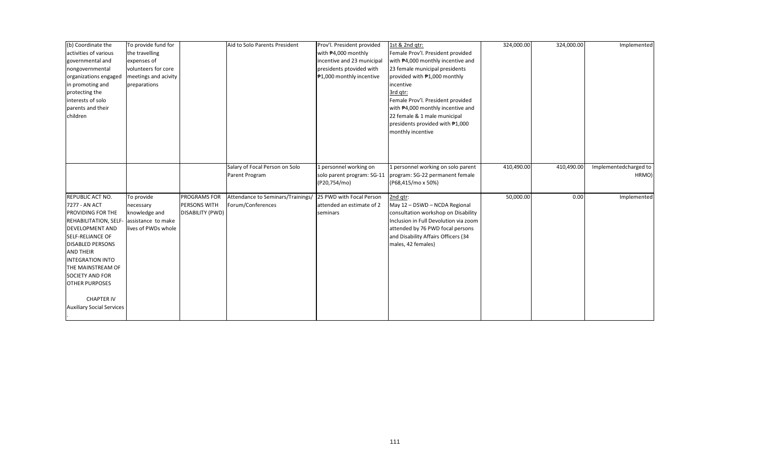| | | | | | | | | |
|---|---|---|---|---|---|---|---|---|
| (b) Coordinate the activities of various governmental and nongovernmental organizations engaged in promoting and protecting the interests of solo parents and their children | To provide fund for the travelling expenses of volunteers for core meetings and acivity preparations | | Aid to Solo Parents President | Prov'l. President provided with ₱4,000 monthly incentive and 23 municipal presidents ptovided with ₱1,000 monthly incentive | 1st & 2nd qtr: Female Prov'l. President provided with ₱4,000 monthly incentive and 23 female municipal presidents provided with ₱1,000 monthly incentive 3rd qtr: Female Prov'l. President provided with ₱4,000 monthly incentive and 22 female & 1 male municipal presidents provided with ₱1,000 monthly incentive | 324,000.00 | 324,000.00 | Implemented |
| | | | Salary of Focal Person on Solo Parent Program | 1 personnel working on solo parent program: SG-11 (P20,754/mo) | 1 personnel working on solo parent program: SG-22 permanent female (P68,415/mo x 50%) | 410,490.00 | 410,490.00 | Implementedcharged to HRMO) |
| REPUBLIC ACT NO. 7277 - AN ACT PROVIDING FOR THE REHABILITATION, SELF-DEVELOPMENT AND SELF-RELIANCE OF DISABLED PERSONS AND THEIR INTEGRATION INTO THE MAINSTREAM OF SOCIETY AND FOR OTHER PURPOSES CHAPTER IV Auxiliary Social Services . | To provide necessary knowledge and assistance to make lives of PWDs whole | PROGRAMS FOR PERSONS WITH DISABILITY (PWD) | Attendance to Seminars/Trainings/ Forum/Conferences | 25 PWD with Focal Person attended an estimate of 2 seminars | 2nd qtr: May 12 – DSWD – NCDA Regional consultation workshop on Disability Inclusion in Full Devolution via zoom attended by 76 PWD focal persons and Disability Affairs Officers (34 males, 42 females) | 50,000.00 | 0.00 | Implemented |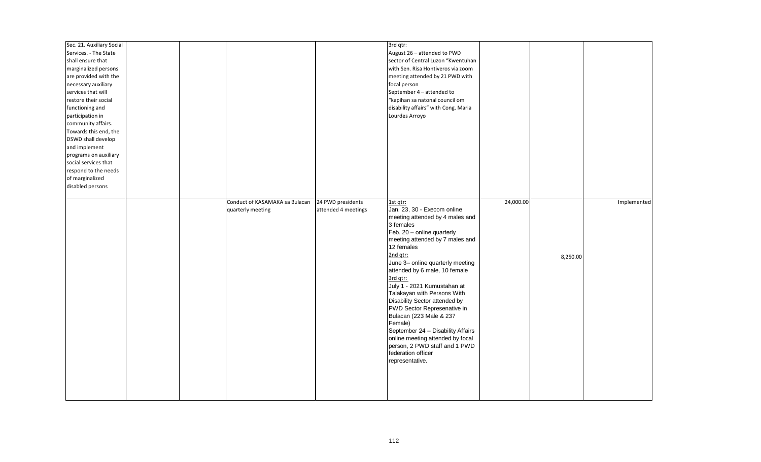| | | | | | | | | |
|---|---|---|---|---|---|---|---|---|
| Sec. 21. Auxiliary Social Services. - The State shall ensure that marginalized persons are provided with the necessary auxiliary services that will restore their social functioning and participation in community affairs. Towards this end, the DSWD shall develop and implement programs on auxiliary social services that respond to the needs of marginalized disabled persons | | | | | 3rd qtr:<br>August 26 – attended to PWD sector of Central Luzon "Kwentuhan with Sen. Risa Hontiveros via zoom meeting attended by 21 PWD with focal person<br>September 4 – attended to "kapihan sa natonal council om disability affairs" with Cong. Maria Lourdes Arroyo | | | |
| | | | Conduct of KASAMAKA sa Bulacan quarterly meeting | 24 PWD presidents attended 4 meetings | 1st qtr:<br>Jan. 23, 30 - Execom online meeting attended by 4 males and 3 females<br>Feb. 20 – online quarterly meeting attended by 7 males and 12 females<br>2nd qtr:<br>June 3– online quarterly meeting attended by 6 male, 10 female<br>3rd qtr:<br>July 1 - 2021 Kumustahan at Talakayan with Persons With Disability Sector attended by PWD Sector Represenative in Bulacan (223 Male & 237 Female)<br>September 24 – Disability Affairs online meeting attended by focal person, 2 PWD staff and 1 PWD federation officer representative. | 24,000.00 | 8,250.00 | Implemented |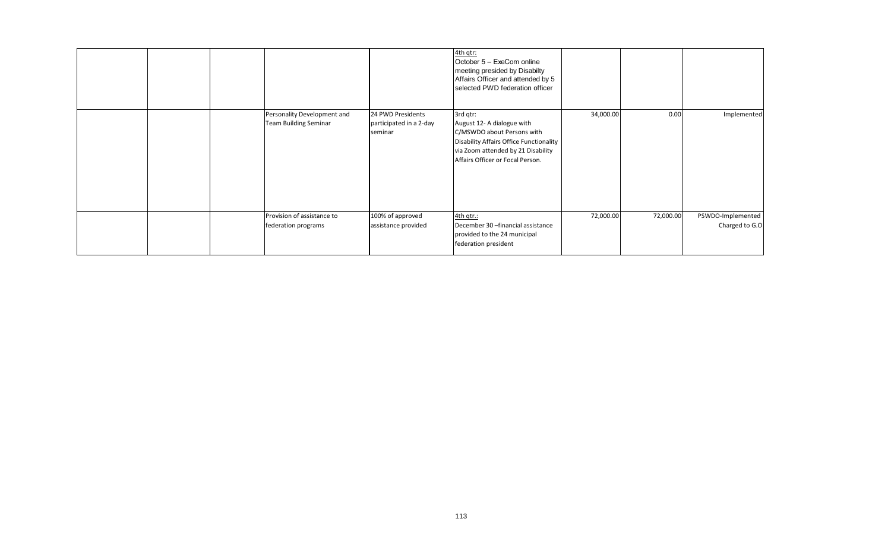| | | | | | | | |
|---|---|---|---|---|---|---|---|
| | | | | 4th qtr:<br>October 5 – ExeCom online meeting presided by Disabilty Affairs Officer and attended by 5 selected PWD federation officer | | | |
| | | Personality Development and Team Building Seminar | 24 PWD Presidents participated in a 2-day seminar | 3rd qtr:<br>August 12- A dialogue with C/MSWDO about Persons with Disability Affairs Office Functionality via Zoom attended by 21 Disability Affairs Officer or Focal Person. | 34,000.00 | 0.00 | Implemented |
| | | Provision of assistance to federation programs | 100% of approved assistance provided | 4th qtr.:<br>December 30 –financial assistance provided to the 24 municipal federation president | 72,000.00 | 72,000.00 | PSWDO-Implemented Charged to G.O |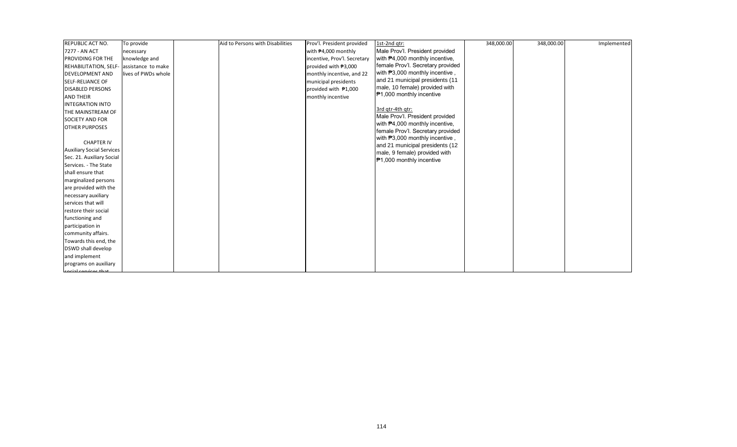| REPUBLIC ACT NO. 7277 - AN ACT PROVIDING FOR THE REHABILITATION, SELF-DEVELOPMENT AND SELF-RELIANCE OF DISABLED PERSONS AND THEIR INTEGRATION INTO THE MAINSTREAM OF SOCIETY AND FOR OTHER PURPOSES<br><br>CHAPTER IV<br>Auxiliary Social Services<br>Sec. 21. Auxiliary Social Services. - The State shall ensure that marginalized persons are provided with the necessary auxiliary services that will restore their social functioning and participation in community affairs. Towards this end, the DSWD shall develop and implement programs on auxiliary social services that | To provide necessary knowledge and assistance to make lives of PWDs whole | | Aid to Persons with Disabilities | Prov'l. President provided with ₱4,000 monthly incentive, Prov'l. Secretary provided with ₱3,000 monthly incentive, and 22 municipal presidents provided with ₱1,000 monthly incentive | 1st-2nd qtr:<br>Male Prov'l. President provided with ₱4,000 monthly incentive, female Prov'l. Secretary provided with ₱3,000 monthly incentive , and 21 municipal presidents (11 male, 10 female) provided with ₱1,000 monthly incentive<br><br>3rd qtr-4th qtr:<br>Male Prov'l. President provided with ₱4,000 monthly incentive, female Prov'l. Secretary provided with ₱3,000 monthly incentive , and 21 municipal presidents (12 male, 9 female) provided with ₱1,000 monthly incentive | 348,000.00 | 348,000.00 | Implemented |
|---|---|---|---|---|---|---|---|---|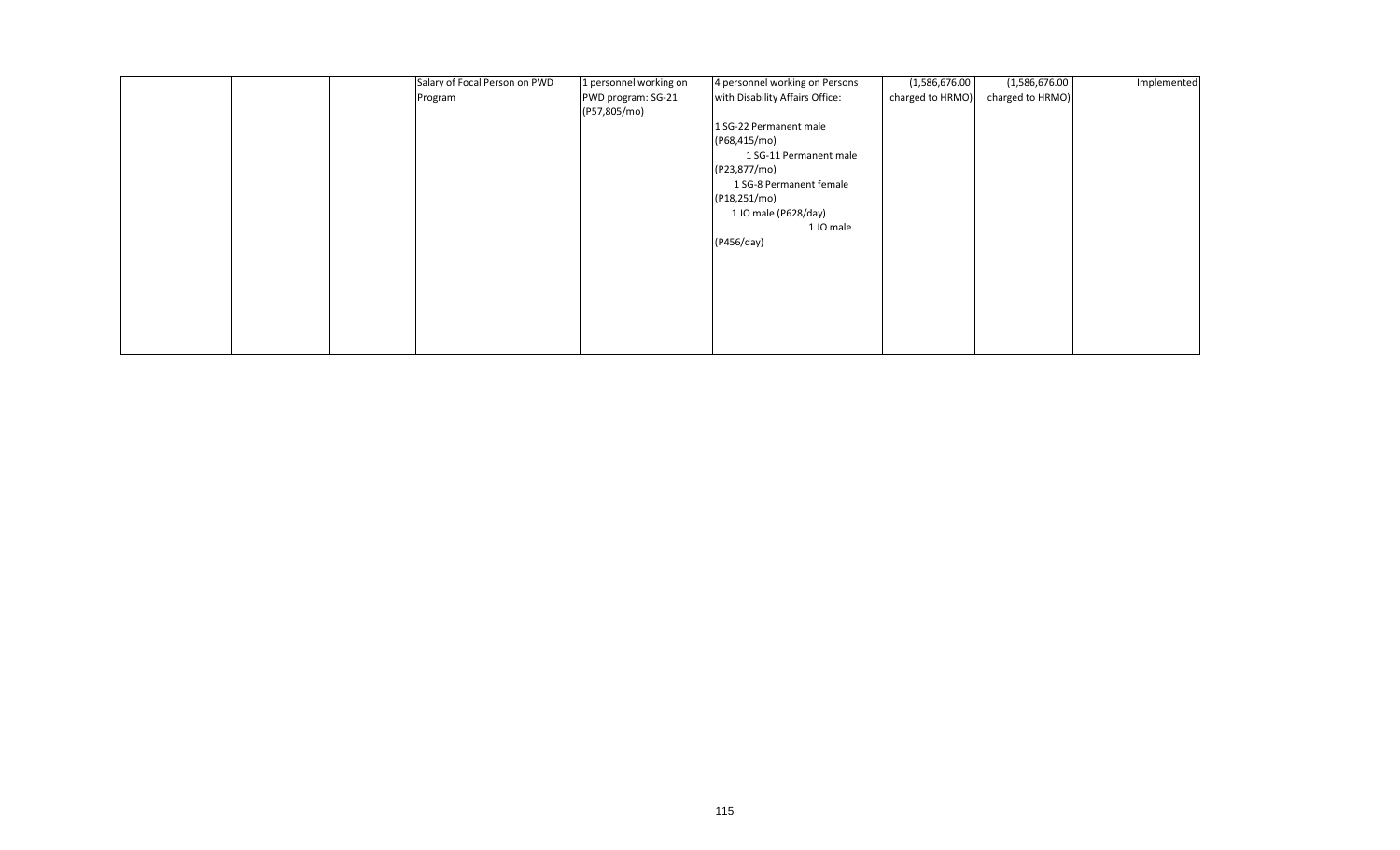|  |  |  | Salary of Focal Person on PWD Program | 1 personnel working on PWD program: SG-21 (P57,805/mo) | 4 personnel working on Persons with Disability Affairs Office:<br><br>1 SG-22 Permanent male (P68,415/mo)<br>1 SG-11 Permanent male (P23,877/mo)<br>1 SG-8 Permanent female (P18,251/mo)<br>1 JO male (P628/day)<br>1 JO male (P456/day) | (1,586,676.00 charged to HRMO) | (1,586,676.00 charged to HRMO) | Implemented |
|---|---|---|---|---|---|---|---|---|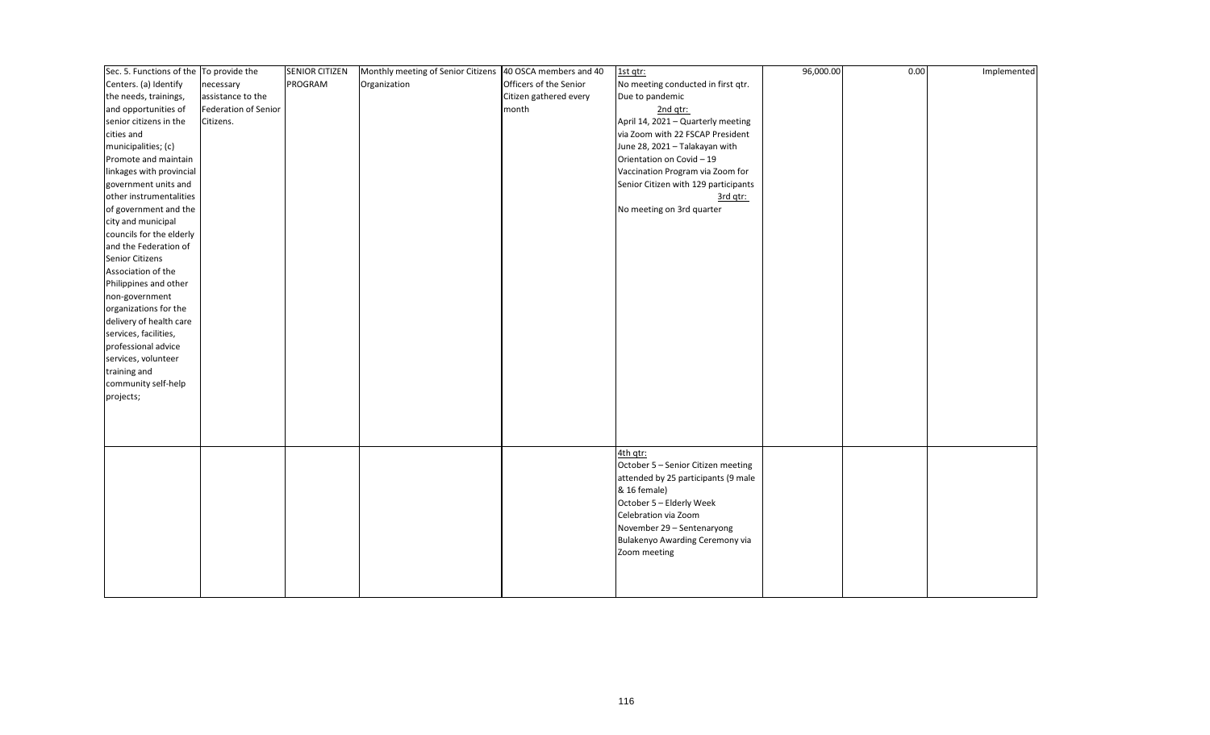| | | | | | | | | |
|---|---|---|---|---|---|---|---|---|
| Sec. 5. Functions of the Centers. (a) Identify the needs, trainings, and opportunities of senior citizens in the cities and municipalities; (c) Promote and maintain linkages with provincial government units and other instrumentalities of government and the city and municipal councils for the elderly and the Federation of Senior Citizens Association of the Philippines and other non-government organizations for the delivery of health care services, facilities, professional advice services, volunteer training and community self-help projects; | To provide the necessary assistance to the Federation of Senior Citizens. | SENIOR CITIZEN PROGRAM | Monthly meeting of Senior Citizens Organization | 40 OSCA members and 40 Officers of the Senior Citizen gathered every month | 1st qtr: No meeting conducted in first qtr. Due to pandemic 2nd qtr: April 14, 2021 – Quarterly meeting via Zoom with 22 FSCAP President June 28, 2021 – Talakayan with Orientation on Covid – 19 Vaccination Program via Zoom for Senior Citizen with 129 participants 3rd qtr: No meeting on 3rd quarter | 96,000.00 | 0.00 | Implemented |
| | | | | | 4th qtr: October 5 – Senior Citizen meeting attended by 25 participants (9 male & 16 female) October 5 – Elderly Week Celebration via Zoom November 29 – Sentenaryong Bulakenyo Awarding Ceremony via Zoom meeting | | | |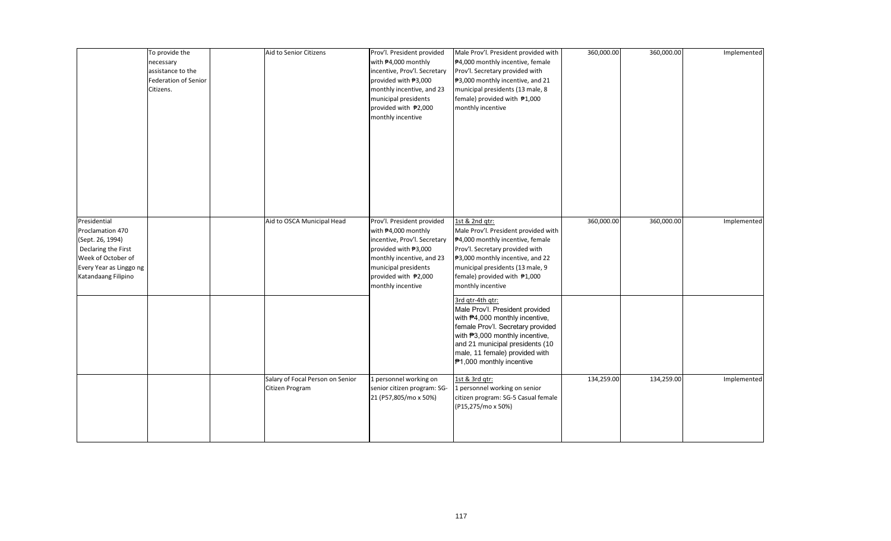| | To provide the necessary assistance to the Federation of Senior Citizens. | | Aid to Senior Citizens | Prov'l. President provided with ₱4,000 monthly incentive, Prov'l. Secretary provided with ₱3,000 monthly incentive, and 23 municipal presidents provided with ₱2,000 monthly incentive | Male Prov'l. President provided with ₱4,000 monthly incentive, female Prov'l. Secretary provided with ₱3,000 monthly incentive, and 21 municipal presidents (13 male, 8 female) provided with ₱1,000 monthly incentive | 360,000.00 | 360,000.00 | Implemented |
|---|---|---|---|---|---|---|---|---|
| Presidential Proclamation 470 (Sept. 26, 1994) Declaring the First Week of October of Every Year as Linggo ng Katandaang Filipino | | | Aid to OSCA Municipal Head | Prov'l. President provided with ₱4,000 monthly incentive, Prov'l. Secretary provided with ₱3,000 monthly incentive, and 23 municipal presidents provided with ₱2,000 monthly incentive | 1st & 2nd qtr: Male Prov'l. President provided with ₱4,000 monthly incentive, female Prov'l. Secretary provided with ₱3,000 monthly incentive, and 22 municipal presidents (13 male, 9 female) provided with ₱1,000 monthly incentive | 360,000.00 | 360,000.00 | Implemented |
| | | | | | 3rd qtr-4th qtr: Male Prov'l. President provided with ₱4,000 monthly incentive, female Prov'l. Secretary provided with ₱3,000 monthly incentive, and 21 municipal presidents (10 male, 11 female) provided with ₱1,000 monthly incentive | | | |
| | | | Salary of Focal Person on Senior Citizen Program | 1 personnel working on senior citizen program: SG-21 (P57,805/mo x 50%) | 1st & 3rd qtr: 1 personnel working on senior citizen program: SG-5 Casual female (P15,275/mo x 50%) | 134,259.00 | 134,259.00 | Implemented |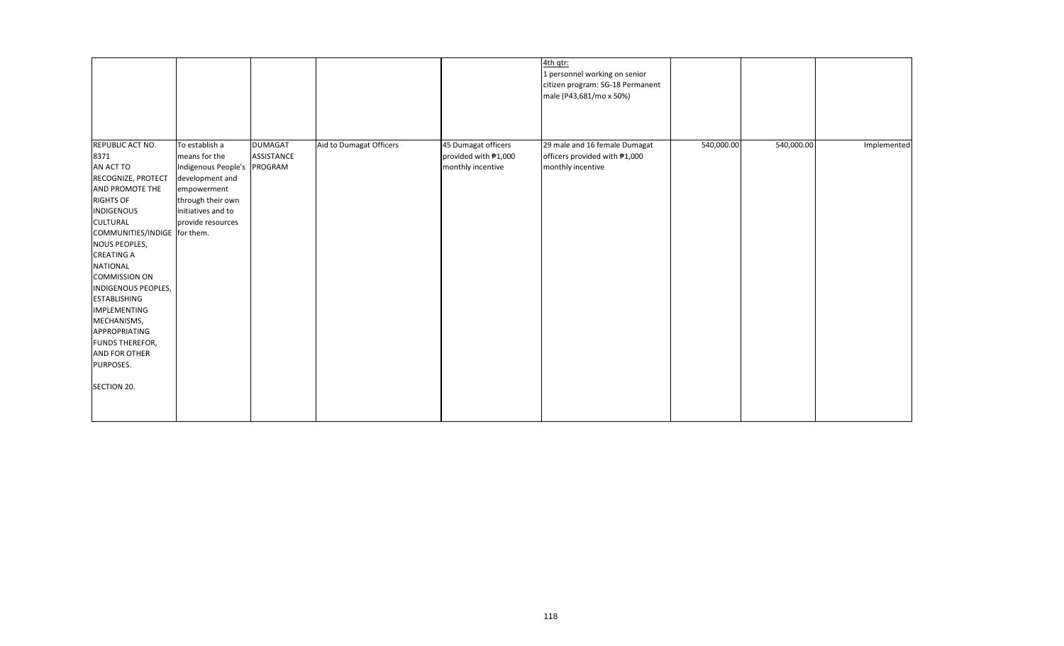| | | | | | | | | |
|---|---|---|---|---|---|---|---|---|
| | | | | | 4th qtr:<br>1 personnel working on senior citizen program: SG-18 Permanent male (P43,681/mo x 50%) | | | |
| REPUBLIC ACT NO. 8371<br>AN ACT TO RECOGNIZE, PROTECT AND PROMOTE THE RIGHTS OF INDIGENOUS CULTURAL COMMUNITIES/INDIGENOUS PEOPLES, CREATING A NATIONAL COMMISSION ON INDIGENOUS PEOPLES, ESTABLISHING IMPLEMENTING MECHANISMS, APPROPRIATING FUNDS THEREFOR, AND FOR OTHER PURPOSES.<br><br>SECTION 20. | To establish a means for the Indigenous People's development and empowerment through their own initiatives and to provide resources for them. | DUMAGAT ASSISTANCE PROGRAM | Aid to Dumagat Officers | 45 Dumagat officers provided with ₱1,000 monthly incentive | 29 male and 16 female Dumagat officers provided with ₱1,000 monthly incentive | 540,000.00 | 540,000.00 | Implemented |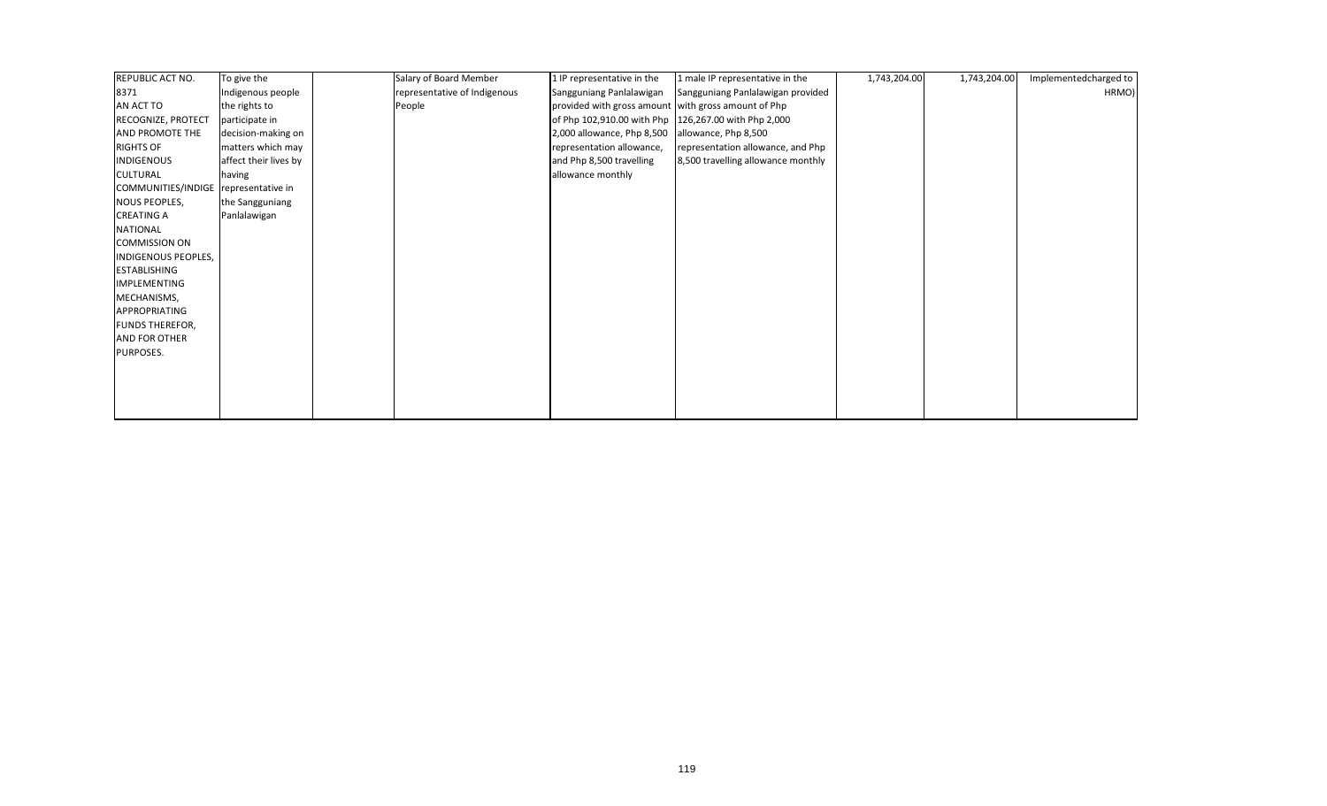| REPUBLIC ACT NO. 8371 AN ACT TO RECOGNIZE, PROTECT AND PROMOTE THE RIGHTS OF INDIGENOUS CULTURAL COMMUNITIES/INDIGENOUS PEOPLES, CREATING A NATIONAL COMMISSION ON INDIGENOUS PEOPLES, ESTABLISHING IMPLEMENTING MECHANISMS, APPROPRIATING FUNDS THEREFOR, AND FOR OTHER PURPOSES. | To give the Indigenous people the rights to participate in decision-making on matters which may affect their lives by having representative in the Sangguniang Panlalawigan | | Salary of Board Member representative of Indigenous People | 1 IP representative in the Sangguniang Panlalawigan provided with gross amount of Php 102,910.00 with Php 2,000 allowance, Php 8,500 representation allowance, and Php 8,500 travelling allowance monthly | 1 male IP representative in the Sangguniang Panlalawigan provided with gross amount of Php 126,267.00 with Php 2,000 allowance, Php 8,500 representation allowance, and Php 8,500 travelling allowance monthly | 1,743,204.00 | 1,743,204.00 | Implementedcharged to HRMO) |
|---|---|---|---|---|---|---|---|---|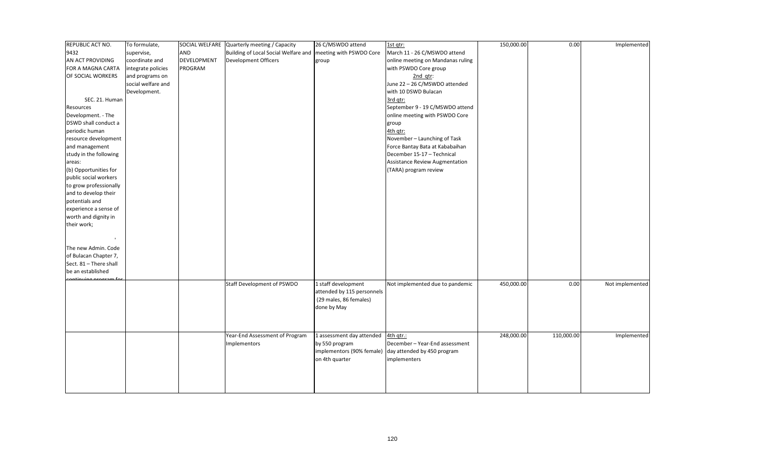| | | | | | | | | |
|---|---|---|---|---|---|---|---|---|
| REPUBLIC ACT NO. 9432 AN ACT PROVIDING FOR A MAGNA CARTA OF SOCIAL WORKERS<br><br>SEC. 21. Human Resources Development. - The DSWD shall conduct a periodic human resource development and management study in the following areas:<br>(b) Opportunities for public social workers to grow professionally and to develop their potentials and experience a sense of worth and dignity in their work;<br><br>The new Admin. Code of Bulacan Chapter 7, Sect. 81 – There shall be an established continuing program for | To formulate, supervise, coordinate and integrate policies and programs on social welfare and Development. | SOCIAL WELFARE AND DEVELOPMENT PROGRAM | Quarterly meeting / Capacity Building of Local Social Welfare and Development Officers | 26 C/MSWDO attend meeting with PSWDO Core group | 1st qtr:<br>March 11 - 26 C/MSWDO attend online meeting on Mandanas ruling with PSWDO Core group<br>2nd qtr:<br>June 22 – 26 C/MSWDO attended with 10 DSWD Bulacan<br>3rd qtr:<br>September 9 - 19 C/MSWDO attend online meeting with PSWDO Core group<br>4th qtr:<br>November – Launching of Task Force Bantay Bata at Kababaihan<br>December 15-17 – Technical Assistance Review Augmentation (TARA) program review | 150,000.00 | 0.00 | Implemented |
| | | | Staff Development of PSWDO | 1 staff development attended by 115 personnels (29 males, 86 females) done by May | Not implemented due to pandemic | 450,000.00 | 0.00 | Not implemented |
| | | | Year-End Assessment of Program Implementors | 1 assessment day attended by 550 program implementors (90% female) on 4th quarter | 4th qtr.:<br>December – Year-End assessment day attended by 450 program implementers | 248,000.00 | 110,000.00 | Implemented |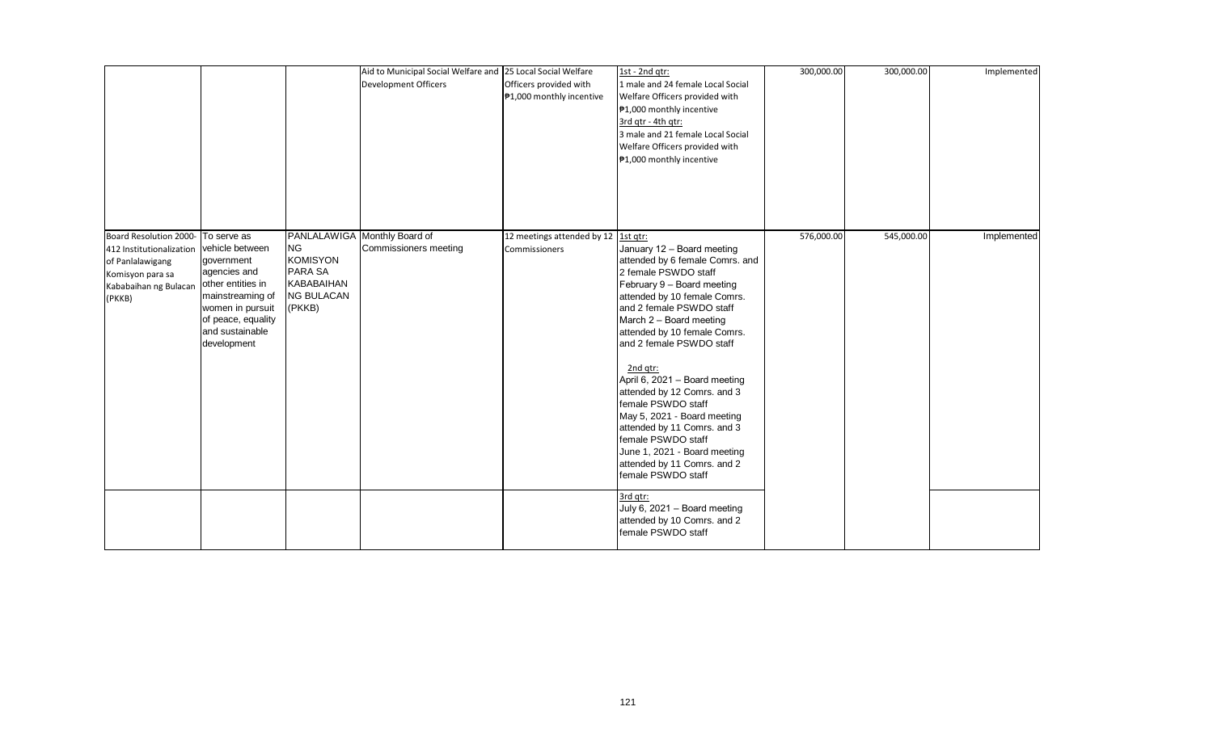| | | | | | | | | |
|---|---|---|---|---|---|---|---|---|
| | | | Aid to Municipal Social Welfare and Development Officers | 25 Local Social Welfare Officers provided with ₱1,000 monthly incentive | 1st - 2nd qtr:<br>1 male and 24 female Local Social Welfare Officers provided with ₱1,000 monthly incentive<br>3rd qtr - 4th qtr:<br>3 male and 21 female Local Social Welfare Officers provided with ₱1,000 monthly incentive | 300,000.00 | 300,000.00 | Implemented |
| Board Resolution 2000-412 Institutionalization of Panlalawigang Komisyon para sa Kababaihan ng Bulacan (PKKB) | To serve as vehicle between government agencies and other entities in mainstreaming of women in pursuit of peace, equality and sustainable development | PANLALAWIGA NG KOMISYON PARA SA KABABAIHAN NG BULACAN (PKKB) | Monthly Board of Commissioners meeting | 12 meetings attended by 12 Commissioners | 1st qtr:<br>January 12 – Board meeting attended by 6 female Comrs. and 2 female PSWDO staff<br>February 9 – Board meeting attended by 10 female Comrs. and 2 female PSWDO staff<br>March 2 – Board meeting attended by 10 female Comrs. and 2 female PSWDO staff<br><br>2nd qtr:<br>April 6, 2021 – Board meeting attended by 12 Comrs. and 3 female PSWDO staff<br>May 5, 2021 - Board meeting attended by 11 Comrs. and 3 female PSWDO staff<br>June 1, 2021 - Board meeting attended by 11 Comrs. and 2 female PSWDO staff | 576,000.00 | 545,000.00 | Implemented |
| | | | | | 3rd qtr:<br>July 6, 2021 – Board meeting attended by 10 Comrs. and 2 female PSWDO staff | | | |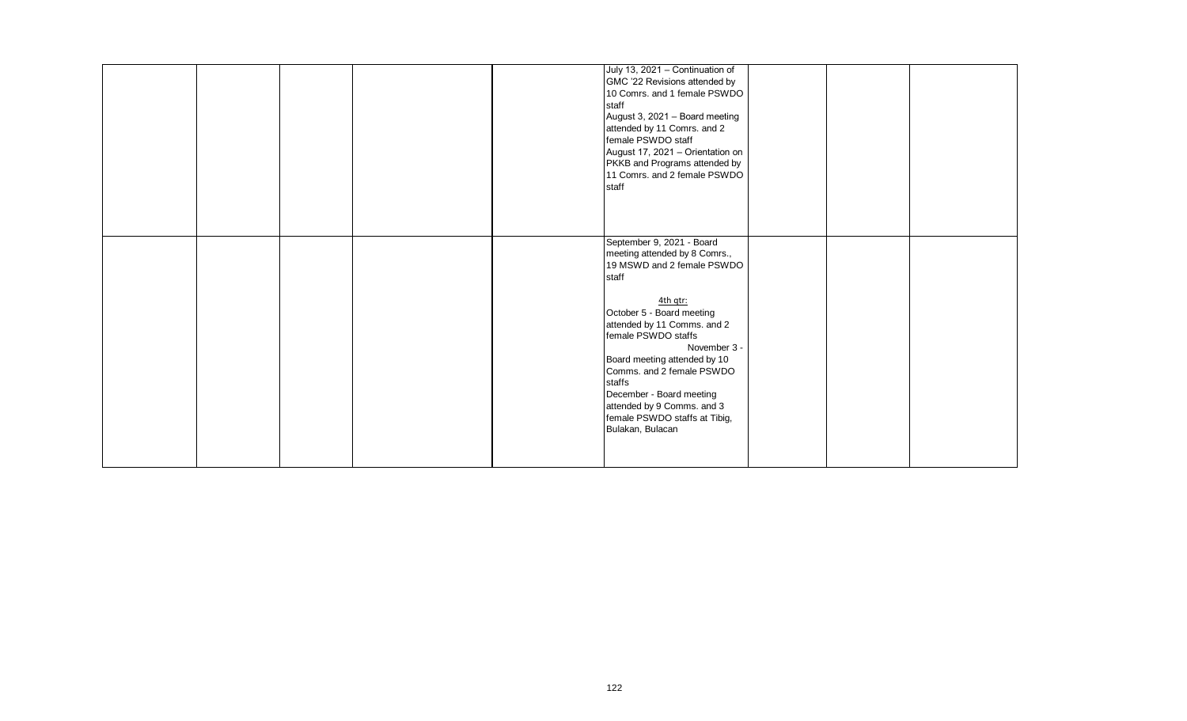| | | | | | | | |
|---|---|---|---|---|---|---|---|
| | | | | July 13, 2021 – Continuation of GMC '22 Revisions attended by 10 Comrs. and 1 female PSWDO staff<br>August 3, 2021 – Board meeting attended by 11 Comrs. and 2 female PSWDO staff<br>August 17, 2021 – Orientation on PKKB and Programs attended by 11 Comrs. and 2 female PSWDO staff | | | |
| | | | | September 9, 2021 - Board meeting attended by 8 Comrs., 19 MSWD and 2 female PSWDO staff<br><br>4th qtr:<br>October 5 - Board meeting attended by 11 Comms. and 2 female PSWDO staffs<br>November 3 - Board meeting attended by 10 Comms. and 2 female PSWDO staffs<br>December - Board meeting attended by 9 Comms. and 3 female PSWDO staffs at Tibig, Bulakan, Bulacan | | | |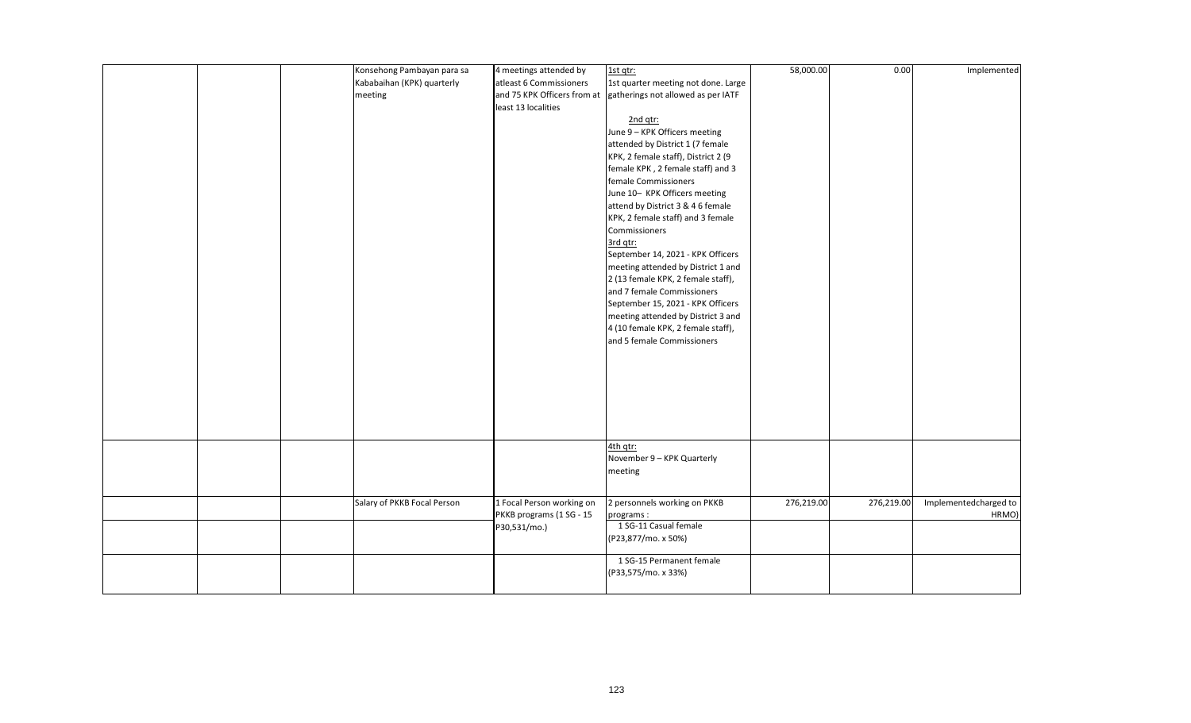| | | | | | | | |
|---|---|---|---|---|---|---|---|
| | | Konsehong Pambayan para sa Kababaihan (KPK) quarterly meeting | 4 meetings attended by atleast 6 Commissioners and 75 KPK Officers from at least 13 localities | 1st qtr:<br>1st quarter meeting not done. Large gatherings not allowed as per IATF<br><br>2nd qtr:<br>June 9 – KPK Officers meeting attended by District 1 (7 female KPK, 2 female staff), District 2 (9 female KPK , 2 female staff) and 3 female Commissioners<br>June 10– KPK Officers meeting attend by District 3 & 4 6 female KPK, 2 female staff) and 3 female Commissioners<br>3rd qtr:<br>September 14, 2021 - KPK Officers meeting attended by District 1 and 2 (13 female KPK, 2 female staff), and 7 female Commissioners<br>September 15, 2021 - KPK Officers meeting attended by District 3 and 4 (10 female KPK, 2 female staff), and 5 female Commissioners | 58,000.00 | 0.00 | Implemented |
| | | | | 4th qtr:<br>November 9 – KPK Quarterly meeting | | | |
| | | Salary of PKKB Focal Person | 1 Focal Person working on PKKB programs (1 SG - 15 P30,531/mo.) | 2 personnels working on PKKB programs : | 276,219.00 | 276,219.00 | Implementedcharged to HRMO) |
| | | | | 1 SG-11 Casual female (P23,877/mo. x 50%) | | | |
| | | | | 1 SG-15 Permanent female (P33,575/mo. x 33%) | | | |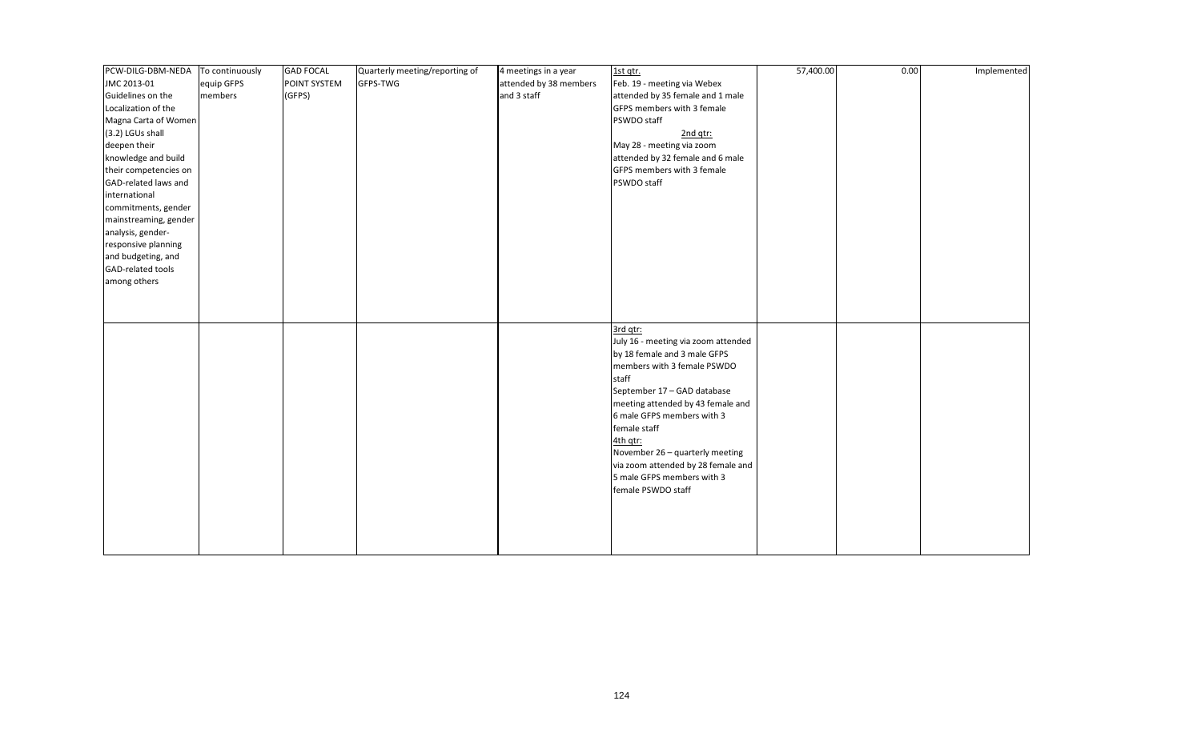| | | | | | | | | |
|---|---|---|---|---|---|---|---|---|
| PCW-DILG-DBM-NEDA JMC 2013-01 Guidelines on the Localization of the Magna Carta of Women (3.2) LGUs shall deepen their knowledge and build their competencies on GAD-related laws and international commitments, gender mainstreaming, gender analysis, gender-responsive planning and budgeting, and GAD-related tools among others | To continuously equip GFPS members | GAD FOCAL POINT SYSTEM (GFPS) | Quarterly meeting/reporting of GFPS-TWG | 4 meetings in a year attended by 38 members and 3 staff | 1st qtr.<br>Feb. 19 - meeting via Webex attended by 35 female and 1 male GFPS members with 3 female PSWDO staff<br>2nd qtr:<br>May 28 - meeting via zoom attended by 32 female and 6 male GFPS members with 3 female PSWDO staff | 57,400.00 | 0.00 | Implemented |
| | | | | | 3rd qtr:<br>July 16 - meeting via zoom attended by 18 female and 3 male GFPS members with 3 female PSWDO staff<br>September 17 – GAD database meeting attended by 43 female and 6 male GFPS members with 3 female staff<br>4th qtr:<br>November 26 – quarterly meeting via zoom attended by 28 female and 5 male GFPS members with 3 female PSWDO staff | | | |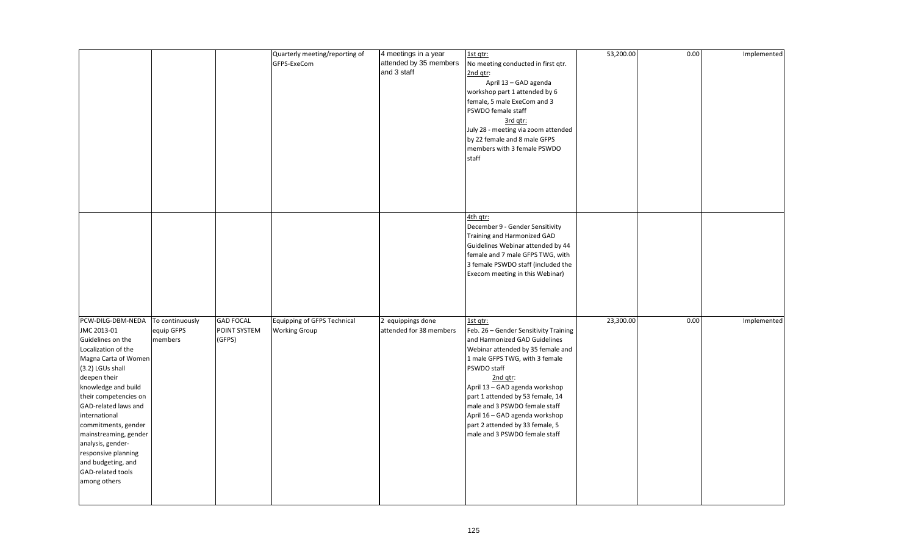| | | | | | | | | |
|---|---|---|---|---|---|---|---|---|
| | | | Quarterly meeting/reporting of GFPS-ExeCom | 4 meetings in a year attended by 35 members and 3 staff | 1st qtr: No meeting conducted in first qtr. 2nd qtr: April 13 – GAD agenda workshop part 1 attended by 6 female, 5 male ExeCom and 3 PSWDO female staff 3rd qtr: July 28 - meeting via zoom attended by 22 female and 8 male GFPS members with 3 female PSWDO staff | 53,200.00 | 0.00 | Implemented |
| | | | | | 4th qtr: December 9 - Gender Sensitivity Training and Harmonized GAD Guidelines Webinar attended by 44 female and 7 male GFPS TWG, with 3 female PSWDO staff (included the Execom meeting in this Webinar) | | | |
| PCW-DILG-DBM-NEDA JMC 2013-01 Guidelines on the Localization of the Magna Carta of Women (3.2) LGUs shall deepen their knowledge and build their competencies on GAD-related laws and international commitments, gender mainstreaming, gender analysis, gender-responsive planning and budgeting, and GAD-related tools among others | To continuously equip GFPS members | GAD FOCAL POINT SYSTEM (GFPS) | Equipping of GFPS Technical Working Group | 2 equippings done attended for 38 members | 1st qtr: Feb. 26 – Gender Sensitivity Training and Harmonized GAD Guidelines Webinar attended by 35 female and 1 male GFPS TWG, with 3 female PSWDO staff 2nd qtr: April 13 – GAD agenda workshop part 1 attended by 53 female, 14 male and 3 PSWDO female staff April 16 – GAD agenda workshop part 2 attended by 33 female, 5 male and 3 PSWDO female staff | 23,300.00 | 0.00 | Implemented |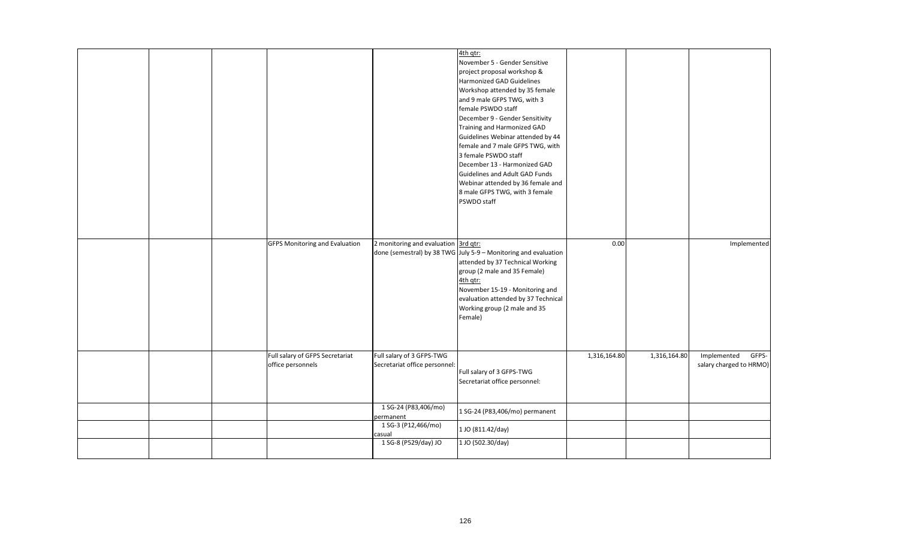| | | | | | | | |
|---|---|---|---|---|---|---|---|
| | | | | 4th qtr:<br>November 5 - Gender Sensitive project proposal workshop & Harmonized GAD Guidelines Workshop attended by 35 female and 9 male GFPS TWG, with 3 female PSWDO staff<br>December 9 - Gender Sensitivity Training and Harmonized GAD Guidelines Webinar attended by 44 female and 7 male GFPS TWG, with 3 female PSWDO staff<br>December 13 - Harmonized GAD Guidelines and Adult GAD Funds Webinar attended by 36 female and 8 male GFPS TWG, with 3 female PSWDO staff | | | |
| | | GFPS Monitoring and Evaluation | 2 monitoring and evaluation done (semestral) by 38 TWG | 3rd qtr:<br>July 5-9 – Monitoring and evaluation attended by 37 Technical Working group (2 male and 35 Female)<br>4th qtr:<br>November 15-19 - Monitoring and evaluation attended by 37 Technical Working group (2 male and 35 Female) | 0.00 | | Implemented |
| | | Full salary of GFPS Secretariat office personnels | Full salary of 3 GFPS-TWG Secretariat office personnel: | Full salary of 3 GFPS-TWG Secretariat office personnel: | 1,316,164.80 | 1,316,164.80 | Implemented GFPS-salary charged to HRMO) |
| | | | 1 SG-24 (P83,406/mo) permanent | 1 SG-24 (P83,406/mo) permanent | | | |
| | | | 1 SG-3 (P12,466/mo) casual | 1 JO (811.42/day) | | | |
| | | | 1 SG-8 (P529/day) JO | 1 JO (502.30/day) | | | |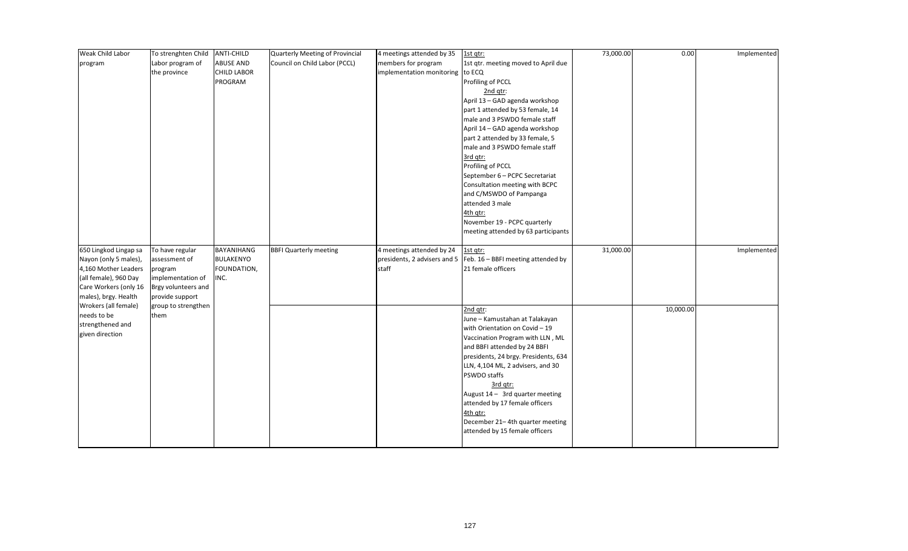| Weak Child Labor program | To strenghten Child Labor program of the province | ANTI-CHILD ABUSE AND CHILD LABOR PROGRAM | Quarterly Meeting of Provincial Council on Child Labor (PCCL) | 4 meetings attended by 35 members for program implementation monitoring | 1st qtr: 1st qtr. meeting moved to April due to ECQ Profiling of PCCL 2nd qtr: April 13 – GAD agenda workshop part 1 attended by 53 female, 14 male and 3 PSWDO female staff April 14 – GAD agenda workshop part 2 attended by 33 female, 5 male and 3 PSWDO female staff 3rd qtr: Profiling of PCCL September 6 – PCPC Secretariat Consultation meeting with BCPC and C/MSWDO of Pampanga attended 3 male 4th qtr: November 19 - PCPC quarterly meeting attended by 63 participants | 73,000.00 | 0.00 | Implemented |
|---|---|---|---|---|---|---|---|---|
| 650 Lingkod Lingap sa Nayon (only 5 males), 4,160 Mother Leaders (all female), 960 Day Care Workers (only 16 males), brgy. Health Wrokers (all female) needs to be strengthened and given direction | To have regular assessment of program implementation of Brgy volunteers and provide support group to strengthen them | BAYANIHANG BULAKENYO FOUNDATION, INC. | BBFI Quarterly meeting | 4 meetings attended by 24 presidents, 2 advisers and 5 staff | 1st qtr: Feb. 16 – BBFI meeting attended by 21 female officers | 31,000.00 | | Implemented |
| | | | | | 2nd qtr: June – Kamustahan at Talakayan with Orientation on Covid – 19 Vaccination Program with LLN , ML and BBFI attended by 24 BBFI presidents, 24 brgy. Presidents, 634 LLN, 4,104 ML, 2 advisers, and 30 PSWDO staffs 3rd qtr: August 14 – 3rd quarter meeting attended by 17 female officers 4th qtr: December 21– 4th quarter meeting attended by 15 female officers | | 10,000.00 | |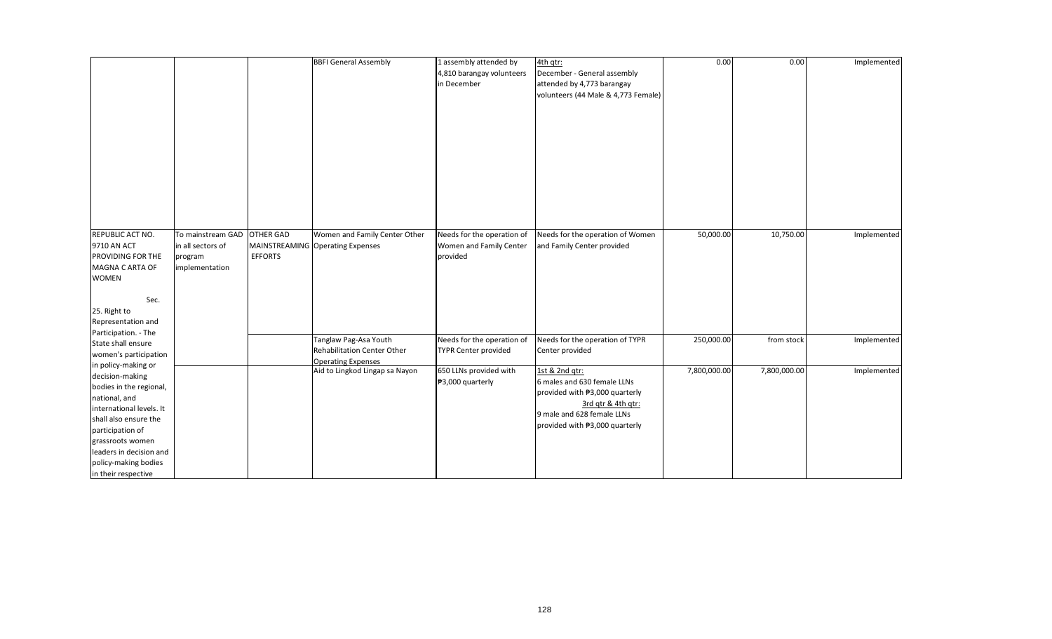| | | | | | | | | |
|---|---|---|---|---|---|---|---|---|
| | | | BBFI General Assembly | 1 assembly attended by 4,810 barangay volunteers in December | 4th qtr:<br>December - General assembly attended by 4,773 barangay volunteers (44 Male & 4,773 Female) | 0.00 | 0.00 | Implemented |
| REPUBLIC ACT NO. 9710 AN ACT PROVIDING FOR THE MAGNA C ARTA OF WOMEN<br><br>Sec. 25. Right to Representation and Participation. - The State shall ensure women's participation in policy-making or decision-making bodies in the regional, national, and international levels. It shall also ensure the participation of grassroots women leaders in decision and policy-making bodies in their respective | To mainstream GAD in all sectors of program implementation | OTHER GAD MAINSTREAMING EFFORTS | Women and Family Center Other Operating Expenses | Needs for the operation of Women and Family Center provided | Needs for the operation of Women and Family Center provided | 50,000.00 | 10,750.00 | Implemented |
| | | | Tanglaw Pag-Asa Youth Rehabilitation Center Other Operating Expenses | Needs for the operation of TYPR Center provided | Needs for the operation of TYPR Center provided | 250,000.00 | from stock | Implemented |
| | | | Aid to Lingkod Lingap sa Nayon | 650 LLNs provided with ₱3,000 quarterly | 1st & 2nd qtr:<br>6 males and 630 female LLNs provided with ₱3,000 quarterly<br>3rd qtr & 4th qtr:<br>9 male and 628 female LLNs provided with ₱3,000 quarterly | 7,800,000.00 | 7,800,000.00 | Implemented |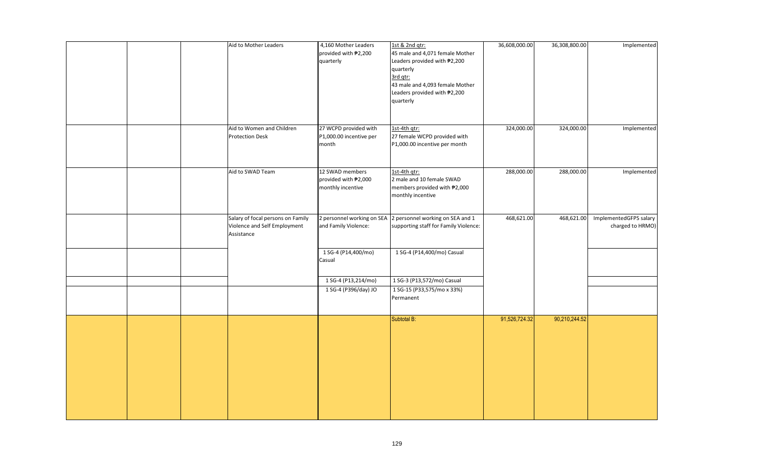| | | | | | | | | |
|---|---|---|---|---|---|---|---|---|
| | | | Aid to Mother Leaders | 4,160 Mother Leaders provided with ₱2,200 quarterly | 1st & 2nd qtr: 45 male and 4,071 female Mother Leaders provided with ₱2,200 quarterly 3rd qtr: 43 male and 4,093 female Mother Leaders provided with ₱2,200 quarterly | 36,608,000.00 | 36,308,800.00 | Implemented |
| | | | Aid to Women and Children Protection Desk | 27 WCPD provided with P1,000.00 incentive per month | 1st-4th qtr: 27 female WCPD provided with P1,000.00 incentive per month | 324,000.00 | 324,000.00 | Implemented |
| | | | Aid to SWAD Team | 12 SWAD members provided with ₱2,000 monthly incentive | 1st-4th qtr: 2 male and 10 female SWAD members provided with ₱2,000 monthly incentive | 288,000.00 | 288,000.00 | Implemented |
| | | | Salary of focal persons on Family Violence and Self Employment Assistance | 2 personnel working on SEA and Family Violence: | 2 personnel working on SEA and 1 supporting staff for Family Violence: | 468,621.00 | 468,621.00 | ImplementedGFPS salary charged to HRMO) |
| | | | | 1 SG-4 (P14,400/mo) Casual | 1 SG-4 (P14,400/mo) Casual | | | |
| | | | | 1 SG-4 (P13,214/mo) | 1 SG-3 (P13,572/mo) Casual | | | |
| | | | | 1 SG-4 (P396/day) JO | 1 SG-15 (P33,575/mo x 33%) Permanent | | | |
| | | | | | Subtotal B: | 91,526,724.32 | 90,210,244.52 | |